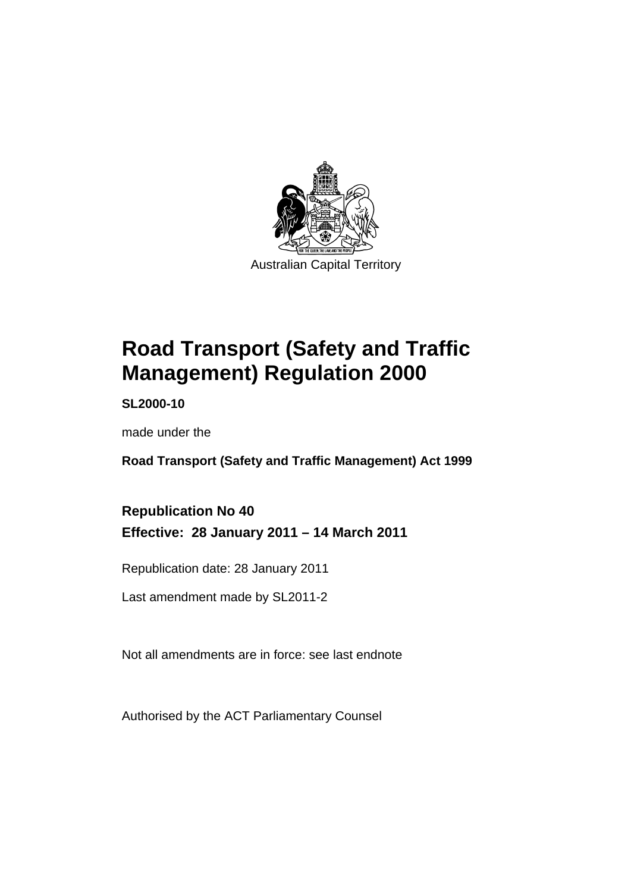Australian Capital Territory

# Road Transport (Safety and Traffic Management) Regulation 2000

**SL2000-10**

made under the

**Road Transport (Safety and Traffic Management) Act 1999**

## Republication No 40

## Effective: 28 January 2011 – 14 March 2011

Republication date: 28 January 2011

Last amendment made by SL2011-2

Not all amendments are in force: see last endnote

Authorised by the ACT Parliamentary Counsel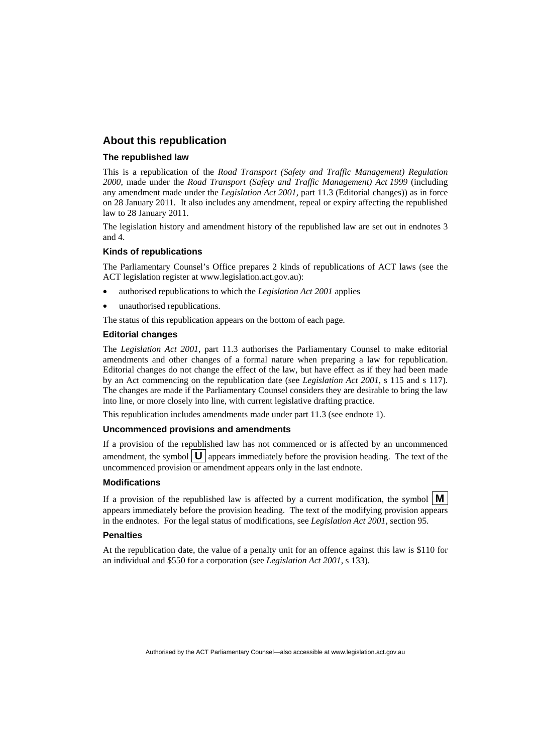## About this republication

### The republished law

This is a republication of the *Road Transport (Safety and Traffic Management) Regulation 2000*, made under the *Road Transport (Safety and Traffic Management) Act 1999* (including any amendment made under the *Legislation Act 2001*, part 11.3 (Editorial changes)) as in force on 28 January 2011. It also includes any amendment, repeal or expiry affecting the republished law to 28 January 2011.

The legislation history and amendment history of the republished law are set out in endnotes 3 and 4.

### Kinds of republications

The Parliamentary Counsel's Office prepares 2 kinds of republications of ACT laws (see the ACT legislation register at www.legislation.act.gov.au):

- authorised republications to which the *Legislation Act 2001* applies
- unauthorised republications.

The status of this republication appears on the bottom of each page.

### Editorial changes

The *Legislation Act 2001*, part 11.3 authorises the Parliamentary Counsel to make editorial amendments and other changes of a formal nature when preparing a law for republication. Editorial changes do not change the effect of the law, but have effect as if they had been made by an Act commencing on the republication date (see *Legislation Act 2001*, s 115 and s 117). The changes are made if the Parliamentary Counsel considers they are desirable to bring the law into line, or more closely into line, with current legislative drafting practice.

This republication includes amendments made under part 11.3 (see endnote 1).

### Uncommenced provisions and amendments

If a provision of the republished law has not commenced or is affected by an uncommenced amendment, the symbol **U** appears immediately before the provision heading. The text of the uncommenced provision or amendment appears only in the last endnote.

### Modifications

If a provision of the republished law is affected by a current modification, the symbol **M** appears immediately before the provision heading. The text of the modifying provision appears in the endnotes. For the legal status of modifications, see *Legislation Act 2001*, section 95.

### Penalties

At the republication date, the value of a penalty unit for an offence against this law is $110 for an individual and $550 for a corporation (see *Legislation Act 2001*, s 133).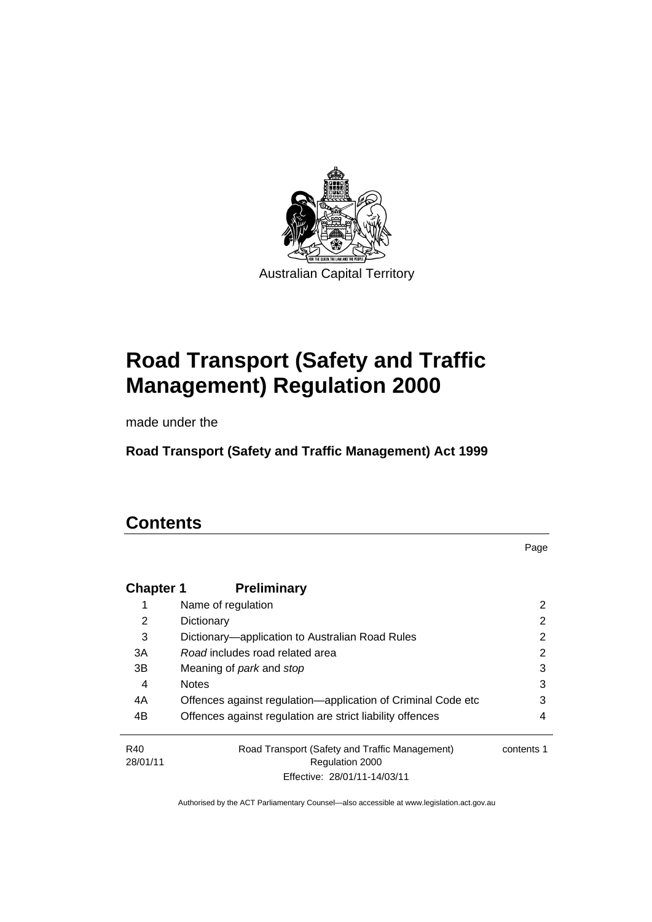Australian Capital Territory

# Road Transport (Safety and Traffic Management) Regulation 2000

made under the

**Road Transport (Safety and Traffic Management) Act 1999**

# Contents

Page

**Chapter 1 Preliminary**

| | | |
|---|---|---|
| 1 | Name of regulation | 2 |
| 2 | Dictionary | 2 |
| 3 | Dictionary—application to Australian Road Rules | 2 |
| 3A | *Road* includes road related area | 2 |
| 3B | Meaning of *park* and *stop* | 3 |
| 4 | Notes | 3 |
| 4A | Offences against regulation—application of Criminal Code etc | 3 |
| 4B | Offences against regulation are strict liability offences | 4 |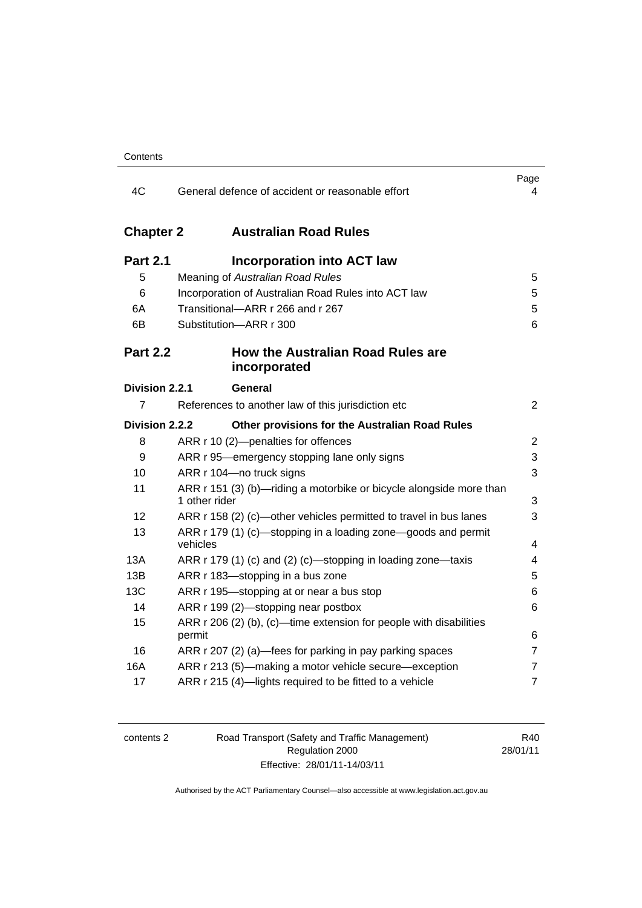| | | Page |
|---|---|---|
| 4C | General defence of accident or reasonable effort | 4 |

## Chapter 2 Australian Road Rules

### Part 2.1 Incorporation into ACT law

| | | |
|---|---|---|
| 5 | Meaning of *Australian Road Rules* | 5 |
| 6 | Incorporation of Australian Road Rules into ACT law | 5 |
| 6A | Transitional—ARR r 266 and r 267 | 5 |
| 6B | Substitution—ARR r 300 | 6 |

### Part 2.2 How the Australian Road Rules are incorporated

#### Division 2.2.1 General

| | | |
|---|---|---|
| 7 | References to another law of this jurisdiction etc | 2 |

#### Division 2.2.2 Other provisions for the Australian Road Rules

| | | |
|---|---|---|
| 8 | ARR r 10 (2)—penalties for offences | 2 |
| 9 | ARR r 95—emergency stopping lane only signs | 3 |
| 10 | ARR r 104—no truck signs | 3 |
| 11 | ARR r 151 (3) (b)—riding a motorbike or bicycle alongside more than 1 other rider | 3 |
| 12 | ARR r 158 (2) (c)—other vehicles permitted to travel in bus lanes | 3 |
| 13 | ARR r 179 (1) (c)—stopping in a loading zone—goods and permit vehicles | 4 |
| 13A | ARR r 179 (1) (c) and (2) (c)—stopping in loading zone—taxis | 4 |
| 13B | ARR r 183—stopping in a bus zone | 5 |
| 13C | ARR r 195—stopping at or near a bus stop | 6 |
| 14 | ARR r 199 (2)—stopping near postbox | 6 |
| 15 | ARR r 206 (2) (b), (c)—time extension for people with disabilities permit | 6 |
| 16 | ARR r 207 (2) (a)—fees for parking in pay parking spaces | 7 |
| 16A | ARR r 213 (5)—making a motor vehicle secure—exception | 7 |
| 17 | ARR r 215 (4)—lights required to be fitted to a vehicle | 7 |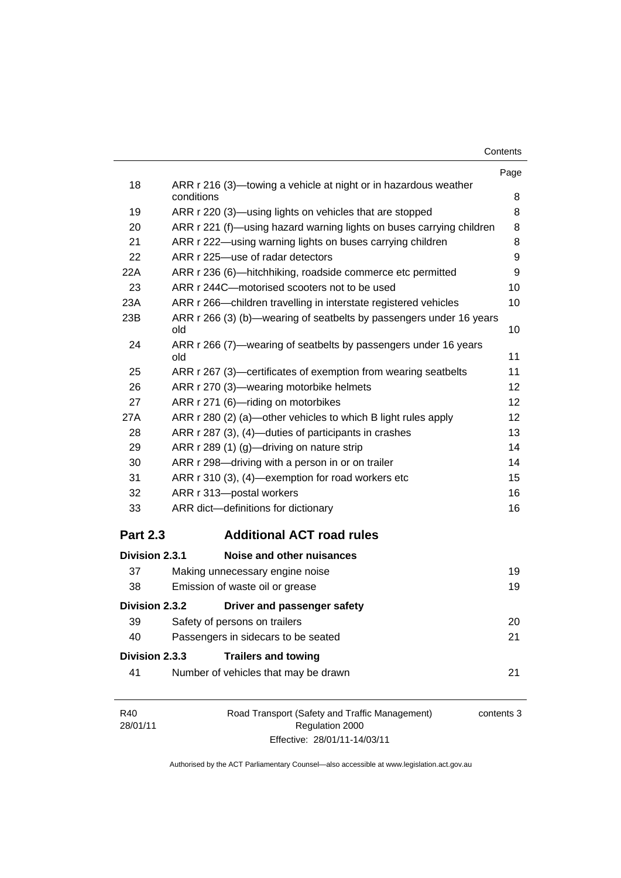| | | Page |
|---|---|---|
| 18 | ARR r 216 (3)—towing a vehicle at night or in hazardous weather conditions | 8 |
| 19 | ARR r 220 (3)—using lights on vehicles that are stopped | 8 |
| 20 | ARR r 221 (f)—using hazard warning lights on buses carrying children | 8 |
| 21 | ARR r 222—using warning lights on buses carrying children | 8 |
| 22 | ARR r 225—use of radar detectors | 9 |
| 22A | ARR r 236 (6)—hitchhiking, roadside commerce etc permitted | 9 |
| 23 | ARR r 244C—motorised scooters not to be used | 10 |
| 23A | ARR r 266—children travelling in interstate registered vehicles | 10 |
| 23B | ARR r 266 (3) (b)—wearing of seatbelts by passengers under 16 years old | 10 |
| 24 | ARR r 266 (7)—wearing of seatbelts by passengers under 16 years old | 11 |
| 25 | ARR r 267 (3)—certificates of exemption from wearing seatbelts | 11 |
| 26 | ARR r 270 (3)—wearing motorbike helmets | 12 |
| 27 | ARR r 271 (6)—riding on motorbikes | 12 |
| 27A | ARR r 280 (2) (a)—other vehicles to which B light rules apply | 12 |
| 28 | ARR r 287 (3), (4)—duties of participants in crashes | 13 |
| 29 | ARR r 289 (1) (g)—driving on nature strip | 14 |
| 30 | ARR r 298—driving with a person in or on trailer | 14 |
| 31 | ARR r 310 (3), (4)—exemption for road workers etc | 15 |
| 32 | ARR r 313—postal workers | 16 |
| 33 | ARR dict—definitions for dictionary | 16 |

## Part 2.3 Additional ACT road rules

### Division 2.3.1 Noise and other nuisances

| | | |
|---|---|---|
| 37 | Making unnecessary engine noise | 19 |
| 38 | Emission of waste oil or grease | 19 |

### Division 2.3.2 Driver and passenger safety

| | | |
|---|---|---|
| 39 | Safety of persons on trailers | 20 |
| 40 | Passengers in sidecars to be seated | 21 |

### Division 2.3.3 Trailers and towing

| | | |
|---|---|---|
| 41 | Number of vehicles that may be drawn | 21 |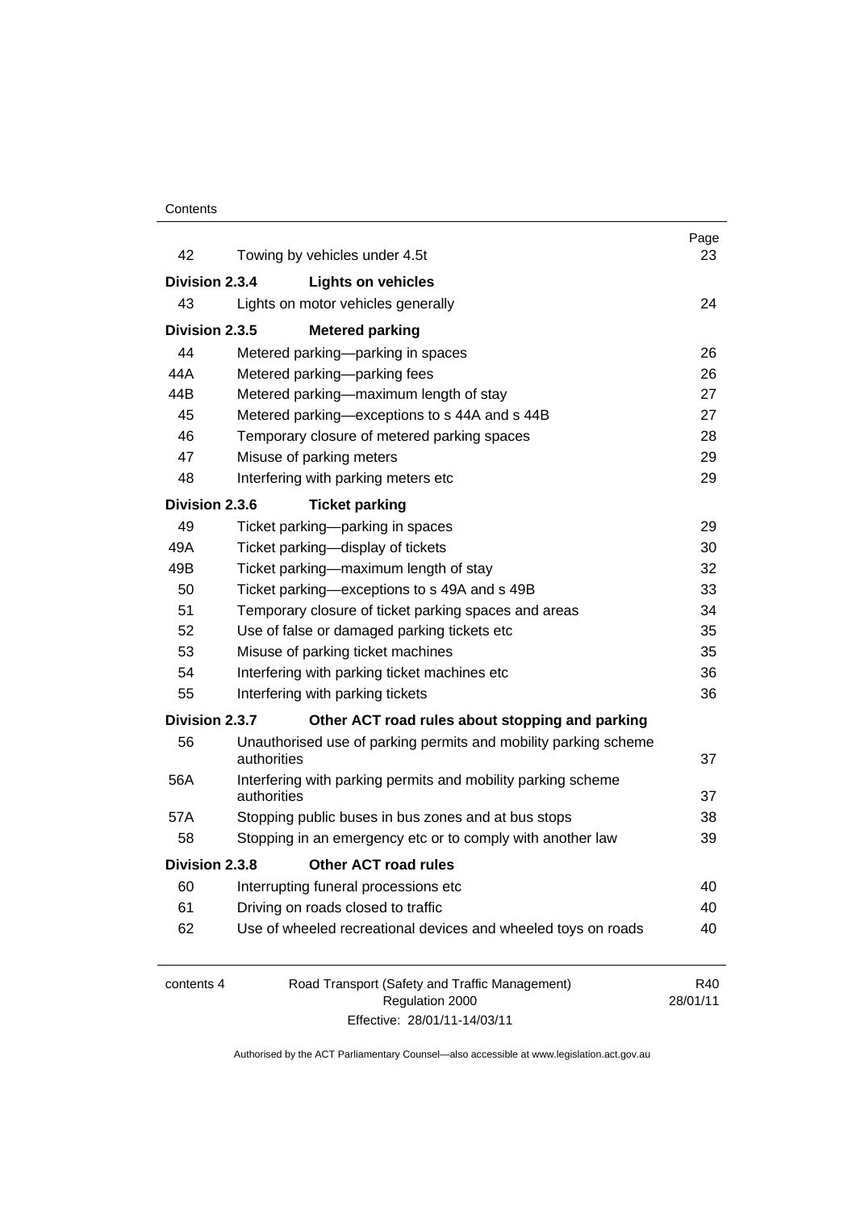| | | Page |
|---|---|---|
| 42 | Towing by vehicles under 4.5t | 23 |
| **Division 2.3.4** | **Lights on vehicles** | |
| 43 | Lights on motor vehicles generally | 24 |
| **Division 2.3.5** | **Metered parking** | |
| 44 | Metered parking—parking in spaces | 26 |
| 44A | Metered parking—parking fees | 26 |
| 44B | Metered parking—maximum length of stay | 27 |
| 45 | Metered parking—exceptions to s 44A and s 44B | 27 |
| 46 | Temporary closure of metered parking spaces | 28 |
| 47 | Misuse of parking meters | 29 |
| 48 | Interfering with parking meters etc | 29 |
| **Division 2.3.6** | **Ticket parking** | |
| 49 | Ticket parking—parking in spaces | 29 |
| 49A | Ticket parking—display of tickets | 30 |
| 49B | Ticket parking—maximum length of stay | 32 |
| 50 | Ticket parking—exceptions to s 49A and s 49B | 33 |
| 51 | Temporary closure of ticket parking spaces and areas | 34 |
| 52 | Use of false or damaged parking tickets etc | 35 |
| 53 | Misuse of parking ticket machines | 35 |
| 54 | Interfering with parking ticket machines etc | 36 |
| 55 | Interfering with parking tickets | 36 |
| **Division 2.3.7** | **Other ACT road rules about stopping and parking** | |
| 56 | Unauthorised use of parking permits and mobility parking scheme authorities | 37 |
| 56A | Interfering with parking permits and mobility parking scheme authorities | 37 |
| 57A | Stopping public buses in bus zones and at bus stops | 38 |
| 58 | Stopping in an emergency etc or to comply with another law | 39 |
| **Division 2.3.8** | **Other ACT road rules** | |
| 60 | Interrupting funeral processions etc | 40 |
| 61 | Driving on roads closed to traffic | 40 |
| 62 | Use of wheeled recreational devices and wheeled toys on roads | 40 |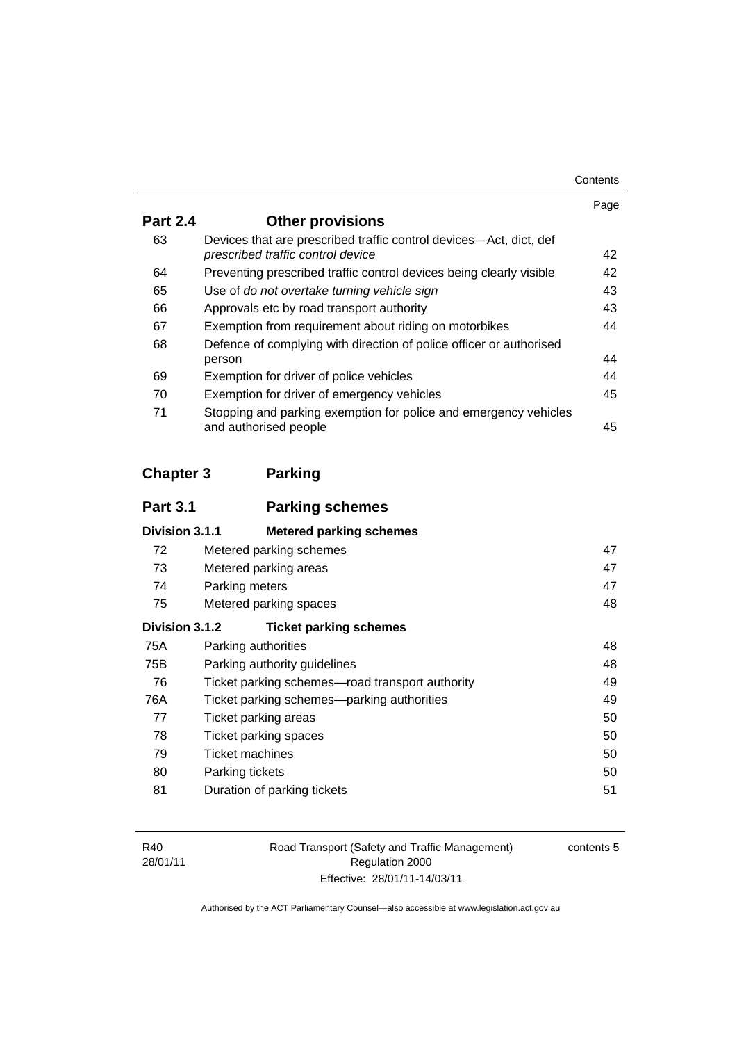| | | Page |
|---|---|---|
| **Part 2.4** | **Other provisions** | |
| 63 | Devices that are prescribed traffic control devices—Act, dict, def *prescribed traffic control device* | 42 |
| 64 | Preventing prescribed traffic control devices being clearly visible | 42 |
| 65 | Use of *do not overtake turning vehicle sign* | 43 |
| 66 | Approvals etc by road transport authority | 43 |
| 67 | Exemption from requirement about riding on motorbikes | 44 |
| 68 | Defence of complying with direction of police officer or authorised person | 44 |
| 69 | Exemption for driver of police vehicles | 44 |
| 70 | Exemption for driver of emergency vehicles | 45 |
| 71 | Stopping and parking exemption for police and emergency vehicles and authorised people | 45 |

## Chapter 3 Parking

| | | |
|---|---|---|
| **Part 3.1** | **Parking schemes** | |
| **Division 3.1.1** | **Metered parking schemes** | |
| 72 | Metered parking schemes | 47 |
| 73 | Metered parking areas | 47 |
| 74 | Parking meters | 47 |
| 75 | Metered parking spaces | 48 |
| **Division 3.1.2** | **Ticket parking schemes** | |
| 75A | Parking authorities | 48 |
| 75B | Parking authority guidelines | 48 |
| 76 | Ticket parking schemes—road transport authority | 49 |
| 76A | Ticket parking schemes—parking authorities | 49 |
| 77 | Ticket parking areas | 50 |
| 78 | Ticket parking spaces | 50 |
| 79 | Ticket machines | 50 |
| 80 | Parking tickets | 50 |
| 81 | Duration of parking tickets | 51 |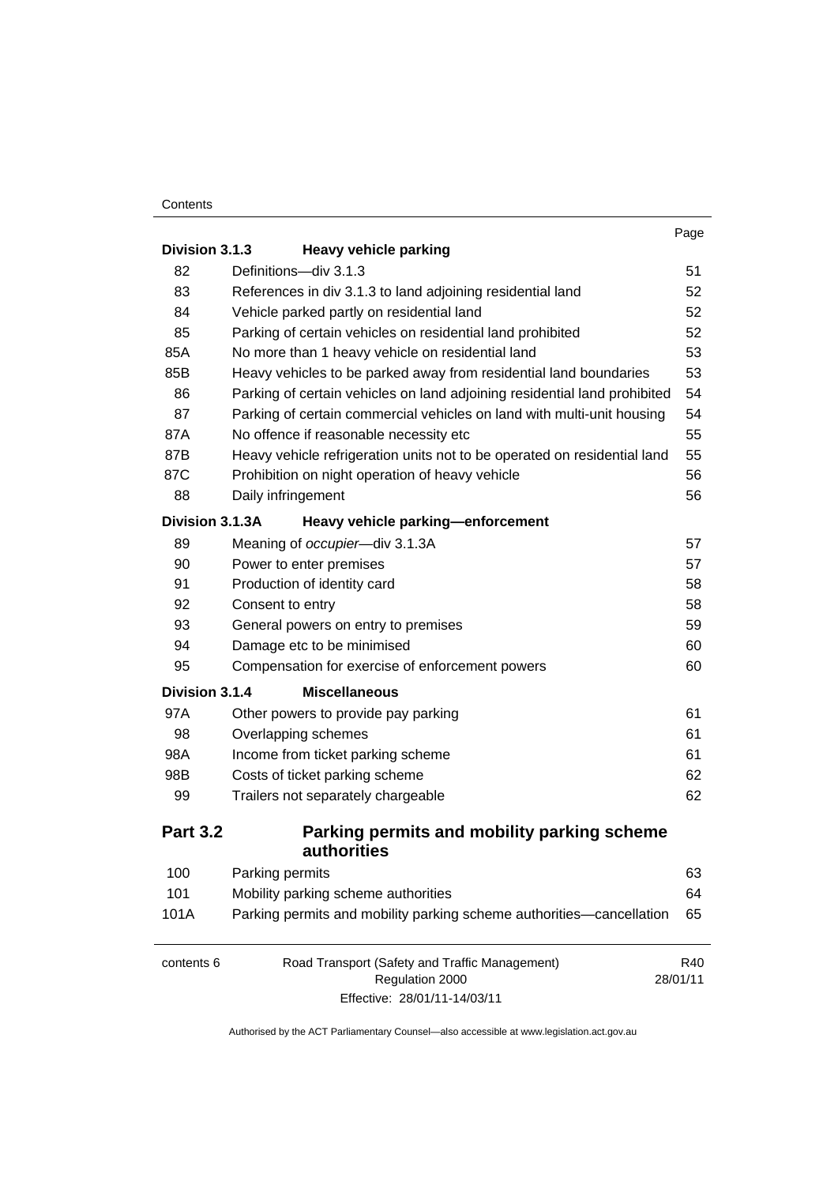| | | Page |
|---|---|---|
| **Division 3.1.3** | **Heavy vehicle parking** | |
| 82 | Definitions—div 3.1.3 | 51 |
| 83 | References in div 3.1.3 to land adjoining residential land | 52 |
| 84 | Vehicle parked partly on residential land | 52 |
| 85 | Parking of certain vehicles on residential land prohibited | 52 |
| 85A | No more than 1 heavy vehicle on residential land | 53 |
| 85B | Heavy vehicles to be parked away from residential land boundaries | 53 |
| 86 | Parking of certain vehicles on land adjoining residential land prohibited | 54 |
| 87 | Parking of certain commercial vehicles on land with multi-unit housing | 54 |
| 87A | No offence if reasonable necessity etc | 55 |
| 87B | Heavy vehicle refrigeration units not to be operated on residential land | 55 |
| 87C | Prohibition on night operation of heavy vehicle | 56 |
| 88 | Daily infringement | 56 |
| **Division 3.1.3A** | **Heavy vehicle parking—enforcement** | |
| 89 | Meaning of *occupier*—div 3.1.3A | 57 |
| 90 | Power to enter premises | 57 |
| 91 | Production of identity card | 58 |
| 92 | Consent to entry | 58 |
| 93 | General powers on entry to premises | 59 |
| 94 | Damage etc to be minimised | 60 |
| 95 | Compensation for exercise of enforcement powers | 60 |
| **Division 3.1.4** | **Miscellaneous** | |
| 97A | Other powers to provide pay parking | 61 |
| 98 | Overlapping schemes | 61 |
| 98A | Income from ticket parking scheme | 61 |
| 98B | Costs of ticket parking scheme | 62 |
| 99 | Trailers not separately chargeable | 62 |

## Part 3.2 Parking permits and mobility parking scheme authorities

| | | |
|---|---|---|
| 100 | Parking permits | 63 |
| 101 | Mobility parking scheme authorities | 64 |
| 101A | Parking permits and mobility parking scheme authorities—cancellation | 65 |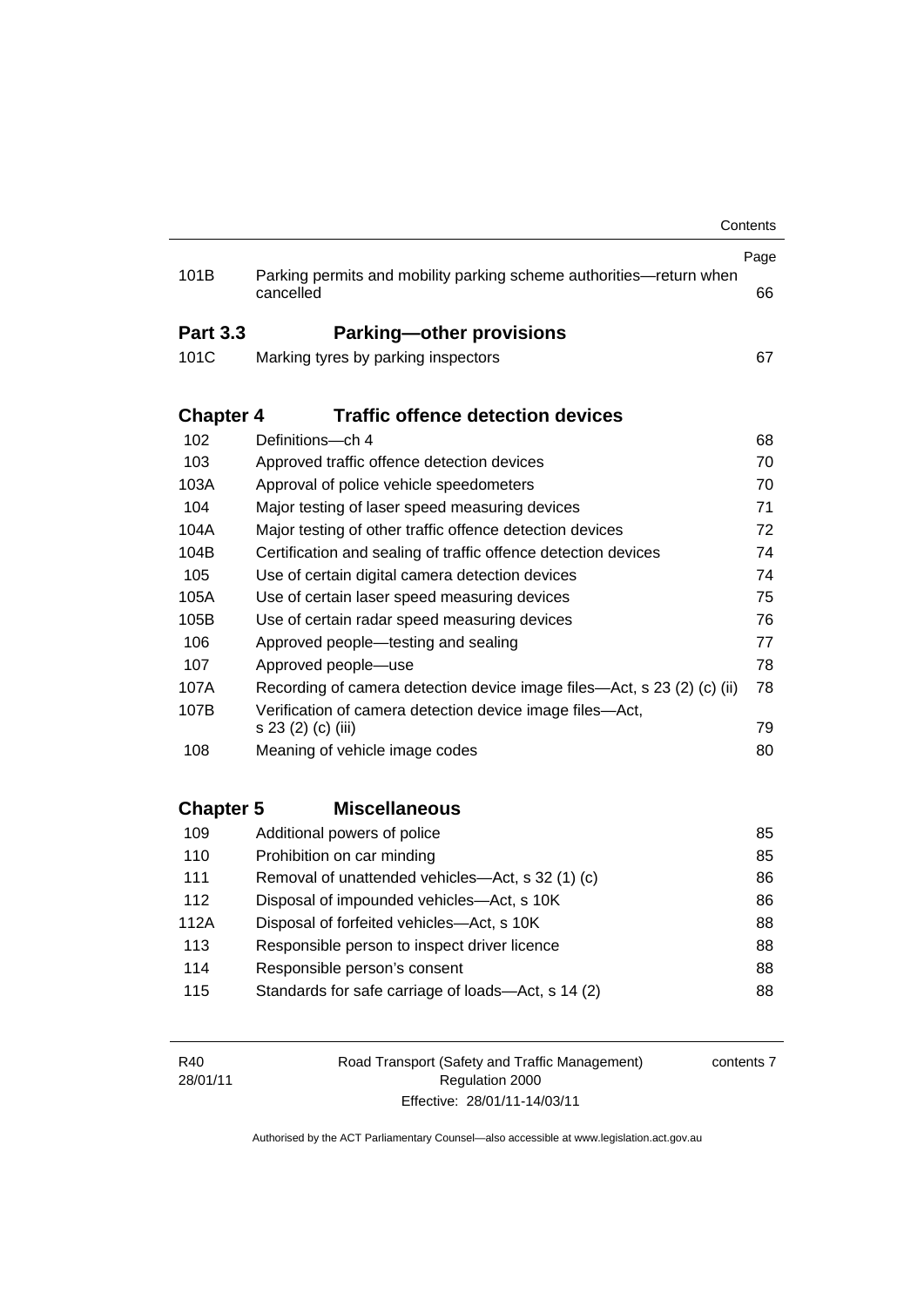| | | Page |
|---|---|---|
| 101B | Parking permits and mobility parking scheme authorities—return when cancelled | 66 |

**Part 3.3 Parking—other provisions**

| | | |
|---|---|---|
| 101C | Marking tyres by parking inspectors | 67 |

**Chapter 4 Traffic offence detection devices**

| | | |
|---|---|---|
| 102 | Definitions—ch 4 | 68 |
| 103 | Approved traffic offence detection devices | 70 |
| 103A | Approval of police vehicle speedometers | 70 |
| 104 | Major testing of laser speed measuring devices | 71 |
| 104A | Major testing of other traffic offence detection devices | 72 |
| 104B | Certification and sealing of traffic offence detection devices | 74 |
| 105 | Use of certain digital camera detection devices | 74 |
| 105A | Use of certain laser speed measuring devices | 75 |
| 105B | Use of certain radar speed measuring devices | 76 |
| 106 | Approved people—testing and sealing | 77 |
| 107 | Approved people—use | 78 |
| 107A | Recording of camera detection device image files—Act, s 23 (2) (c) (ii) | 78 |
| 107B | Verification of camera detection device image files—Act, s 23 (2) (c) (iii) | 79 |
| 108 | Meaning of vehicle image codes | 80 |

**Chapter 5 Miscellaneous**

| | | |
|---|---|---|
| 109 | Additional powers of police | 85 |
| 110 | Prohibition on car minding | 85 |
| 111 | Removal of unattended vehicles—Act, s 32 (1) (c) | 86 |
| 112 | Disposal of impounded vehicles—Act, s 10K | 86 |
| 112A | Disposal of forfeited vehicles—Act, s 10K | 88 |
| 113 | Responsible person to inspect driver licence | 88 |
| 114 | Responsible person's consent | 88 |
| 115 | Standards for safe carriage of loads—Act, s 14 (2) | 88 |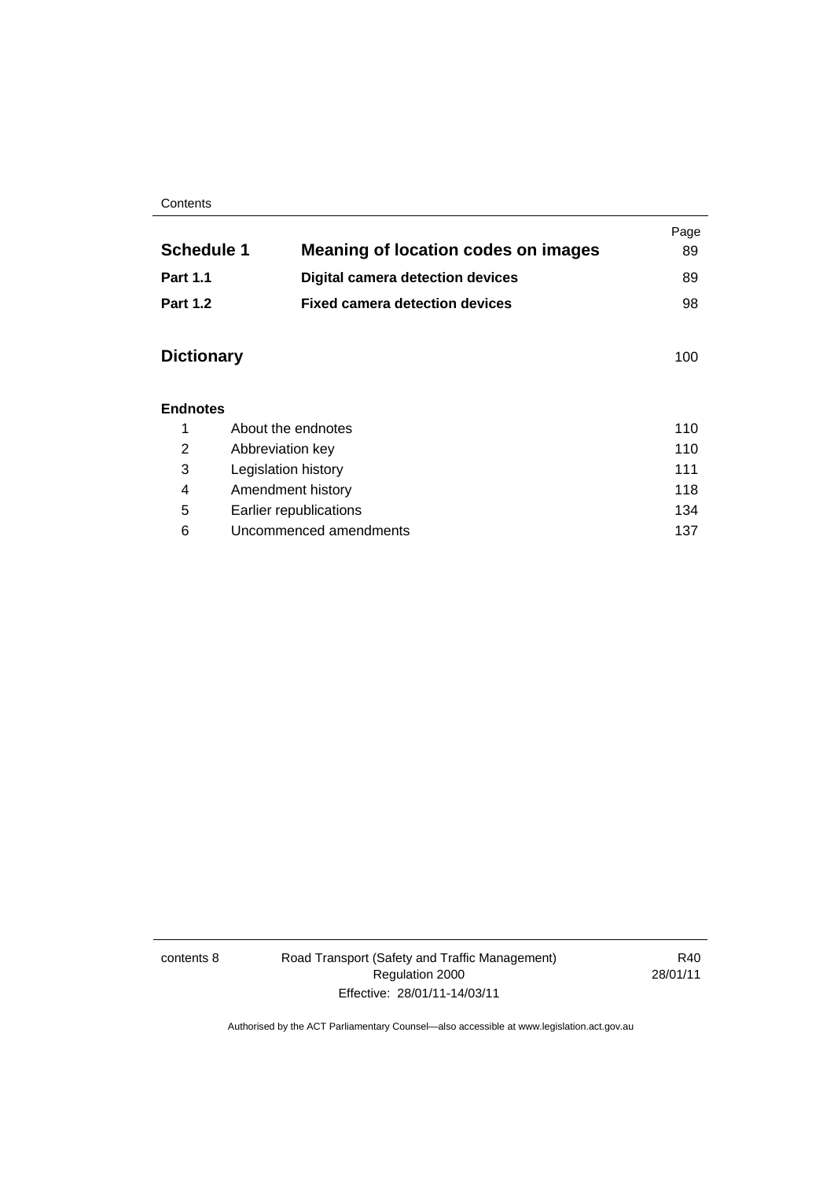| | | Page |
|---|---|---|
| **Schedule 1** | **Meaning of location codes on images** | 89 |
| **Part 1.1** | **Digital camera detection devices** | 89 |
| **Part 1.2** | **Fixed camera detection devices** | 98 |

| | Page |
|---|---|
| **Dictionary** | 100 |

**Endnotes**

| | | |
|---|---|---|
| 1 | About the endnotes | 110 |
| 2 | Abbreviation key | 110 |
| 3 | Legislation history | 111 |
| 4 | Amendment history | 118 |
| 5 | Earlier republications | 134 |
| 6 | Uncommenced amendments | 137 |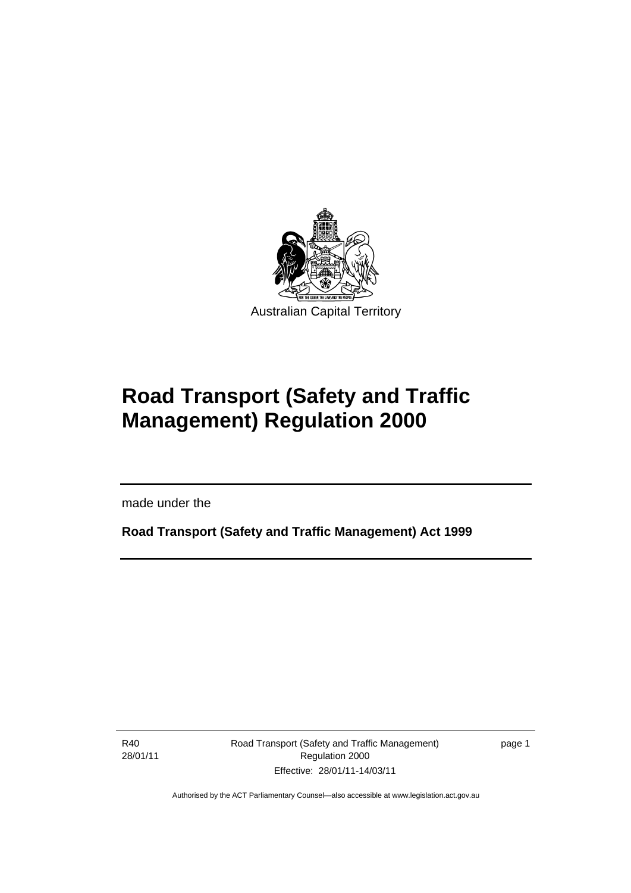Australian Capital Territory

# Road Transport (Safety and Traffic Management) Regulation 2000

made under the

**Road Transport (Safety and Traffic Management) Act 1999**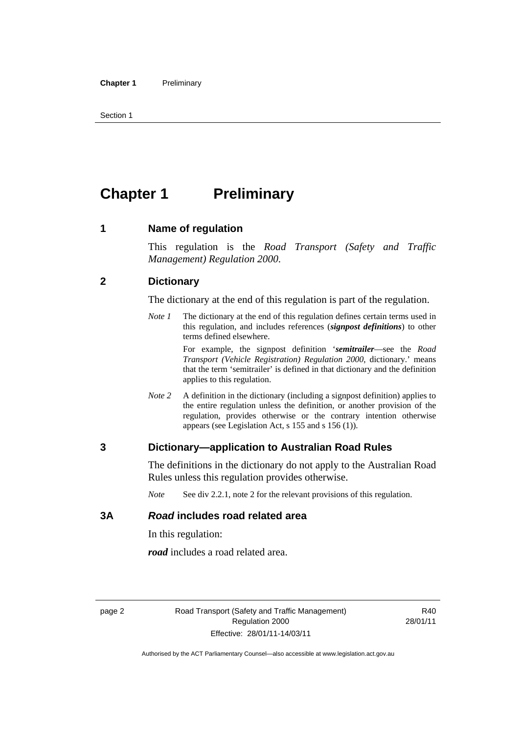# Chapter 1 Preliminary

## 1 Name of regulation

This regulation is the *Road Transport (Safety and Traffic Management) Regulation 2000*.

## 2 Dictionary

The dictionary at the end of this regulation is part of the regulation.

*Note 1* The dictionary at the end of this regulation defines certain terms used in this regulation, and includes references (***signpost definitions***) to other terms defined elsewhere.

For example, the signpost definition '***semitrailer***—see the *Road Transport (Vehicle Registration) Regulation 2000*, dictionary.' means that the term 'semitrailer' is defined in that dictionary and the definition applies to this regulation.

*Note 2* A definition in the dictionary (including a signpost definition) applies to the entire regulation unless the definition, or another provision of the regulation, provides otherwise or the contrary intention otherwise appears (see Legislation Act, s 155 and s 156 (1)).

## 3 Dictionary—application to Australian Road Rules

The definitions in the dictionary do not apply to the Australian Road Rules unless this regulation provides otherwise.

*Note* See div 2.2.1, note 2 for the relevant provisions of this regulation.

## 3A *Road* includes road related area

In this regulation:

***road*** includes a road related area.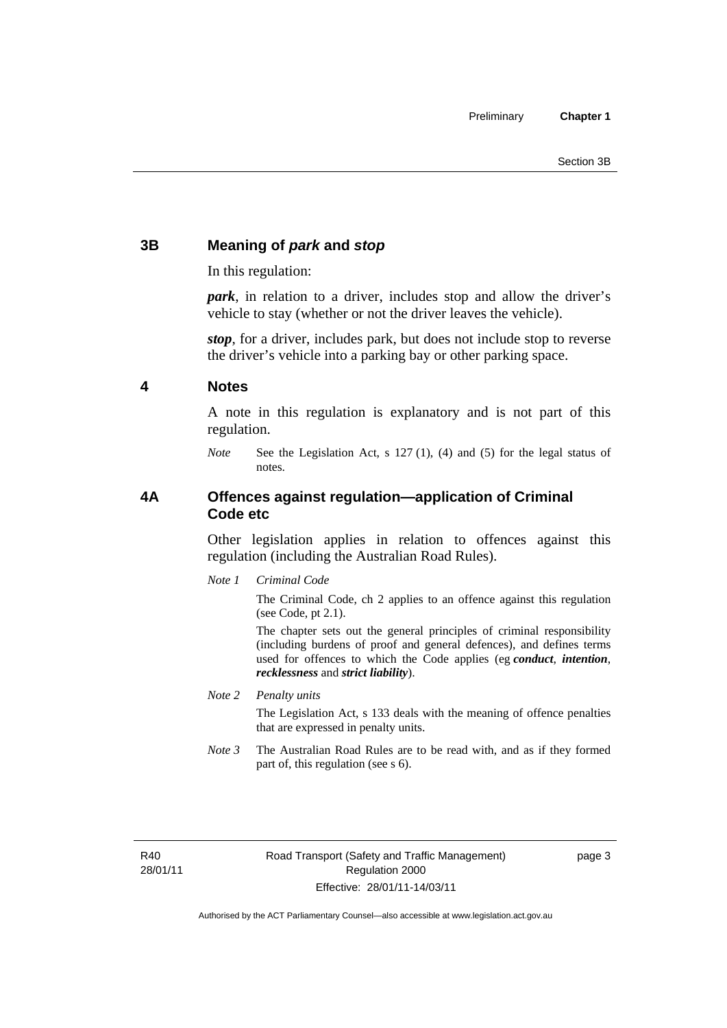## 3B Meaning of *park* and *stop*

In this regulation:

***park***, in relation to a driver, includes stop and allow the driver's vehicle to stay (whether or not the driver leaves the vehicle).

***stop***, for a driver, includes park, but does not include stop to reverse the driver's vehicle into a parking bay or other parking space.

## 4 Notes

A note in this regulation is explanatory and is not part of this regulation.

*Note* See the Legislation Act, s 127 (1), (4) and (5) for the legal status of notes.

## 4A Offences against regulation—application of Criminal Code etc

Other legislation applies in relation to offences against this regulation (including the Australian Road Rules).

*Note 1* *Criminal Code*

The Criminal Code, ch 2 applies to an offence against this regulation (see Code, pt 2.1).

The chapter sets out the general principles of criminal responsibility (including burdens of proof and general defences), and defines terms used for offences to which the Code applies (eg ***conduct***, ***intention***, ***recklessness*** and ***strict liability***).

*Note 2* *Penalty units*

The Legislation Act, s 133 deals with the meaning of offence penalties that are expressed in penalty units.

*Note 3* The Australian Road Rules are to be read with, and as if they formed part of, this regulation (see s 6).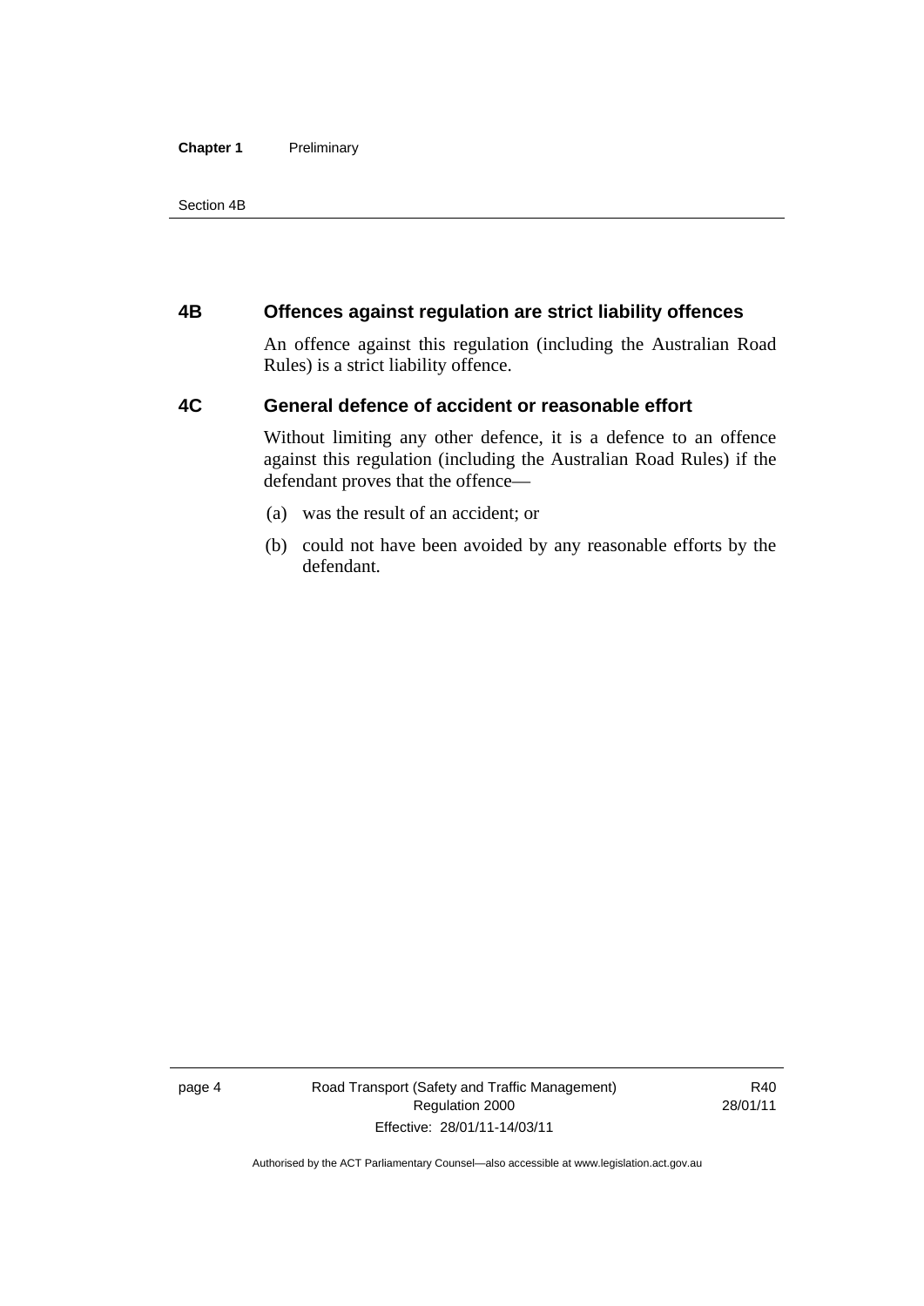## 4B Offences against regulation are strict liability offences

An offence against this regulation (including the Australian Road Rules) is a strict liability offence.

## 4C General defence of accident or reasonable effort

Without limiting any other defence, it is a defence to an offence against this regulation (including the Australian Road Rules) if the defendant proves that the offence—

(a) was the result of an accident; or

(b) could not have been avoided by any reasonable efforts by the defendant.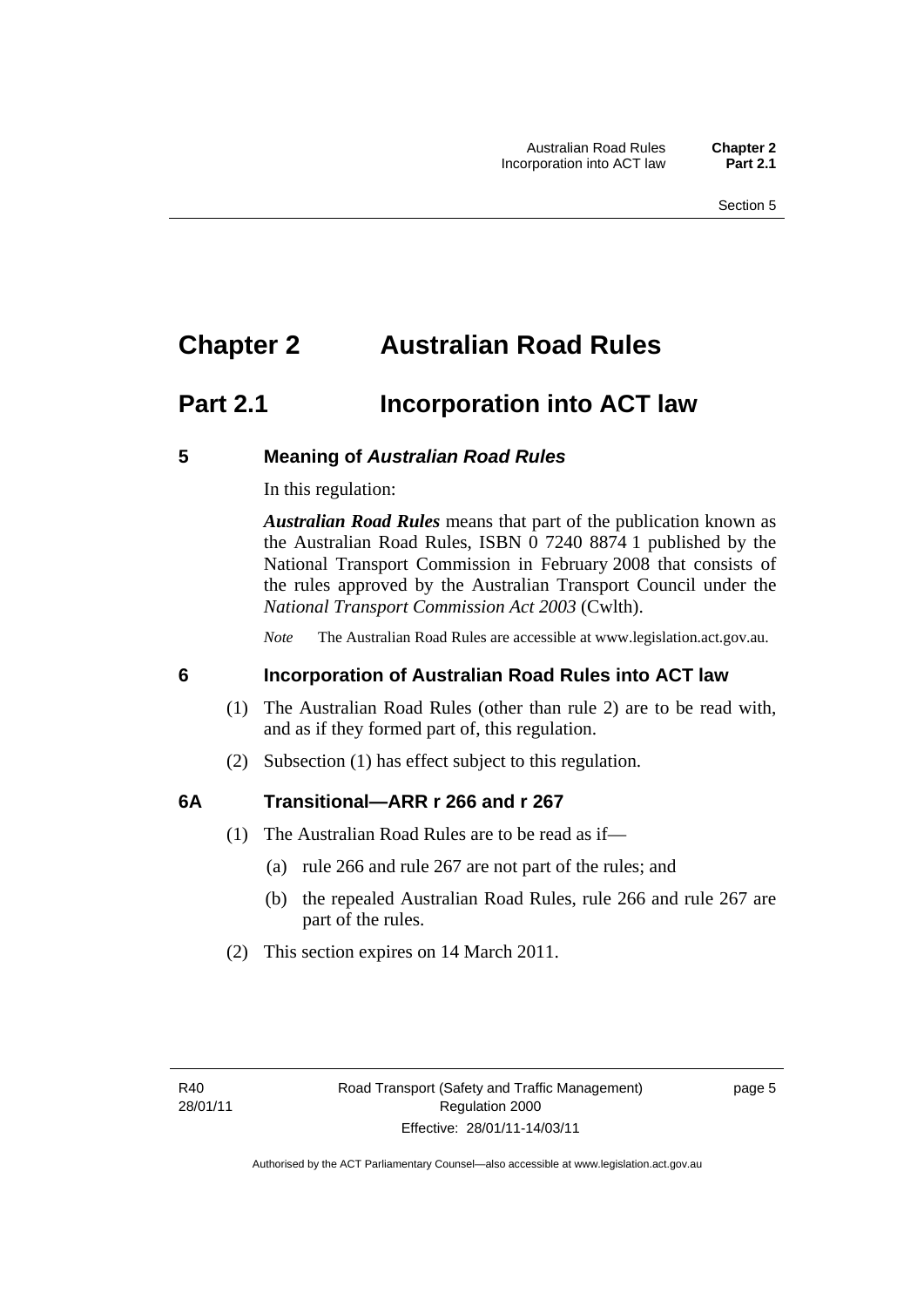# Chapter 2 Australian Road Rules

## Part 2.1 Incorporation into ACT law

### 5 Meaning of *Australian Road Rules*

In this regulation:

***Australian Road Rules*** means that part of the publication known as the Australian Road Rules, ISBN 0 7240 8874 1 published by the National Transport Commission in February 2008 that consists of the rules approved by the Australian Transport Council under the *National Transport Commission Act 2003* (Cwlth).

*Note* The Australian Road Rules are accessible at www.legislation.act.gov.au.

### 6 Incorporation of Australian Road Rules into ACT law

(1) The Australian Road Rules (other than rule 2) are to be read with, and as if they formed part of, this regulation.

(2) Subsection (1) has effect subject to this regulation.

### 6A Transitional—ARR r 266 and r 267

(1) The Australian Road Rules are to be read as if—

(a) rule 266 and rule 267 are not part of the rules; and

(b) the repealed Australian Road Rules, rule 266 and rule 267 are part of the rules.

(2) This section expires on 14 March 2011.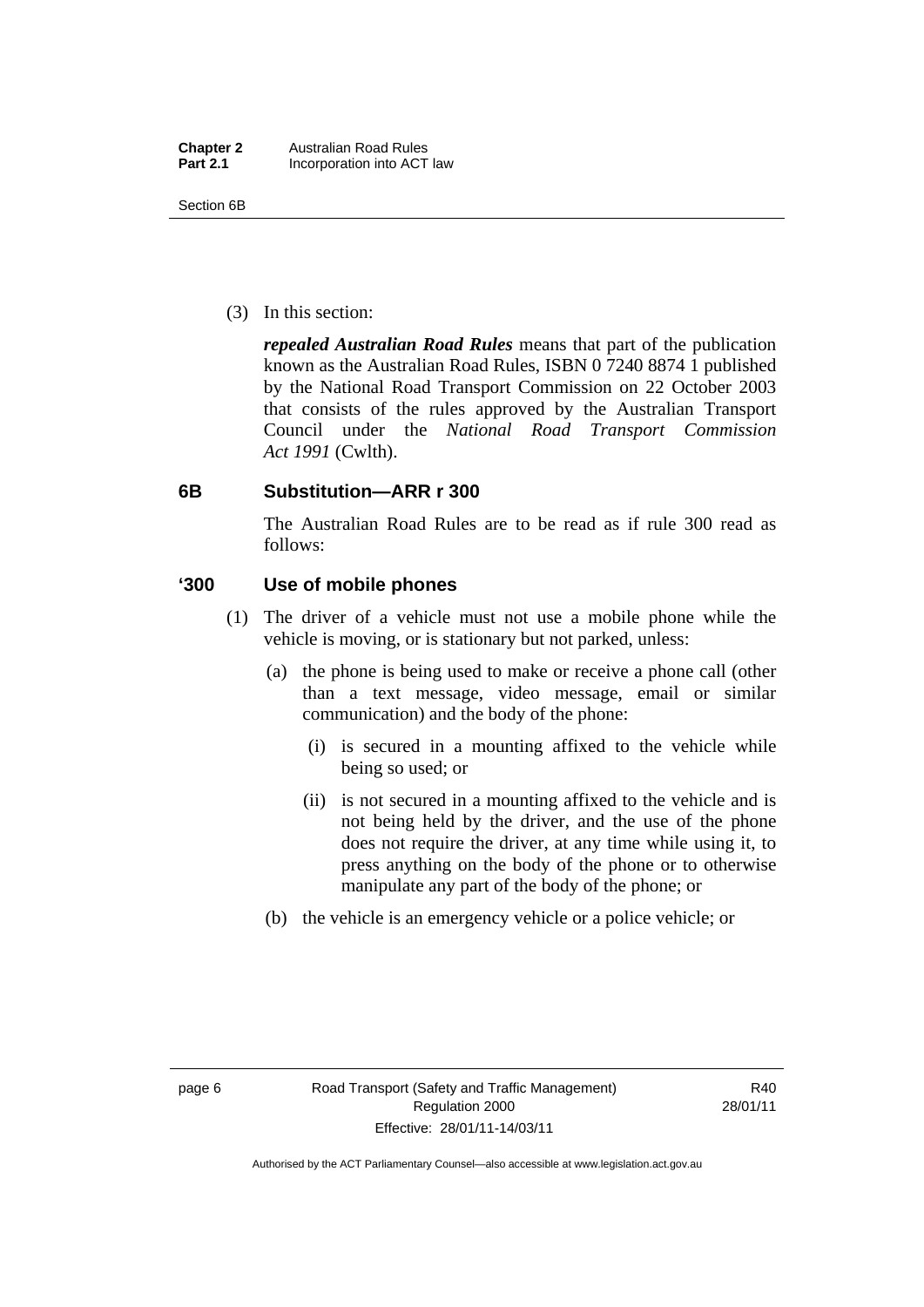(3) In this section:

***repealed Australian Road Rules*** means that part of the publication known as the Australian Road Rules, ISBN 0 7240 8874 1 published by the National Road Transport Commission on 22 October 2003 that consists of the rules approved by the Australian Transport Council under the *National Road Transport Commission Act 1991* (Cwlth).

### 6B Substitution—ARR r 300

The Australian Road Rules are to be read as if rule 300 read as follows:

### '300 Use of mobile phones

(1) The driver of a vehicle must not use a mobile phone while the vehicle is moving, or is stationary but not parked, unless:

(a) the phone is being used to make or receive a phone call (other than a text message, video message, email or similar communication) and the body of the phone:

(i) is secured in a mounting affixed to the vehicle while being so used; or

(ii) is not secured in a mounting affixed to the vehicle and is not being held by the driver, and the use of the phone does not require the driver, at any time while using it, to press anything on the body of the phone or to otherwise manipulate any part of the body of the phone; or

(b) the vehicle is an emergency vehicle or a police vehicle; or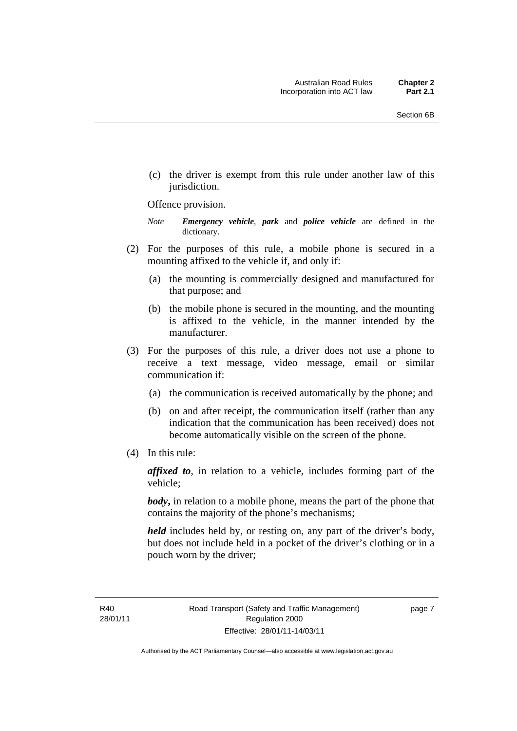(c) the driver is exempt from this rule under another law of this jurisdiction.

Offence provision.

*Note* ***Emergency vehicle***, ***park*** and ***police vehicle*** are defined in the dictionary.

(2) For the purposes of this rule, a mobile phone is secured in a mounting affixed to the vehicle if, and only if:

(a) the mounting is commercially designed and manufactured for that purpose; and

(b) the mobile phone is secured in the mounting, and the mounting is affixed to the vehicle, in the manner intended by the manufacturer.

(3) For the purposes of this rule, a driver does not use a phone to receive a text message, video message, email or similar communication if:

(a) the communication is received automatically by the phone; and

(b) on and after receipt, the communication itself (rather than any indication that the communication has been received) does not become automatically visible on the screen of the phone.

(4) In this rule:

***affixed to***, in relation to a vehicle, includes forming part of the vehicle;

***body***, in relation to a mobile phone, means the part of the phone that contains the majority of the phone's mechanisms;

***held*** includes held by, or resting on, any part of the driver's body, but does not include held in a pocket of the driver's clothing or in a pouch worn by the driver;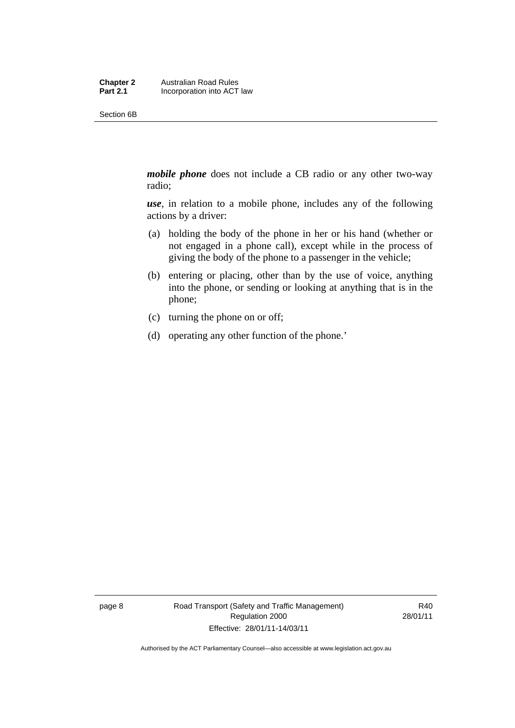***mobile phone*** does not include a CB radio or any other two-way radio;

***use***, in relation to a mobile phone, includes any of the following actions by a driver:

(a) holding the body of the phone in her or his hand (whether or not engaged in a phone call), except while in the process of giving the body of the phone to a passenger in the vehicle;

(b) entering or placing, other than by the use of voice, anything into the phone, or sending or looking at anything that is in the phone;

(c) turning the phone on or off;

(d) operating any other function of the phone.'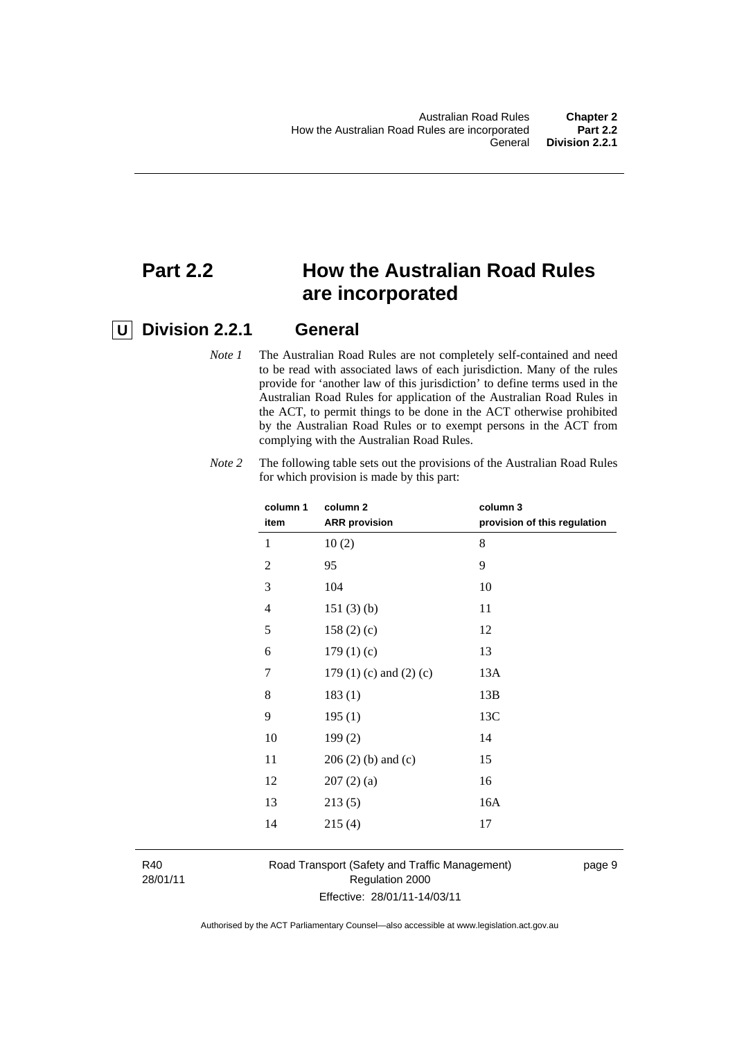# Part 2.2 How the Australian Road Rules are incorporated

## U Division 2.2.1 General

*Note 1* The Australian Road Rules are not completely self-contained and need to be read with associated laws of each jurisdiction. Many of the rules provide for 'another law of this jurisdiction' to define terms used in the Australian Road Rules for application of the Australian Road Rules in the ACT, to permit things to be done in the ACT otherwise prohibited by the Australian Road Rules or to exempt persons in the ACT from complying with the Australian Road Rules.

*Note 2* The following table sets out the provisions of the Australian Road Rules for which provision is made by this part:

| column 1<br>item | column 2<br>ARR provision | column 3<br>provision of this regulation |
|---|---|---|
| 1 | 10 (2) | 8 |
| 2 | 95 | 9 |
| 3 | 104 | 10 |
| 4 | 151 (3) (b) | 11 |
| 5 | 158 (2) (c) | 12 |
| 6 | 179 (1) (c) | 13 |
| 7 | 179 (1) (c) and (2) (c) | 13A |
| 8 | 183 (1) | 13B |
| 9 | 195 (1) | 13C |
| 10 | 199 (2) | 14 |
| 11 | 206 (2) (b) and (c) | 15 |
| 12 | 207 (2) (a) | 16 |
| 13 | 213 (5) | 16A |
| 14 | 215 (4) | 17 |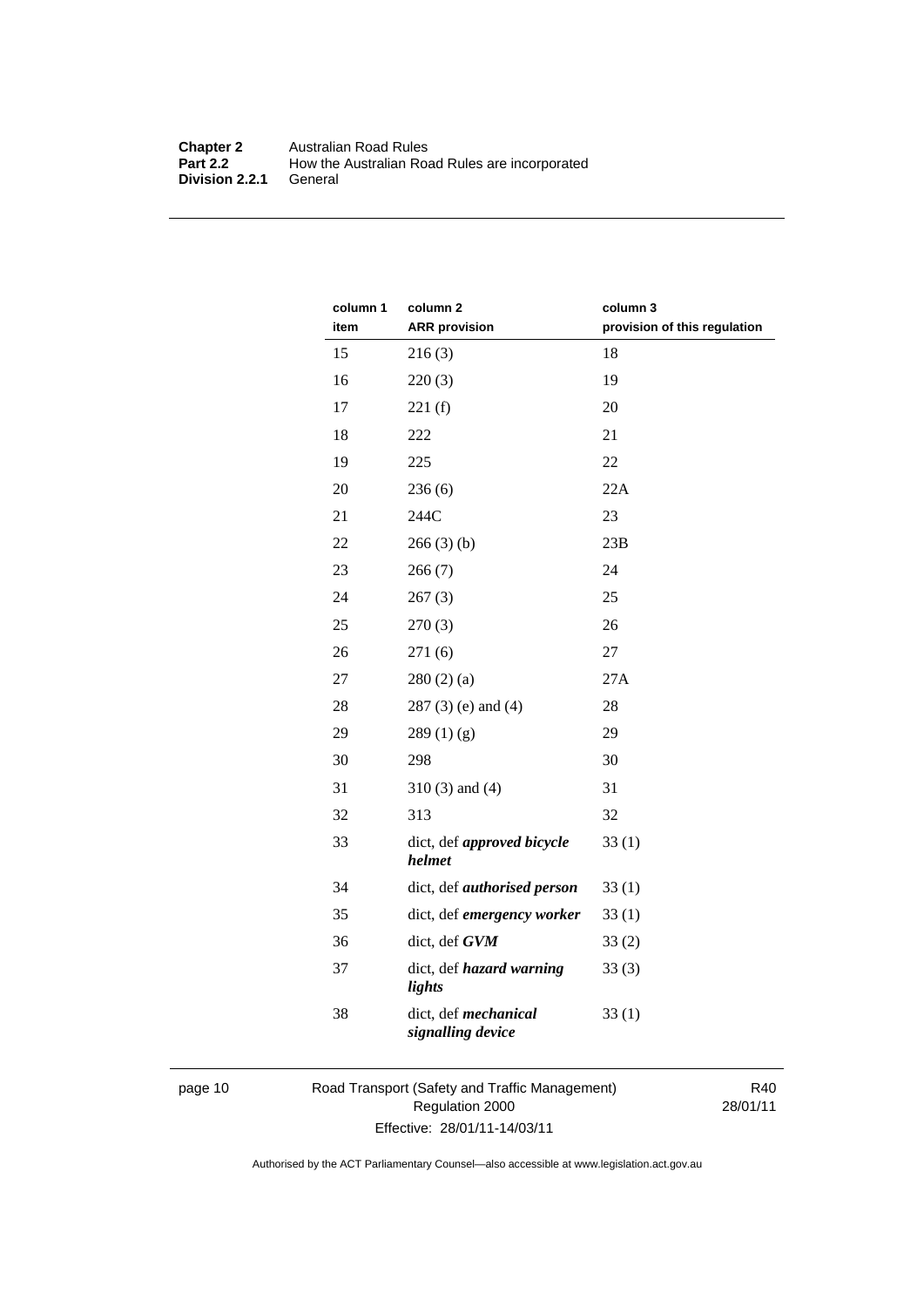| column 1<br>item | column 2<br>ARR provision | column 3<br>provision of this regulation |
|---|---|---|
| 15 | 216 (3) | 18 |
| 16 | 220 (3) | 19 |
| 17 | 221 (f) | 20 |
| 18 | 222 | 21 |
| 19 | 225 | 22 |
| 20 | 236 (6) | 22A |
| 21 | 244C | 23 |
| 22 | 266 (3) (b) | 23B |
| 23 | 266 (7) | 24 |
| 24 | 267 (3) | 25 |
| 25 | 270 (3) | 26 |
| 26 | 271 (6) | 27 |
| 27 | 280 (2) (a) | 27A |
| 28 | 287 (3) (e) and (4) | 28 |
| 29 | 289 (1) (g) | 29 |
| 30 | 298 | 30 |
| 31 | 310 (3) and (4) | 31 |
| 32 | 313 | 32 |
| 33 | dict, def ***approved bicycle helmet*** | 33 (1) |
| 34 | dict, def ***authorised person*** | 33 (1) |
| 35 | dict, def ***emergency worker*** | 33 (1) |
| 36 | dict, def ***GVM*** | 33 (2) |
| 37 | dict, def ***hazard warning lights*** | 33 (3) |
| 38 | dict, def ***mechanical signalling device*** | 33 (1) |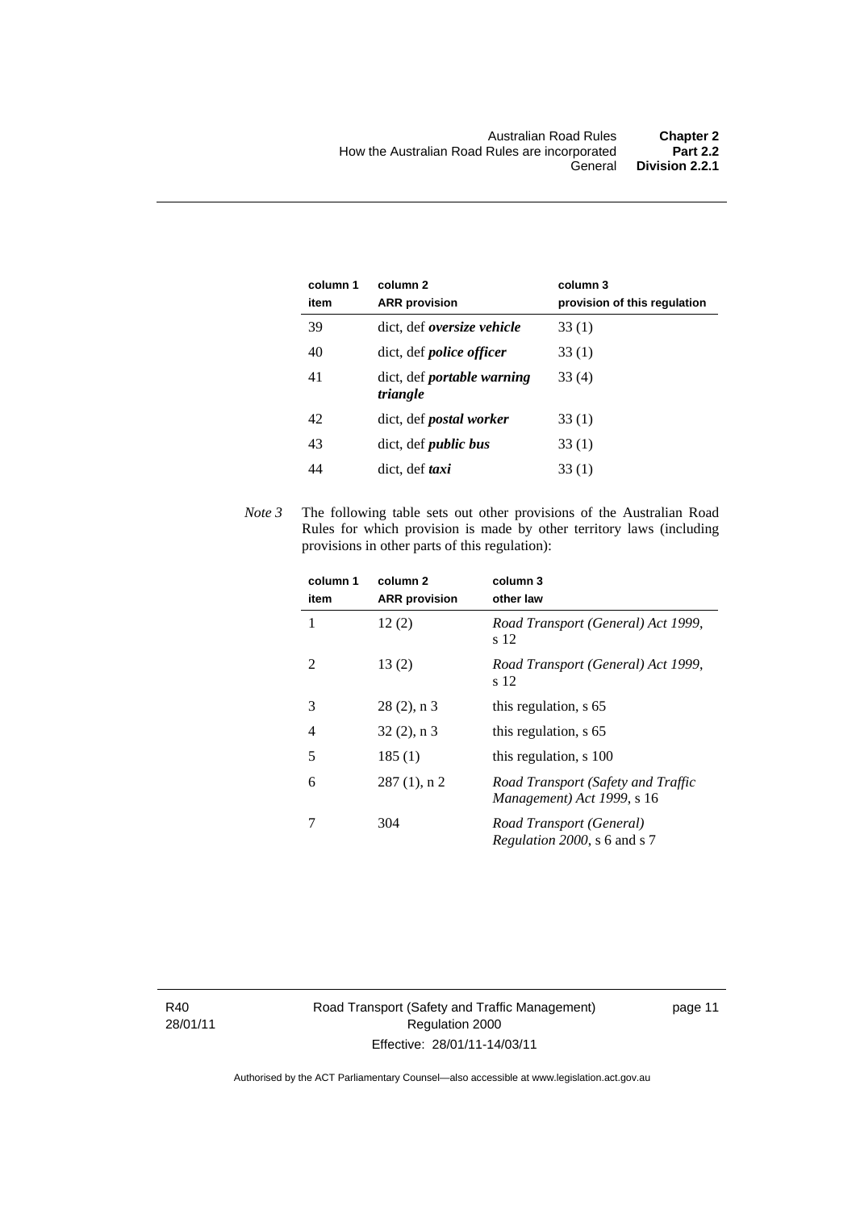| column 1 item | column 2 ARR provision | column 3 provision of this regulation |
|---|---|---|
| 39 | dict, def ***oversize vehicle*** | 33 (1) |
| 40 | dict, def ***police officer*** | 33 (1) |
| 41 | dict, def ***portable warning triangle*** | 33 (4) |
| 42 | dict, def ***postal worker*** | 33 (1) |
| 43 | dict, def ***public bus*** | 33 (1) |
| 44 | dict, def ***taxi*** | 33 (1) |

*Note 3* The following table sets out other provisions of the Australian Road Rules for which provision is made by other territory laws (including provisions in other parts of this regulation):

| column 1 item | column 2 ARR provision | column 3 other law |
|---|---|---|
| 1 | 12 (2) | *Road Transport (General) Act 1999*, s 12 |
| 2 | 13 (2) | *Road Transport (General) Act 1999*, s 12 |
| 3 | 28 (2), n 3 | this regulation, s 65 |
| 4 | 32 (2), n 3 | this regulation, s 65 |
| 5 | 185 (1) | this regulation, s 100 |
| 6 | 287 (1), n 2 | *Road Transport (Safety and Traffic Management) Act 1999*, s 16 |
| 7 | 304 | *Road Transport (General) Regulation 2000*, s 6 and s 7 |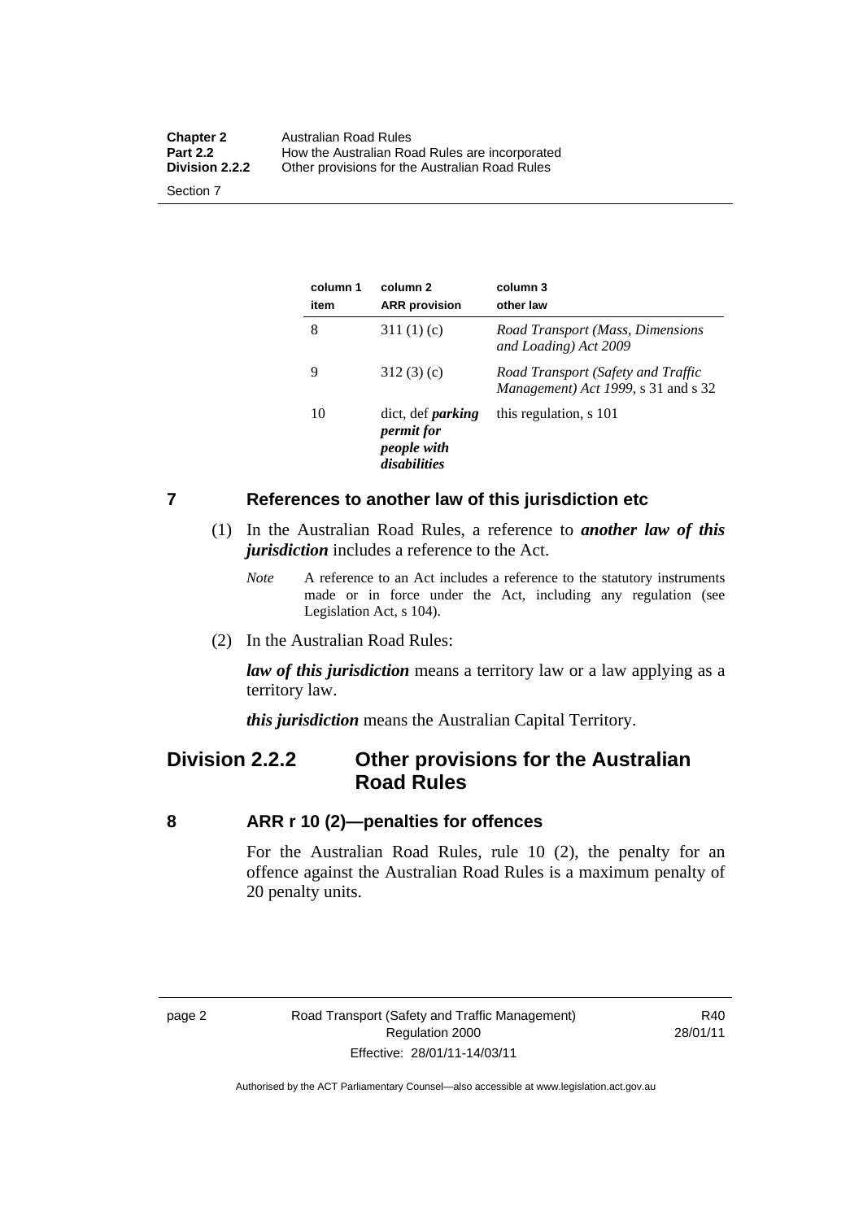| column 1 item | column 2 ARR provision | column 3 other law |
|---|---|---|
| 8 | 311 (1) (c) | *Road Transport (Mass, Dimensions and Loading) Act 2009* |
| 9 | 312 (3) (c) | *Road Transport (Safety and Traffic Management) Act 1999*, s 31 and s 32 |
| 10 | dict, def ***parking permit for people with disabilities*** | this regulation, s 101 |

## 7 References to another law of this jurisdiction etc

(1) In the Australian Road Rules, a reference to ***another law of this jurisdiction*** includes a reference to the Act.

*Note* A reference to an Act includes a reference to the statutory instruments made or in force under the Act, including any regulation (see Legislation Act, s 104).

(2) In the Australian Road Rules:

***law of this jurisdiction*** means a territory law or a law applying as a territory law.

***this jurisdiction*** means the Australian Capital Territory.

# Division 2.2.2 Other provisions for the Australian Road Rules

## 8 ARR r 10 (2)—penalties for offences

For the Australian Road Rules, rule 10 (2), the penalty for an offence against the Australian Road Rules is a maximum penalty of 20 penalty units.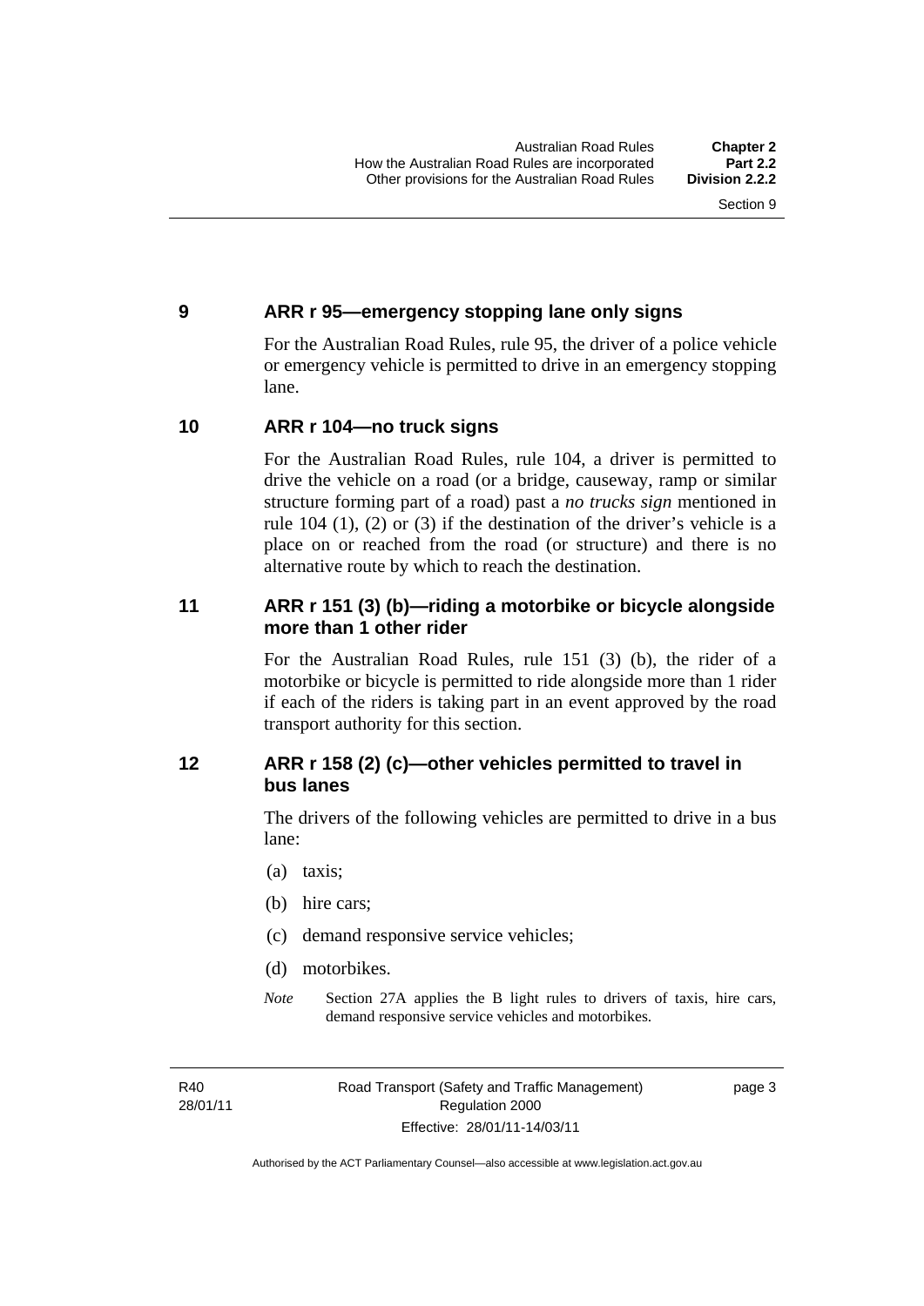## 9 ARR r 95—emergency stopping lane only signs

For the Australian Road Rules, rule 95, the driver of a police vehicle or emergency vehicle is permitted to drive in an emergency stopping lane.

## 10 ARR r 104—no truck signs

For the Australian Road Rules, rule 104, a driver is permitted to drive the vehicle on a road (or a bridge, causeway, ramp or similar structure forming part of a road) past a *no trucks sign* mentioned in rule 104 (1), (2) or (3) if the destination of the driver's vehicle is a place on or reached from the road (or structure) and there is no alternative route by which to reach the destination.

## 11 ARR r 151 (3) (b)—riding a motorbike or bicycle alongside more than 1 other rider

For the Australian Road Rules, rule 151 (3) (b), the rider of a motorbike or bicycle is permitted to ride alongside more than 1 rider if each of the riders is taking part in an event approved by the road transport authority for this section.

## 12 ARR r 158 (2) (c)—other vehicles permitted to travel in bus lanes

The drivers of the following vehicles are permitted to drive in a bus lane:

(a) taxis;

(b) hire cars;

(c) demand responsive service vehicles;

(d) motorbikes.

*Note* Section 27A applies the B light rules to drivers of taxis, hire cars, demand responsive service vehicles and motorbikes.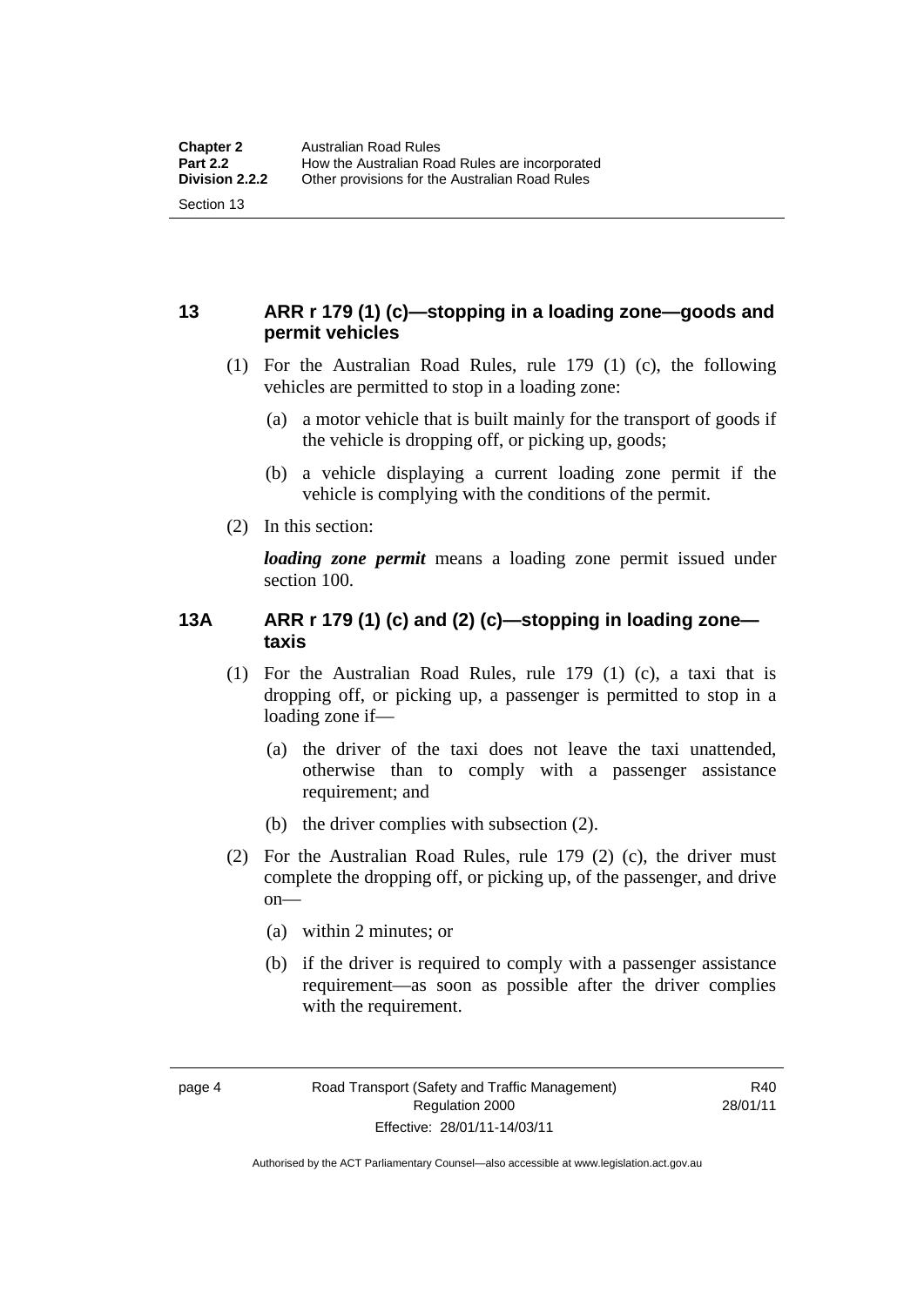## 13 ARR r 179 (1) (c)—stopping in a loading zone—goods and permit vehicles

(1) For the Australian Road Rules, rule 179 (1) (c), the following vehicles are permitted to stop in a loading zone:

(a) a motor vehicle that is built mainly for the transport of goods if the vehicle is dropping off, or picking up, goods;

(b) a vehicle displaying a current loading zone permit if the vehicle is complying with the conditions of the permit.

(2) In this section:

***loading zone permit*** means a loading zone permit issued under section 100.

## 13A ARR r 179 (1) (c) and (2) (c)—stopping in loading zone—taxis

(1) For the Australian Road Rules, rule 179 (1) (c), a taxi that is dropping off, or picking up, a passenger is permitted to stop in a loading zone if—

(a) the driver of the taxi does not leave the taxi unattended, otherwise than to comply with a passenger assistance requirement; and

(b) the driver complies with subsection (2).

(2) For the Australian Road Rules, rule 179 (2) (c), the driver must complete the dropping off, or picking up, of the passenger, and drive on—

(a) within 2 minutes; or

(b) if the driver is required to comply with a passenger assistance requirement—as soon as possible after the driver complies with the requirement.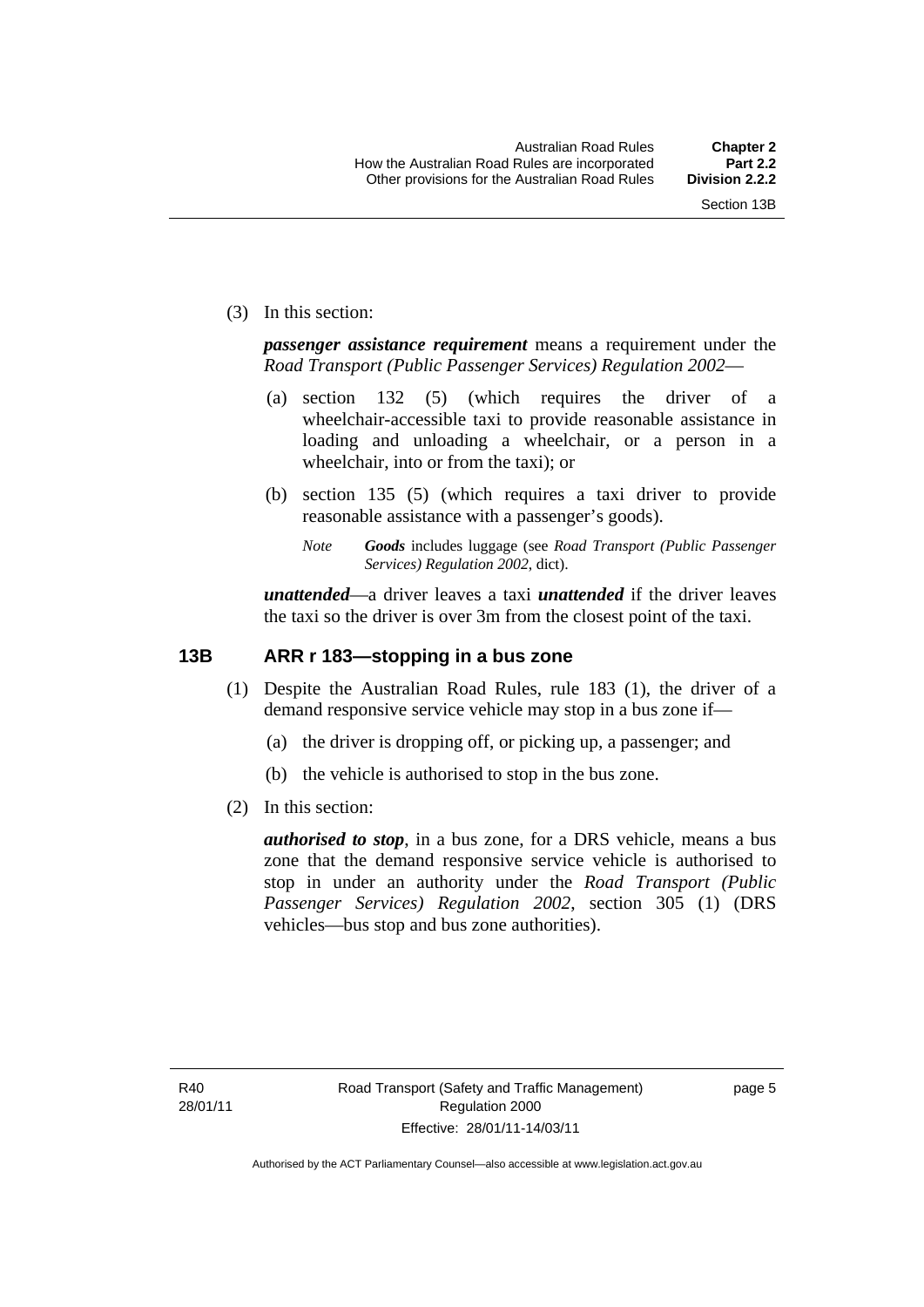(3) In this section:

***passenger assistance requirement*** means a requirement under the *Road Transport (Public Passenger Services) Regulation 2002*—

(a) section 132 (5) (which requires the driver of a wheelchair-accessible taxi to provide reasonable assistance in loading and unloading a wheelchair, or a person in a wheelchair, into or from the taxi); or

(b) section 135 (5) (which requires a taxi driver to provide reasonable assistance with a passenger's goods).

*Note* ***Goods*** includes luggage (see *Road Transport (Public Passenger Services) Regulation 2002*, dict).

***unattended***—a driver leaves a taxi ***unattended*** if the driver leaves the taxi so the driver is over 3m from the closest point of the taxi.

### 13B ARR r 183—stopping in a bus zone

(1) Despite the Australian Road Rules, rule 183 (1), the driver of a demand responsive service vehicle may stop in a bus zone if—

(a) the driver is dropping off, or picking up, a passenger; and

(b) the vehicle is authorised to stop in the bus zone.

(2) In this section:

***authorised to stop***, in a bus zone, for a DRS vehicle, means a bus zone that the demand responsive service vehicle is authorised to stop in under an authority under the *Road Transport (Public Passenger Services) Regulation 2002*, section 305 (1) (DRS vehicles—bus stop and bus zone authorities).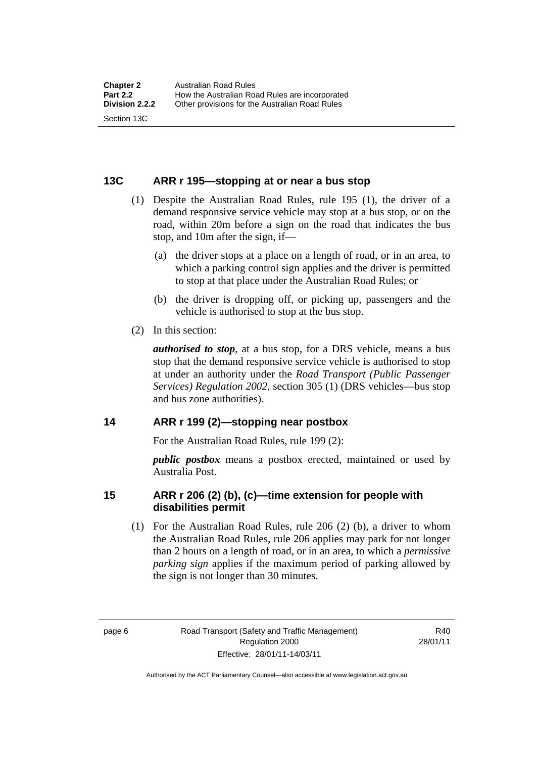## 13C ARR r 195—stopping at or near a bus stop

(1) Despite the Australian Road Rules, rule 195 (1), the driver of a demand responsive service vehicle may stop at a bus stop, or on the road, within 20m before a sign on the road that indicates the bus stop, and 10m after the sign, if—

(a) the driver stops at a place on a length of road, or in an area, to which a parking control sign applies and the driver is permitted to stop at that place under the Australian Road Rules; or

(b) the driver is dropping off, or picking up, passengers and the vehicle is authorised to stop at the bus stop.

(2) In this section:

***authorised to stop***, at a bus stop, for a DRS vehicle, means a bus stop that the demand responsive service vehicle is authorised to stop at under an authority under the *Road Transport (Public Passenger Services) Regulation 2002*, section 305 (1) (DRS vehicles—bus stop and bus zone authorities).

## 14 ARR r 199 (2)—stopping near postbox

For the Australian Road Rules, rule 199 (2):

***public postbox*** means a postbox erected, maintained or used by Australia Post.

## 15 ARR r 206 (2) (b), (c)—time extension for people with disabilities permit

(1) For the Australian Road Rules, rule 206 (2) (b), a driver to whom the Australian Road Rules, rule 206 applies may park for not longer than 2 hours on a length of road, or in an area, to which a *permissive parking sign* applies if the maximum period of parking allowed by the sign is not longer than 30 minutes.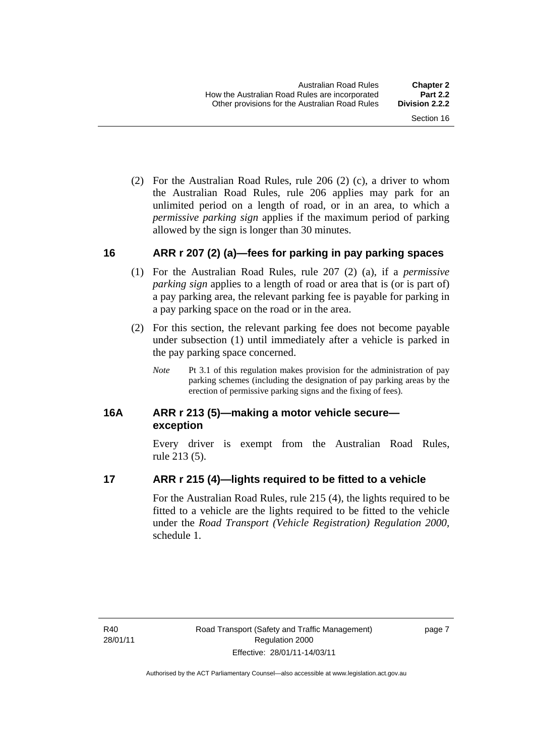(2) For the Australian Road Rules, rule 206 (2) (c), a driver to whom the Australian Road Rules, rule 206 applies may park for an unlimited period on a length of road, or in an area, to which a *permissive parking sign* applies if the maximum period of parking allowed by the sign is longer than 30 minutes.

## 16 ARR r 207 (2) (a)—fees for parking in pay parking spaces

(1) For the Australian Road Rules, rule 207 (2) (a), if a *permissive parking sign* applies to a length of road or area that is (or is part of) a pay parking area, the relevant parking fee is payable for parking in a pay parking space on the road or in the area.

(2) For this section, the relevant parking fee does not become payable under subsection (1) until immediately after a vehicle is parked in the pay parking space concerned.

*Note* Pt 3.1 of this regulation makes provision for the administration of pay parking schemes (including the designation of pay parking areas by the erection of permissive parking signs and the fixing of fees).

## 16A ARR r 213 (5)—making a motor vehicle secure—exception

Every driver is exempt from the Australian Road Rules, rule 213 (5).

## 17 ARR r 215 (4)—lights required to be fitted to a vehicle

For the Australian Road Rules, rule 215 (4), the lights required to be fitted to a vehicle are the lights required to be fitted to the vehicle under the *Road Transport (Vehicle Registration) Regulation 2000*, schedule 1.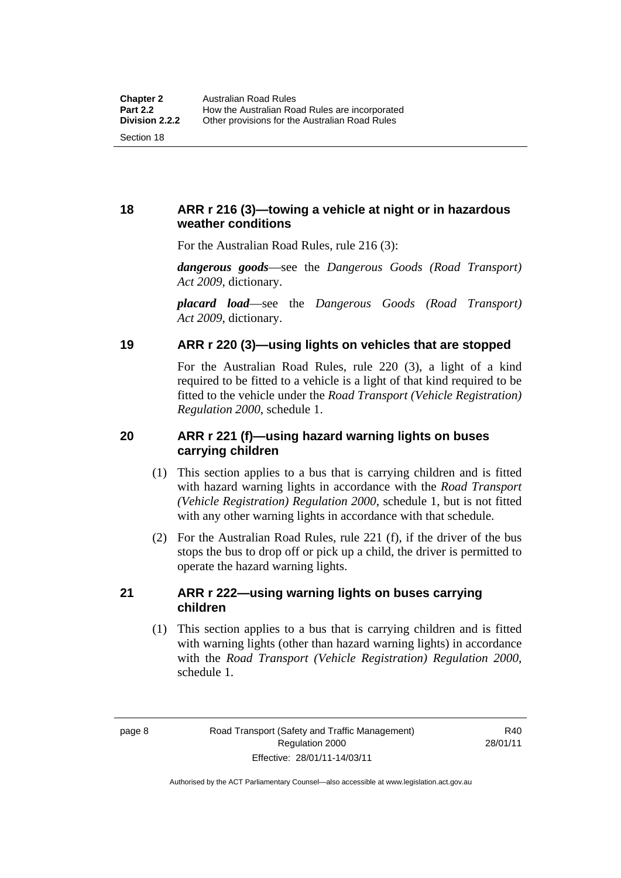## 18 ARR r 216 (3)—towing a vehicle at night or in hazardous weather conditions

For the Australian Road Rules, rule 216 (3):

***dangerous goods***—see the *Dangerous Goods (Road Transport) Act 2009*, dictionary.

***placard load***—see the *Dangerous Goods (Road Transport) Act 2009*, dictionary.

## 19 ARR r 220 (3)—using lights on vehicles that are stopped

For the Australian Road Rules, rule 220 (3), a light of a kind required to be fitted to a vehicle is a light of that kind required to be fitted to the vehicle under the *Road Transport (Vehicle Registration) Regulation 2000*, schedule 1.

## 20 ARR r 221 (f)—using hazard warning lights on buses carrying children

(1) This section applies to a bus that is carrying children and is fitted with hazard warning lights in accordance with the *Road Transport (Vehicle Registration) Regulation 2000*, schedule 1, but is not fitted with any other warning lights in accordance with that schedule.

(2) For the Australian Road Rules, rule 221 (f), if the driver of the bus stops the bus to drop off or pick up a child, the driver is permitted to operate the hazard warning lights.

## 21 ARR r 222—using warning lights on buses carrying children

(1) This section applies to a bus that is carrying children and is fitted with warning lights (other than hazard warning lights) in accordance with the *Road Transport (Vehicle Registration) Regulation 2000*, schedule 1.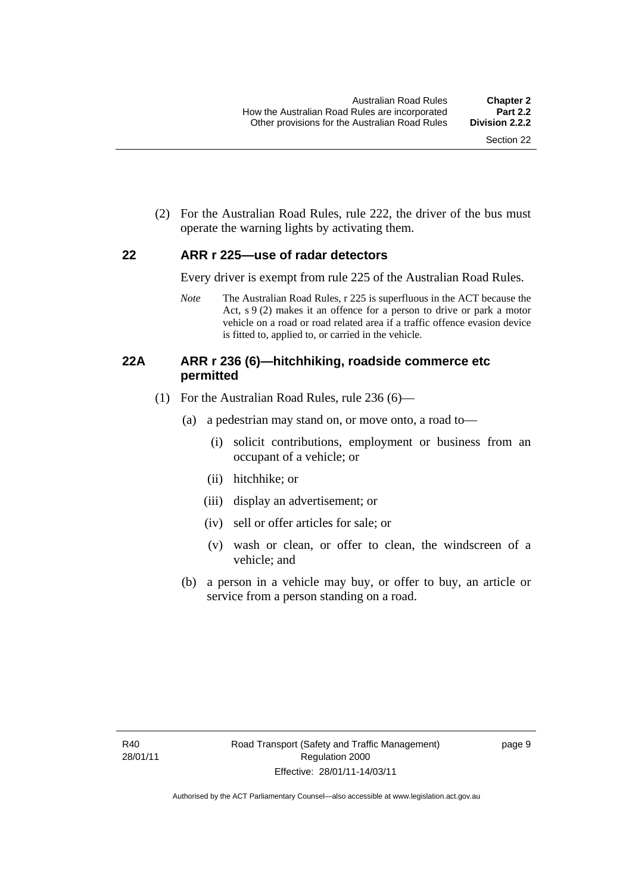(2) For the Australian Road Rules, rule 222, the driver of the bus must operate the warning lights by activating them.

## 22 ARR r 225—use of radar detectors

Every driver is exempt from rule 225 of the Australian Road Rules.

*Note* The Australian Road Rules, r 225 is superfluous in the ACT because the Act, s 9 (2) makes it an offence for a person to drive or park a motor vehicle on a road or road related area if a traffic offence evasion device is fitted to, applied to, or carried in the vehicle.

## 22A ARR r 236 (6)—hitchhiking, roadside commerce etc permitted

(1) For the Australian Road Rules, rule 236 (6)—

- (a) a pedestrian may stand on, or move onto, a road to—
  - (i) solicit contributions, employment or business from an occupant of a vehicle; or
  - (ii) hitchhike; or
  - (iii) display an advertisement; or
  - (iv) sell or offer articles for sale; or
  - (v) wash or clean, or offer to clean, the windscreen of a vehicle; and
- (b) a person in a vehicle may buy, or offer to buy, an article or service from a person standing on a road.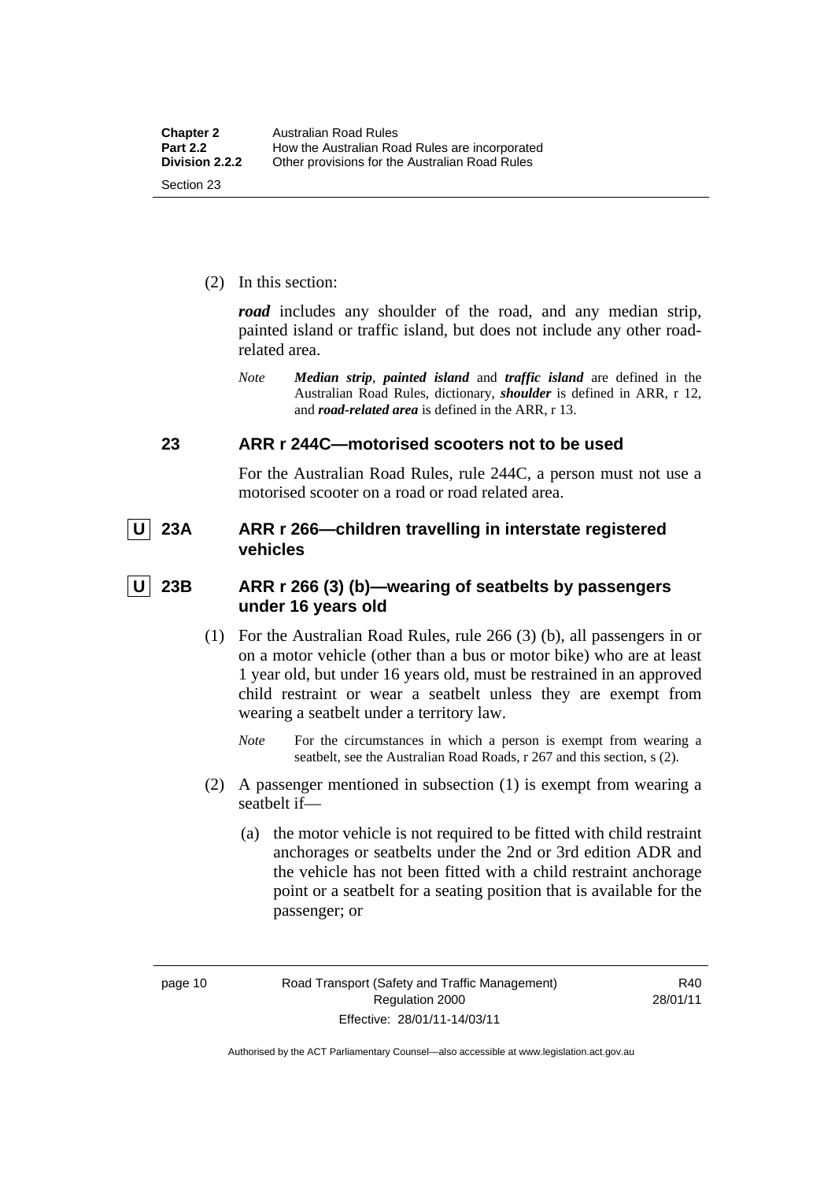(2) In this section:

***road*** includes any shoulder of the road, and any median strip, painted island or traffic island, but does not include any other road-related area.

*Note* ***Median strip***, ***painted island*** and ***traffic island*** are defined in the Australian Road Rules, dictionary, ***shoulder*** is defined in ARR, r 12, and ***road-related area*** is defined in the ARR, r 13.

### 23 ARR r 244C—motorised scooters not to be used

For the Australian Road Rules, rule 244C, a person must not use a motorised scooter on a road or road related area.

### U 23A ARR r 266—children travelling in interstate registered vehicles

### U 23B ARR r 266 (3) (b)—wearing of seatbelts by passengers under 16 years old

(1) For the Australian Road Rules, rule 266 (3) (b), all passengers in or on a motor vehicle (other than a bus or motor bike) who are at least 1 year old, but under 16 years old, must be restrained in an approved child restraint or wear a seatbelt unless they are exempt from wearing a seatbelt under a territory law.

*Note* For the circumstances in which a person is exempt from wearing a seatbelt, see the Australian Road Roads, r 267 and this section, s (2).

(2) A passenger mentioned in subsection (1) is exempt from wearing a seatbelt if—

(a) the motor vehicle is not required to be fitted with child restraint anchorages or seatbelts under the 2nd or 3rd edition ADR and the vehicle has not been fitted with a child restraint anchorage point or a seatbelt for a seating position that is available for the passenger; or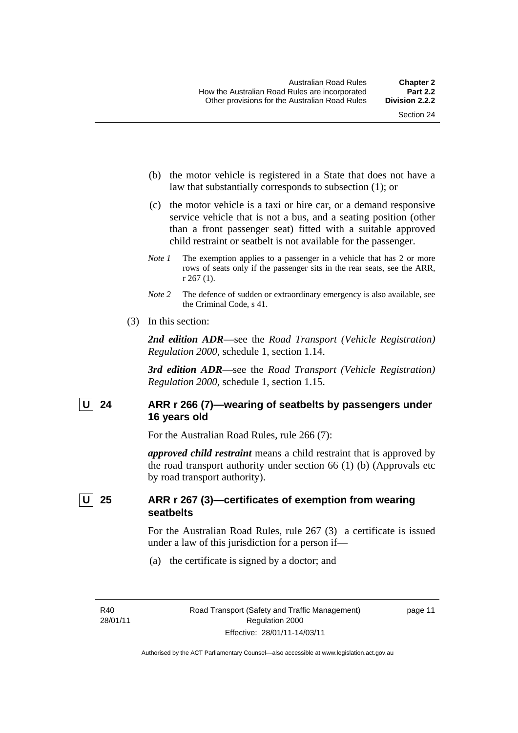(b) the motor vehicle is registered in a State that does not have a law that substantially corresponds to subsection (1); or

(c) the motor vehicle is a taxi or hire car, or a demand responsive service vehicle that is not a bus, and a seating position (other than a front passenger seat) fitted with a suitable approved child restraint or seatbelt is not available for the passenger.

*Note 1* The exemption applies to a passenger in a vehicle that has 2 or more rows of seats only if the passenger sits in the rear seats, see the ARR, r 267 (1).

*Note 2* The defence of sudden or extraordinary emergency is also available, see the Criminal Code, s 41.

(3) In this section:

***2nd edition ADR***—see the *Road Transport (Vehicle Registration) Regulation 2000*, schedule 1, section 1.14.

***3rd edition ADR***—see the *Road Transport (Vehicle Registration) Regulation 2000*, schedule 1, section 1.15.

## U 24 ARR r 266 (7)—wearing of seatbelts by passengers under 16 years old

For the Australian Road Rules, rule 266 (7):

***approved child restraint*** means a child restraint that is approved by the road transport authority under section 66 (1) (b) (Approvals etc by road transport authority).

## U 25 ARR r 267 (3)—certificates of exemption from wearing seatbelts

For the Australian Road Rules, rule 267 (3) a certificate is issued under a law of this jurisdiction for a person if—

(a) the certificate is signed by a doctor; and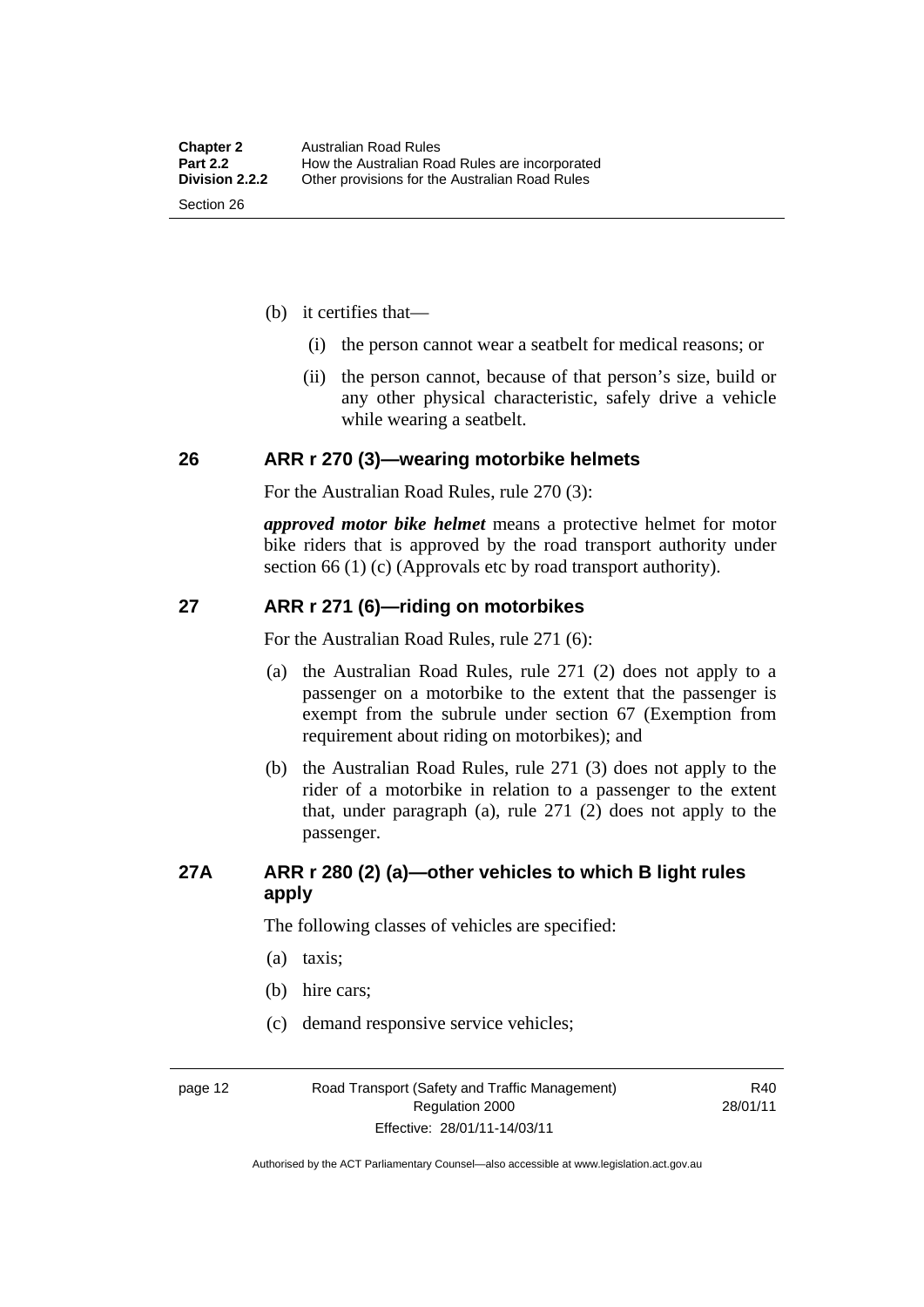(b) it certifies that—

   (i) the person cannot wear a seatbelt for medical reasons; or

   (ii) the person cannot, because of that person's size, build or any other physical characteristic, safely drive a vehicle while wearing a seatbelt.

## 26 ARR r 270 (3)—wearing motorbike helmets

For the Australian Road Rules, rule 270 (3):

***approved motor bike helmet*** means a protective helmet for motor bike riders that is approved by the road transport authority under section 66 (1) (c) (Approvals etc by road transport authority).

## 27 ARR r 271 (6)—riding on motorbikes

For the Australian Road Rules, rule 271 (6):

(a) the Australian Road Rules, rule 271 (2) does not apply to a passenger on a motorbike to the extent that the passenger is exempt from the subrule under section 67 (Exemption from requirement about riding on motorbikes); and

(b) the Australian Road Rules, rule 271 (3) does not apply to the rider of a motorbike in relation to a passenger to the extent that, under paragraph (a), rule 271 (2) does not apply to the passenger.

## 27A ARR r 280 (2) (a)—other vehicles to which B light rules apply

The following classes of vehicles are specified:

(a) taxis;

(b) hire cars;

(c) demand responsive service vehicles;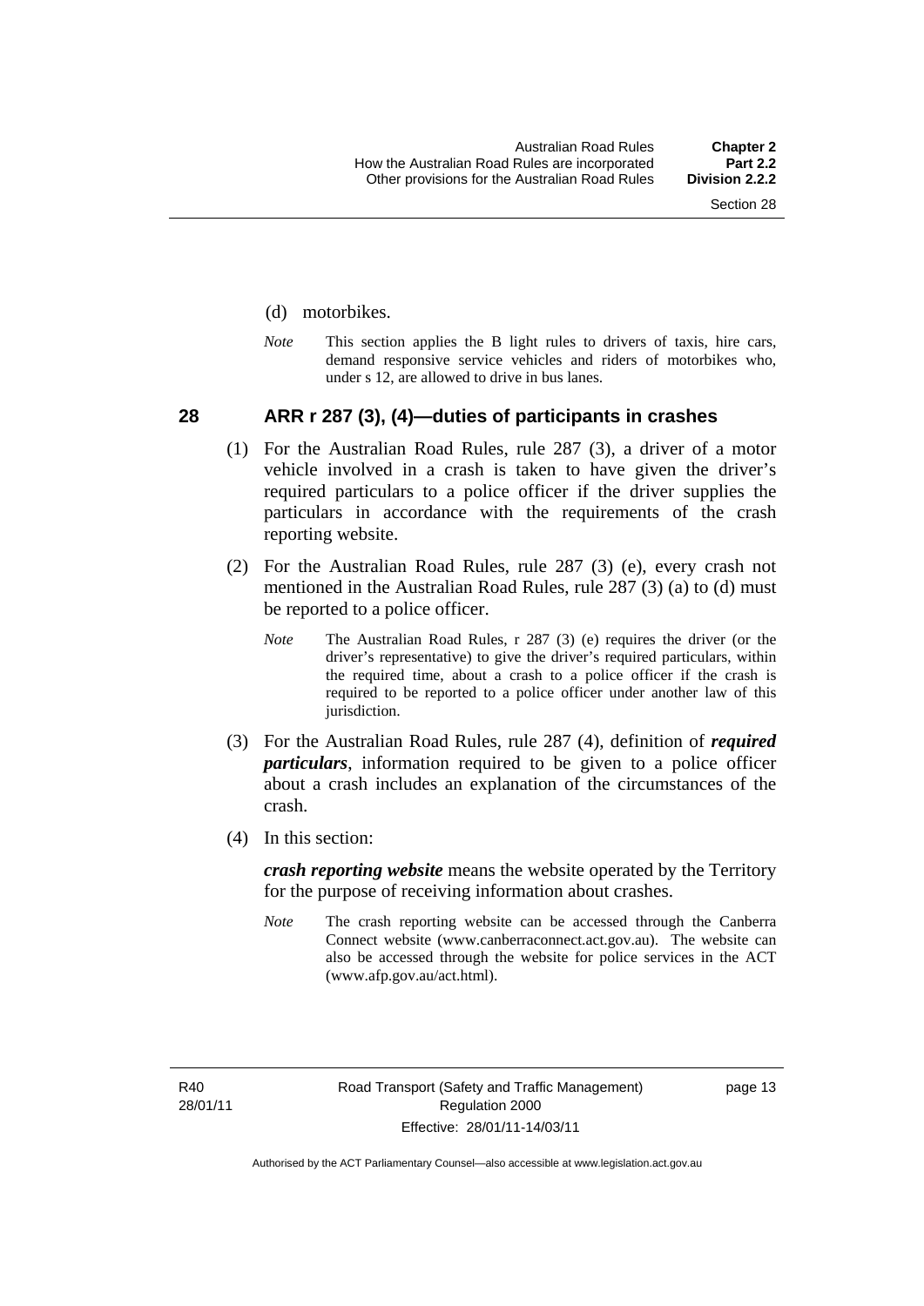(d) motorbikes.

*Note* This section applies the B light rules to drivers of taxis, hire cars, demand responsive service vehicles and riders of motorbikes who, under s 12, are allowed to drive in bus lanes.

## 28 ARR r 287 (3), (4)—duties of participants in crashes

(1) For the Australian Road Rules, rule 287 (3), a driver of a motor vehicle involved in a crash is taken to have given the driver's required particulars to a police officer if the driver supplies the particulars in accordance with the requirements of the crash reporting website.

(2) For the Australian Road Rules, rule 287 (3) (e), every crash not mentioned in the Australian Road Rules, rule 287 (3) (a) to (d) must be reported to a police officer.

*Note* The Australian Road Rules, r 287 (3) (e) requires the driver (or the driver's representative) to give the driver's required particulars, within the required time, about a crash to a police officer if the crash is required to be reported to a police officer under another law of this jurisdiction.

(3) For the Australian Road Rules, rule 287 (4), definition of ***required particulars***, information required to be given to a police officer about a crash includes an explanation of the circumstances of the crash.

(4) In this section:

***crash reporting website*** means the website operated by the Territory for the purpose of receiving information about crashes.

*Note* The crash reporting website can be accessed through the Canberra Connect website (www.canberraconnect.act.gov.au). The website can also be accessed through the website for police services in the ACT (www.afp.gov.au/act.html).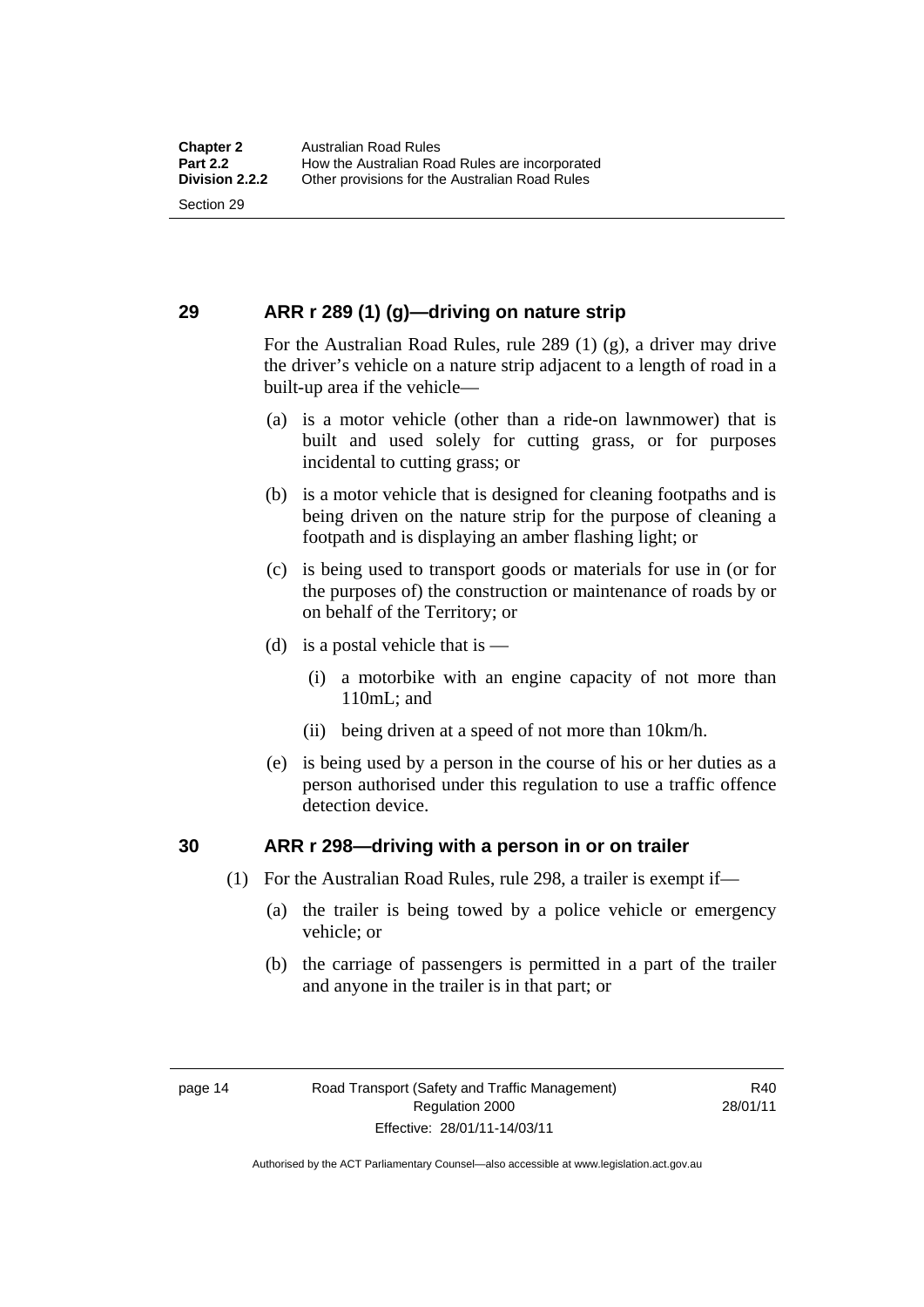## 29 ARR r 289 (1) (g)—driving on nature strip

For the Australian Road Rules, rule 289 (1) (g), a driver may drive the driver's vehicle on a nature strip adjacent to a length of road in a built-up area if the vehicle—

(a) is a motor vehicle (other than a ride-on lawnmower) that is built and used solely for cutting grass, or for purposes incidental to cutting grass; or

(b) is a motor vehicle that is designed for cleaning footpaths and is being driven on the nature strip for the purpose of cleaning a footpath and is displaying an amber flashing light; or

(c) is being used to transport goods or materials for use in (or for the purposes of) the construction or maintenance of roads by or on behalf of the Territory; or

(d) is a postal vehicle that is —

(i) a motorbike with an engine capacity of not more than 110mL; and

(ii) being driven at a speed of not more than 10km/h.

(e) is being used by a person in the course of his or her duties as a person authorised under this regulation to use a traffic offence detection device.

## 30 ARR r 298—driving with a person in or on trailer

(1) For the Australian Road Rules, rule 298, a trailer is exempt if—

(a) the trailer is being towed by a police vehicle or emergency vehicle; or

(b) the carriage of passengers is permitted in a part of the trailer and anyone in the trailer is in that part; or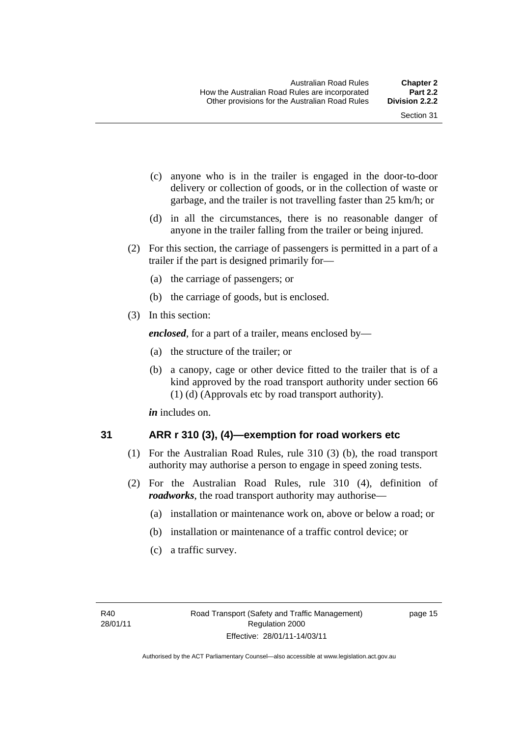(c) anyone who is in the trailer is engaged in the door-to-door delivery or collection of goods, or in the collection of waste or garbage, and the trailer is not travelling faster than 25 km/h; or

(d) in all the circumstances, there is no reasonable danger of anyone in the trailer falling from the trailer or being injured.

(2) For this section, the carriage of passengers is permitted in a part of a trailer if the part is designed primarily for—

(a) the carriage of passengers; or

(b) the carriage of goods, but is enclosed.

(3) In this section:

***enclosed***, for a part of a trailer, means enclosed by—

(a) the structure of the trailer; or

(b) a canopy, cage or other device fitted to the trailer that is of a kind approved by the road transport authority under section 66 (1) (d) (Approvals etc by road transport authority).

***in*** includes on.

## 31 ARR r 310 (3), (4)—exemption for road workers etc

(1) For the Australian Road Rules, rule 310 (3) (b), the road transport authority may authorise a person to engage in speed zoning tests.

(2) For the Australian Road Rules, rule 310 (4), definition of ***roadworks***, the road transport authority may authorise—

(a) installation or maintenance work on, above or below a road; or

(b) installation or maintenance of a traffic control device; or

(c) a traffic survey.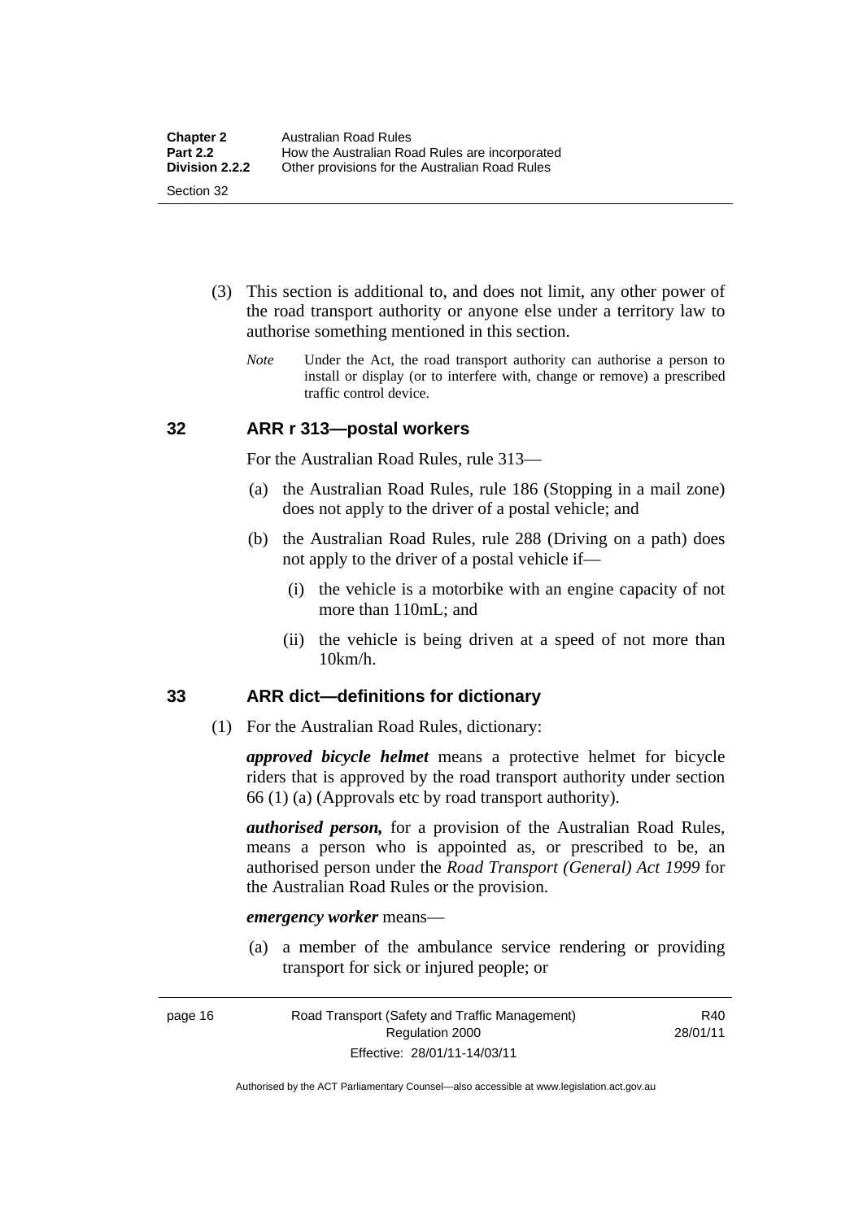(3) This section is additional to, and does not limit, any other power of the road transport authority or anyone else under a territory law to authorise something mentioned in this section.

*Note* Under the Act, the road transport authority can authorise a person to install or display (or to interfere with, change or remove) a prescribed traffic control device.

## 32 ARR r 313—postal workers

For the Australian Road Rules, rule 313—

(a) the Australian Road Rules, rule 186 (Stopping in a mail zone) does not apply to the driver of a postal vehicle; and

(b) the Australian Road Rules, rule 288 (Driving on a path) does not apply to the driver of a postal vehicle if—

(i) the vehicle is a motorbike with an engine capacity of not more than 110mL; and

(ii) the vehicle is being driven at a speed of not more than 10km/h.

## 33 ARR dict—definitions for dictionary

(1) For the Australian Road Rules, dictionary:

***approved bicycle helmet*** means a protective helmet for bicycle riders that is approved by the road transport authority under section 66 (1) (a) (Approvals etc by road transport authority).

***authorised person,*** for a provision of the Australian Road Rules, means a person who is appointed as, or prescribed to be, an authorised person under the *Road Transport (General) Act 1999* for the Australian Road Rules or the provision.

***emergency worker*** means—

(a) a member of the ambulance service rendering or providing transport for sick or injured people; or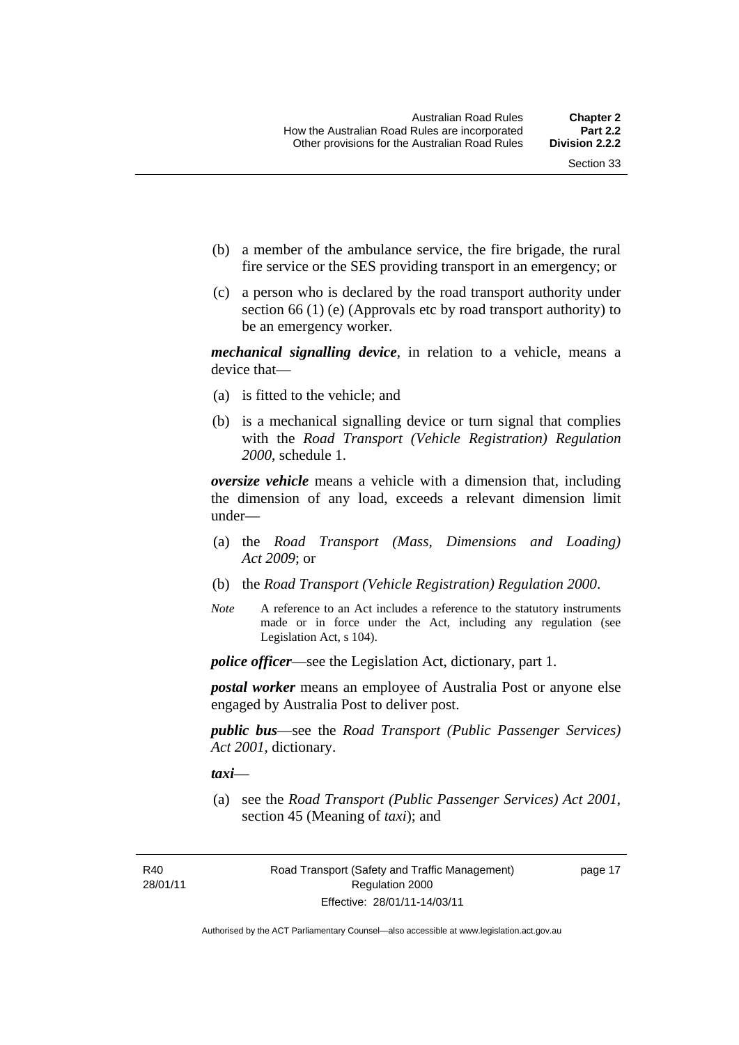(b) a member of the ambulance service, the fire brigade, the rural fire service or the SES providing transport in an emergency; or

(c) a person who is declared by the road transport authority under section 66 (1) (e) (Approvals etc by road transport authority) to be an emergency worker.

***mechanical signalling device***, in relation to a vehicle, means a device that—

(a) is fitted to the vehicle; and

(b) is a mechanical signalling device or turn signal that complies with the *Road Transport (Vehicle Registration) Regulation 2000*, schedule 1.

***oversize vehicle*** means a vehicle with a dimension that, including the dimension of any load, exceeds a relevant dimension limit under—

(a) the *Road Transport (Mass, Dimensions and Loading) Act 2009*; or

(b) the *Road Transport (Vehicle Registration) Regulation 2000*.

*Note* A reference to an Act includes a reference to the statutory instruments made or in force under the Act, including any regulation (see Legislation Act, s 104).

***police officer***—see the Legislation Act, dictionary, part 1.

***postal worker*** means an employee of Australia Post or anyone else engaged by Australia Post to deliver post.

***public bus***—see the *Road Transport (Public Passenger Services) Act 2001*, dictionary.

***taxi***—

(a) see the *Road Transport (Public Passenger Services) Act 2001*, section 45 (Meaning of *taxi*); and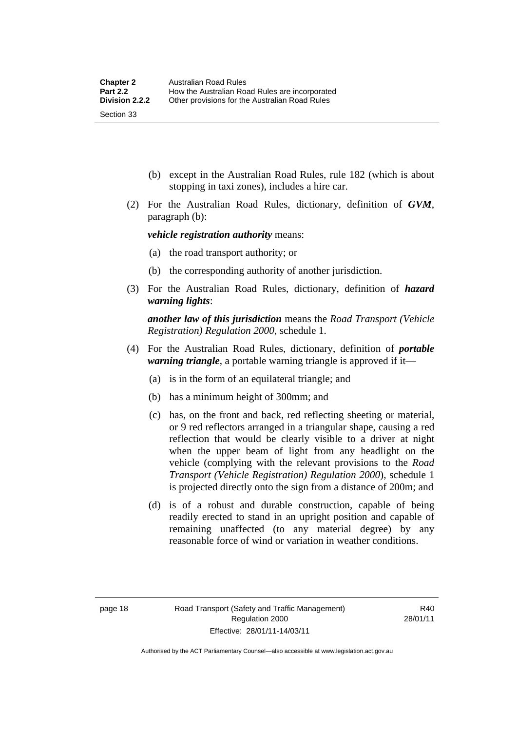(b) except in the Australian Road Rules, rule 182 (which is about stopping in taxi zones), includes a hire car.

(2) For the Australian Road Rules, dictionary, definition of ***GVM***, paragraph (b):

***vehicle registration authority*** means:

(a) the road transport authority; or

(b) the corresponding authority of another jurisdiction.

(3) For the Australian Road Rules, dictionary, definition of ***hazard warning lights***:

***another law of this jurisdiction*** means the *Road Transport (Vehicle Registration) Regulation 2000*, schedule 1.

(4) For the Australian Road Rules, dictionary, definition of ***portable warning triangle***, a portable warning triangle is approved if it—

(a) is in the form of an equilateral triangle; and

(b) has a minimum height of 300mm; and

(c) has, on the front and back, red reflecting sheeting or material, or 9 red reflectors arranged in a triangular shape, causing a red reflection that would be clearly visible to a driver at night when the upper beam of light from any headlight on the vehicle (complying with the relevant provisions to the *Road Transport (Vehicle Registration) Regulation 2000*), schedule 1 is projected directly onto the sign from a distance of 200m; and

(d) is of a robust and durable construction, capable of being readily erected to stand in an upright position and capable of remaining unaffected (to any material degree) by any reasonable force of wind or variation in weather conditions.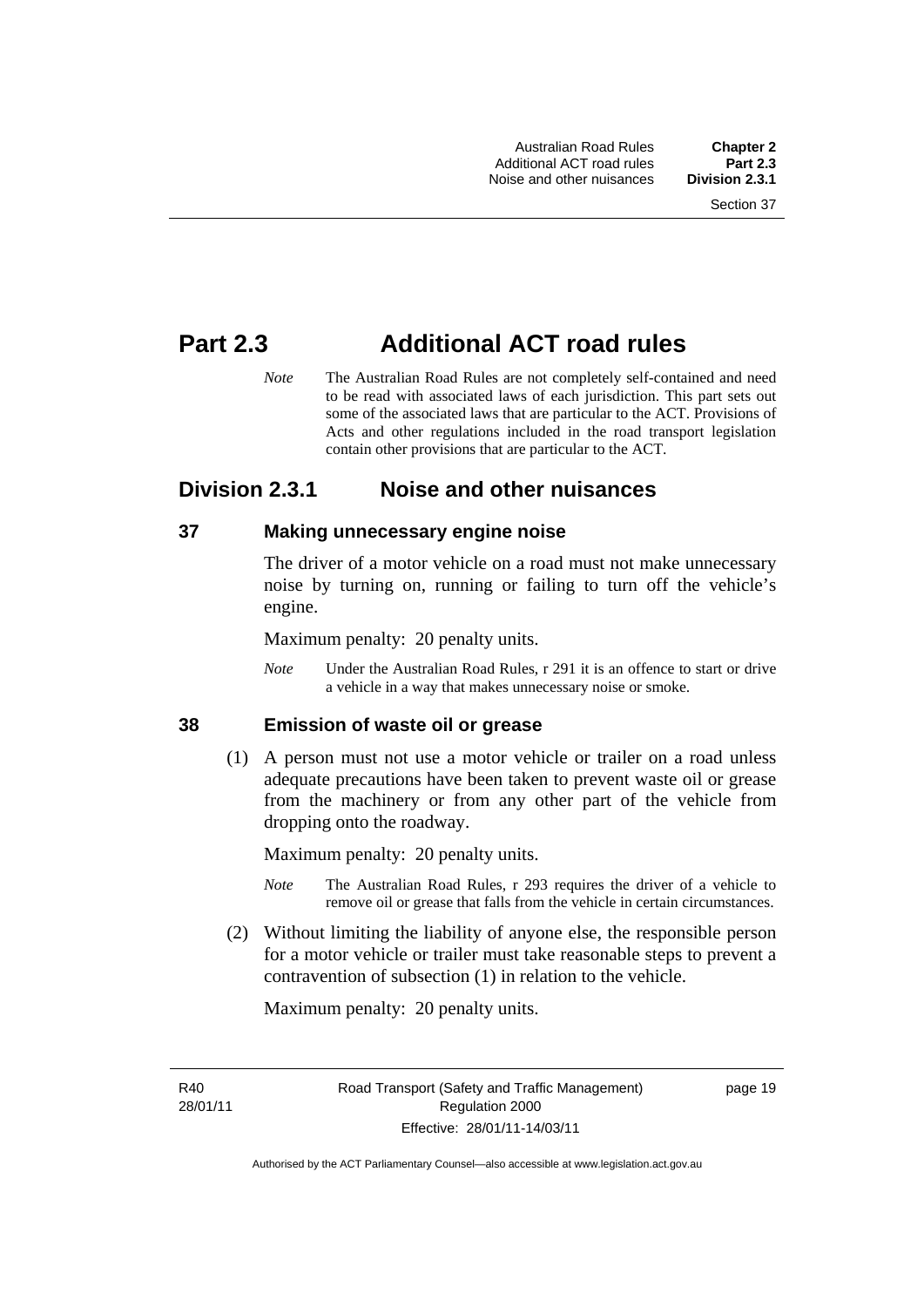# Part 2.3 Additional ACT road rules

*Note* The Australian Road Rules are not completely self-contained and need to be read with associated laws of each jurisdiction. This part sets out some of the associated laws that are particular to the ACT. Provisions of Acts and other regulations included in the road transport legislation contain other provisions that are particular to the ACT.

## Division 2.3.1 Noise and other nuisances

### 37 Making unnecessary engine noise

The driver of a motor vehicle on a road must not make unnecessary noise by turning on, running or failing to turn off the vehicle's engine.

Maximum penalty: 20 penalty units.

*Note* Under the Australian Road Rules, r 291 it is an offence to start or drive a vehicle in a way that makes unnecessary noise or smoke.

### 38 Emission of waste oil or grease

(1) A person must not use a motor vehicle or trailer on a road unless adequate precautions have been taken to prevent waste oil or grease from the machinery or from any other part of the vehicle from dropping onto the roadway.

Maximum penalty: 20 penalty units.

*Note* The Australian Road Rules, r 293 requires the driver of a vehicle to remove oil or grease that falls from the vehicle in certain circumstances.

(2) Without limiting the liability of anyone else, the responsible person for a motor vehicle or trailer must take reasonable steps to prevent a contravention of subsection (1) in relation to the vehicle.

Maximum penalty: 20 penalty units.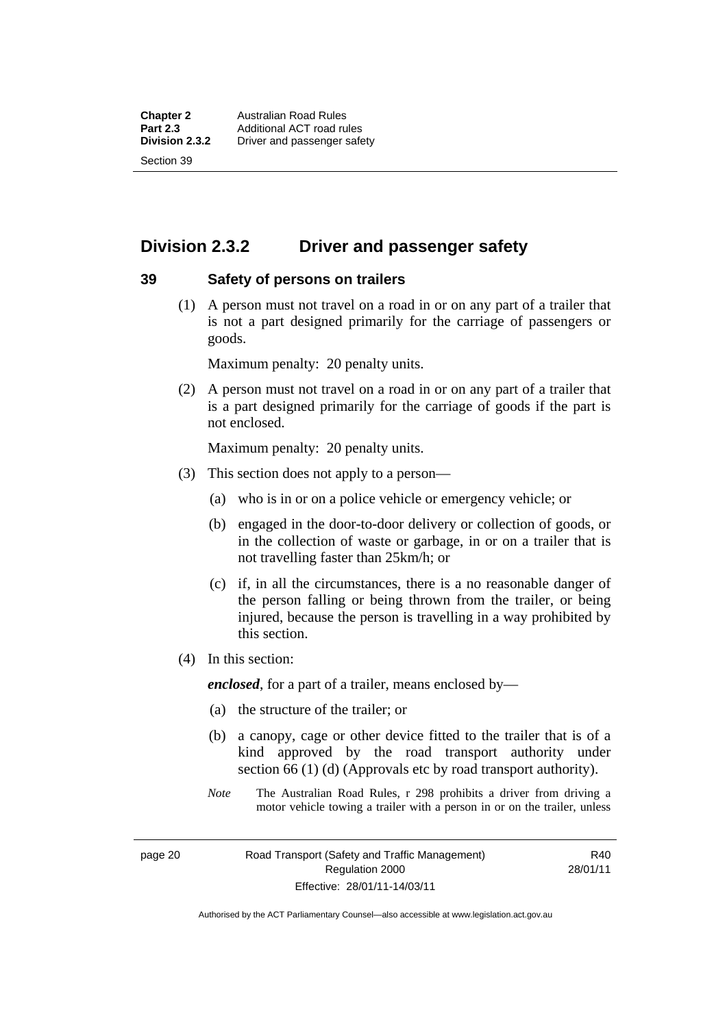## Division 2.3.2 Driver and passenger safety

### 39 Safety of persons on trailers

(1) A person must not travel on a road in or on any part of a trailer that is not a part designed primarily for the carriage of passengers or goods.

Maximum penalty: 20 penalty units.

(2) A person must not travel on a road in or on any part of a trailer that is a part designed primarily for the carriage of goods if the part is not enclosed.

Maximum penalty: 20 penalty units.

(3) This section does not apply to a person—

(a) who is in or on a police vehicle or emergency vehicle; or

(b) engaged in the door-to-door delivery or collection of goods, or in the collection of waste or garbage, in or on a trailer that is not travelling faster than 25km/h; or

(c) if, in all the circumstances, there is a no reasonable danger of the person falling or being thrown from the trailer, or being injured, because the person is travelling in a way prohibited by this section.

(4) In this section:

***enclosed***, for a part of a trailer, means enclosed by—

(a) the structure of the trailer; or

(b) a canopy, cage or other device fitted to the trailer that is of a kind approved by the road transport authority under section 66 (1) (d) (Approvals etc by road transport authority).

*Note* The Australian Road Rules, r 298 prohibits a driver from driving a motor vehicle towing a trailer with a person in or on the trailer, unless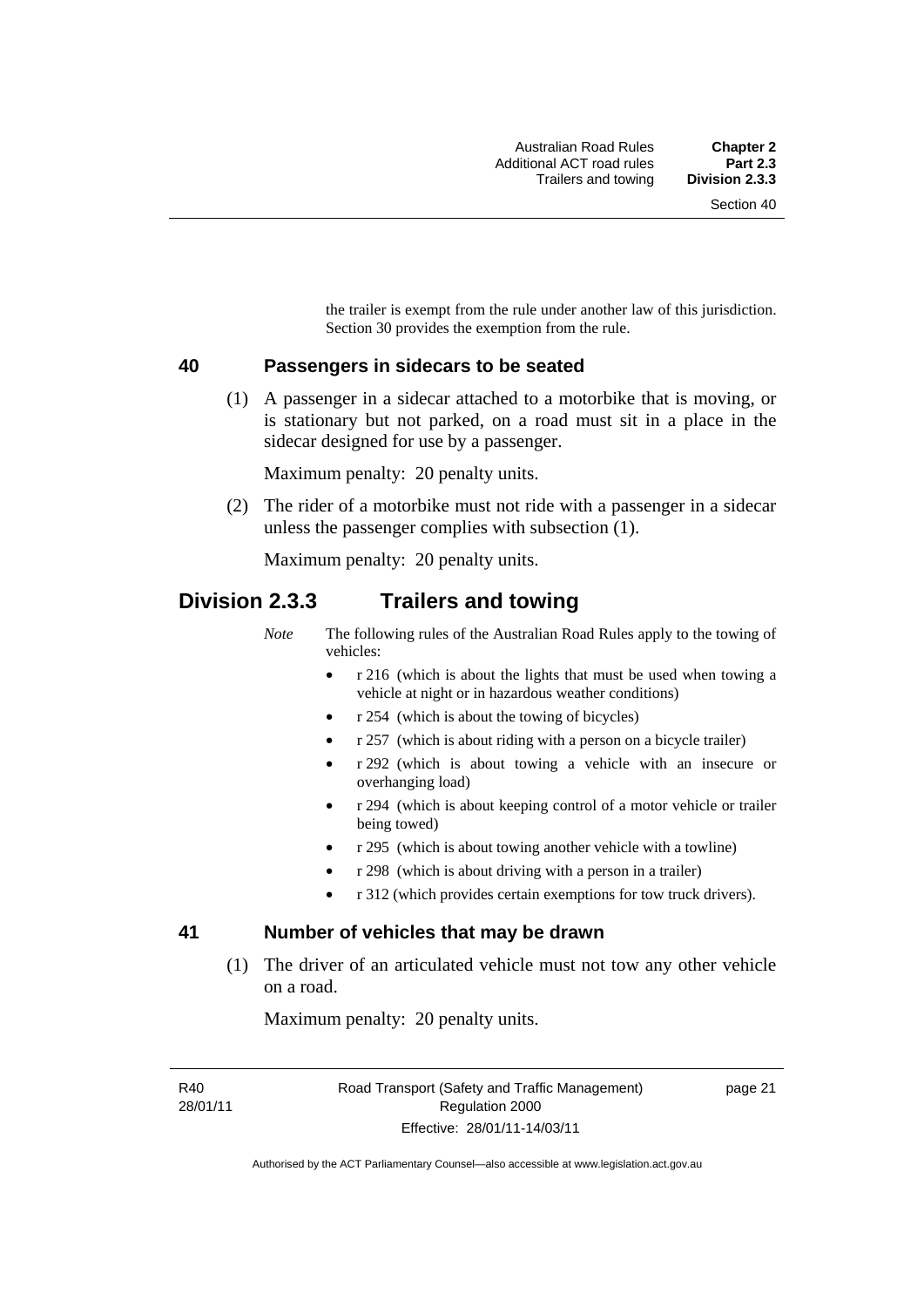the trailer is exempt from the rule under another law of this jurisdiction. Section 30 provides the exemption from the rule.

### 40 Passengers in sidecars to be seated

(1) A passenger in a sidecar attached to a motorbike that is moving, or is stationary but not parked, on a road must sit in a place in the sidecar designed for use by a passenger.

Maximum penalty: 20 penalty units.

(2) The rider of a motorbike must not ride with a passenger in a sidecar unless the passenger complies with subsection (1).

Maximum penalty: 20 penalty units.

## Division 2.3.3 Trailers and towing

*Note* The following rules of the Australian Road Rules apply to the towing of vehicles:

- r 216 (which is about the lights that must be used when towing a vehicle at night or in hazardous weather conditions)
- r 254 (which is about the towing of bicycles)
- r 257 (which is about riding with a person on a bicycle trailer)
- r 292 (which is about towing a vehicle with an insecure or overhanging load)
- r 294 (which is about keeping control of a motor vehicle or trailer being towed)
- r 295 (which is about towing another vehicle with a towline)
- r 298 (which is about driving with a person in a trailer)
- r 312 (which provides certain exemptions for tow truck drivers).

### 41 Number of vehicles that may be drawn

(1) The driver of an articulated vehicle must not tow any other vehicle on a road.

Maximum penalty: 20 penalty units.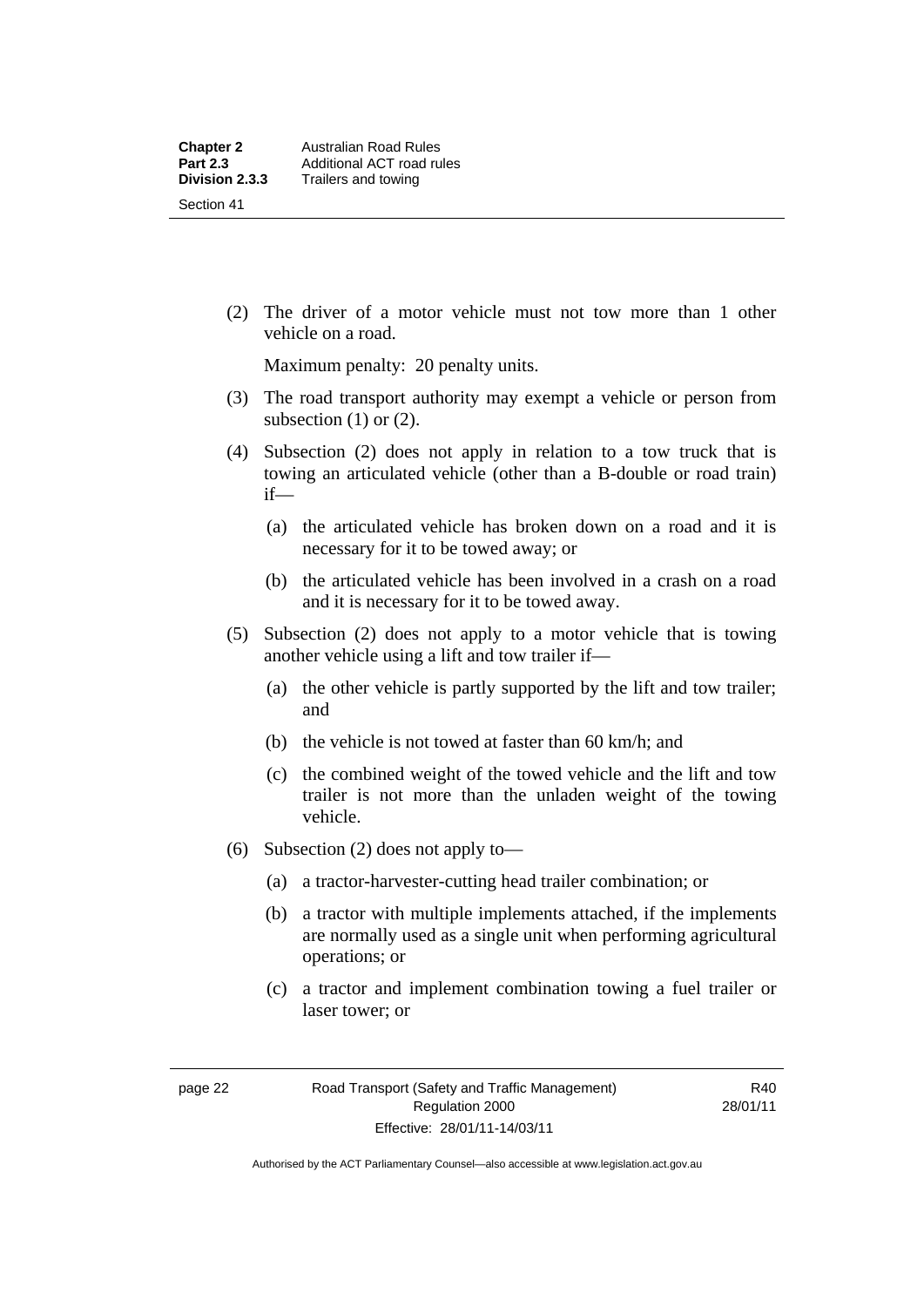(2) The driver of a motor vehicle must not tow more than 1 other vehicle on a road.

Maximum penalty: 20 penalty units.

(3) The road transport authority may exempt a vehicle or person from subsection (1) or (2).

(4) Subsection (2) does not apply in relation to a tow truck that is towing an articulated vehicle (other than a B-double or road train) if—

(a) the articulated vehicle has broken down on a road and it is necessary for it to be towed away; or

(b) the articulated vehicle has been involved in a crash on a road and it is necessary for it to be towed away.

(5) Subsection (2) does not apply to a motor vehicle that is towing another vehicle using a lift and tow trailer if—

(a) the other vehicle is partly supported by the lift and tow trailer; and

(b) the vehicle is not towed at faster than 60 km/h; and

(c) the combined weight of the towed vehicle and the lift and tow trailer is not more than the unladen weight of the towing vehicle.

(6) Subsection (2) does not apply to—

(a) a tractor-harvester-cutting head trailer combination; or

(b) a tractor with multiple implements attached, if the implements are normally used as a single unit when performing agricultural operations; or

(c) a tractor and implement combination towing a fuel trailer or laser tower; or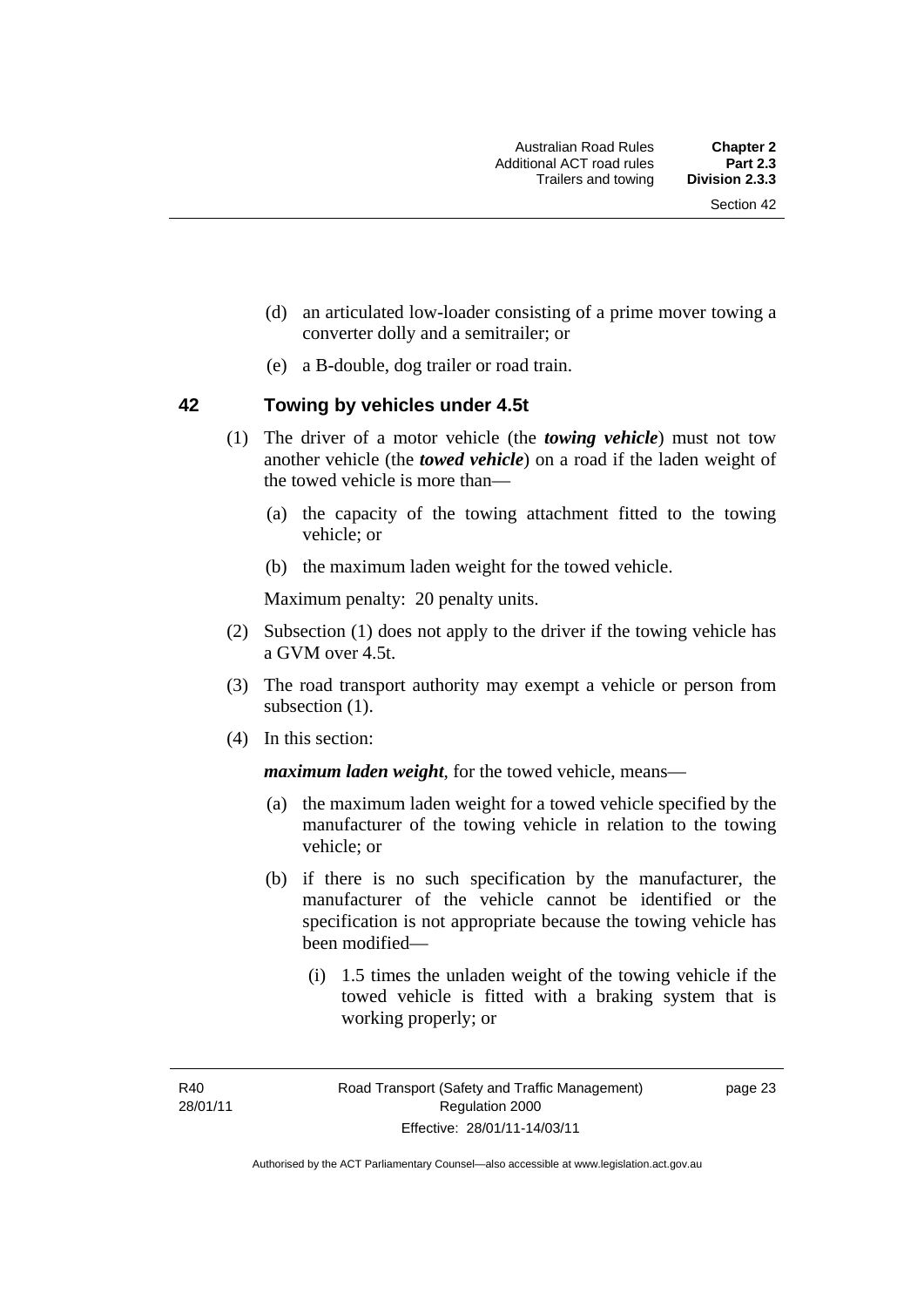(d) an articulated low-loader consisting of a prime mover towing a converter dolly and a semitrailer; or

(e) a B-double, dog trailer or road train.

## 42 Towing by vehicles under 4.5t

(1) The driver of a motor vehicle (the ***towing vehicle***) must not tow another vehicle (the ***towed vehicle***) on a road if the laden weight of the towed vehicle is more than—

(a) the capacity of the towing attachment fitted to the towing vehicle; or

(b) the maximum laden weight for the towed vehicle.

Maximum penalty: 20 penalty units.

(2) Subsection (1) does not apply to the driver if the towing vehicle has a GVM over 4.5t.

(3) The road transport authority may exempt a vehicle or person from subsection (1).

(4) In this section:

***maximum laden weight***, for the towed vehicle, means—

(a) the maximum laden weight for a towed vehicle specified by the manufacturer of the towing vehicle in relation to the towing vehicle; or

(b) if there is no such specification by the manufacturer, the manufacturer of the vehicle cannot be identified or the specification is not appropriate because the towing vehicle has been modified—

(i) 1.5 times the unladen weight of the towing vehicle if the towed vehicle is fitted with a braking system that is working properly; or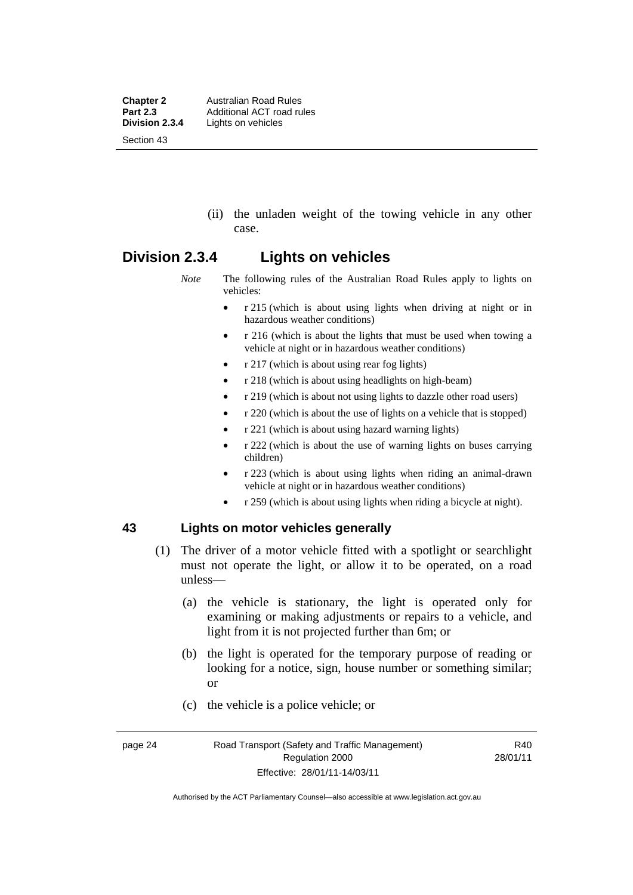(ii) the unladen weight of the towing vehicle in any other case.

## Division 2.3.4 Lights on vehicles

*Note* The following rules of the Australian Road Rules apply to lights on vehicles:

- r 215 (which is about using lights when driving at night or in hazardous weather conditions)
- r 216 (which is about the lights that must be used when towing a vehicle at night or in hazardous weather conditions)
- r 217 (which is about using rear fog lights)
- r 218 (which is about using headlights on high-beam)
- r 219 (which is about not using lights to dazzle other road users)
- r 220 (which is about the use of lights on a vehicle that is stopped)
- r 221 (which is about using hazard warning lights)
- r 222 (which is about the use of warning lights on buses carrying children)
- r 223 (which is about using lights when riding an animal-drawn vehicle at night or in hazardous weather conditions)
- r 259 (which is about using lights when riding a bicycle at night).

### 43 Lights on motor vehicles generally

(1) The driver of a motor vehicle fitted with a spotlight or searchlight must not operate the light, or allow it to be operated, on a road unless—

(a) the vehicle is stationary, the light is operated only for examining or making adjustments or repairs to a vehicle, and light from it is not projected further than 6m; or

(b) the light is operated for the temporary purpose of reading or looking for a notice, sign, house number or something similar; or

(c) the vehicle is a police vehicle; or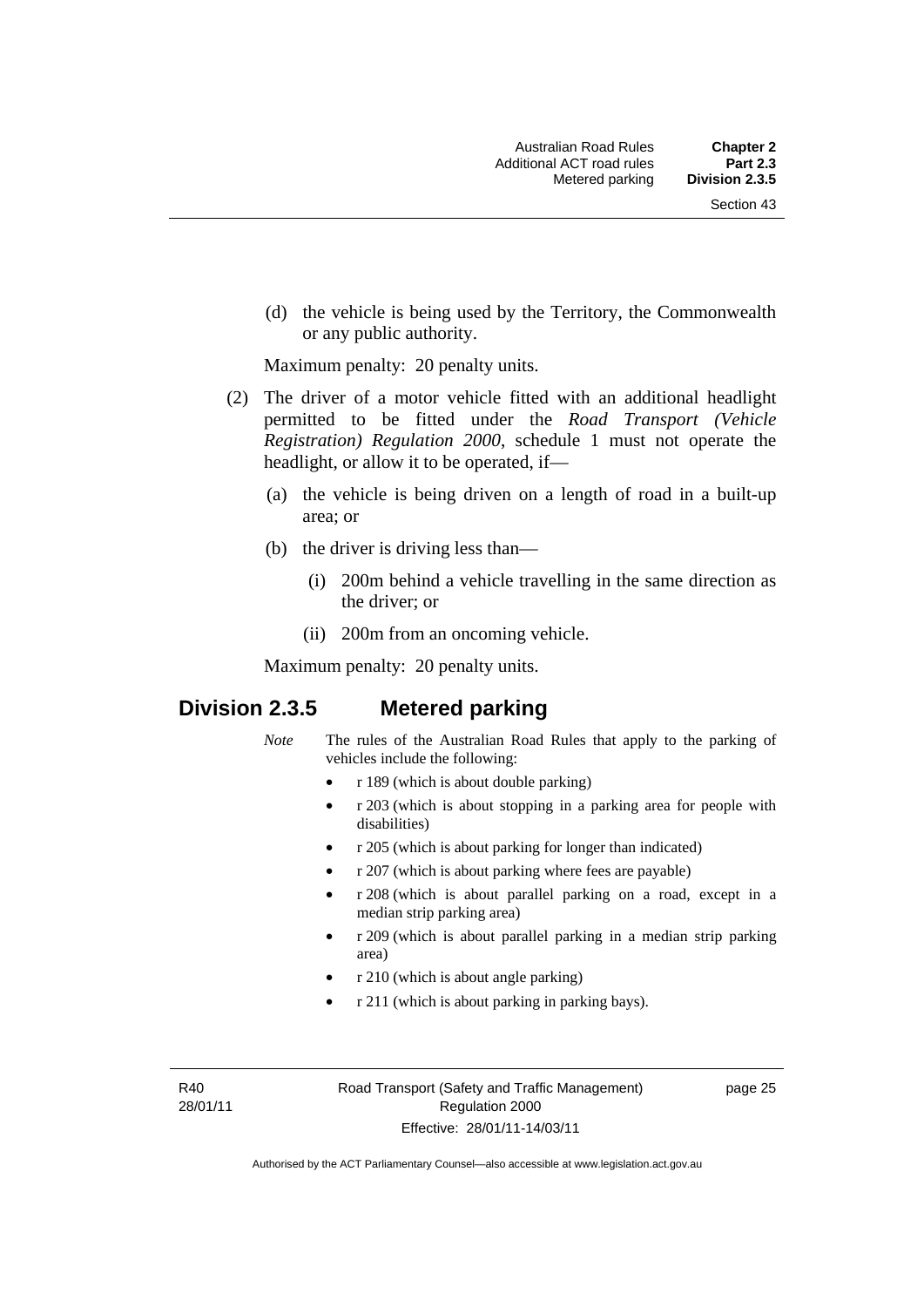(d) the vehicle is being used by the Territory, the Commonwealth or any public authority.

Maximum penalty: 20 penalty units.

(2) The driver of a motor vehicle fitted with an additional headlight permitted to be fitted under the *Road Transport (Vehicle Registration) Regulation 2000*, schedule 1 must not operate the headlight, or allow it to be operated, if—

(a) the vehicle is being driven on a length of road in a built-up area; or

(b) the driver is driving less than—

(i) 200m behind a vehicle travelling in the same direction as the driver; or

(ii) 200m from an oncoming vehicle.

Maximum penalty: 20 penalty units.

## Division 2.3.5 Metered parking

*Note* The rules of the Australian Road Rules that apply to the parking of vehicles include the following:

- r 189 (which is about double parking)
- r 203 (which is about stopping in a parking area for people with disabilities)
- r 205 (which is about parking for longer than indicated)
- r 207 (which is about parking where fees are payable)
- r 208 (which is about parallel parking on a road, except in a median strip parking area)
- r 209 (which is about parallel parking in a median strip parking area)
- r 210 (which is about angle parking)
- r 211 (which is about parking in parking bays).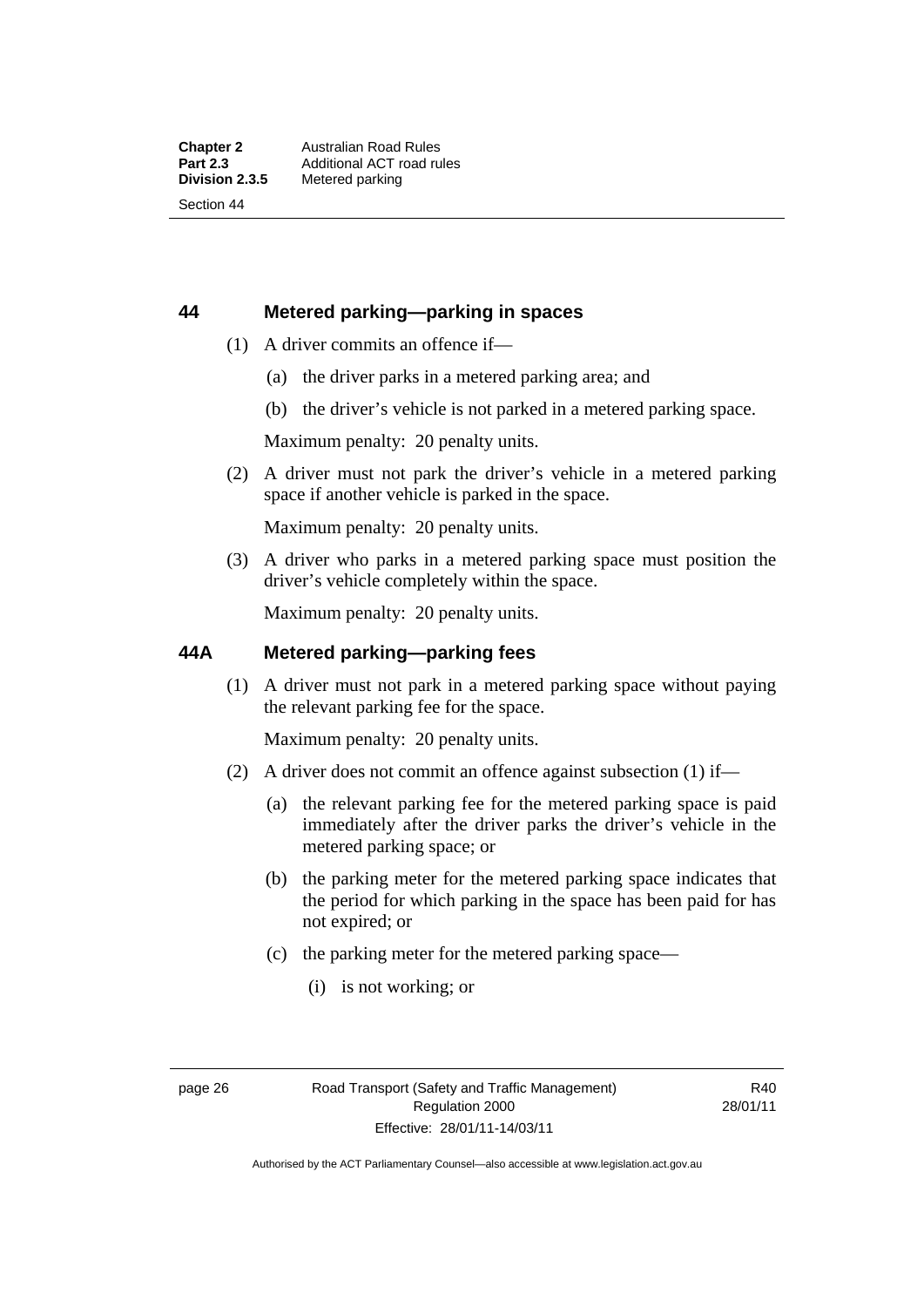## 44 Metered parking—parking in spaces

(1) A driver commits an offence if—

(a) the driver parks in a metered parking area; and

(b) the driver's vehicle is not parked in a metered parking space.

Maximum penalty: 20 penalty units.

(2) A driver must not park the driver's vehicle in a metered parking space if another vehicle is parked in the space.

Maximum penalty: 20 penalty units.

(3) A driver who parks in a metered parking space must position the driver's vehicle completely within the space.

Maximum penalty: 20 penalty units.

## 44A Metered parking—parking fees

(1) A driver must not park in a metered parking space without paying the relevant parking fee for the space.

Maximum penalty: 20 penalty units.

(2) A driver does not commit an offence against subsection (1) if—

(a) the relevant parking fee for the metered parking space is paid immediately after the driver parks the driver's vehicle in the metered parking space; or

(b) the parking meter for the metered parking space indicates that the period for which parking in the space has been paid for has not expired; or

(c) the parking meter for the metered parking space—

(i) is not working; or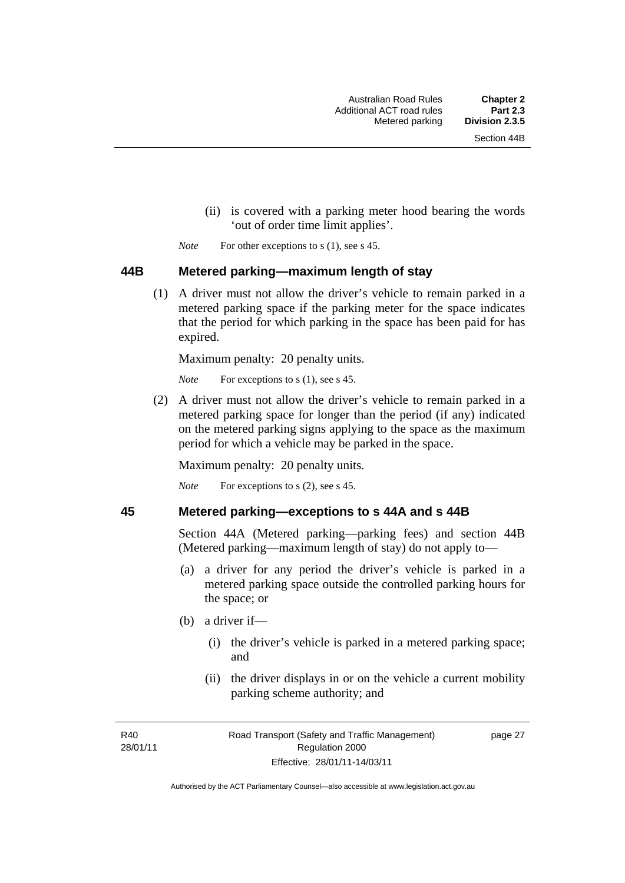(ii) is covered with a parking meter hood bearing the words 'out of order time limit applies'.

*Note* For other exceptions to s (1), see s 45.

### 44B Metered parking—maximum length of stay

(1) A driver must not allow the driver's vehicle to remain parked in a metered parking space if the parking meter for the space indicates that the period for which parking in the space has been paid for has expired.

Maximum penalty: 20 penalty units.

*Note* For exceptions to s (1), see s 45.

(2) A driver must not allow the driver's vehicle to remain parked in a metered parking space for longer than the period (if any) indicated on the metered parking signs applying to the space as the maximum period for which a vehicle may be parked in the space.

Maximum penalty: 20 penalty units.

*Note* For exceptions to s (2), see s 45.

### 45 Metered parking—exceptions to s 44A and s 44B

Section 44A (Metered parking—parking fees) and section 44B (Metered parking—maximum length of stay) do not apply to—

(a) a driver for any period the driver's vehicle is parked in a metered parking space outside the controlled parking hours for the space; or

(b) a driver if—

(i) the driver's vehicle is parked in a metered parking space; and

(ii) the driver displays in or on the vehicle a current mobility parking scheme authority; and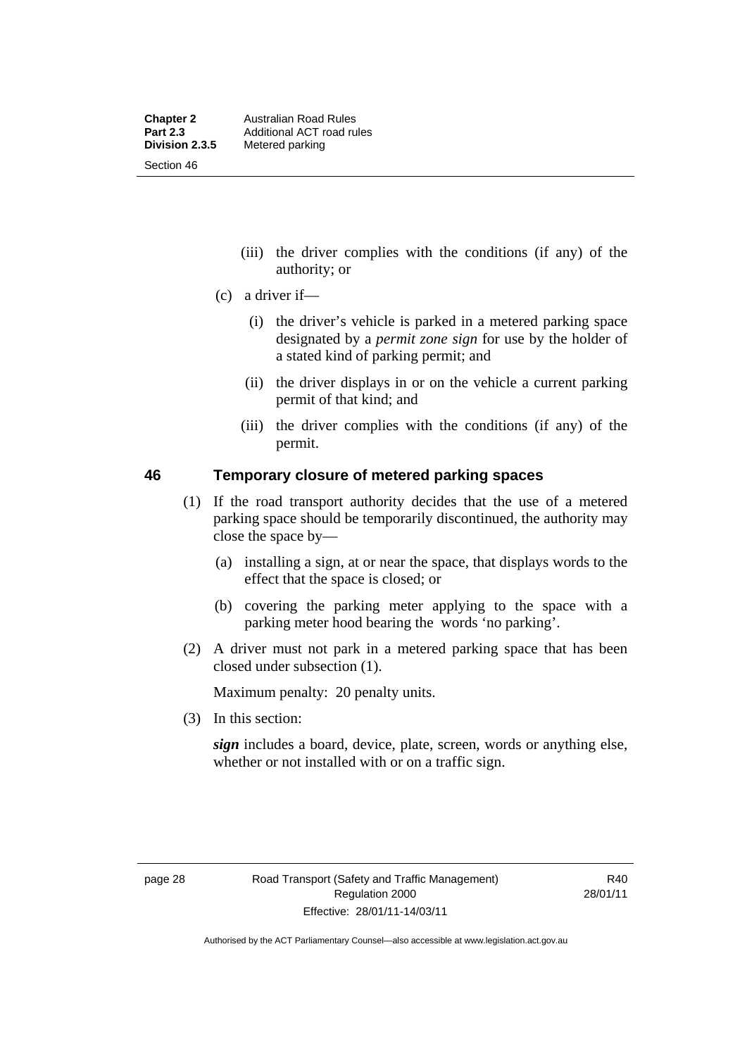(iii) the driver complies with the conditions (if any) of the authority; or

(c) a driver if—

(i) the driver's vehicle is parked in a metered parking space designated by a *permit zone sign* for use by the holder of a stated kind of parking permit; and

(ii) the driver displays in or on the vehicle a current parking permit of that kind; and

(iii) the driver complies with the conditions (if any) of the permit.

## 46 Temporary closure of metered parking spaces

(1) If the road transport authority decides that the use of a metered parking space should be temporarily discontinued, the authority may close the space by—

(a) installing a sign, at or near the space, that displays words to the effect that the space is closed; or

(b) covering the parking meter applying to the space with a parking meter hood bearing the words 'no parking'.

(2) A driver must not park in a metered parking space that has been closed under subsection (1).

Maximum penalty: 20 penalty units.

(3) In this section:

***sign*** includes a board, device, plate, screen, words or anything else, whether or not installed with or on a traffic sign.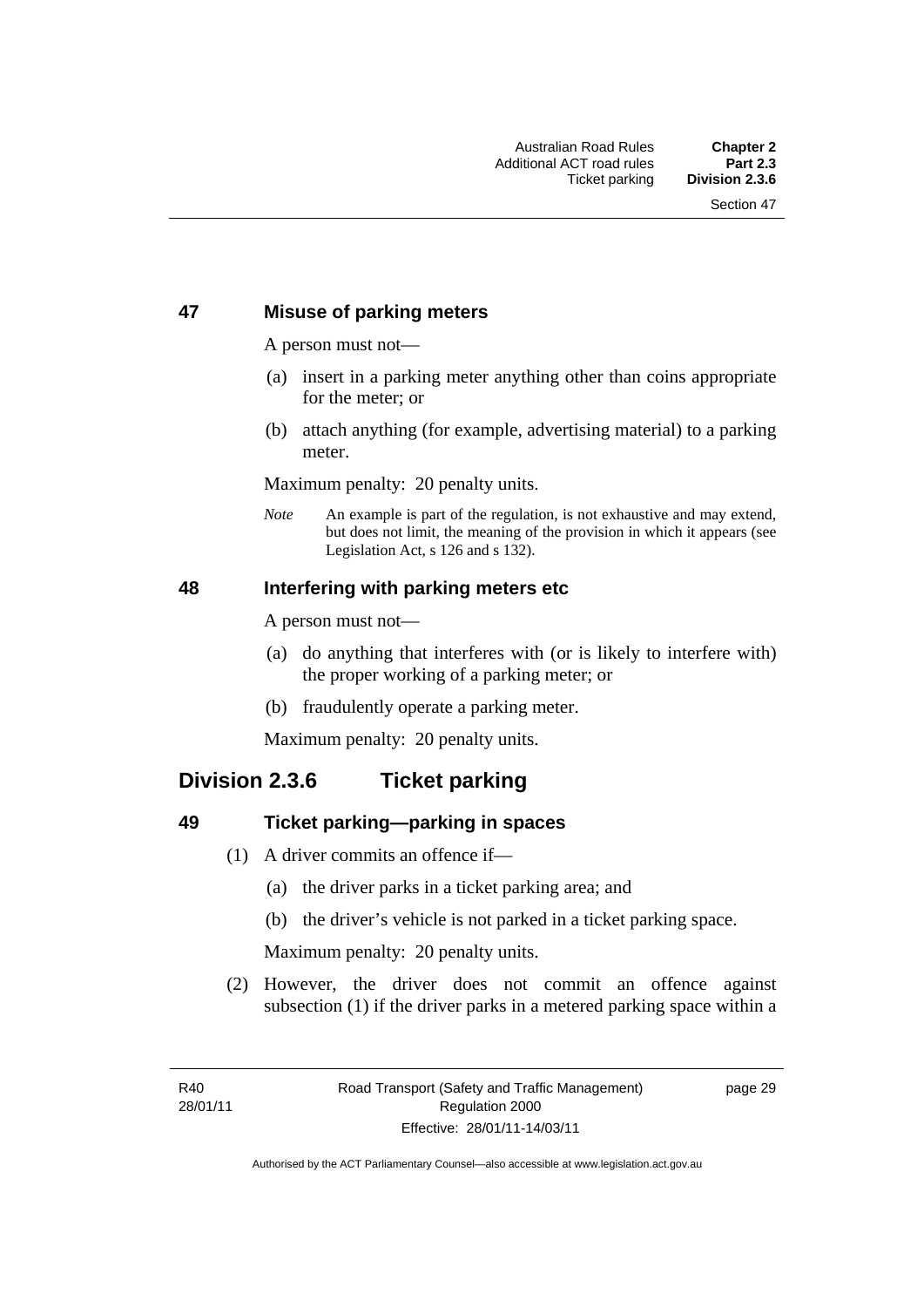## 47 Misuse of parking meters

A person must not—

(a) insert in a parking meter anything other than coins appropriate for the meter; or

(b) attach anything (for example, advertising material) to a parking meter.

Maximum penalty: 20 penalty units.

*Note* An example is part of the regulation, is not exhaustive and may extend, but does not limit, the meaning of the provision in which it appears (see Legislation Act, s 126 and s 132).

## 48 Interfering with parking meters etc

A person must not—

(a) do anything that interferes with (or is likely to interfere with) the proper working of a parking meter; or

(b) fraudulently operate a parking meter.

Maximum penalty: 20 penalty units.

# Division 2.3.6 Ticket parking

## 49 Ticket parking—parking in spaces

(1) A driver commits an offence if—

(a) the driver parks in a ticket parking area; and

(b) the driver's vehicle is not parked in a ticket parking space.

Maximum penalty: 20 penalty units.

(2) However, the driver does not commit an offence against subsection (1) if the driver parks in a metered parking space within a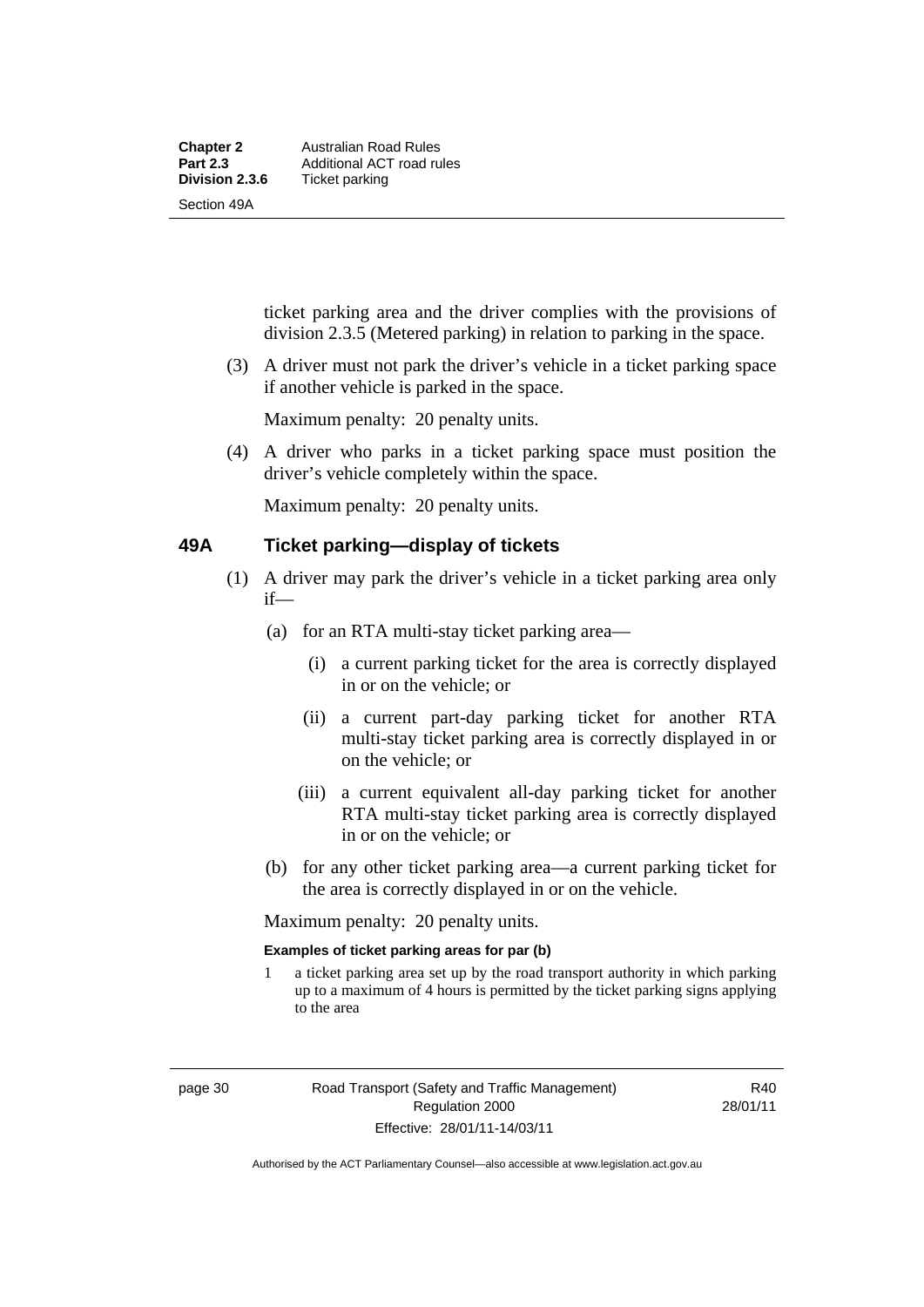ticket parking area and the driver complies with the provisions of division 2.3.5 (Metered parking) in relation to parking in the space.

(3) A driver must not park the driver's vehicle in a ticket parking space if another vehicle is parked in the space.

Maximum penalty: 20 penalty units.

(4) A driver who parks in a ticket parking space must position the driver's vehicle completely within the space.

Maximum penalty: 20 penalty units.

## 49A Ticket parking—display of tickets

(1) A driver may park the driver's vehicle in a ticket parking area only if—

(a) for an RTA multi-stay ticket parking area—

(i) a current parking ticket for the area is correctly displayed in or on the vehicle; or

(ii) a current part-day parking ticket for another RTA multi-stay ticket parking area is correctly displayed in or on the vehicle; or

(iii) a current equivalent all-day parking ticket for another RTA multi-stay ticket parking area is correctly displayed in or on the vehicle; or

(b) for any other ticket parking area—a current parking ticket for the area is correctly displayed in or on the vehicle.

Maximum penalty: 20 penalty units.

**Examples of ticket parking areas for par (b)**

1 a ticket parking area set up by the road transport authority in which parking up to a maximum of 4 hours is permitted by the ticket parking signs applying to the area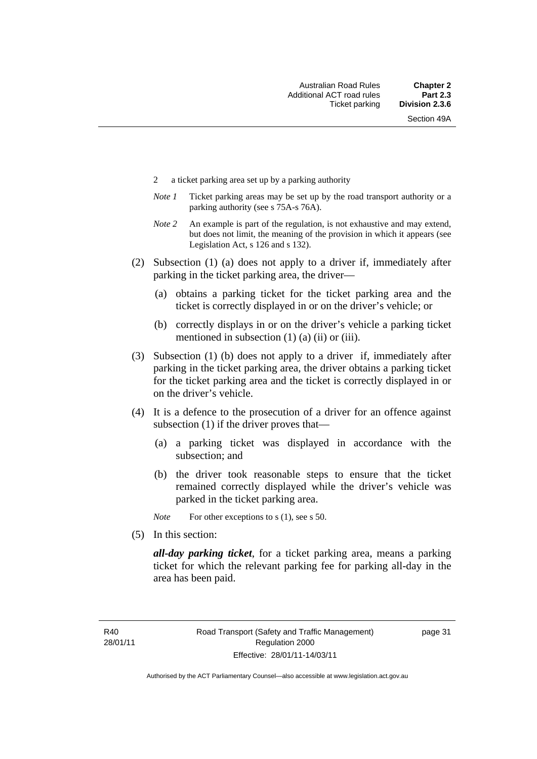2 a ticket parking area set up by a parking authority

*Note 1* Ticket parking areas may be set up by the road transport authority or a parking authority (see s 75A-s 76A).

*Note 2* An example is part of the regulation, is not exhaustive and may extend, but does not limit, the meaning of the provision in which it appears (see Legislation Act, s 126 and s 132).

(2) Subsection (1) (a) does not apply to a driver if, immediately after parking in the ticket parking area, the driver—

(a) obtains a parking ticket for the ticket parking area and the ticket is correctly displayed in or on the driver's vehicle; or

(b) correctly displays in or on the driver's vehicle a parking ticket mentioned in subsection (1) (a) (ii) or (iii).

(3) Subsection (1) (b) does not apply to a driver if, immediately after parking in the ticket parking area, the driver obtains a parking ticket for the ticket parking area and the ticket is correctly displayed in or on the driver's vehicle.

(4) It is a defence to the prosecution of a driver for an offence against subsection (1) if the driver proves that—

(a) a parking ticket was displayed in accordance with the subsection; and

(b) the driver took reasonable steps to ensure that the ticket remained correctly displayed while the driver's vehicle was parked in the ticket parking area.

*Note* For other exceptions to s (1), see s 50.

(5) In this section:

***all-day parking ticket***, for a ticket parking area, means a parking ticket for which the relevant parking fee for parking all-day in the area has been paid.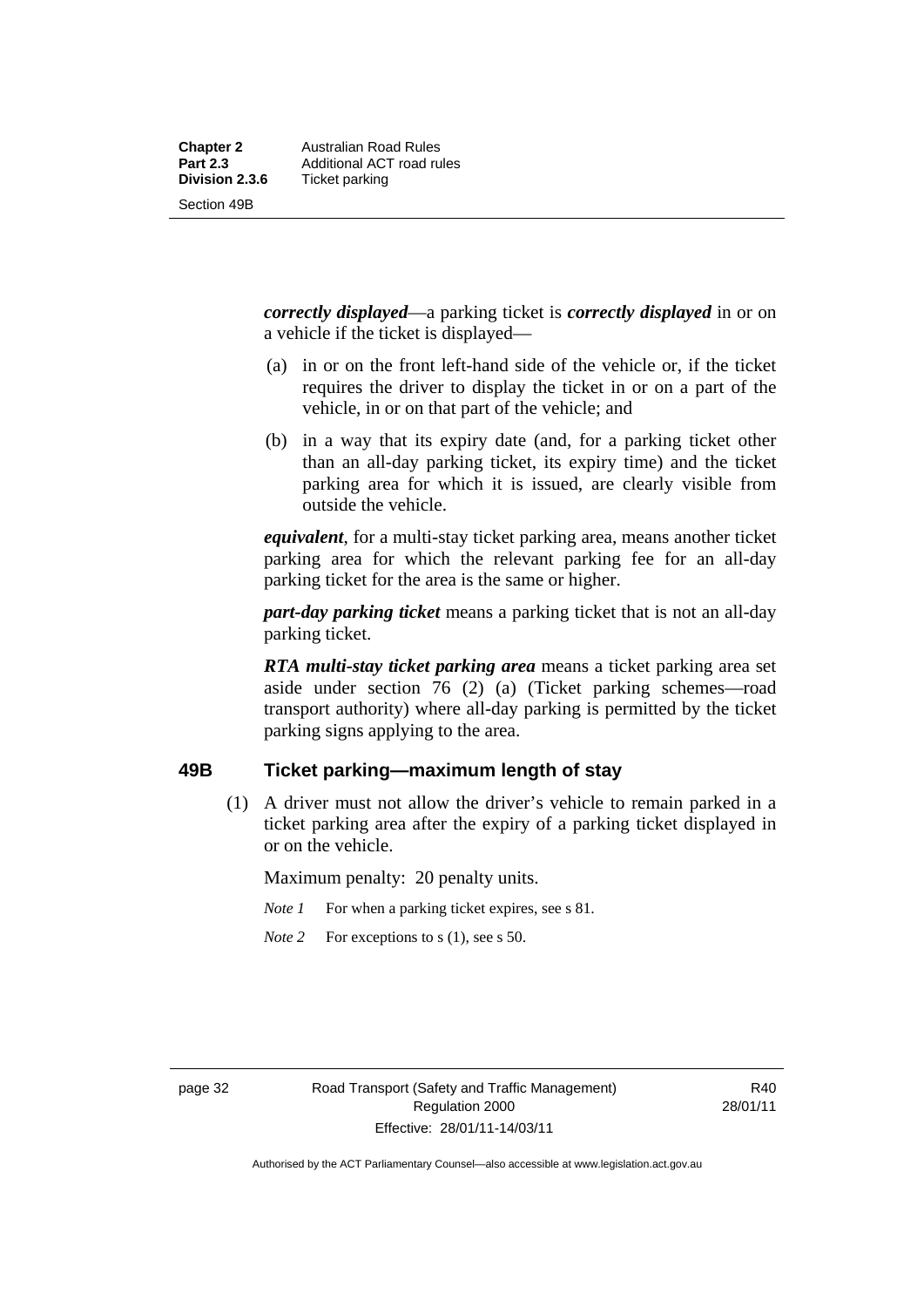***correctly displayed***—a parking ticket is ***correctly displayed*** in or on a vehicle if the ticket is displayed—

(a) in or on the front left-hand side of the vehicle or, if the ticket requires the driver to display the ticket in or on a part of the vehicle, in or on that part of the vehicle; and

(b) in a way that its expiry date (and, for a parking ticket other than an all-day parking ticket, its expiry time) and the ticket parking area for which it is issued, are clearly visible from outside the vehicle.

***equivalent***, for a multi-stay ticket parking area, means another ticket parking area for which the relevant parking fee for an all-day parking ticket for the area is the same or higher.

***part-day parking ticket*** means a parking ticket that is not an all-day parking ticket.

***RTA multi-stay ticket parking area*** means a ticket parking area set aside under section 76 (2) (a) (Ticket parking schemes—road transport authority) where all-day parking is permitted by the ticket parking signs applying to the area.

## 49B Ticket parking—maximum length of stay

(1) A driver must not allow the driver's vehicle to remain parked in a ticket parking area after the expiry of a parking ticket displayed in or on the vehicle.

Maximum penalty: 20 penalty units.

*Note 1* For when a parking ticket expires, see s 81.

*Note 2* For exceptions to s (1), see s 50.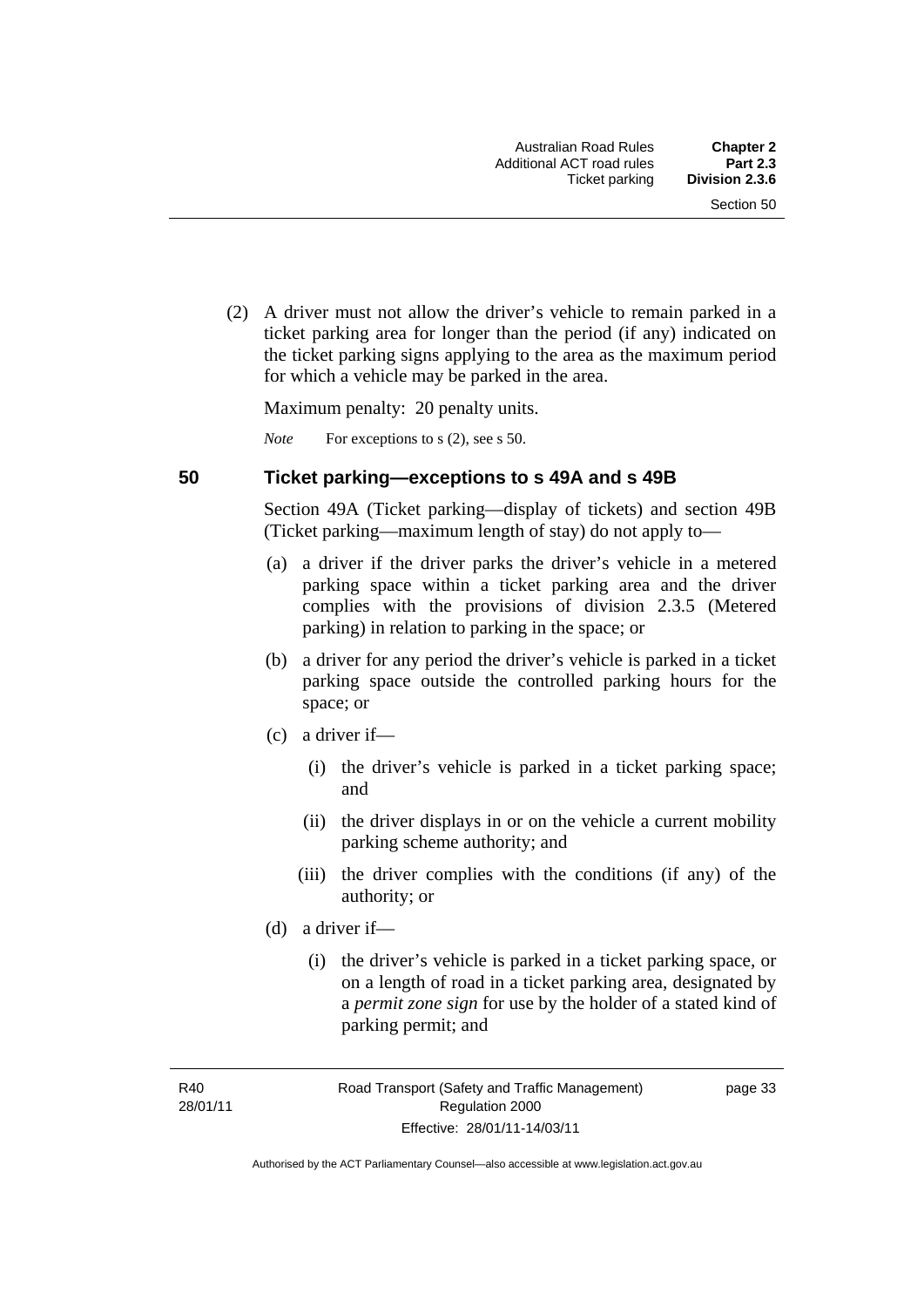(2) A driver must not allow the driver's vehicle to remain parked in a ticket parking area for longer than the period (if any) indicated on the ticket parking signs applying to the area as the maximum period for which a vehicle may be parked in the area.

Maximum penalty: 20 penalty units.

*Note* For exceptions to s (2), see s 50.

## 50 Ticket parking—exceptions to s 49A and s 49B

Section 49A (Ticket parking—display of tickets) and section 49B (Ticket parking—maximum length of stay) do not apply to—

(a) a driver if the driver parks the driver's vehicle in a metered parking space within a ticket parking area and the driver complies with the provisions of division 2.3.5 (Metered parking) in relation to parking in the space; or

(b) a driver for any period the driver's vehicle is parked in a ticket parking space outside the controlled parking hours for the space; or

(c) a driver if—

(i) the driver's vehicle is parked in a ticket parking space; and

(ii) the driver displays in or on the vehicle a current mobility parking scheme authority; and

(iii) the driver complies with the conditions (if any) of the authority; or

(d) a driver if—

(i) the driver's vehicle is parked in a ticket parking space, or on a length of road in a ticket parking area, designated by a ***permit zone sign*** for use by the holder of a stated kind of parking permit; and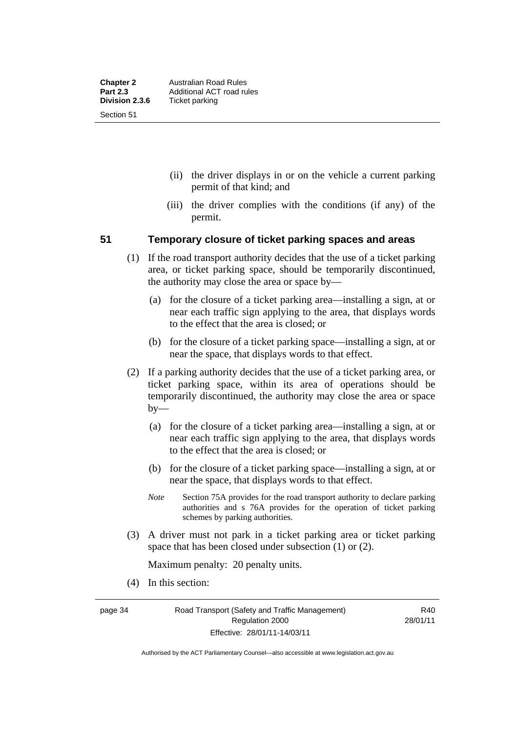(ii) the driver displays in or on the vehicle a current parking permit of that kind; and

(iii) the driver complies with the conditions (if any) of the permit.

### 51 Temporary closure of ticket parking spaces and areas

(1) If the road transport authority decides that the use of a ticket parking area, or ticket parking space, should be temporarily discontinued, the authority may close the area or space by—

(a) for the closure of a ticket parking area—installing a sign, at or near each traffic sign applying to the area, that displays words to the effect that the area is closed; or

(b) for the closure of a ticket parking space—installing a sign, at or near the space, that displays words to that effect.

(2) If a parking authority decides that the use of a ticket parking area, or ticket parking space, within its area of operations should be temporarily discontinued, the authority may close the area or space by—

(a) for the closure of a ticket parking area—installing a sign, at or near each traffic sign applying to the area, that displays words to the effect that the area is closed; or

(b) for the closure of a ticket parking space—installing a sign, at or near the space, that displays words to that effect.

*Note* Section 75A provides for the road transport authority to declare parking authorities and s 76A provides for the operation of ticket parking schemes by parking authorities.

(3) A driver must not park in a ticket parking area or ticket parking space that has been closed under subsection (1) or (2).

Maximum penalty: 20 penalty units.

(4) In this section: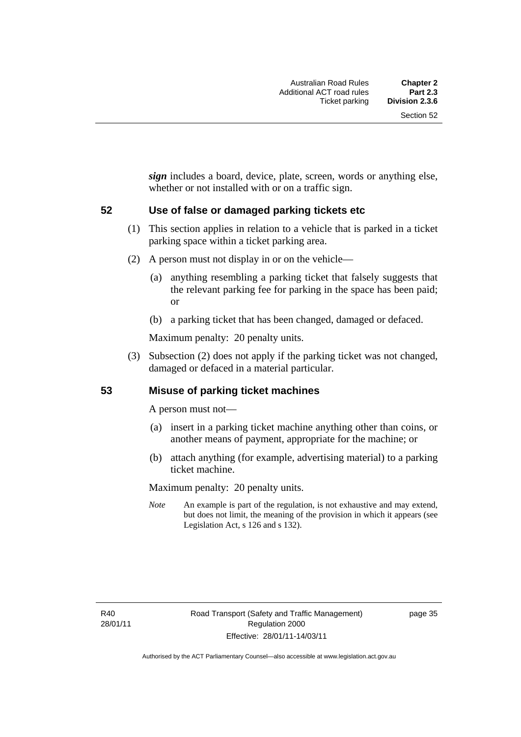***sign*** includes a board, device, plate, screen, words or anything else, whether or not installed with or on a traffic sign.

## 52 Use of false or damaged parking tickets etc

(1) This section applies in relation to a vehicle that is parked in a ticket parking space within a ticket parking area.

(2) A person must not display in or on the vehicle—

(a) anything resembling a parking ticket that falsely suggests that the relevant parking fee for parking in the space has been paid; or

(b) a parking ticket that has been changed, damaged or defaced.

Maximum penalty: 20 penalty units.

(3) Subsection (2) does not apply if the parking ticket was not changed, damaged or defaced in a material particular.

## 53 Misuse of parking ticket machines

A person must not—

(a) insert in a parking ticket machine anything other than coins, or another means of payment, appropriate for the machine; or

(b) attach anything (for example, advertising material) to a parking ticket machine.

Maximum penalty: 20 penalty units.

*Note* An example is part of the regulation, is not exhaustive and may extend, but does not limit, the meaning of the provision in which it appears (see Legislation Act, s 126 and s 132).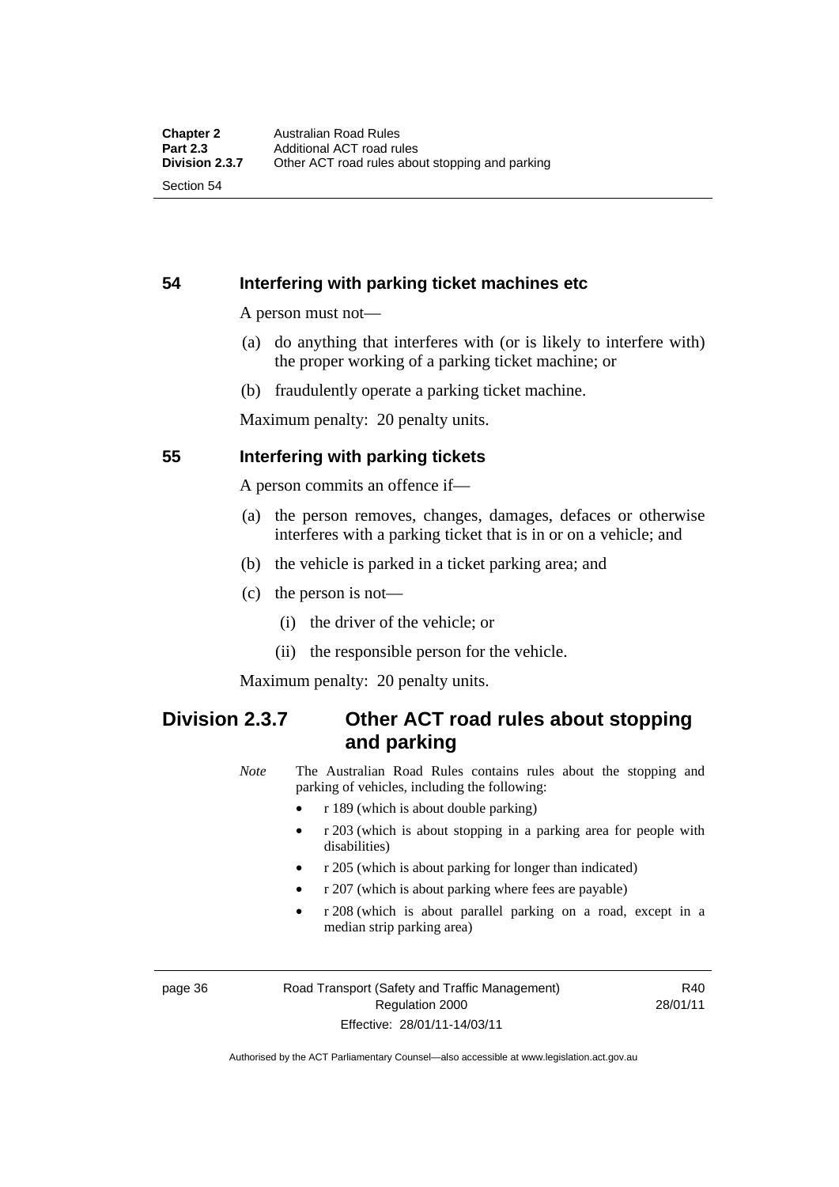## 54 Interfering with parking ticket machines etc

A person must not—

(a) do anything that interferes with (or is likely to interfere with) the proper working of a parking ticket machine; or

(b) fraudulently operate a parking ticket machine.

Maximum penalty: 20 penalty units.

## 55 Interfering with parking tickets

A person commits an offence if—

(a) the person removes, changes, damages, defaces or otherwise interferes with a parking ticket that is in or on a vehicle; and

(b) the vehicle is parked in a ticket parking area; and

(c) the person is not—

  (i) the driver of the vehicle; or

  (ii) the responsible person for the vehicle.

Maximum penalty: 20 penalty units.

# Division 2.3.7 Other ACT road rules about stopping and parking

*Note* The Australian Road Rules contains rules about the stopping and parking of vehicles, including the following:

- r 189 (which is about double parking)
- r 203 (which is about stopping in a parking area for people with disabilities)
- r 205 (which is about parking for longer than indicated)
- r 207 (which is about parking where fees are payable)
- r 208 (which is about parallel parking on a road, except in a median strip parking area)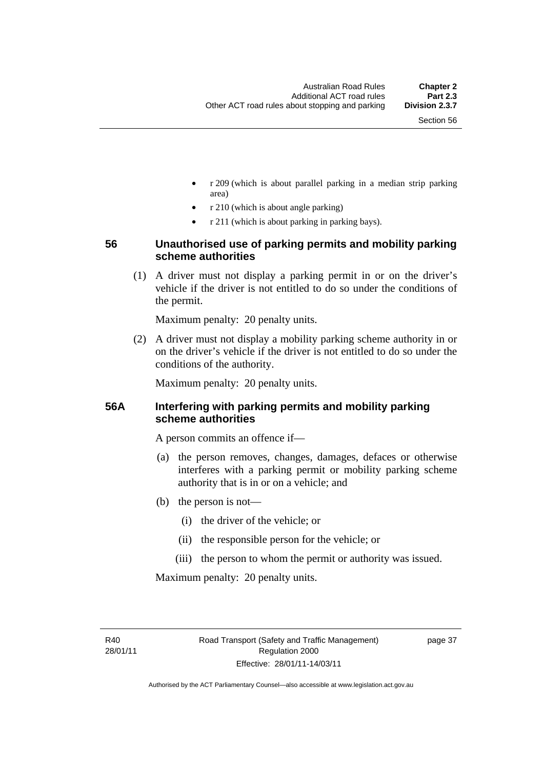- r 209 (which is about parallel parking in a median strip parking area)
- r 210 (which is about angle parking)
- r 211 (which is about parking in parking bays).

## 56 Unauthorised use of parking permits and mobility parking scheme authorities

(1) A driver must not display a parking permit in or on the driver's vehicle if the driver is not entitled to do so under the conditions of the permit.

Maximum penalty: 20 penalty units.

(2) A driver must not display a mobility parking scheme authority in or on the driver's vehicle if the driver is not entitled to do so under the conditions of the authority.

Maximum penalty: 20 penalty units.

## 56A Interfering with parking permits and mobility parking scheme authorities

A person commits an offence if—

(a) the person removes, changes, damages, defaces or otherwise interferes with a parking permit or mobility parking scheme authority that is in or on a vehicle; and

(b) the person is not—

(i) the driver of the vehicle; or

(ii) the responsible person for the vehicle; or

(iii) the person to whom the permit or authority was issued.

Maximum penalty: 20 penalty units.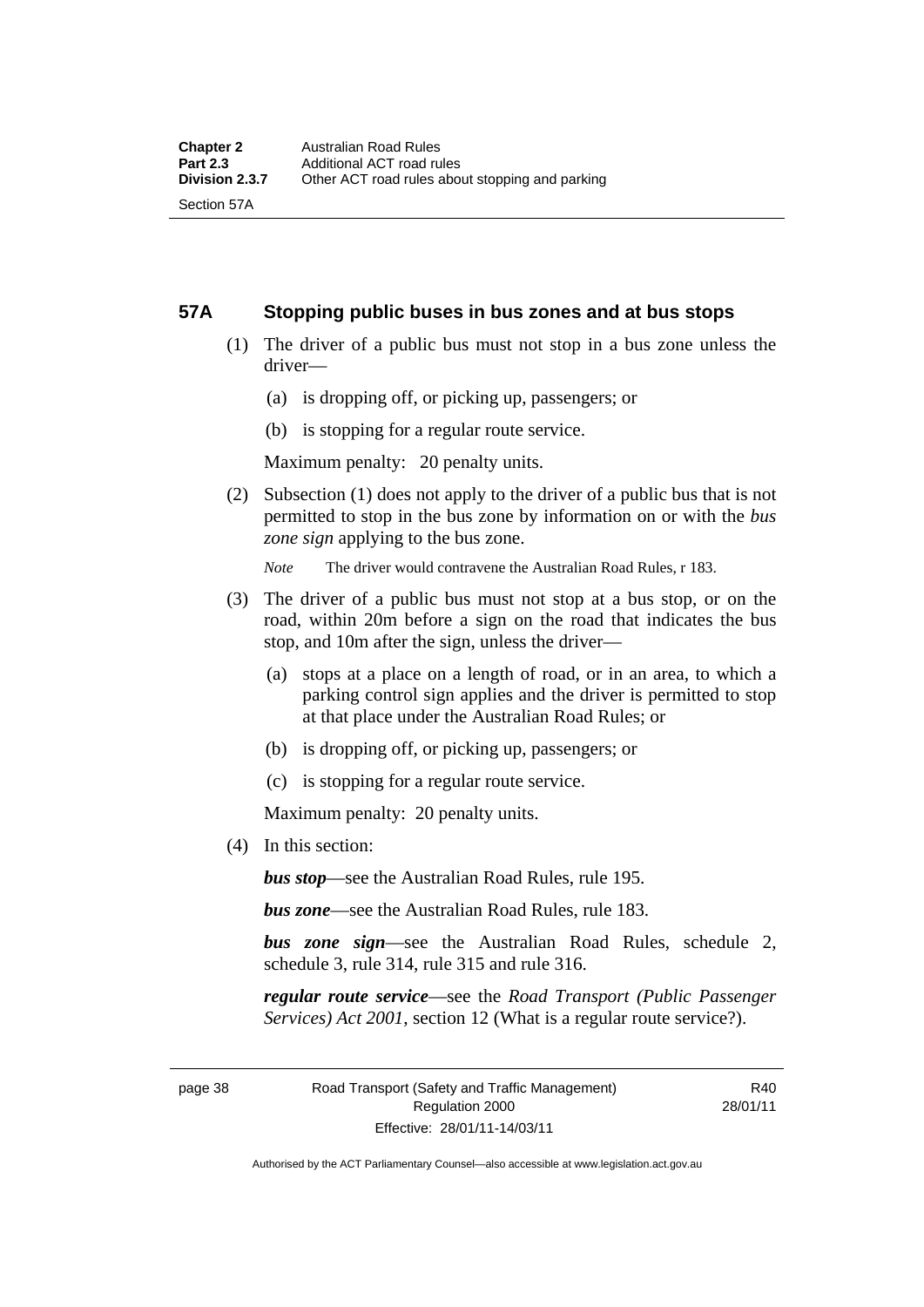## 57A Stopping public buses in bus zones and at bus stops

(1) The driver of a public bus must not stop in a bus zone unless the driver—

(a) is dropping off, or picking up, passengers; or

(b) is stopping for a regular route service.

Maximum penalty: 20 penalty units.

(2) Subsection (1) does not apply to the driver of a public bus that is not permitted to stop in the bus zone by information on or with the *bus zone sign* applying to the bus zone.

*Note* The driver would contravene the Australian Road Rules, r 183.

(3) The driver of a public bus must not stop at a bus stop, or on the road, within 20m before a sign on the road that indicates the bus stop, and 10m after the sign, unless the driver—

(a) stops at a place on a length of road, or in an area, to which a parking control sign applies and the driver is permitted to stop at that place under the Australian Road Rules; or

(b) is dropping off, or picking up, passengers; or

(c) is stopping for a regular route service.

Maximum penalty: 20 penalty units.

(4) In this section:

***bus stop***—see the Australian Road Rules, rule 195.

***bus zone***—see the Australian Road Rules, rule 183.

***bus zone sign***—see the Australian Road Rules, schedule 2, schedule 3, rule 314, rule 315 and rule 316.

***regular route service***—see the *Road Transport (Public Passenger Services) Act 2001*, section 12 (What is a regular route service?).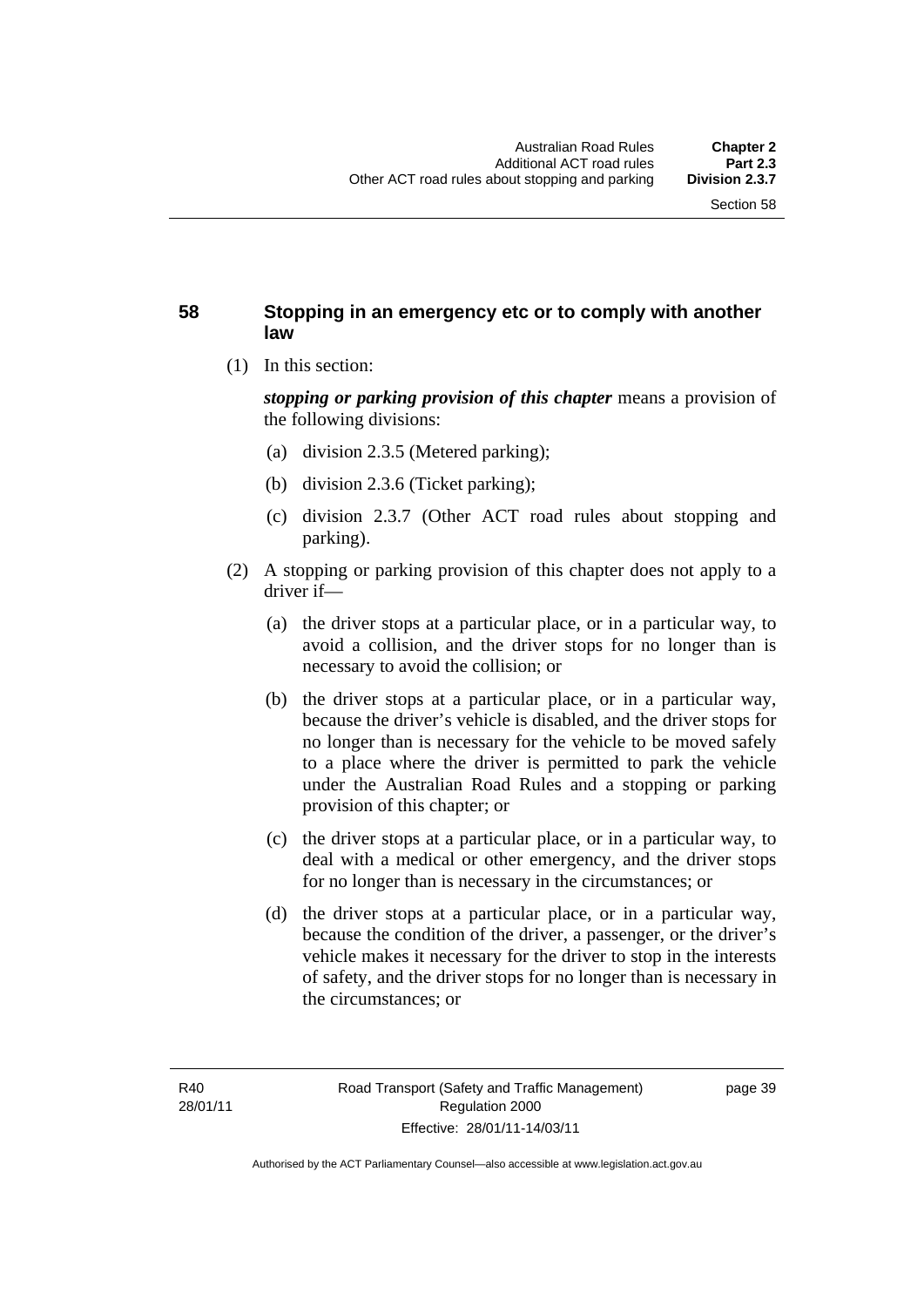## 58 Stopping in an emergency etc or to comply with another law

(1) In this section:

***stopping or parking provision of this chapter*** means a provision of the following divisions:

(a) division 2.3.5 (Metered parking);

(b) division 2.3.6 (Ticket parking);

(c) division 2.3.7 (Other ACT road rules about stopping and parking).

(2) A stopping or parking provision of this chapter does not apply to a driver if—

(a) the driver stops at a particular place, or in a particular way, to avoid a collision, and the driver stops for no longer than is necessary to avoid the collision; or

(b) the driver stops at a particular place, or in a particular way, because the driver's vehicle is disabled, and the driver stops for no longer than is necessary for the vehicle to be moved safely to a place where the driver is permitted to park the vehicle under the Australian Road Rules and a stopping or parking provision of this chapter; or

(c) the driver stops at a particular place, or in a particular way, to deal with a medical or other emergency, and the driver stops for no longer than is necessary in the circumstances; or

(d) the driver stops at a particular place, or in a particular way, because the condition of the driver, a passenger, or the driver's vehicle makes it necessary for the driver to stop in the interests of safety, and the driver stops for no longer than is necessary in the circumstances; or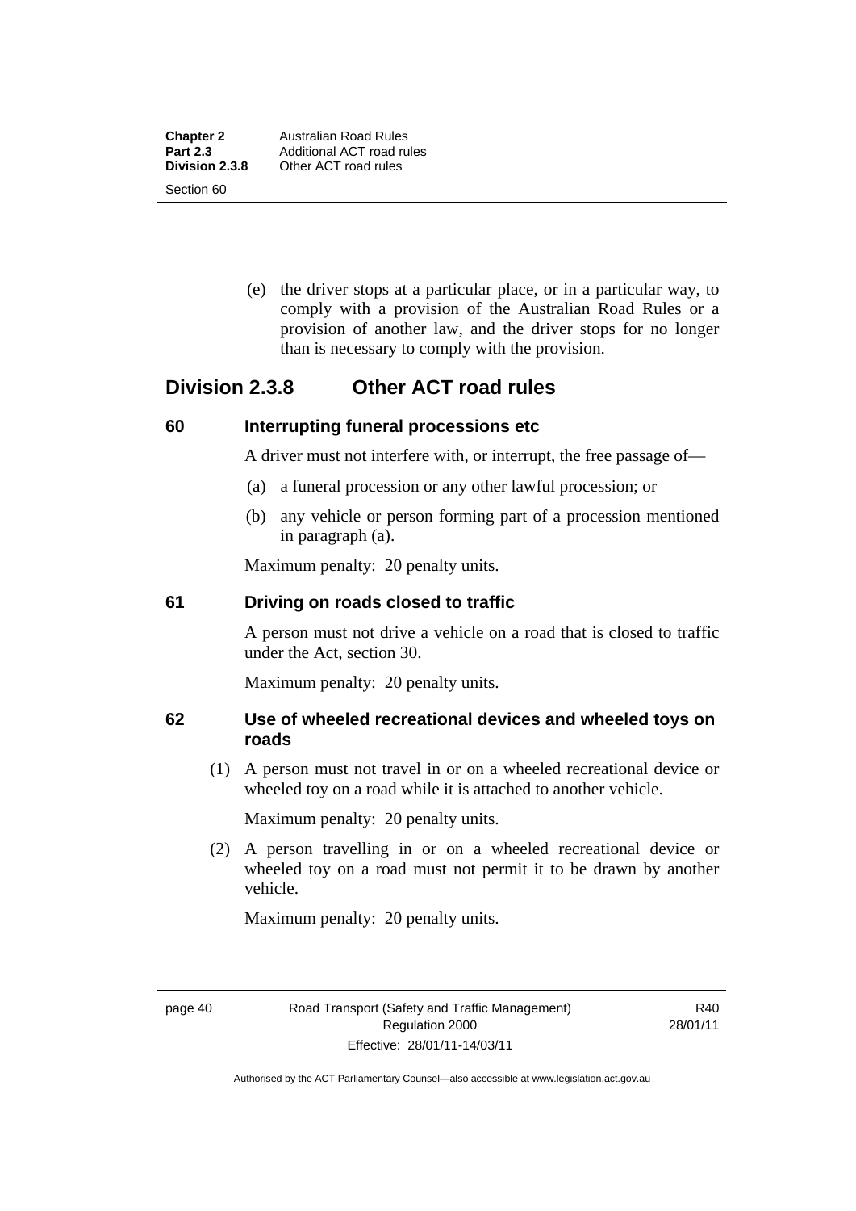(e) the driver stops at a particular place, or in a particular way, to comply with a provision of the Australian Road Rules or a provision of another law, and the driver stops for no longer than is necessary to comply with the provision.

## Division 2.3.8 Other ACT road rules

### 60 Interrupting funeral processions etc

A driver must not interfere with, or interrupt, the free passage of—

(a) a funeral procession or any other lawful procession; or

(b) any vehicle or person forming part of a procession mentioned in paragraph (a).

Maximum penalty: 20 penalty units.

### 61 Driving on roads closed to traffic

A person must not drive a vehicle on a road that is closed to traffic under the Act, section 30.

Maximum penalty: 20 penalty units.

### 62 Use of wheeled recreational devices and wheeled toys on roads

(1) A person must not travel in or on a wheeled recreational device or wheeled toy on a road while it is attached to another vehicle.

Maximum penalty: 20 penalty units.

(2) A person travelling in or on a wheeled recreational device or wheeled toy on a road must not permit it to be drawn by another vehicle.

Maximum penalty: 20 penalty units.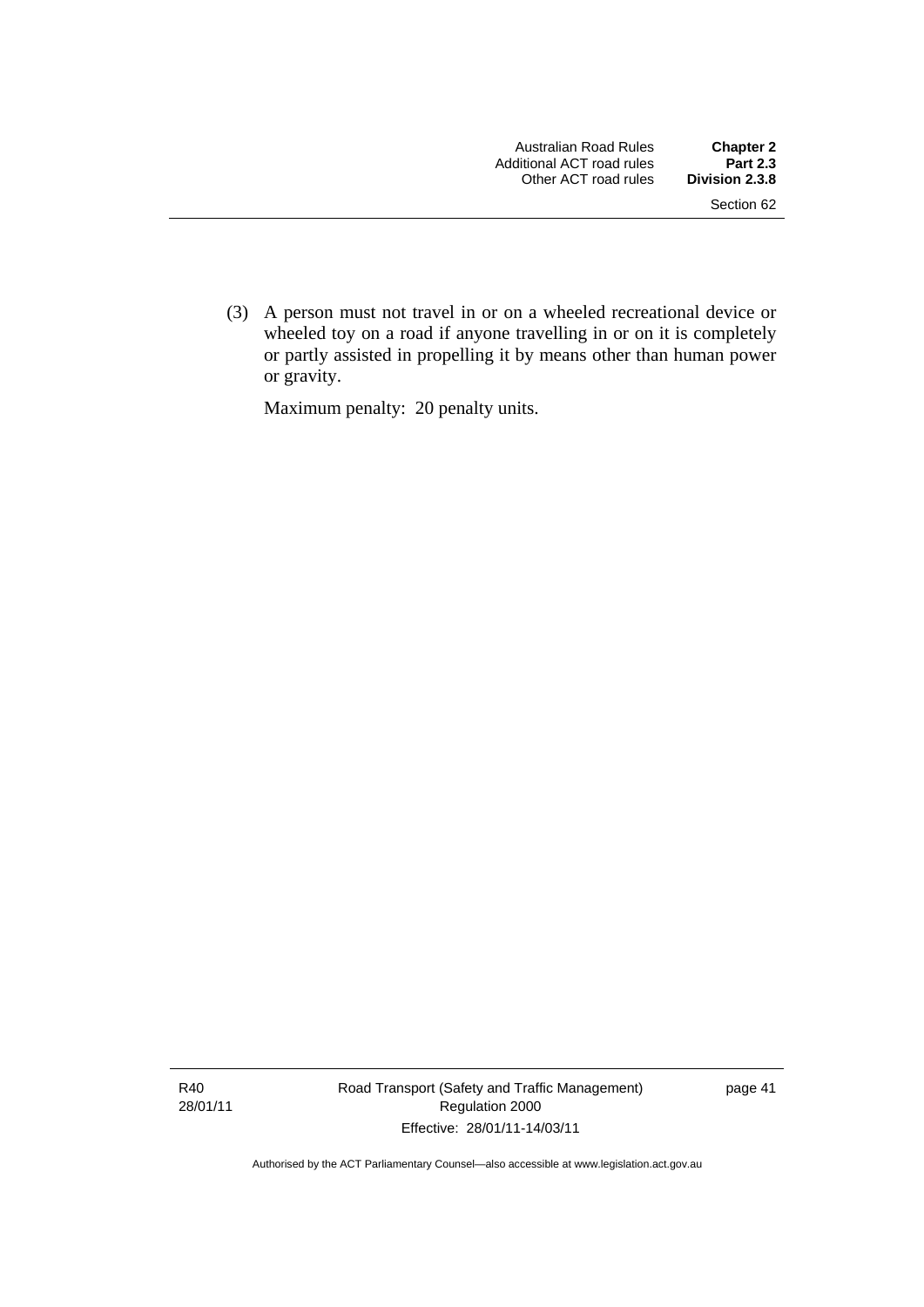(3) A person must not travel in or on a wheeled recreational device or wheeled toy on a road if anyone travelling in or on it is completely or partly assisted in propelling it by means other than human power or gravity.

Maximum penalty: 20 penalty units.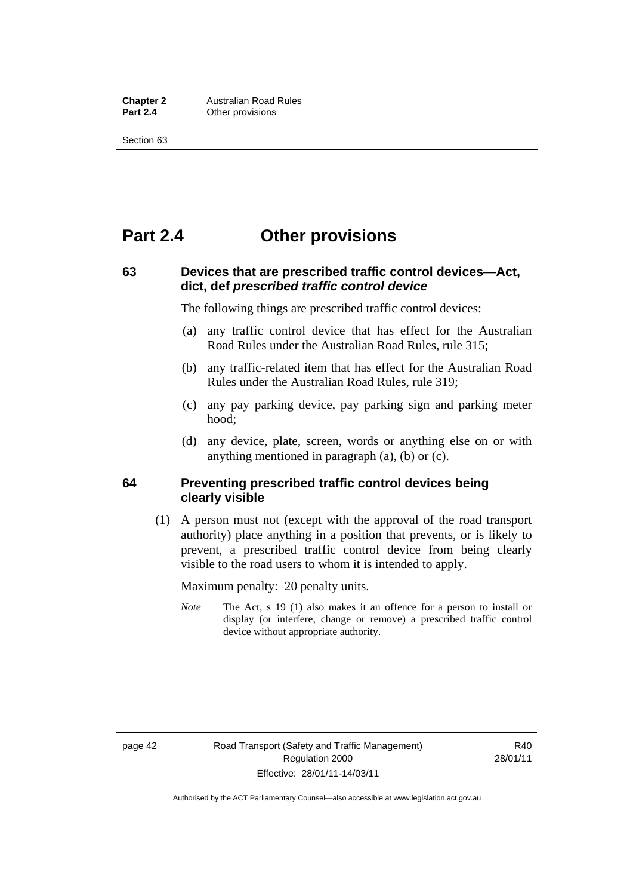# Part 2.4 Other provisions

## 63 Devices that are prescribed traffic control devices—Act, dict, def *prescribed traffic control device*

The following things are prescribed traffic control devices:

(a) any traffic control device that has effect for the Australian Road Rules under the Australian Road Rules, rule 315;

(b) any traffic-related item that has effect for the Australian Road Rules under the Australian Road Rules, rule 319;

(c) any pay parking device, pay parking sign and parking meter hood;

(d) any device, plate, screen, words or anything else on or with anything mentioned in paragraph (a), (b) or (c).

## 64 Preventing prescribed traffic control devices being clearly visible

(1) A person must not (except with the approval of the road transport authority) place anything in a position that prevents, or is likely to prevent, a prescribed traffic control device from being clearly visible to the road users to whom it is intended to apply.

Maximum penalty: 20 penalty units.

*Note* The Act, s 19 (1) also makes it an offence for a person to install or display (or interfere, change or remove) a prescribed traffic control device without appropriate authority.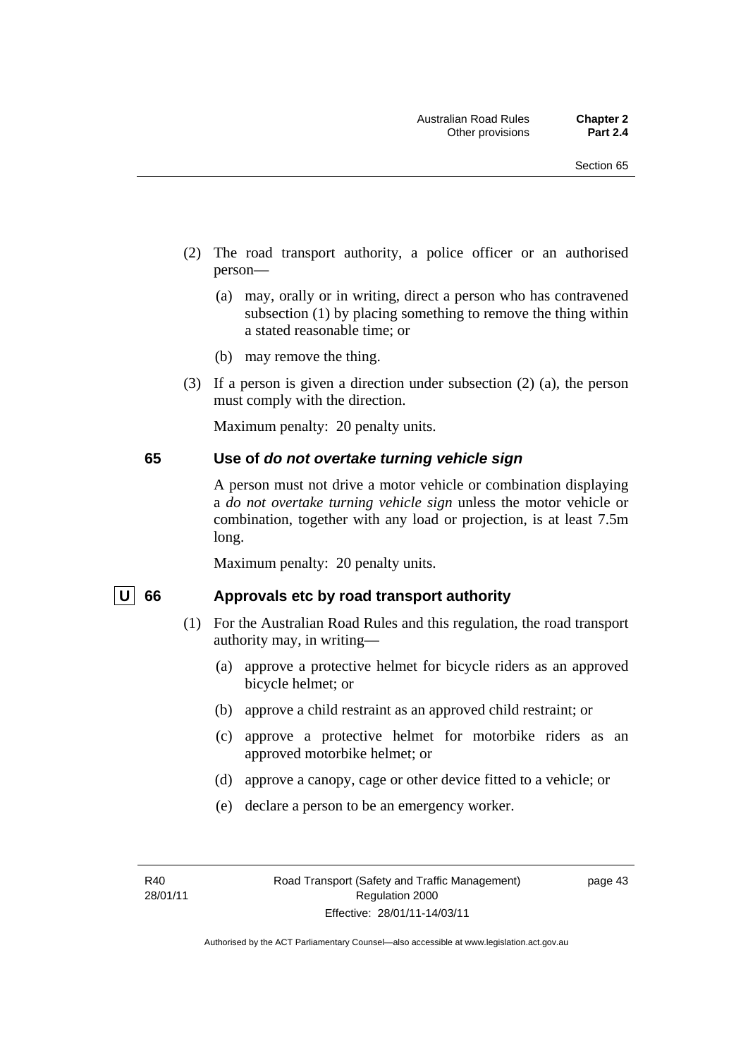(2) The road transport authority, a police officer or an authorised person—

   (a) may, orally or in writing, direct a person who has contravened subsection (1) by placing something to remove the thing within a stated reasonable time; or

   (b) may remove the thing.

(3) If a person is given a direction under subsection (2) (a), the person must comply with the direction.

Maximum penalty: 20 penalty units.

## 65 Use of *do not overtake turning vehicle sign*

A person must not drive a motor vehicle or combination displaying a *do not overtake turning vehicle sign* unless the motor vehicle or combination, together with any load or projection, is at least 7.5m long.

Maximum penalty: 20 penalty units.

## U 66 Approvals etc by road transport authority

(1) For the Australian Road Rules and this regulation, the road transport authority may, in writing—

   (a) approve a protective helmet for bicycle riders as an approved bicycle helmet; or

   (b) approve a child restraint as an approved child restraint; or

   (c) approve a protective helmet for motorbike riders as an approved motorbike helmet; or

   (d) approve a canopy, cage or other device fitted to a vehicle; or

   (e) declare a person to be an emergency worker.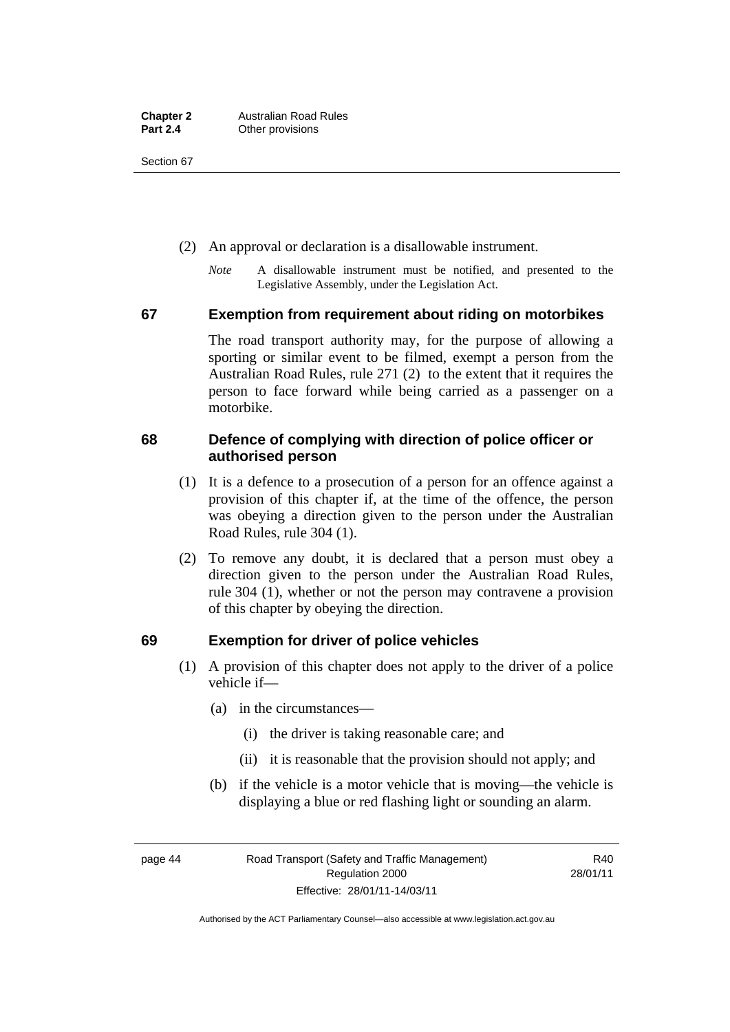(2) An approval or declaration is a disallowable instrument.

*Note* A disallowable instrument must be notified, and presented to the Legislative Assembly, under the Legislation Act.

### 67 Exemption from requirement about riding on motorbikes

The road transport authority may, for the purpose of allowing a sporting or similar event to be filmed, exempt a person from the Australian Road Rules, rule 271 (2) to the extent that it requires the person to face forward while being carried as a passenger on a motorbike.

### 68 Defence of complying with direction of police officer or authorised person

(1) It is a defence to a prosecution of a person for an offence against a provision of this chapter if, at the time of the offence, the person was obeying a direction given to the person under the Australian Road Rules, rule 304 (1).

(2) To remove any doubt, it is declared that a person must obey a direction given to the person under the Australian Road Rules, rule 304 (1), whether or not the person may contravene a provision of this chapter by obeying the direction.

### 69 Exemption for driver of police vehicles

(1) A provision of this chapter does not apply to the driver of a police vehicle if—

(a) in the circumstances—

(i) the driver is taking reasonable care; and

(ii) it is reasonable that the provision should not apply; and

(b) if the vehicle is a motor vehicle that is moving—the vehicle is displaying a blue or red flashing light or sounding an alarm.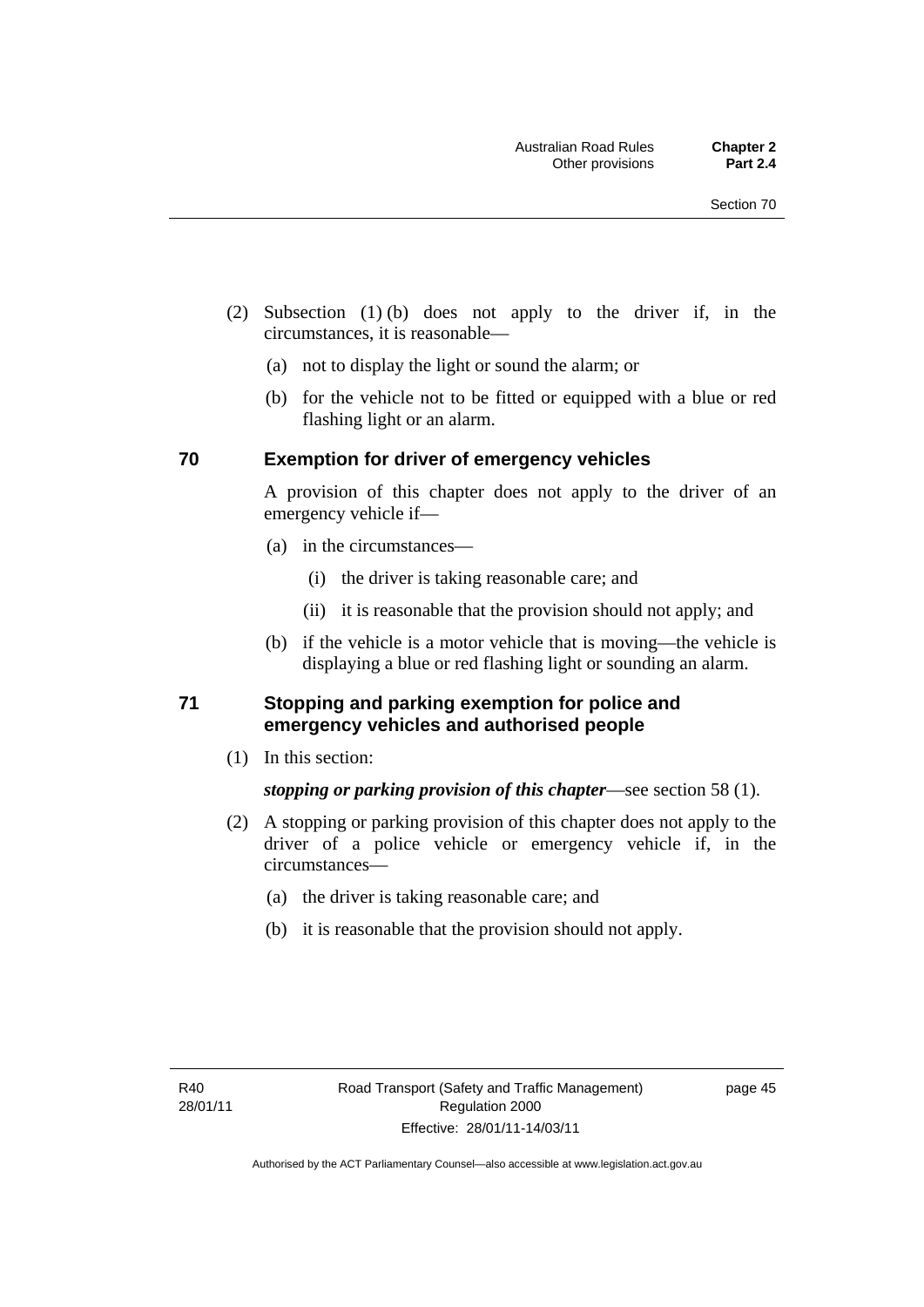(2) Subsection (1) (b) does not apply to the driver if, in the circumstances, it is reasonable—

(a) not to display the light or sound the alarm; or

(b) for the vehicle not to be fitted or equipped with a blue or red flashing light or an alarm.

### 70 Exemption for driver of emergency vehicles

A provision of this chapter does not apply to the driver of an emergency vehicle if—

(a) in the circumstances—

(i) the driver is taking reasonable care; and

(ii) it is reasonable that the provision should not apply; and

(b) if the vehicle is a motor vehicle that is moving—the vehicle is displaying a blue or red flashing light or sounding an alarm.

### 71 Stopping and parking exemption for police and emergency vehicles and authorised people

(1) In this section:

***stopping or parking provision of this chapter***—see section 58 (1).

(2) A stopping or parking provision of this chapter does not apply to the driver of a police vehicle or emergency vehicle if, in the circumstances—

(a) the driver is taking reasonable care; and

(b) it is reasonable that the provision should not apply.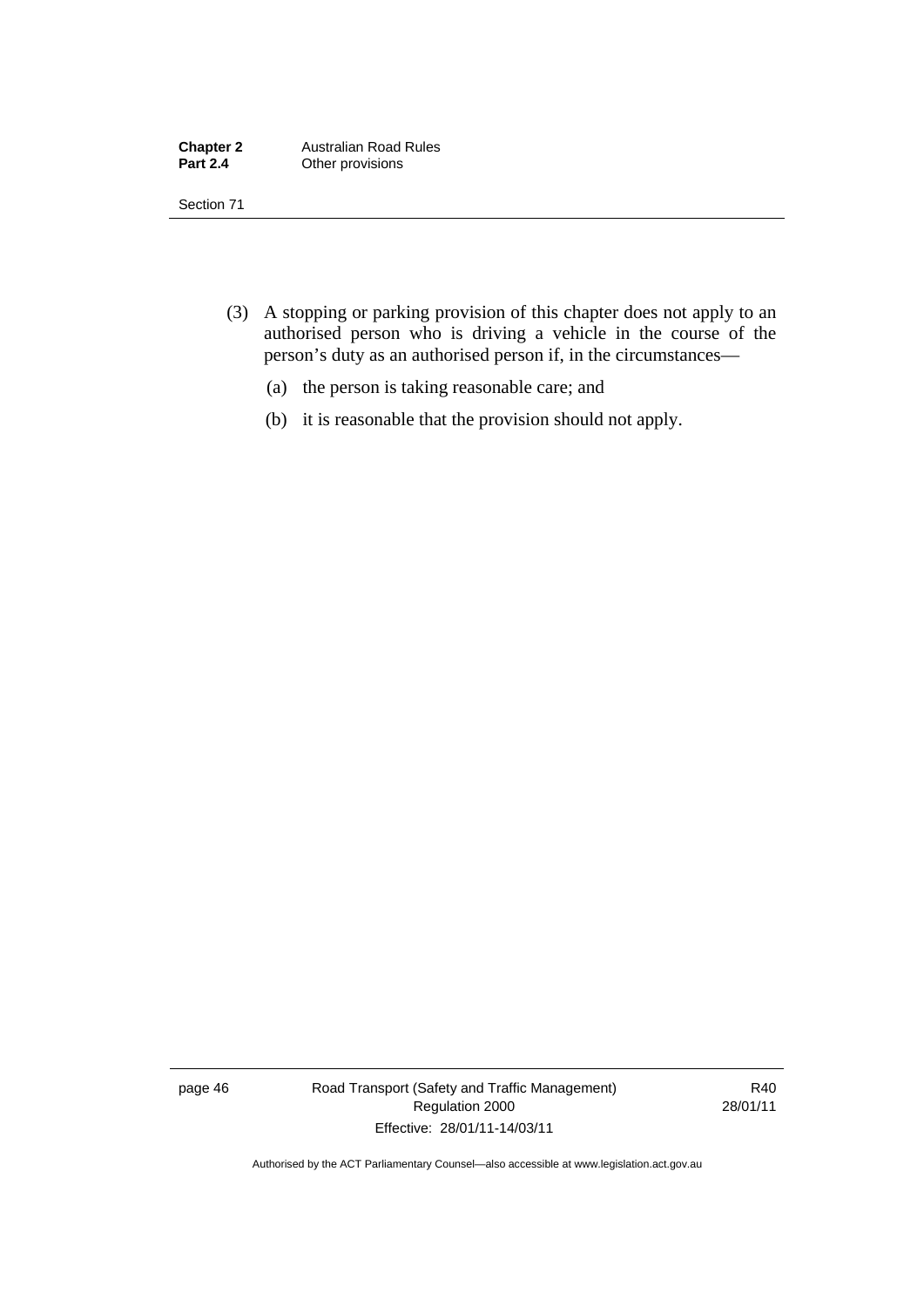(3) A stopping or parking provision of this chapter does not apply to an authorised person who is driving a vehicle in the course of the person's duty as an authorised person if, in the circumstances—

  (a) the person is taking reasonable care; and

  (b) it is reasonable that the provision should not apply.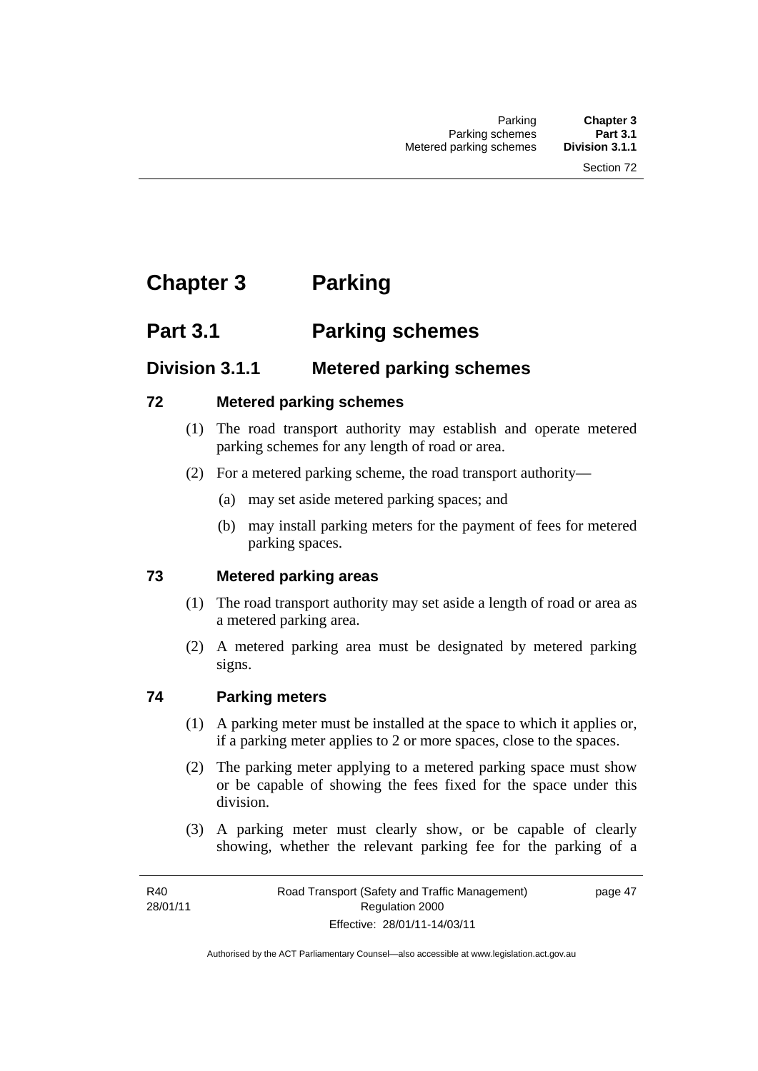# Chapter 3 Parking

## Part 3.1 Parking schemes

### Division 3.1.1 Metered parking schemes

#### 72 Metered parking schemes

(1) The road transport authority may establish and operate metered parking schemes for any length of road or area.

(2) For a metered parking scheme, the road transport authority—

(a) may set aside metered parking spaces; and

(b) may install parking meters for the payment of fees for metered parking spaces.

#### 73 Metered parking areas

(1) The road transport authority may set aside a length of road or area as a metered parking area.

(2) A metered parking area must be designated by metered parking signs.

#### 74 Parking meters

(1) A parking meter must be installed at the space to which it applies or, if a parking meter applies to 2 or more spaces, close to the spaces.

(2) The parking meter applying to a metered parking space must show or be capable of showing the fees fixed for the space under this division.

(3) A parking meter must clearly show, or be capable of clearly showing, whether the relevant parking fee for the parking of a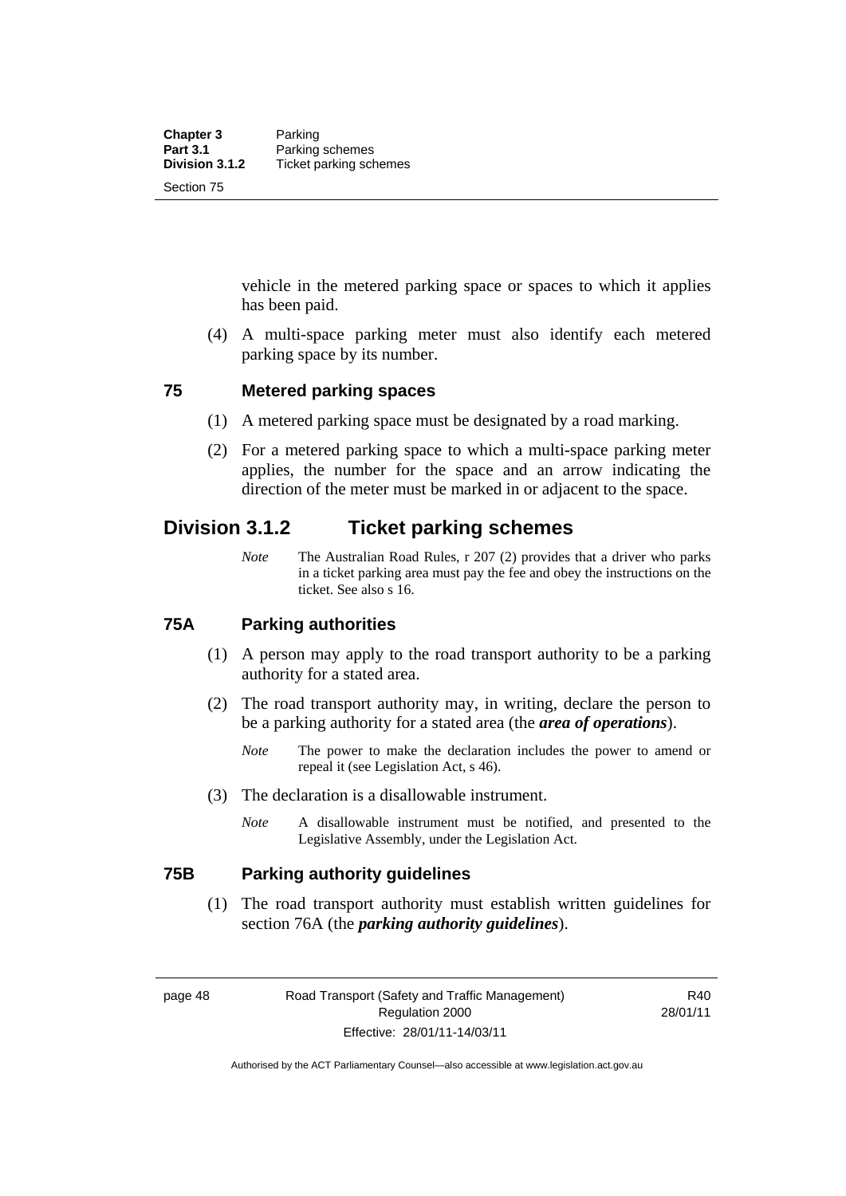vehicle in the metered parking space or spaces to which it applies has been paid.

(4) A multi-space parking meter must also identify each metered parking space by its number.

### 75 Metered parking spaces

(1) A metered parking space must be designated by a road marking.

(2) For a metered parking space to which a multi-space parking meter applies, the number for the space and an arrow indicating the direction of the meter must be marked in or adjacent to the space.

## Division 3.1.2 Ticket parking schemes

*Note* The Australian Road Rules, r 207 (2) provides that a driver who parks in a ticket parking area must pay the fee and obey the instructions on the ticket. See also s 16.

### 75A Parking authorities

(1) A person may apply to the road transport authority to be a parking authority for a stated area.

(2) The road transport authority may, in writing, declare the person to be a parking authority for a stated area (the ***area of operations***).

*Note* The power to make the declaration includes the power to amend or repeal it (see Legislation Act, s 46).

(3) The declaration is a disallowable instrument.

*Note* A disallowable instrument must be notified, and presented to the Legislative Assembly, under the Legislation Act.

### 75B Parking authority guidelines

(1) The road transport authority must establish written guidelines for section 76A (the ***parking authority guidelines***).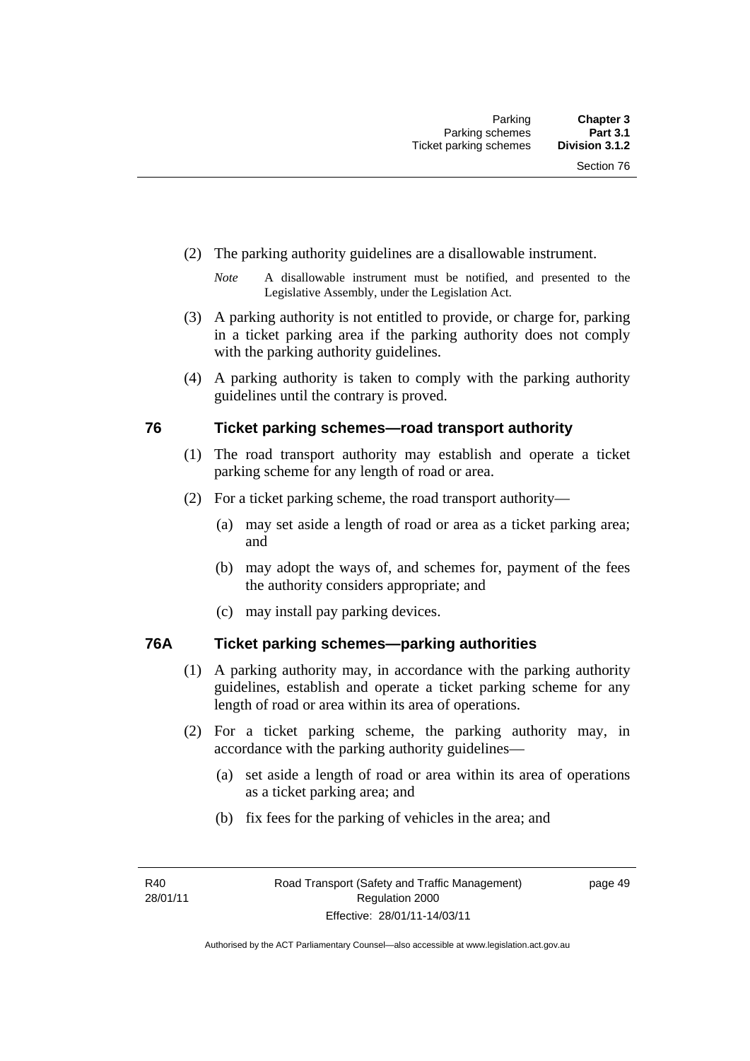(2) The parking authority guidelines are a disallowable instrument.

*Note* A disallowable instrument must be notified, and presented to the Legislative Assembly, under the Legislation Act.

(3) A parking authority is not entitled to provide, or charge for, parking in a ticket parking area if the parking authority does not comply with the parking authority guidelines.

(4) A parking authority is taken to comply with the parking authority guidelines until the contrary is proved.

## 76 Ticket parking schemes—road transport authority

(1) The road transport authority may establish and operate a ticket parking scheme for any length of road or area.

(2) For a ticket parking scheme, the road transport authority—

(a) may set aside a length of road or area as a ticket parking area; and

(b) may adopt the ways of, and schemes for, payment of the fees the authority considers appropriate; and

(c) may install pay parking devices.

## 76A Ticket parking schemes—parking authorities

(1) A parking authority may, in accordance with the parking authority guidelines, establish and operate a ticket parking scheme for any length of road or area within its area of operations.

(2) For a ticket parking scheme, the parking authority may, in accordance with the parking authority guidelines—

(a) set aside a length of road or area within its area of operations as a ticket parking area; and

(b) fix fees for the parking of vehicles in the area; and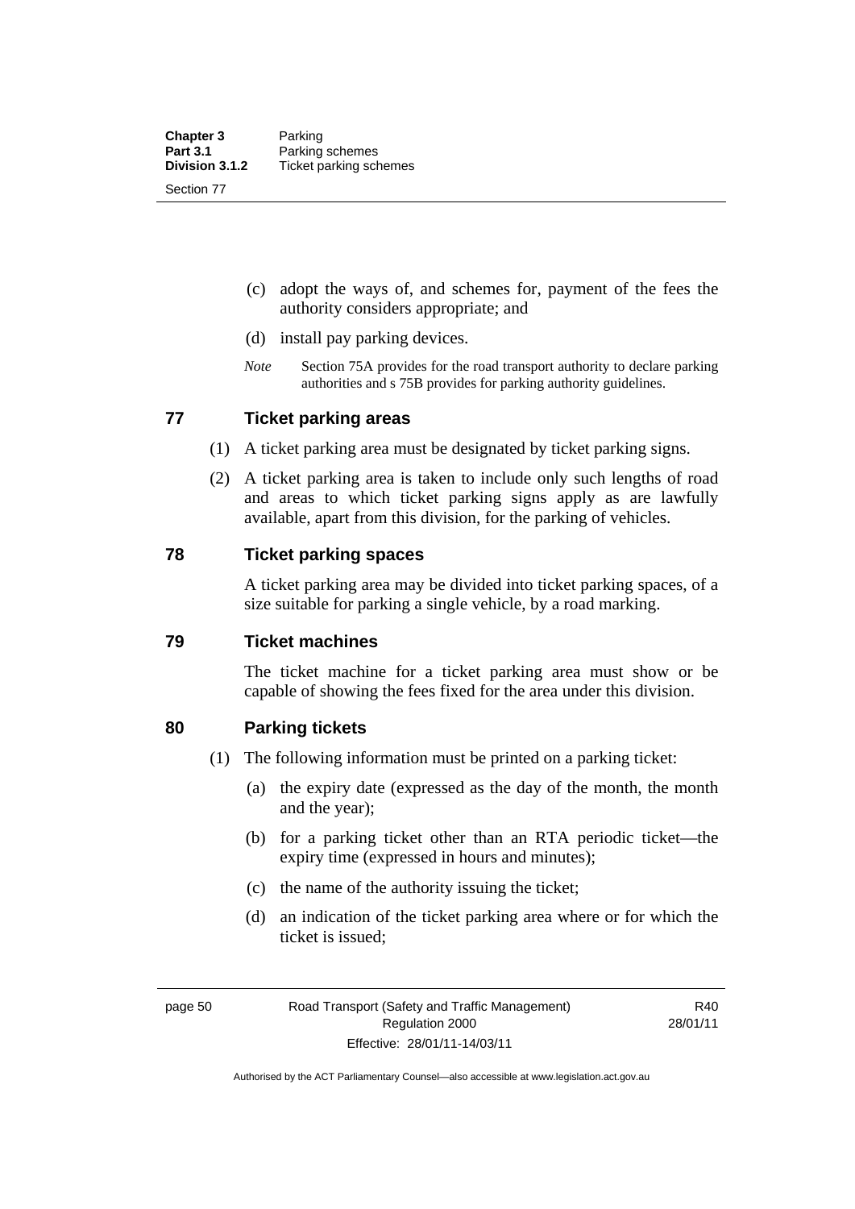(c) adopt the ways of, and schemes for, payment of the fees the authority considers appropriate; and

(d) install pay parking devices.

*Note* Section 75A provides for the road transport authority to declare parking authorities and s 75B provides for parking authority guidelines.

## 77 Ticket parking areas

(1) A ticket parking area must be designated by ticket parking signs.

(2) A ticket parking area is taken to include only such lengths of road and areas to which ticket parking signs apply as are lawfully available, apart from this division, for the parking of vehicles.

## 78 Ticket parking spaces

A ticket parking area may be divided into ticket parking spaces, of a size suitable for parking a single vehicle, by a road marking.

## 79 Ticket machines

The ticket machine for a ticket parking area must show or be capable of showing the fees fixed for the area under this division.

## 80 Parking tickets

(1) The following information must be printed on a parking ticket:

(a) the expiry date (expressed as the day of the month, the month and the year);

(b) for a parking ticket other than an RTA periodic ticket—the expiry time (expressed in hours and minutes);

(c) the name of the authority issuing the ticket;

(d) an indication of the ticket parking area where or for which the ticket is issued;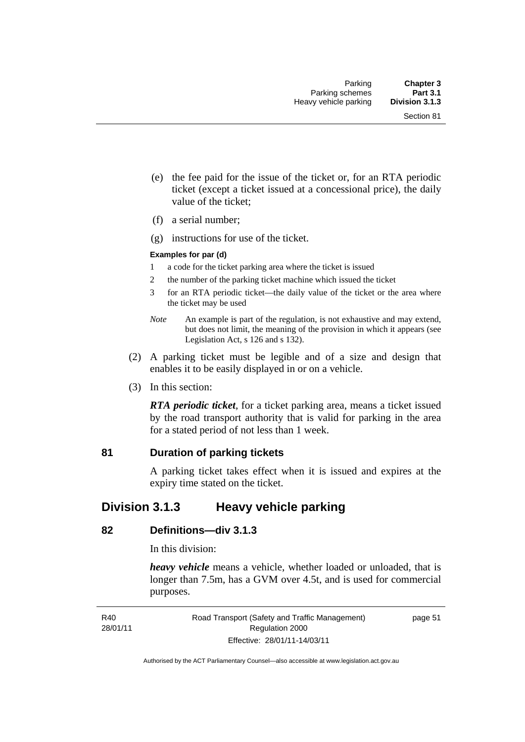(e) the fee paid for the issue of the ticket or, for an RTA periodic ticket (except a ticket issued at a concessional price), the daily value of the ticket;

(f) a serial number;

(g) instructions for use of the ticket.

**Examples for par (d)**

1 a code for the ticket parking area where the ticket is issued

2 the number of the parking ticket machine which issued the ticket

3 for an RTA periodic ticket—the daily value of the ticket or the area where the ticket may be used

*Note* An example is part of the regulation, is not exhaustive and may extend, but does not limit, the meaning of the provision in which it appears (see Legislation Act, s 126 and s 132).

(2) A parking ticket must be legible and of a size and design that enables it to be easily displayed in or on a vehicle.

(3) In this section:

***RTA periodic ticket***, for a ticket parking area, means a ticket issued by the road transport authority that is valid for parking in the area for a stated period of not less than 1 week.

### 81 Duration of parking tickets

A parking ticket takes effect when it is issued and expires at the expiry time stated on the ticket.

## Division 3.1.3 Heavy vehicle parking

### 82 Definitions—div 3.1.3

In this division:

***heavy vehicle*** means a vehicle, whether loaded or unloaded, that is longer than 7.5m, has a GVM over 4.5t, and is used for commercial purposes.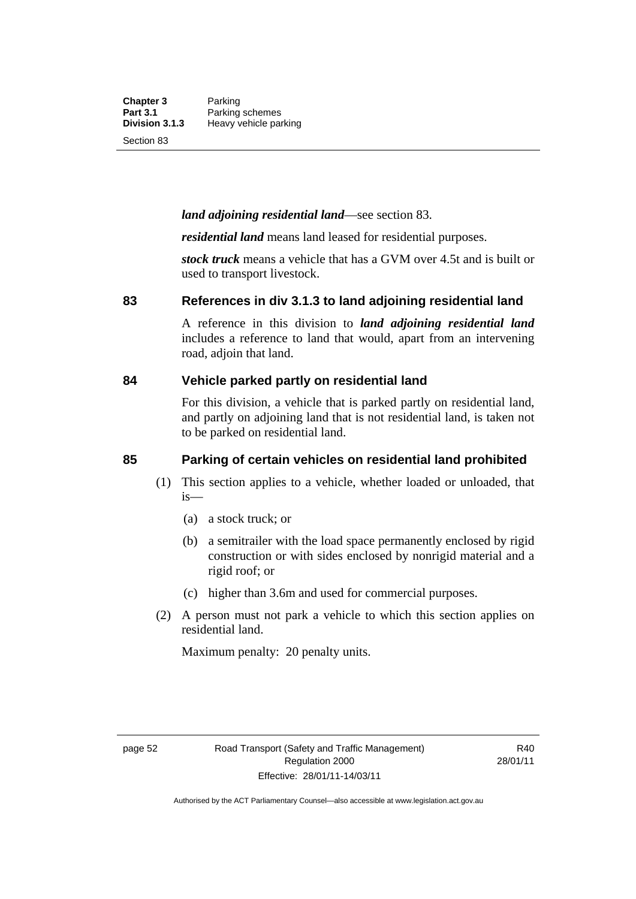***land adjoining residential land***—see section 83.

***residential land*** means land leased for residential purposes.

***stock truck*** means a vehicle that has a GVM over 4.5t and is built or used to transport livestock.

### 83 References in div 3.1.3 to land adjoining residential land

A reference in this division to ***land adjoining residential land*** includes a reference to land that would, apart from an intervening road, adjoin that land.

### 84 Vehicle parked partly on residential land

For this division, a vehicle that is parked partly on residential land, and partly on adjoining land that is not residential land, is taken not to be parked on residential land.

### 85 Parking of certain vehicles on residential land prohibited

(1) This section applies to a vehicle, whether loaded or unloaded, that is—

(a) a stock truck; or

(b) a semitrailer with the load space permanently enclosed by rigid construction or with sides enclosed by nonrigid material and a rigid roof; or

(c) higher than 3.6m and used for commercial purposes.

(2) A person must not park a vehicle to which this section applies on residential land.

Maximum penalty: 20 penalty units.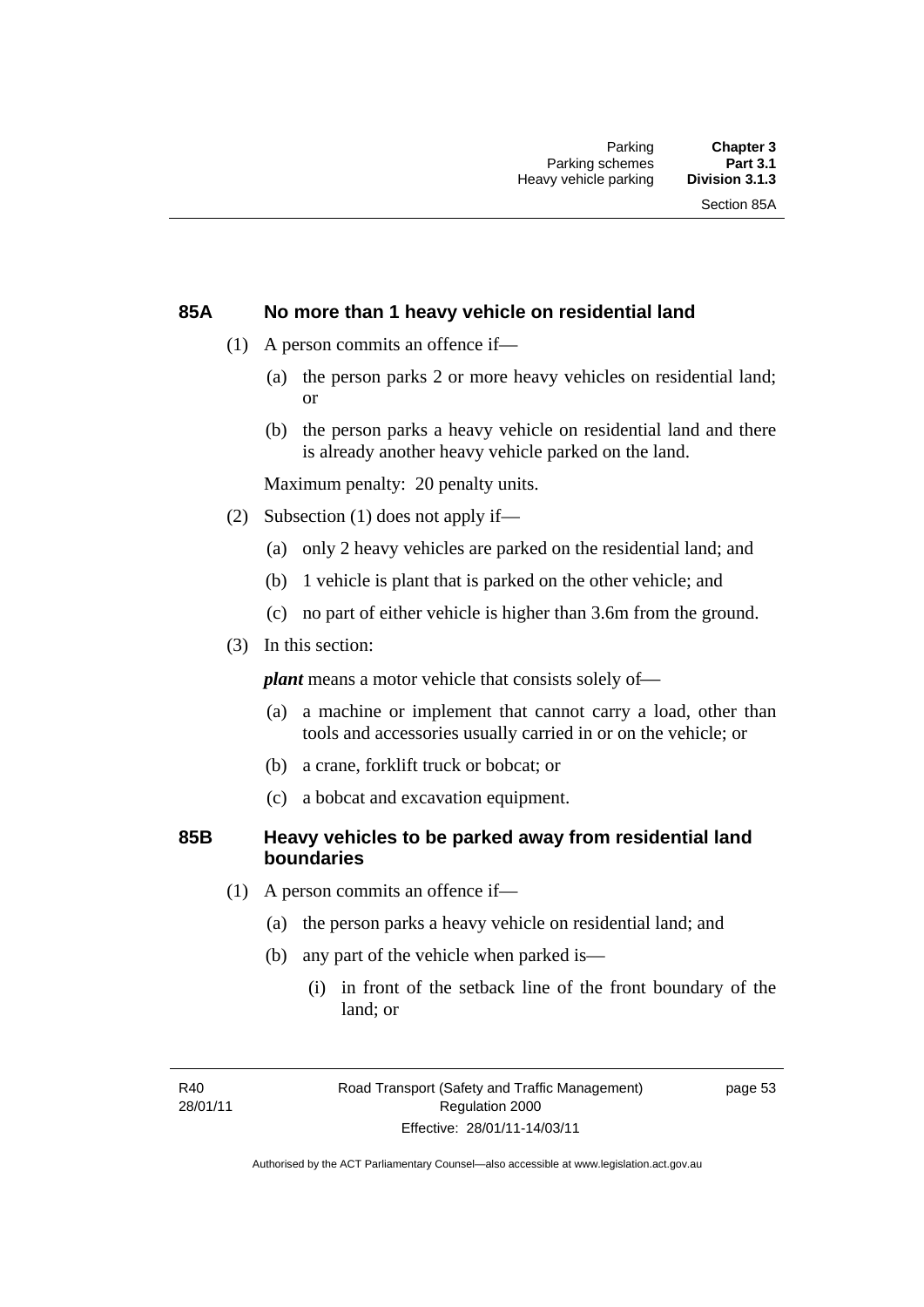## 85A No more than 1 heavy vehicle on residential land

(1) A person commits an offence if—

- (a) the person parks 2 or more heavy vehicles on residential land; or
- (b) the person parks a heavy vehicle on residential land and there is already another heavy vehicle parked on the land.

Maximum penalty: 20 penalty units.

(2) Subsection (1) does not apply if—

- (a) only 2 heavy vehicles are parked on the residential land; and
- (b) 1 vehicle is plant that is parked on the other vehicle; and
- (c) no part of either vehicle is higher than 3.6m from the ground.

(3) In this section:

***plant*** means a motor vehicle that consists solely of—

- (a) a machine or implement that cannot carry a load, other than tools and accessories usually carried in or on the vehicle; or
- (b) a crane, forklift truck or bobcat; or
- (c) a bobcat and excavation equipment.

## 85B Heavy vehicles to be parked away from residential land boundaries

(1) A person commits an offence if—

- (a) the person parks a heavy vehicle on residential land; and
- (b) any part of the vehicle when parked is—
  - (i) in front of the setback line of the front boundary of the land; or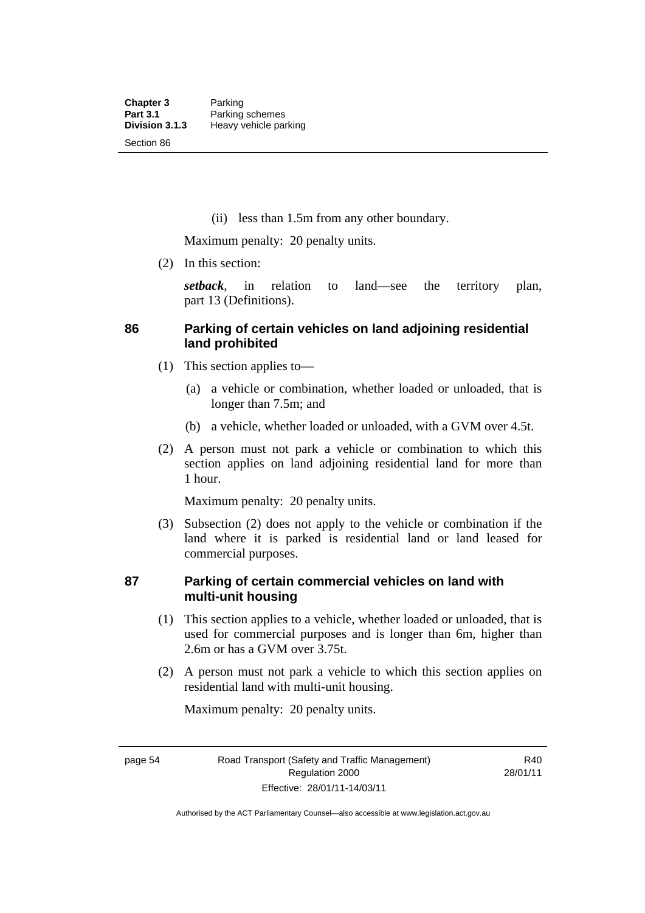(ii) less than 1.5m from any other boundary.

Maximum penalty: 20 penalty units.

(2) In this section:

***setback***, in relation to land—see the territory plan, part 13 (Definitions).

## 86 Parking of certain vehicles on land adjoining residential land prohibited

(1) This section applies to—

(a) a vehicle or combination, whether loaded or unloaded, that is longer than 7.5m; and

(b) a vehicle, whether loaded or unloaded, with a GVM over 4.5t.

(2) A person must not park a vehicle or combination to which this section applies on land adjoining residential land for more than 1 hour.

Maximum penalty: 20 penalty units.

(3) Subsection (2) does not apply to the vehicle or combination if the land where it is parked is residential land or land leased for commercial purposes.

## 87 Parking of certain commercial vehicles on land with multi-unit housing

(1) This section applies to a vehicle, whether loaded or unloaded, that is used for commercial purposes and is longer than 6m, higher than 2.6m or has a GVM over 3.75t.

(2) A person must not park a vehicle to which this section applies on residential land with multi-unit housing.

Maximum penalty: 20 penalty units.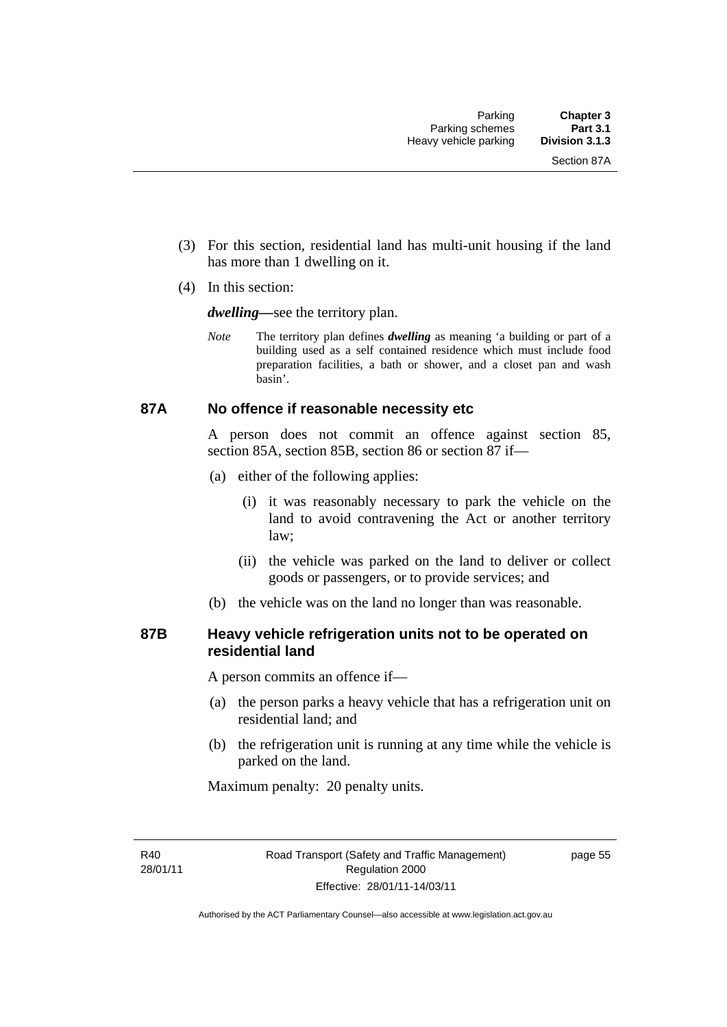(3) For this section, residential land has multi-unit housing if the land has more than 1 dwelling on it.

(4) In this section:

***dwelling***—see the territory plan.

*Note* The territory plan defines ***dwelling*** as meaning 'a building or part of a building used as a self contained residence which must include food preparation facilities, a bath or shower, and a closet pan and wash basin'.

### 87A No offence if reasonable necessity etc

A person does not commit an offence against section 85, section 85A, section 85B, section 86 or section 87 if—

(a) either of the following applies:

  (i) it was reasonably necessary to park the vehicle on the land to avoid contravening the Act or another territory law;

  (ii) the vehicle was parked on the land to deliver or collect goods or passengers, or to provide services; and

(b) the vehicle was on the land no longer than was reasonable.

### 87B Heavy vehicle refrigeration units not to be operated on residential land

A person commits an offence if—

(a) the person parks a heavy vehicle that has a refrigeration unit on residential land; and

(b) the refrigeration unit is running at any time while the vehicle is parked on the land.

Maximum penalty: 20 penalty units.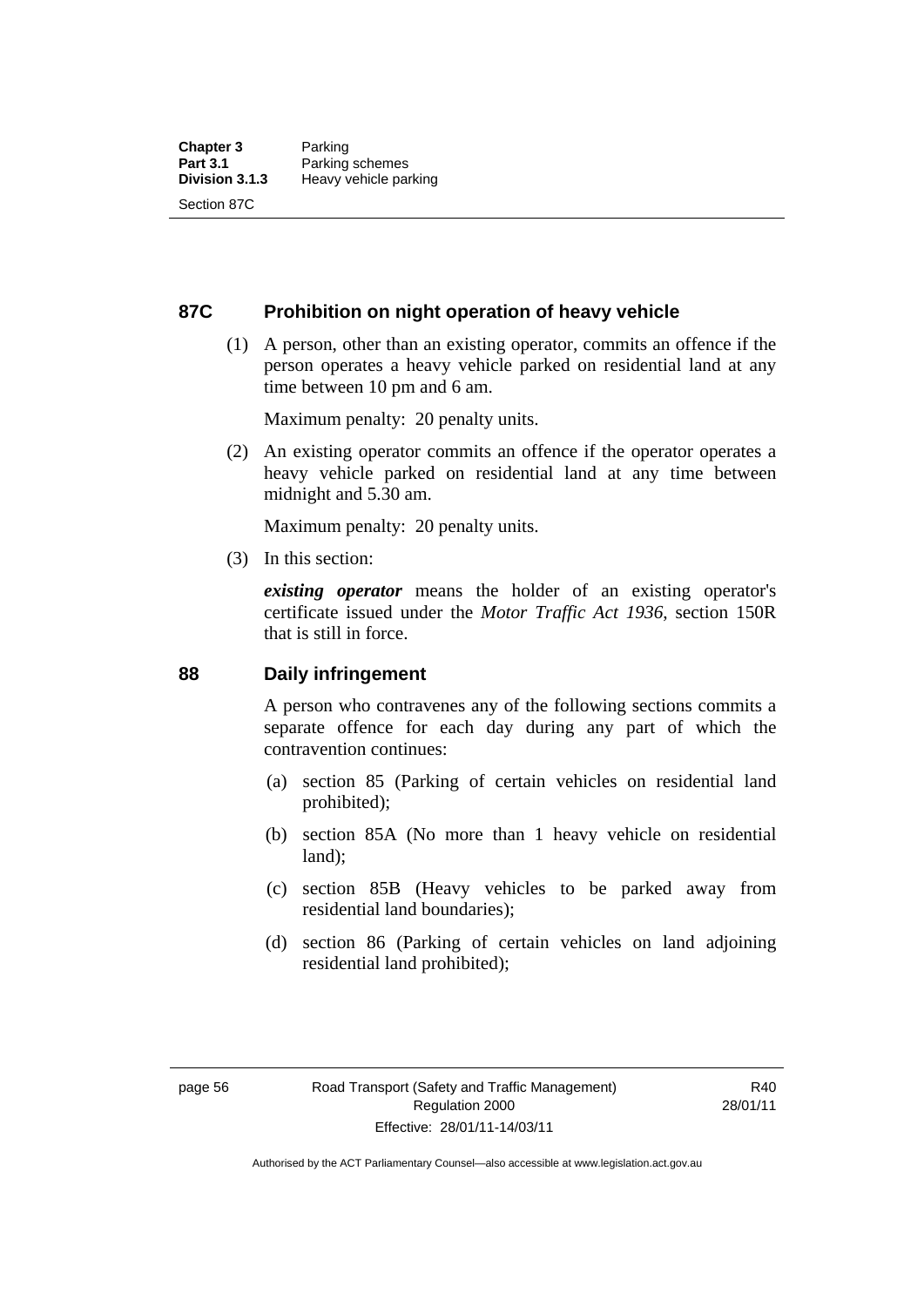## 87C Prohibition on night operation of heavy vehicle

(1) A person, other than an existing operator, commits an offence if the person operates a heavy vehicle parked on residential land at any time between 10 pm and 6 am.

Maximum penalty: 20 penalty units.

(2) An existing operator commits an offence if the operator operates a heavy vehicle parked on residential land at any time between midnight and 5.30 am.

Maximum penalty: 20 penalty units.

(3) In this section:

***existing operator*** means the holder of an existing operator's certificate issued under the *Motor Traffic Act 1936*, section 150R that is still in force.

## 88 Daily infringement

A person who contravenes any of the following sections commits a separate offence for each day during any part of which the contravention continues:

(a) section 85 (Parking of certain vehicles on residential land prohibited);

(b) section 85A (No more than 1 heavy vehicle on residential land);

(c) section 85B (Heavy vehicles to be parked away from residential land boundaries);

(d) section 86 (Parking of certain vehicles on land adjoining residential land prohibited);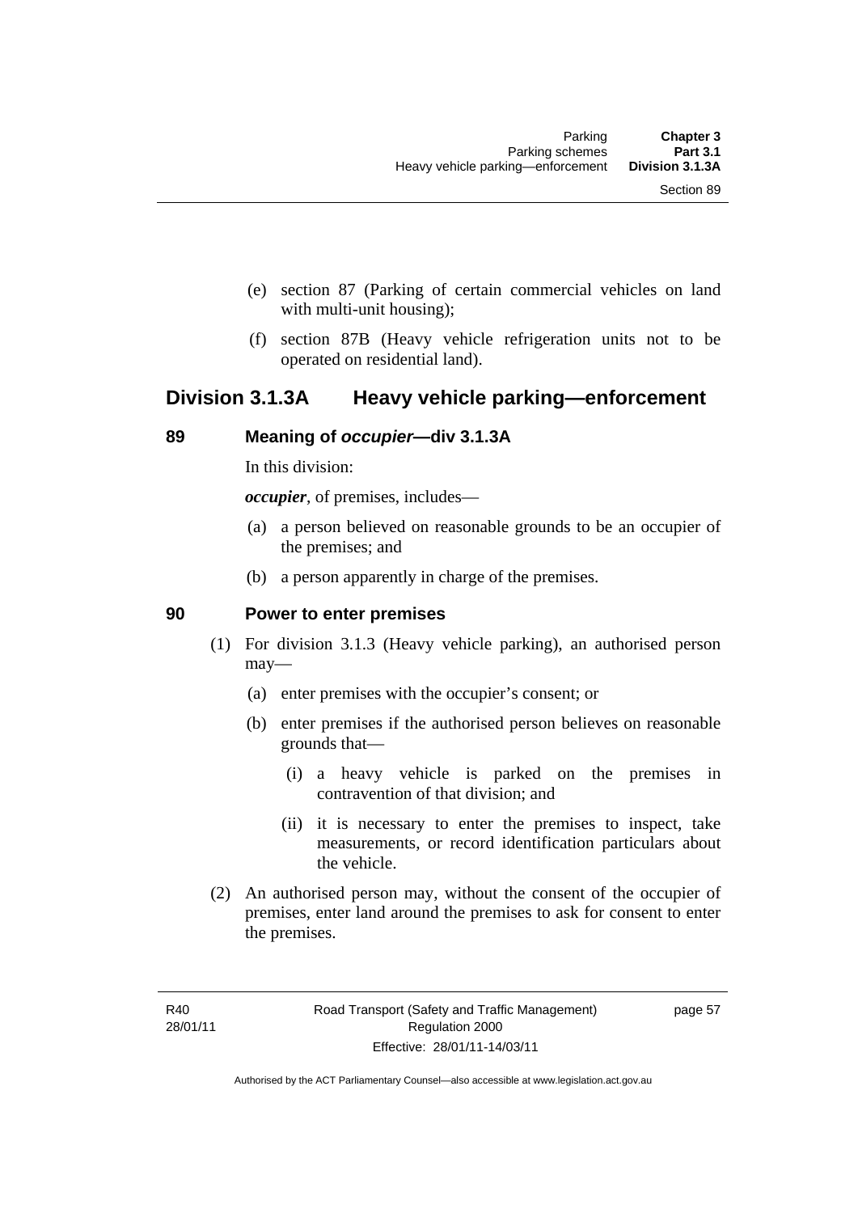(e) section 87 (Parking of certain commercial vehicles on land with multi-unit housing);

(f) section 87B (Heavy vehicle refrigeration units not to be operated on residential land).

## Division 3.1.3A Heavy vehicle parking—enforcement

### 89 Meaning of *occupier*—div 3.1.3A

In this division:

***occupier***, of premises, includes—

(a) a person believed on reasonable grounds to be an occupier of the premises; and

(b) a person apparently in charge of the premises.

### 90 Power to enter premises

(1) For division 3.1.3 (Heavy vehicle parking), an authorised person may—

(a) enter premises with the occupier's consent; or

(b) enter premises if the authorised person believes on reasonable grounds that—

(i) a heavy vehicle is parked on the premises in contravention of that division; and

(ii) it is necessary to enter the premises to inspect, take measurements, or record identification particulars about the vehicle.

(2) An authorised person may, without the consent of the occupier of premises, enter land around the premises to ask for consent to enter the premises.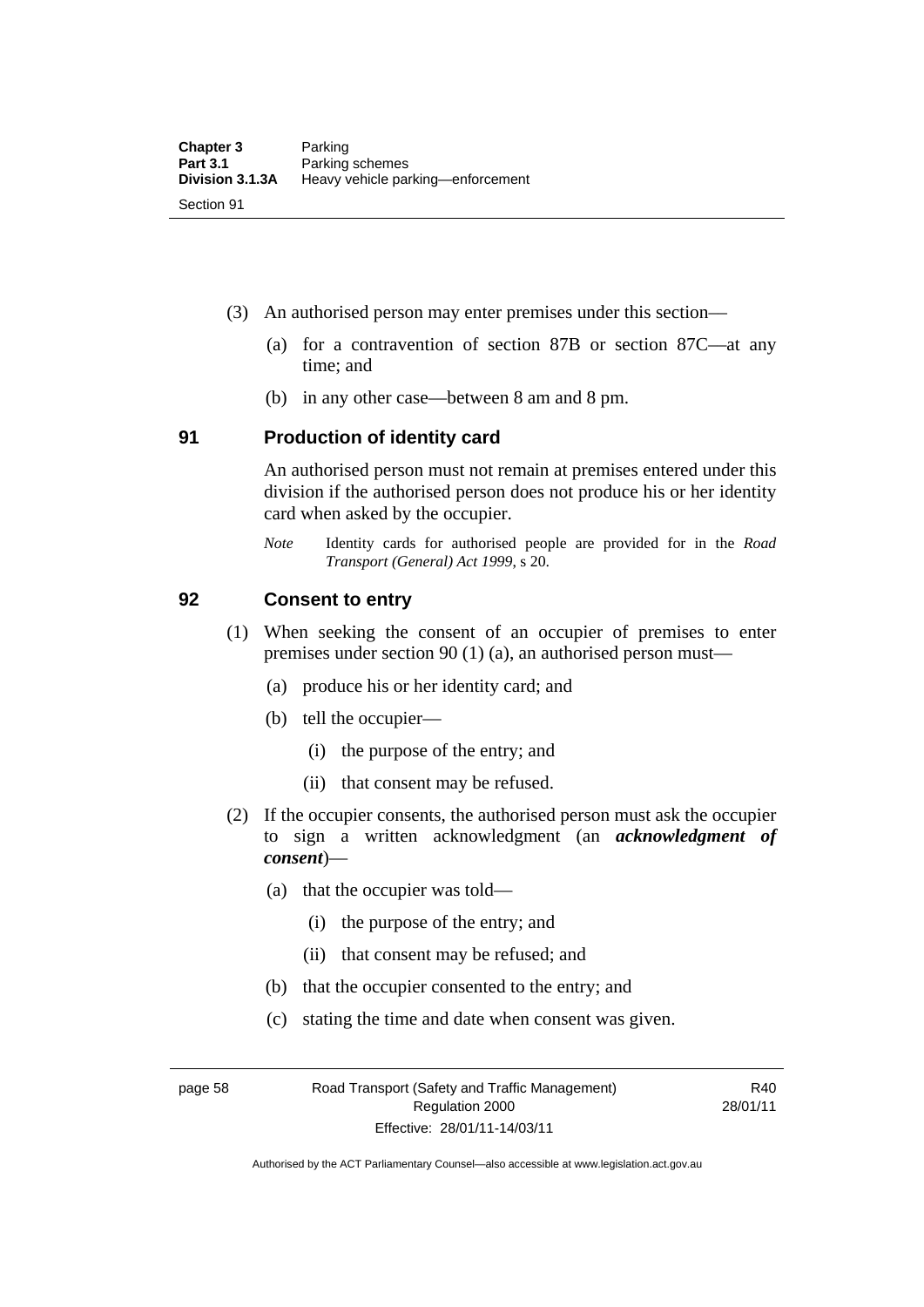(3) An authorised person may enter premises under this section—

(a) for a contravention of section 87B or section 87C—at any time; and

(b) in any other case—between 8 am and 8 pm.

## 91 Production of identity card

An authorised person must not remain at premises entered under this division if the authorised person does not produce his or her identity card when asked by the occupier.

*Note* Identity cards for authorised people are provided for in the *Road Transport (General) Act 1999*, s 20.

## 92 Consent to entry

(1) When seeking the consent of an occupier of premises to enter premises under section 90 (1) (a), an authorised person must—

(a) produce his or her identity card; and

(b) tell the occupier—

(i) the purpose of the entry; and

(ii) that consent may be refused.

(2) If the occupier consents, the authorised person must ask the occupier to sign a written acknowledgment (an ***acknowledgment of consent***)—

(a) that the occupier was told—

(i) the purpose of the entry; and

(ii) that consent may be refused; and

(b) that the occupier consented to the entry; and

(c) stating the time and date when consent was given.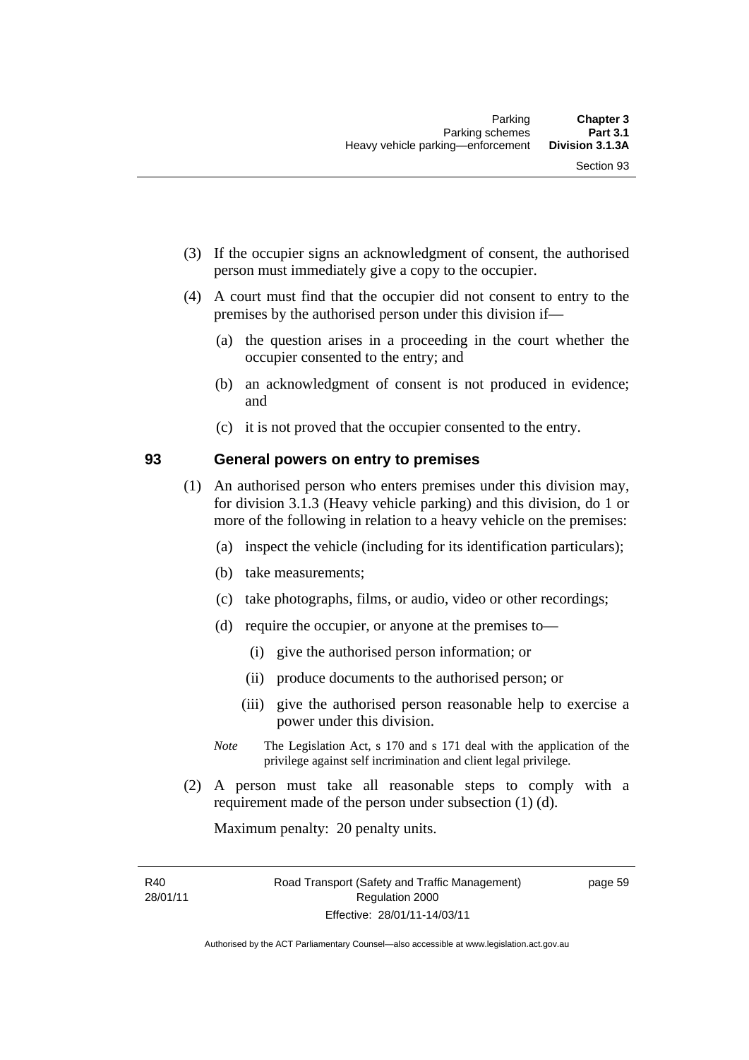(3) If the occupier signs an acknowledgment of consent, the authorised person must immediately give a copy to the occupier.

(4) A court must find that the occupier did not consent to entry to the premises by the authorised person under this division if—

  (a) the question arises in a proceeding in the court whether the occupier consented to the entry; and

  (b) an acknowledgment of consent is not produced in evidence; and

  (c) it is not proved that the occupier consented to the entry.

## 93 General powers on entry to premises

(1) An authorised person who enters premises under this division may, for division 3.1.3 (Heavy vehicle parking) and this division, do 1 or more of the following in relation to a heavy vehicle on the premises:

  (a) inspect the vehicle (including for its identification particulars);

  (b) take measurements;

  (c) take photographs, films, or audio, video or other recordings;

  (d) require the occupier, or anyone at the premises to—

    (i) give the authorised person information; or

    (ii) produce documents to the authorised person; or

    (iii) give the authorised person reasonable help to exercise a power under this division.

*Note* The Legislation Act, s 170 and s 171 deal with the application of the privilege against self incrimination and client legal privilege.

(2) A person must take all reasonable steps to comply with a requirement made of the person under subsection (1) (d).

Maximum penalty: 20 penalty units.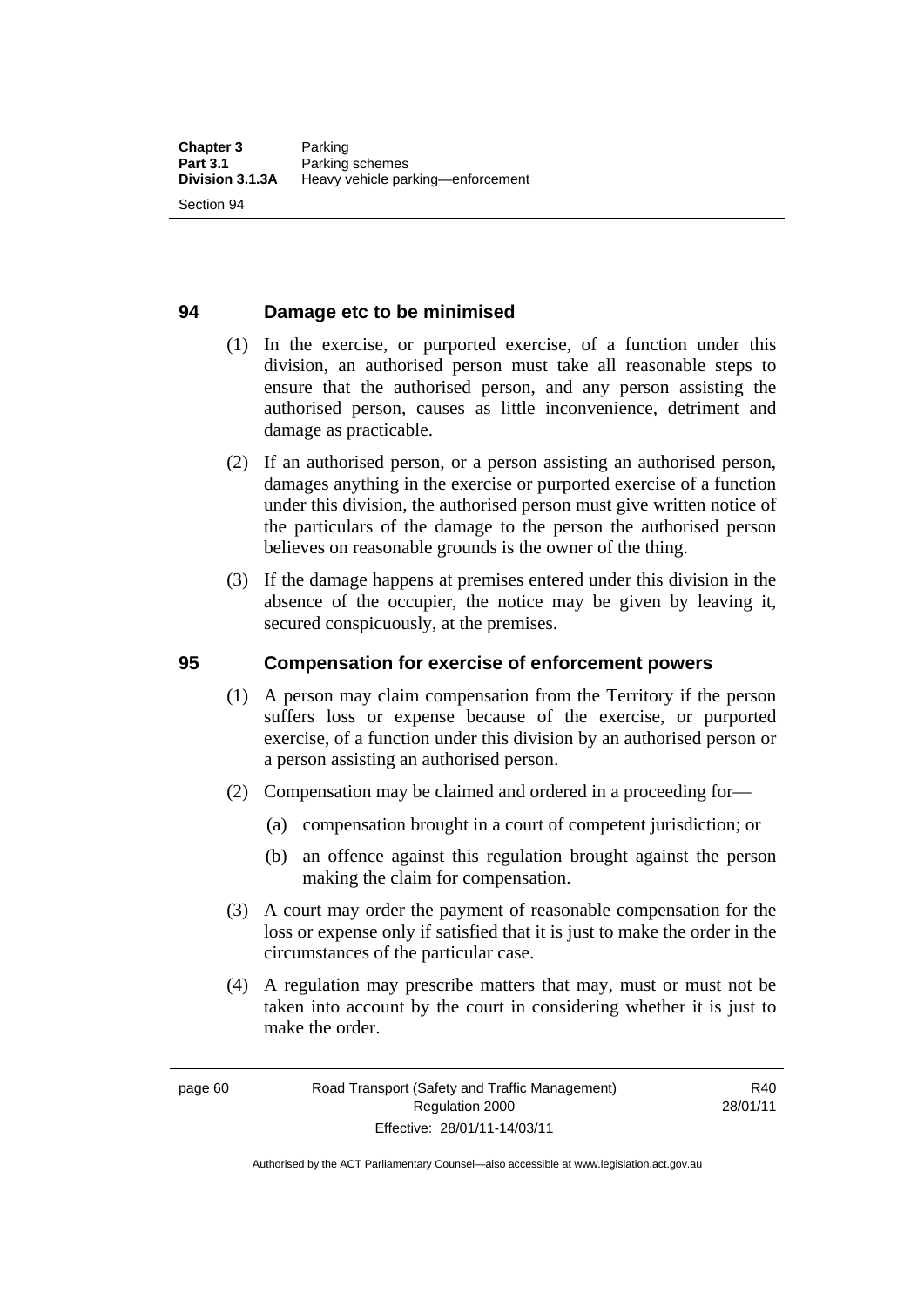## 94 Damage etc to be minimised

(1) In the exercise, or purported exercise, of a function under this division, an authorised person must take all reasonable steps to ensure that the authorised person, and any person assisting the authorised person, causes as little inconvenience, detriment and damage as practicable.

(2) If an authorised person, or a person assisting an authorised person, damages anything in the exercise or purported exercise of a function under this division, the authorised person must give written notice of the particulars of the damage to the person the authorised person believes on reasonable grounds is the owner of the thing.

(3) If the damage happens at premises entered under this division in the absence of the occupier, the notice may be given by leaving it, secured conspicuously, at the premises.

## 95 Compensation for exercise of enforcement powers

(1) A person may claim compensation from the Territory if the person suffers loss or expense because of the exercise, or purported exercise, of a function under this division by an authorised person or a person assisting an authorised person.

(2) Compensation may be claimed and ordered in a proceeding for—

(a) compensation brought in a court of competent jurisdiction; or

(b) an offence against this regulation brought against the person making the claim for compensation.

(3) A court may order the payment of reasonable compensation for the loss or expense only if satisfied that it is just to make the order in the circumstances of the particular case.

(4) A regulation may prescribe matters that may, must or must not be taken into account by the court in considering whether it is just to make the order.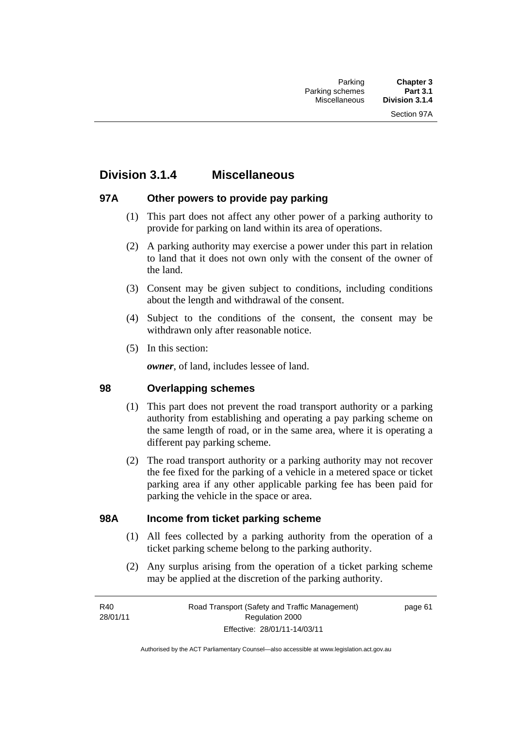## Division 3.1.4 Miscellaneous

### 97A Other powers to provide pay parking

(1) This part does not affect any other power of a parking authority to provide for parking on land within its area of operations.

(2) A parking authority may exercise a power under this part in relation to land that it does not own only with the consent of the owner of the land.

(3) Consent may be given subject to conditions, including conditions about the length and withdrawal of the consent.

(4) Subject to the conditions of the consent, the consent may be withdrawn only after reasonable notice.

(5) In this section:

***owner***, of land, includes lessee of land.

### 98 Overlapping schemes

(1) This part does not prevent the road transport authority or a parking authority from establishing and operating a pay parking scheme on the same length of road, or in the same area, where it is operating a different pay parking scheme.

(2) The road transport authority or a parking authority may not recover the fee fixed for the parking of a vehicle in a metered space or ticket parking area if any other applicable parking fee has been paid for parking the vehicle in the space or area.

### 98A Income from ticket parking scheme

(1) All fees collected by a parking authority from the operation of a ticket parking scheme belong to the parking authority.

(2) Any surplus arising from the operation of a ticket parking scheme may be applied at the discretion of the parking authority.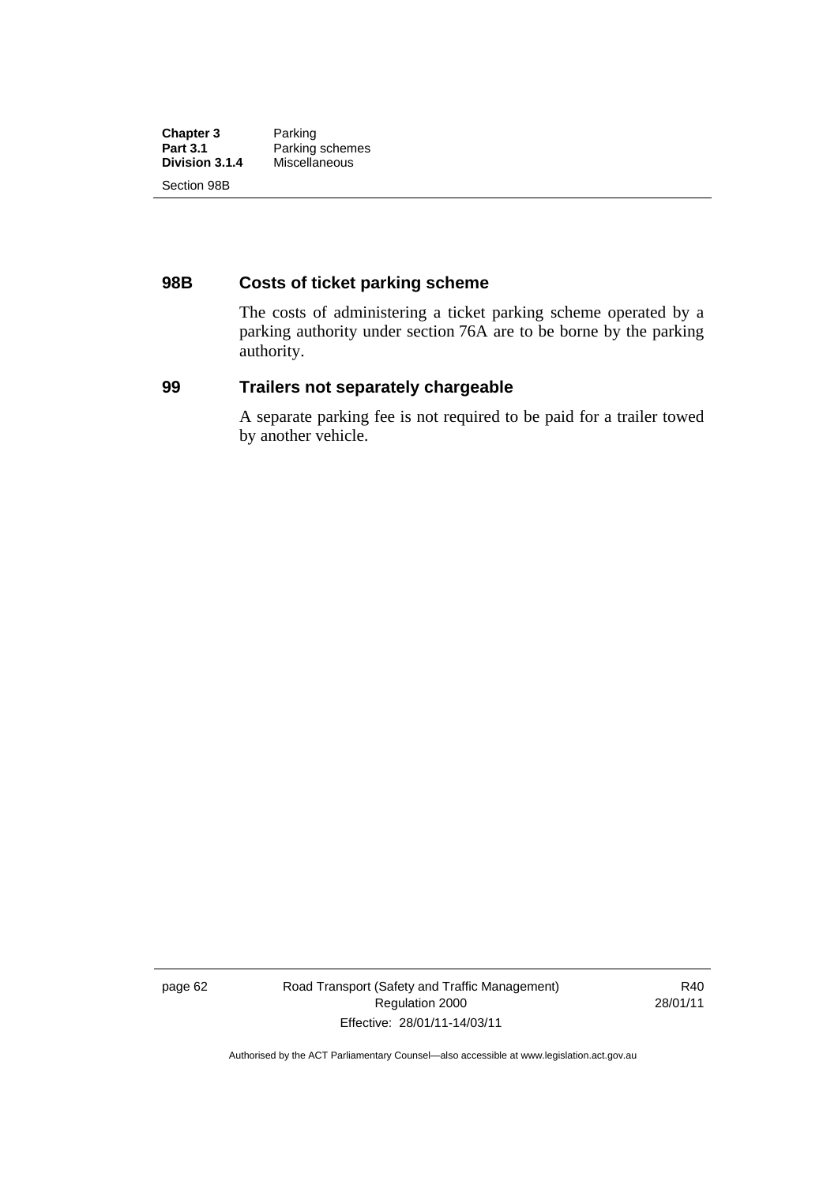## 98B Costs of ticket parking scheme

The costs of administering a ticket parking scheme operated by a parking authority under section 76A are to be borne by the parking authority.

## 99 Trailers not separately chargeable

A separate parking fee is not required to be paid for a trailer towed by another vehicle.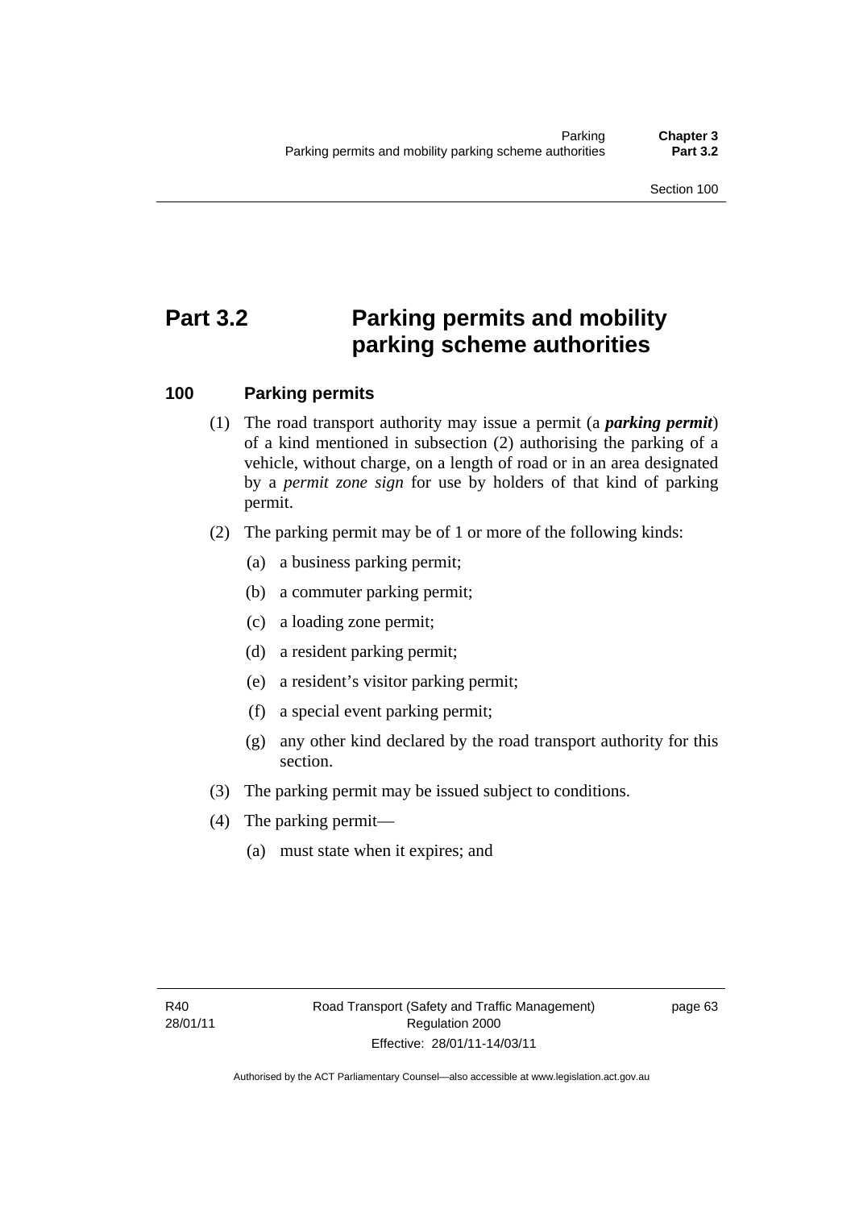# Part 3.2 Parking permits and mobility parking scheme authorities

## 100 Parking permits

(1) The road transport authority may issue a permit (a ***parking permit***) of a kind mentioned in subsection (2) authorising the parking of a vehicle, without charge, on a length of road or in an area designated by a *permit zone sign* for use by holders of that kind of parking permit.

(2) The parking permit may be of 1 or more of the following kinds:

- (a) a business parking permit;
- (b) a commuter parking permit;
- (c) a loading zone permit;
- (d) a resident parking permit;
- (e) a resident's visitor parking permit;
- (f) a special event parking permit;
- (g) any other kind declared by the road transport authority for this section.

(3) The parking permit may be issued subject to conditions.

(4) The parking permit—

- (a) must state when it expires; and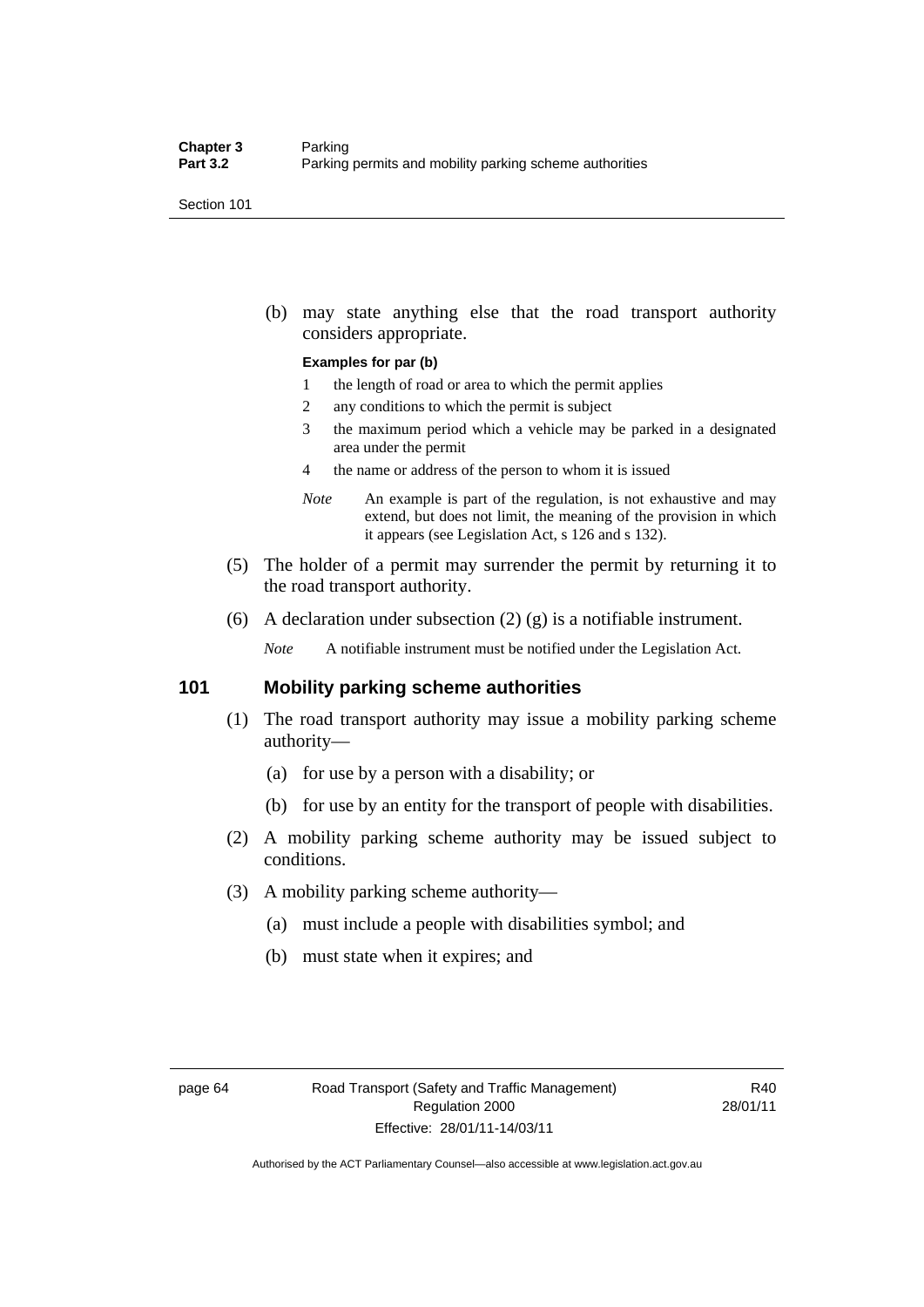(b) may state anything else that the road transport authority considers appropriate.

**Examples for par (b)**

1 the length of road or area to which the permit applies
2 any conditions to which the permit is subject
3 the maximum period which a vehicle may be parked in a designated area under the permit
4 the name or address of the person to whom it is issued

*Note* An example is part of the regulation, is not exhaustive and may extend, but does not limit, the meaning of the provision in which it appears (see Legislation Act, s 126 and s 132).

(5) The holder of a permit may surrender the permit by returning it to the road transport authority.

(6) A declaration under subsection (2) (g) is a notifiable instrument.

*Note* A notifiable instrument must be notified under the Legislation Act.

## 101 Mobility parking scheme authorities

(1) The road transport authority may issue a mobility parking scheme authority—

(a) for use by a person with a disability; or

(b) for use by an entity for the transport of people with disabilities.

(2) A mobility parking scheme authority may be issued subject to conditions.

(3) A mobility parking scheme authority—

(a) must include a people with disabilities symbol; and

(b) must state when it expires; and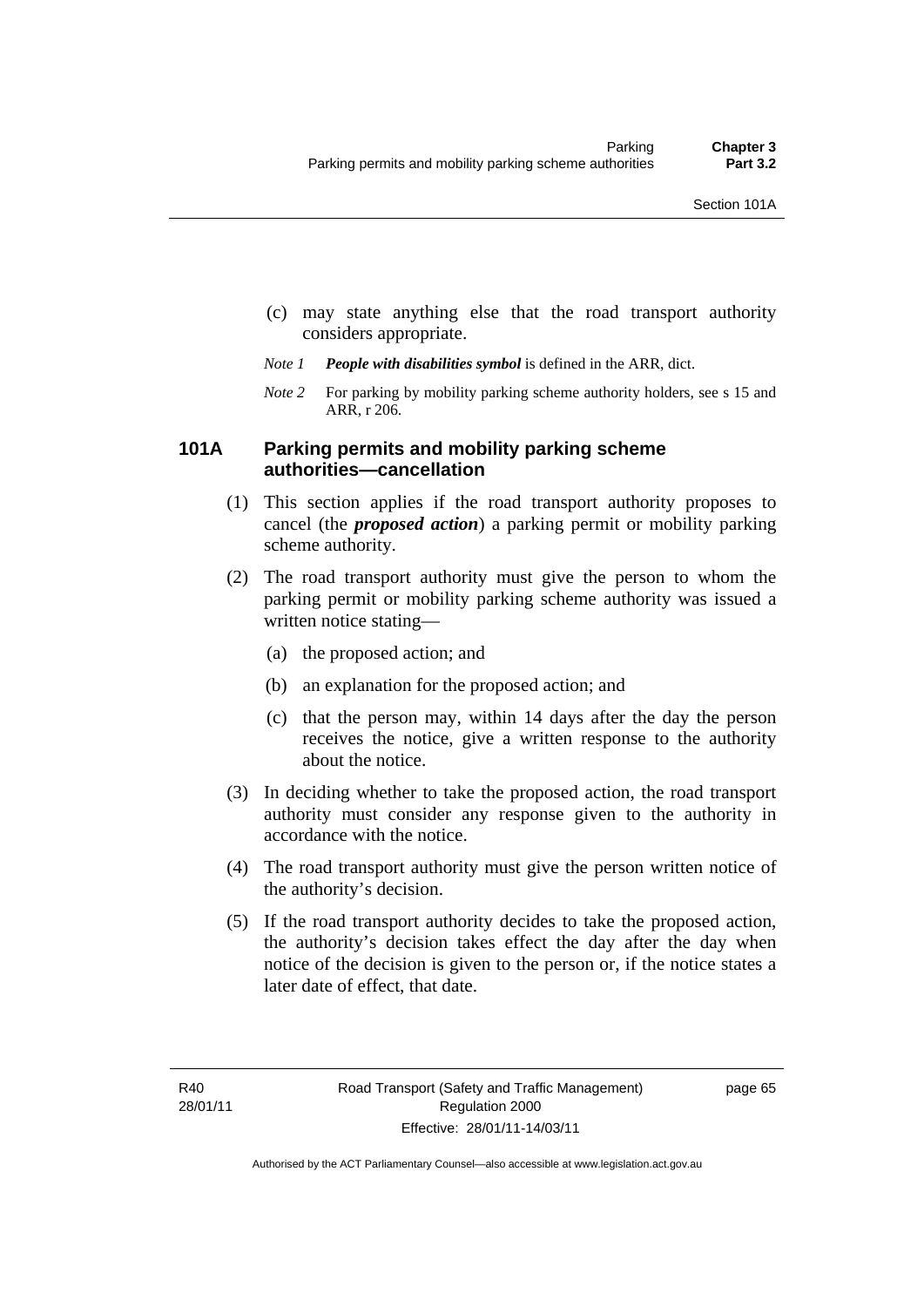(c) may state anything else that the road transport authority considers appropriate.

*Note 1* ***People with disabilities symbol*** is defined in the ARR, dict.

*Note 2* For parking by mobility parking scheme authority holders, see s 15 and ARR, r 206.

### 101A Parking permits and mobility parking scheme authorities—cancellation

(1) This section applies if the road transport authority proposes to cancel (the ***proposed action***) a parking permit or mobility parking scheme authority.

(2) The road transport authority must give the person to whom the parking permit or mobility parking scheme authority was issued a written notice stating—

(a) the proposed action; and

(b) an explanation for the proposed action; and

(c) that the person may, within 14 days after the day the person receives the notice, give a written response to the authority about the notice.

(3) In deciding whether to take the proposed action, the road transport authority must consider any response given to the authority in accordance with the notice.

(4) The road transport authority must give the person written notice of the authority's decision.

(5) If the road transport authority decides to take the proposed action, the authority's decision takes effect the day after the day when notice of the decision is given to the person or, if the notice states a later date of effect, that date.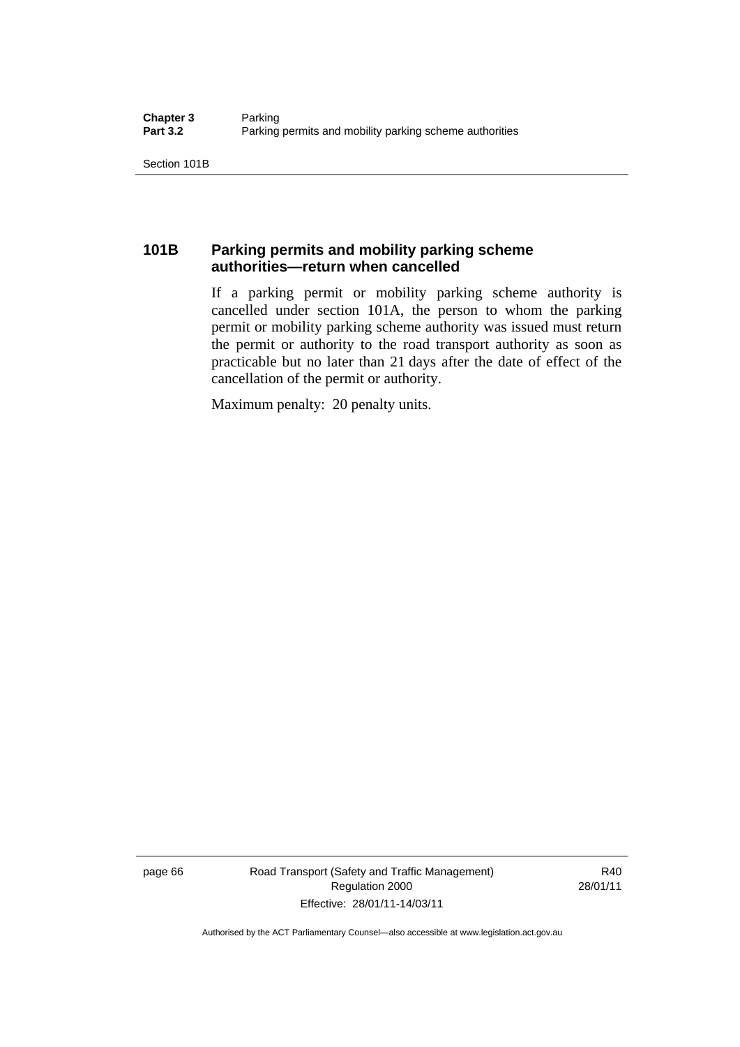## 101B Parking permits and mobility parking scheme authorities—return when cancelled

If a parking permit or mobility parking scheme authority is cancelled under section 101A, the person to whom the parking permit or mobility parking scheme authority was issued must return the permit or authority to the road transport authority as soon as practicable but no later than 21 days after the date of effect of the cancellation of the permit or authority.

Maximum penalty: 20 penalty units.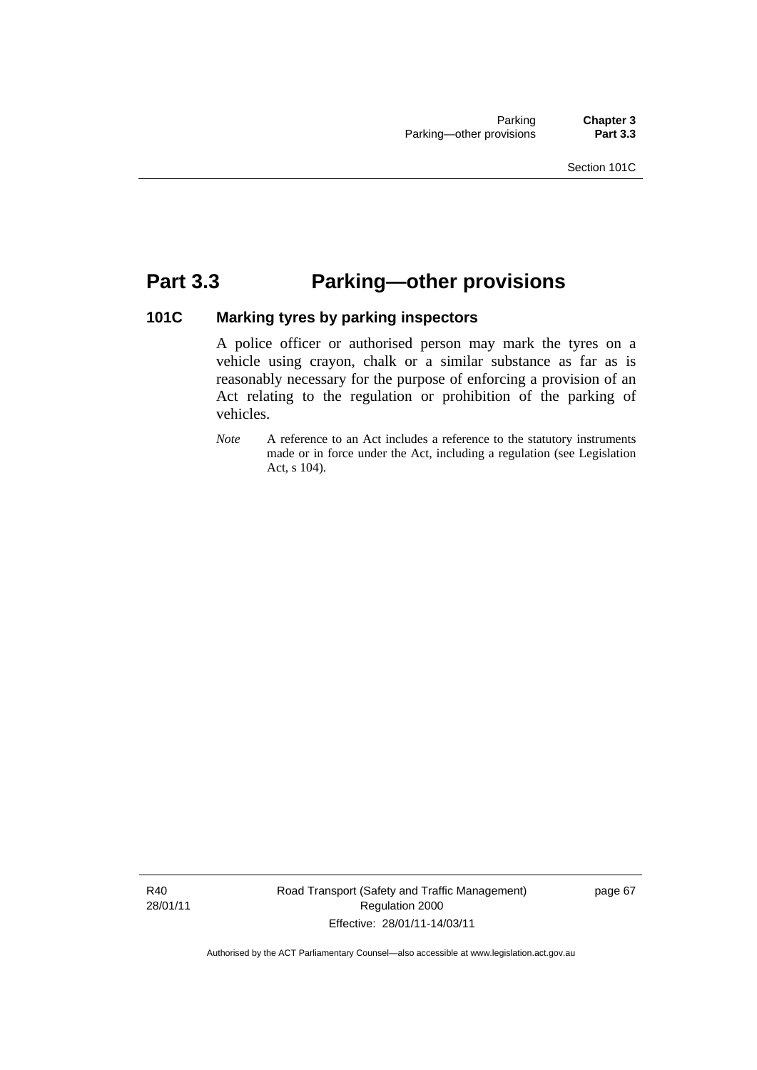# Part 3.3 Parking—other provisions

## 101C Marking tyres by parking inspectors

A police officer or authorised person may mark the tyres on a vehicle using crayon, chalk or a similar substance as far as is reasonably necessary for the purpose of enforcing a provision of an Act relating to the regulation or prohibition of the parking of vehicles.

*Note* A reference to an Act includes a reference to the statutory instruments made or in force under the Act, including a regulation (see Legislation Act, s 104).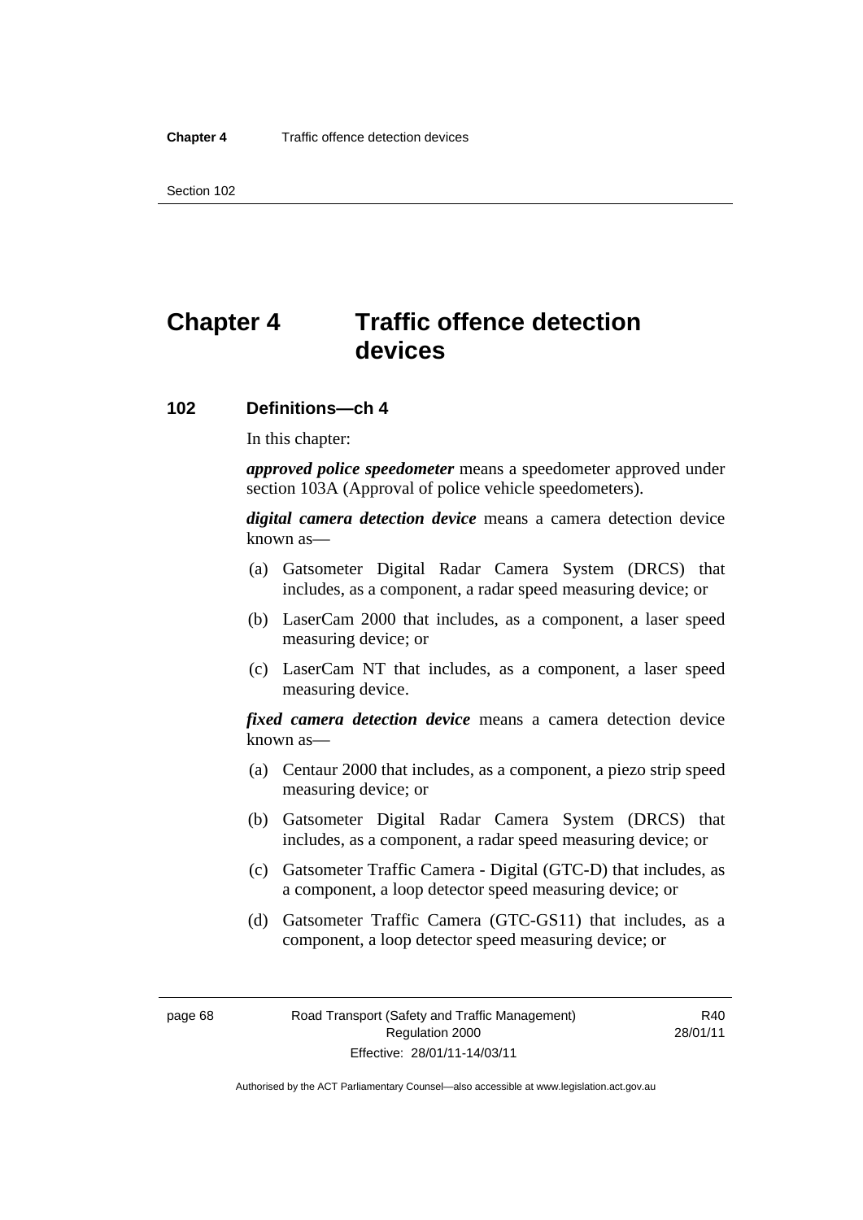# Chapter 4 Traffic offence detection devices

## 102 Definitions—ch 4

In this chapter:

***approved police speedometer*** means a speedometer approved under section 103A (Approval of police vehicle speedometers).

***digital camera detection device*** means a camera detection device known as—

(a) Gatsometer Digital Radar Camera System (DRCS) that includes, as a component, a radar speed measuring device; or

(b) LaserCam 2000 that includes, as a component, a laser speed measuring device; or

(c) LaserCam NT that includes, as a component, a laser speed measuring device.

***fixed camera detection device*** means a camera detection device known as—

(a) Centaur 2000 that includes, as a component, a piezo strip speed measuring device; or

(b) Gatsometer Digital Radar Camera System (DRCS) that includes, as a component, a radar speed measuring device; or

(c) Gatsometer Traffic Camera - Digital (GTC-D) that includes, as a component, a loop detector speed measuring device; or

(d) Gatsometer Traffic Camera (GTC-GS11) that includes, as a component, a loop detector speed measuring device; or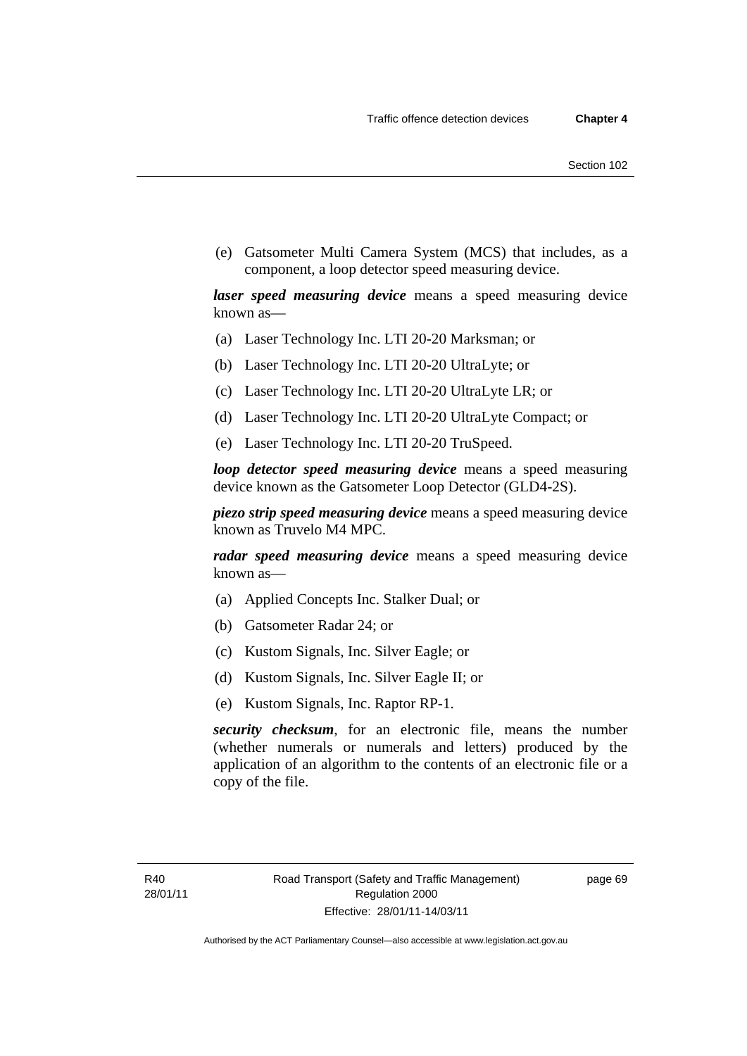(e) Gatsometer Multi Camera System (MCS) that includes, as a component, a loop detector speed measuring device.

***laser speed measuring device*** means a speed measuring device known as—

(a) Laser Technology Inc. LTI 20-20 Marksman; or

(b) Laser Technology Inc. LTI 20-20 UltraLyte; or

(c) Laser Technology Inc. LTI 20-20 UltraLyte LR; or

(d) Laser Technology Inc. LTI 20-20 UltraLyte Compact; or

(e) Laser Technology Inc. LTI 20-20 TruSpeed.

***loop detector speed measuring device*** means a speed measuring device known as the Gatsometer Loop Detector (GLD4-2S).

***piezo strip speed measuring device*** means a speed measuring device known as Truvelo M4 MPC.

***radar speed measuring device*** means a speed measuring device known as—

(a) Applied Concepts Inc. Stalker Dual; or

(b) Gatsometer Radar 24; or

(c) Kustom Signals, Inc. Silver Eagle; or

(d) Kustom Signals, Inc. Silver Eagle II; or

(e) Kustom Signals, Inc. Raptor RP-1.

***security checksum***, for an electronic file, means the number (whether numerals or numerals and letters) produced by the application of an algorithm to the contents of an electronic file or a copy of the file.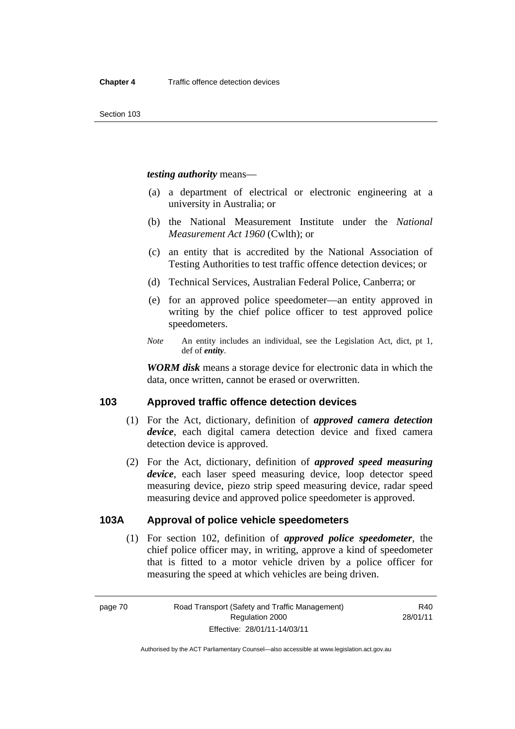***testing authority*** means—

(a) a department of electrical or electronic engineering at a university in Australia; or

(b) the National Measurement Institute under the *National Measurement Act 1960* (Cwlth); or

(c) an entity that is accredited by the National Association of Testing Authorities to test traffic offence detection devices; or

(d) Technical Services, Australian Federal Police, Canberra; or

(e) for an approved police speedometer—an entity approved in writing by the chief police officer to test approved police speedometers.

*Note* An entity includes an individual, see the Legislation Act, dict, pt 1, def of ***entity***.

***WORM disk*** means a storage device for electronic data in which the data, once written, cannot be erased or overwritten.

## 103 Approved traffic offence detection devices

(1) For the Act, dictionary, definition of ***approved camera detection device***, each digital camera detection device and fixed camera detection device is approved.

(2) For the Act, dictionary, definition of ***approved speed measuring device***, each laser speed measuring device, loop detector speed measuring device, piezo strip speed measuring device, radar speed measuring device and approved police speedometer is approved.

## 103A Approval of police vehicle speedometers

(1) For section 102, definition of ***approved police speedometer***, the chief police officer may, in writing, approve a kind of speedometer that is fitted to a motor vehicle driven by a police officer for measuring the speed at which vehicles are being driven.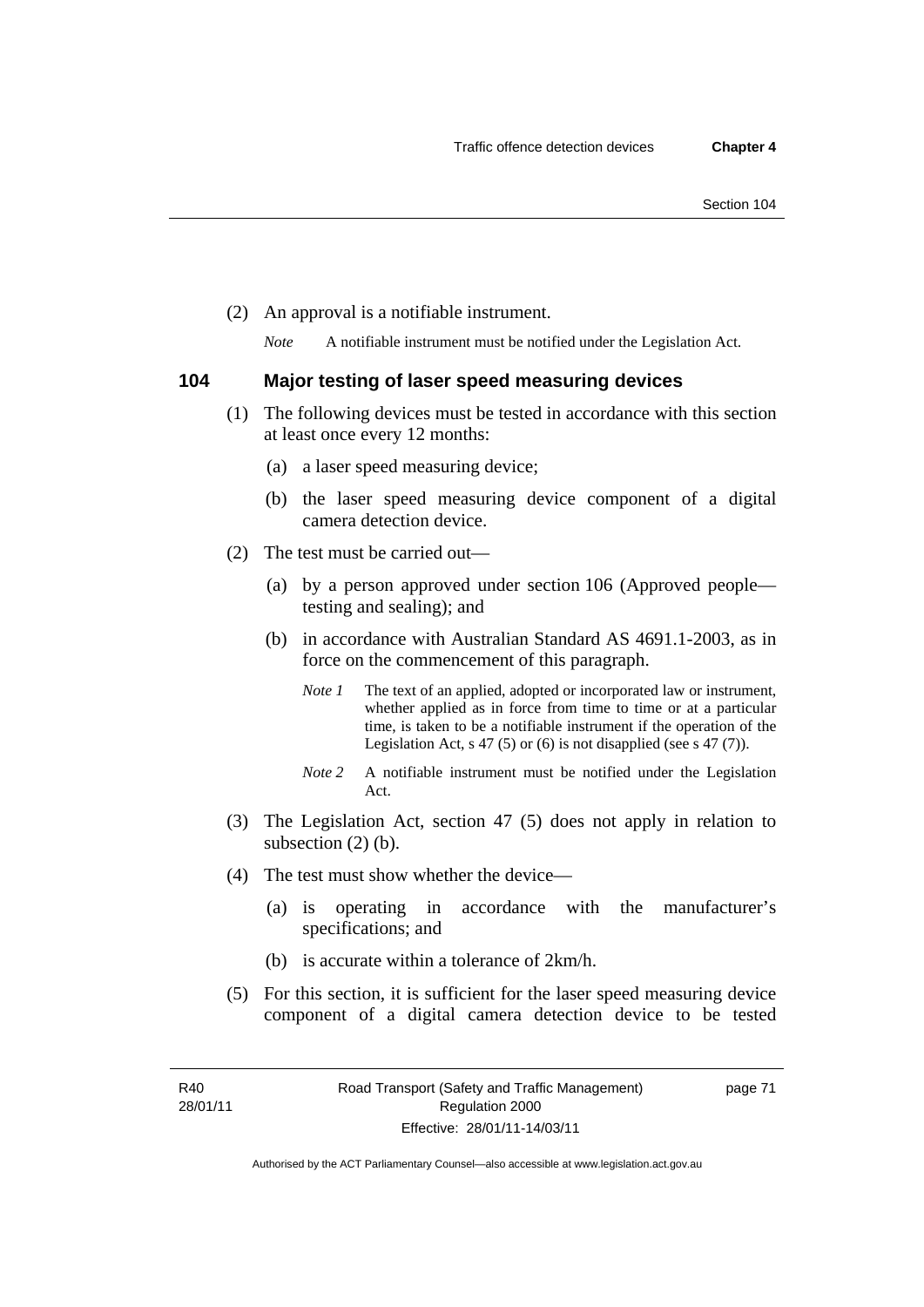(2) An approval is a notifiable instrument.

*Note* A notifiable instrument must be notified under the Legislation Act.

### 104 Major testing of laser speed measuring devices

(1) The following devices must be tested in accordance with this section at least once every 12 months:

(a) a laser speed measuring device;

(b) the laser speed measuring device component of a digital camera detection device.

(2) The test must be carried out—

(a) by a person approved under section 106 (Approved people—testing and sealing); and

(b) in accordance with Australian Standard AS 4691.1-2003, as in force on the commencement of this paragraph.

*Note 1* The text of an applied, adopted or incorporated law or instrument, whether applied as in force from time to time or at a particular time, is taken to be a notifiable instrument if the operation of the Legislation Act, s 47 (5) or (6) is not disapplied (see s 47 (7)).

*Note 2* A notifiable instrument must be notified under the Legislation Act.

(3) The Legislation Act, section 47 (5) does not apply in relation to subsection (2) (b).

(4) The test must show whether the device—

(a) is operating in accordance with the manufacturer's specifications; and

(b) is accurate within a tolerance of 2km/h.

(5) For this section, it is sufficient for the laser speed measuring device component of a digital camera detection device to be tested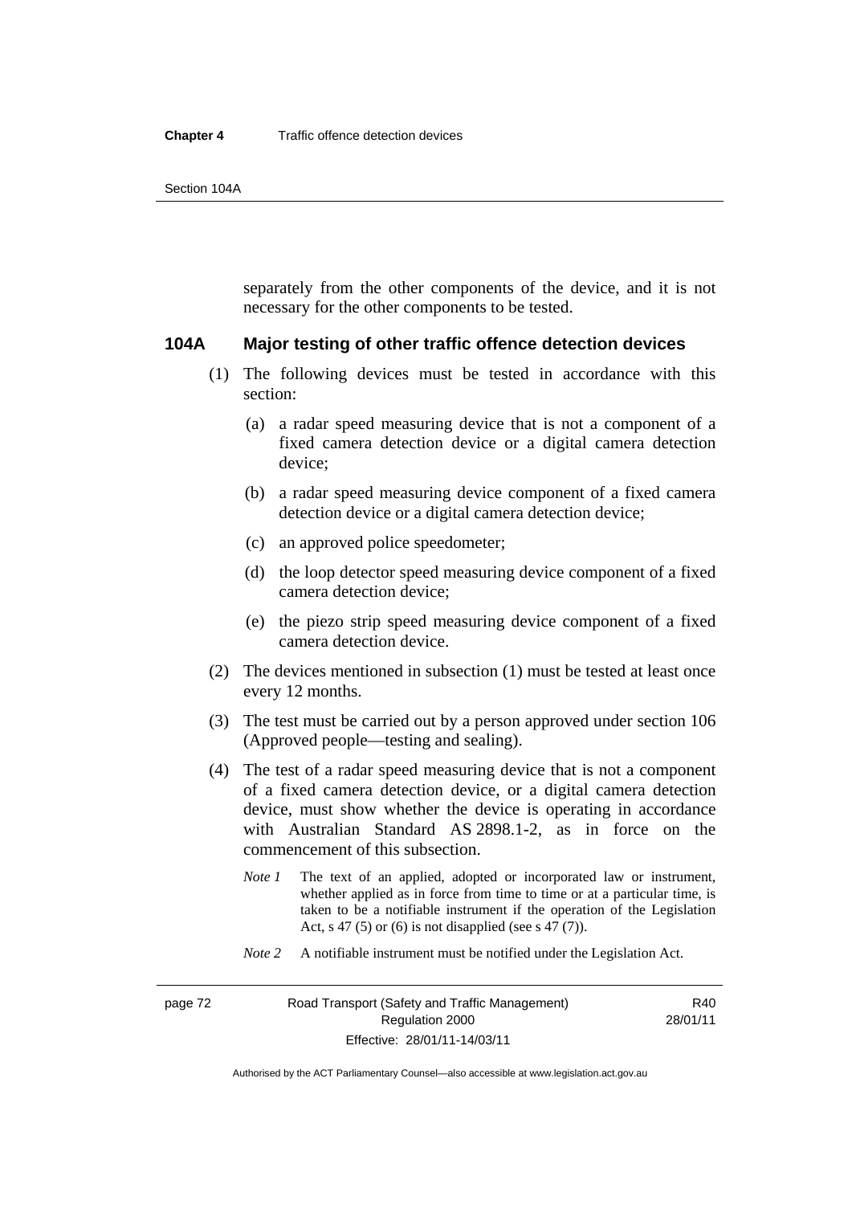separately from the other components of the device, and it is not necessary for the other components to be tested.

### 104A Major testing of other traffic offence detection devices

(1) The following devices must be tested in accordance with this section:

- (a) a radar speed measuring device that is not a component of a fixed camera detection device or a digital camera detection device;
- (b) a radar speed measuring device component of a fixed camera detection device or a digital camera detection device;
- (c) an approved police speedometer;
- (d) the loop detector speed measuring device component of a fixed camera detection device;
- (e) the piezo strip speed measuring device component of a fixed camera detection device.

(2) The devices mentioned in subsection (1) must be tested at least once every 12 months.

(3) The test must be carried out by a person approved under section 106 (Approved people—testing and sealing).

(4) The test of a radar speed measuring device that is not a component of a fixed camera detection device, or a digital camera detection device, must show whether the device is operating in accordance with Australian Standard AS 2898.1-2, as in force on the commencement of this subsection.

*Note 1* The text of an applied, adopted or incorporated law or instrument, whether applied as in force from time to time or at a particular time, is taken to be a notifiable instrument if the operation of the Legislation Act, s 47 (5) or (6) is not disapplied (see s 47 (7)).

*Note 2* A notifiable instrument must be notified under the Legislation Act.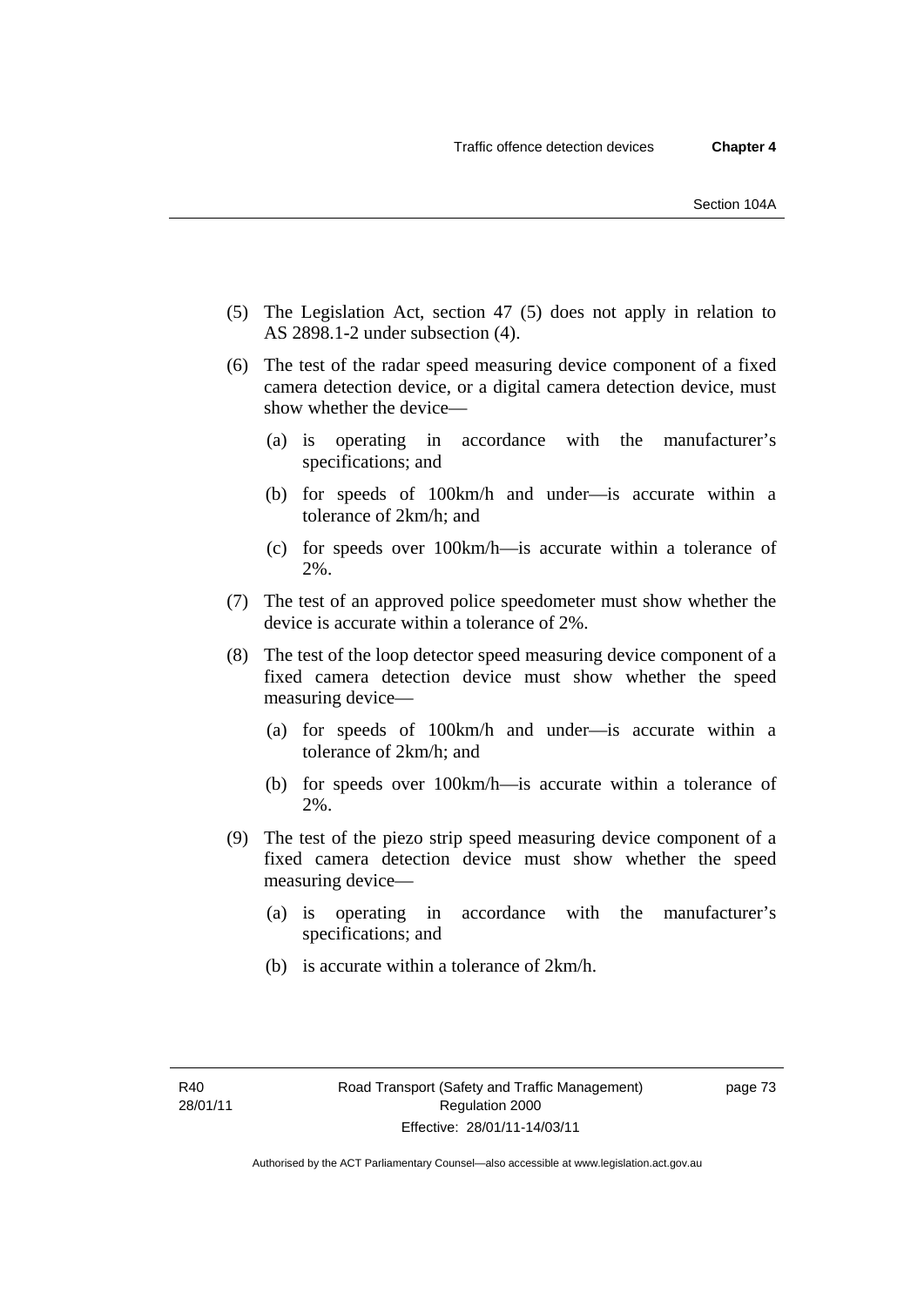(5) The Legislation Act, section 47 (5) does not apply in relation to AS 2898.1-2 under subsection (4).

(6) The test of the radar speed measuring device component of a fixed camera detection device, or a digital camera detection device, must show whether the device—

  (a) is operating in accordance with the manufacturer's specifications; and

  (b) for speeds of 100km/h and under—is accurate within a tolerance of 2km/h; and

  (c) for speeds over 100km/h—is accurate within a tolerance of 2%.

(7) The test of an approved police speedometer must show whether the device is accurate within a tolerance of 2%.

(8) The test of the loop detector speed measuring device component of a fixed camera detection device must show whether the speed measuring device—

  (a) for speeds of 100km/h and under—is accurate within a tolerance of 2km/h; and

  (b) for speeds over 100km/h—is accurate within a tolerance of 2%.

(9) The test of the piezo strip speed measuring device component of a fixed camera detection device must show whether the speed measuring device—

  (a) is operating in accordance with the manufacturer's specifications; and

  (b) is accurate within a tolerance of 2km/h.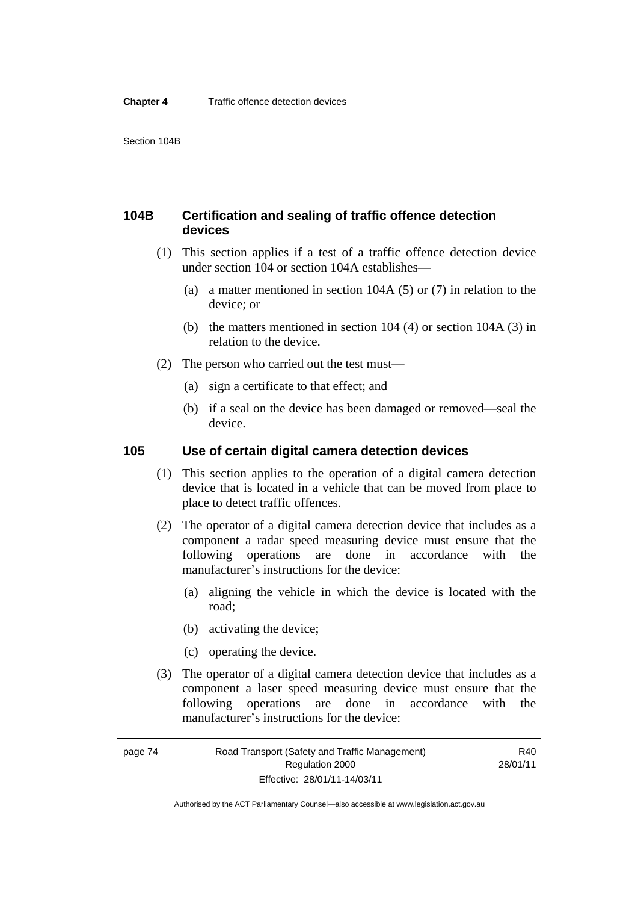## 104B Certification and sealing of traffic offence detection devices

(1) This section applies if a test of a traffic offence detection device under section 104 or section 104A establishes—

(a) a matter mentioned in section 104A (5) or (7) in relation to the device; or

(b) the matters mentioned in section 104 (4) or section 104A (3) in relation to the device.

(2) The person who carried out the test must—

(a) sign a certificate to that effect; and

(b) if a seal on the device has been damaged or removed—seal the device.

## 105 Use of certain digital camera detection devices

(1) This section applies to the operation of a digital camera detection device that is located in a vehicle that can be moved from place to place to detect traffic offences.

(2) The operator of a digital camera detection device that includes as a component a radar speed measuring device must ensure that the following operations are done in accordance with the manufacturer's instructions for the device:

(a) aligning the vehicle in which the device is located with the road;

(b) activating the device;

(c) operating the device.

(3) The operator of a digital camera detection device that includes as a component a laser speed measuring device must ensure that the following operations are done in accordance with the manufacturer's instructions for the device: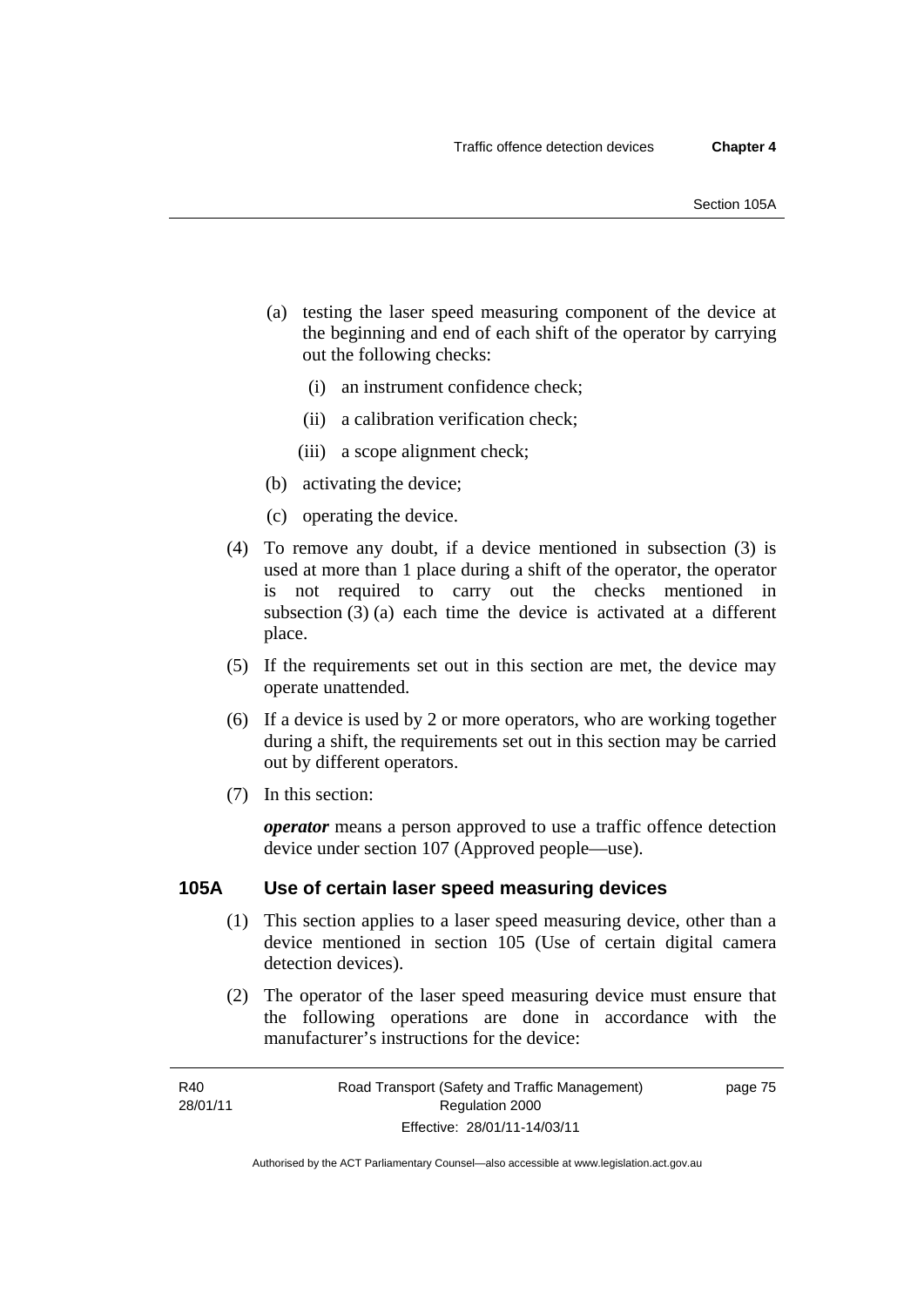(a) testing the laser speed measuring component of the device at the beginning and end of each shift of the operator by carrying out the following checks:

(i) an instrument confidence check;

(ii) a calibration verification check;

(iii) a scope alignment check;

(b) activating the device;

(c) operating the device.

(4) To remove any doubt, if a device mentioned in subsection (3) is used at more than 1 place during a shift of the operator, the operator is not required to carry out the checks mentioned in subsection (3) (a) each time the device is activated at a different place.

(5) If the requirements set out in this section are met, the device may operate unattended.

(6) If a device is used by 2 or more operators, who are working together during a shift, the requirements set out in this section may be carried out by different operators.

(7) In this section:

***operator*** means a person approved to use a traffic offence detection device under section 107 (Approved people—use).

## 105A Use of certain laser speed measuring devices

(1) This section applies to a laser speed measuring device, other than a device mentioned in section 105 (Use of certain digital camera detection devices).

(2) The operator of the laser speed measuring device must ensure that the following operations are done in accordance with the manufacturer's instructions for the device: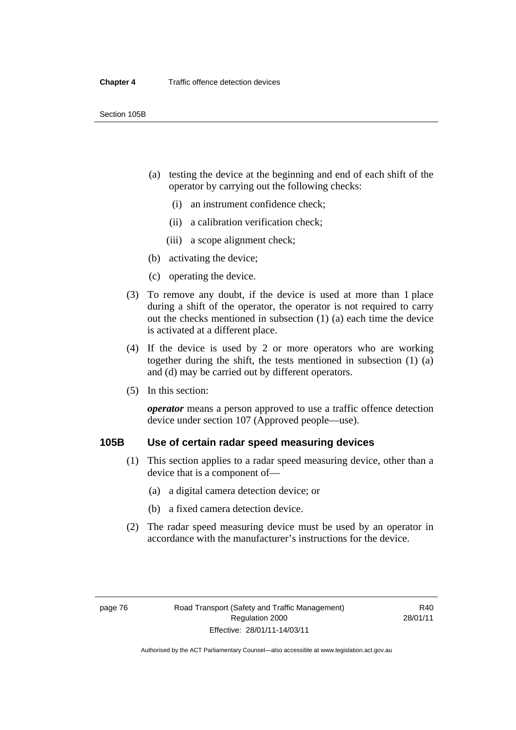(a) testing the device at the beginning and end of each shift of the operator by carrying out the following checks:

   (i) an instrument confidence check;

   (ii) a calibration verification check;

   (iii) a scope alignment check;

(b) activating the device;

(c) operating the device.

(3) To remove any doubt, if the device is used at more than 1 place during a shift of the operator, the operator is not required to carry out the checks mentioned in subsection (1) (a) each time the device is activated at a different place.

(4) If the device is used by 2 or more operators who are working together during the shift, the tests mentioned in subsection (1) (a) and (d) may be carried out by different operators.

(5) In this section:

***operator*** means a person approved to use a traffic offence detection device under section 107 (Approved people—use).

### 105B Use of certain radar speed measuring devices

(1) This section applies to a radar speed measuring device, other than a device that is a component of—

(a) a digital camera detection device; or

(b) a fixed camera detection device.

(2) The radar speed measuring device must be used by an operator in accordance with the manufacturer's instructions for the device.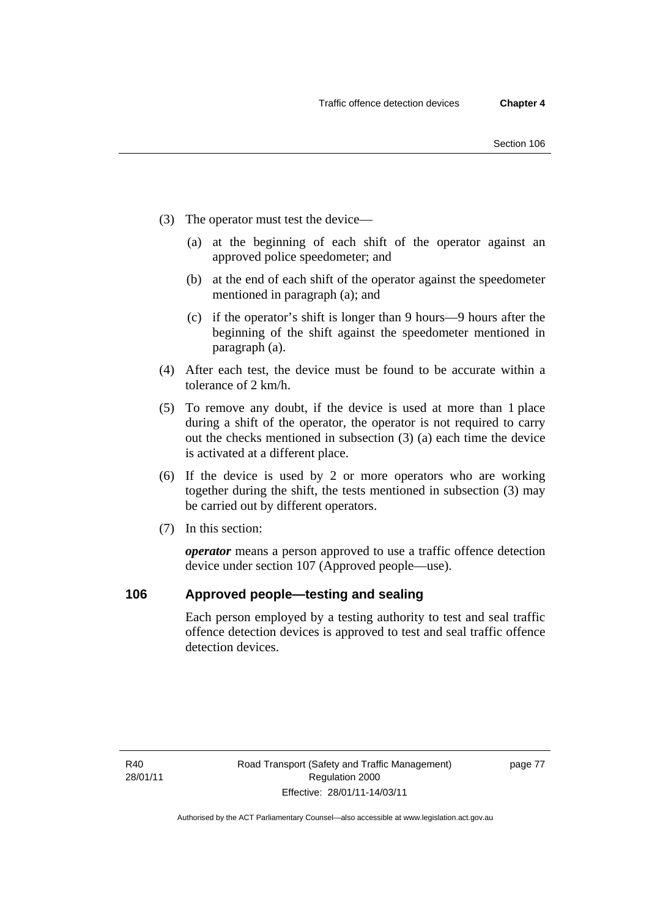(3) The operator must test the device—

(a) at the beginning of each shift of the operator against an approved police speedometer; and

(b) at the end of each shift of the operator against the speedometer mentioned in paragraph (a); and

(c) if the operator's shift is longer than 9 hours—9 hours after the beginning of the shift against the speedometer mentioned in paragraph (a).

(4) After each test, the device must be found to be accurate within a tolerance of 2 km/h.

(5) To remove any doubt, if the device is used at more than 1 place during a shift of the operator, the operator is not required to carry out the checks mentioned in subsection (3) (a) each time the device is activated at a different place.

(6) If the device is used by 2 or more operators who are working together during the shift, the tests mentioned in subsection (3) may be carried out by different operators.

(7) In this section:

***operator*** means a person approved to use a traffic offence detection device under section 107 (Approved people—use).

## 106 Approved people—testing and sealing

Each person employed by a testing authority to test and seal traffic offence detection devices is approved to test and seal traffic offence detection devices.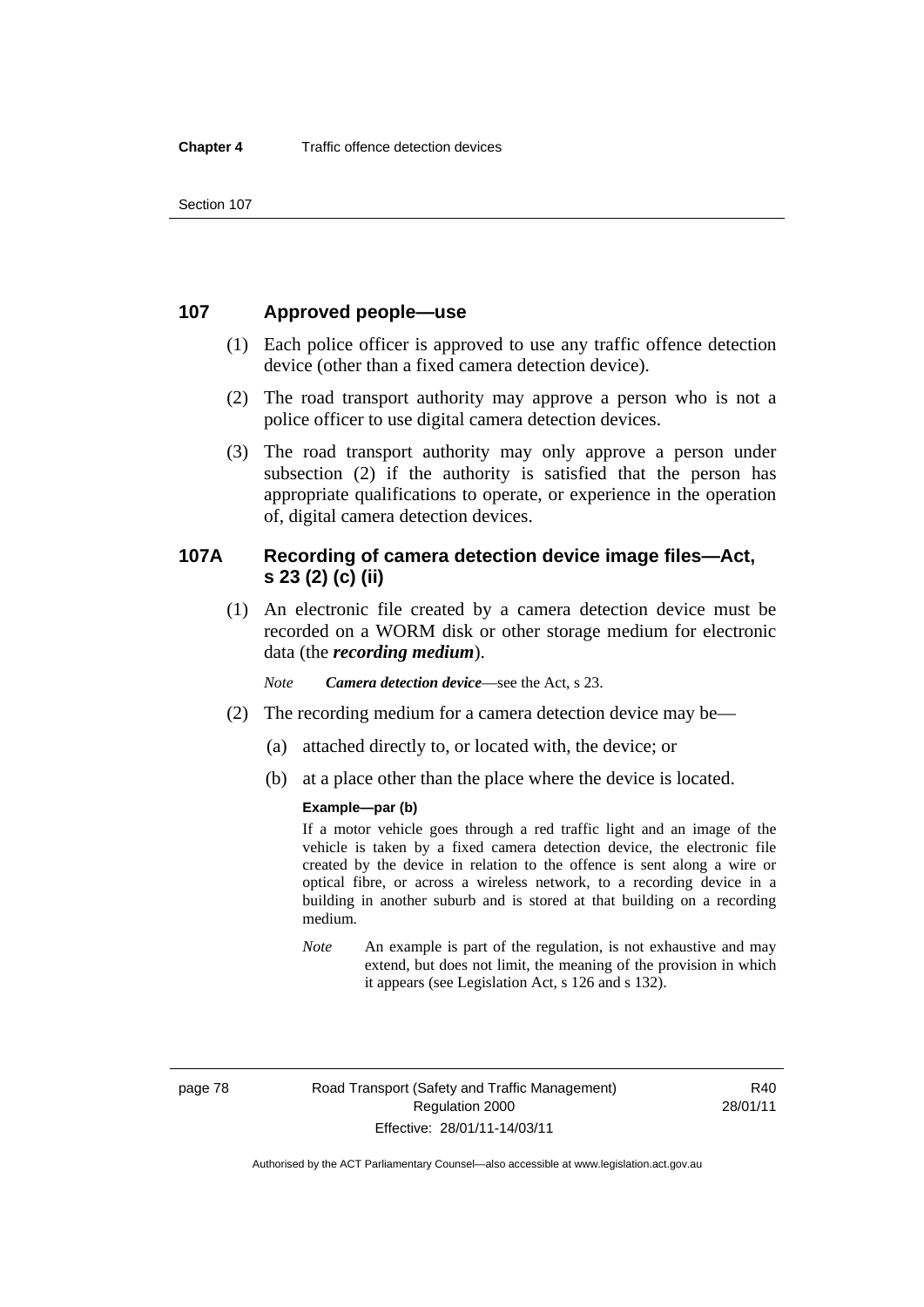## 107 Approved people—use

(1) Each police officer is approved to use any traffic offence detection device (other than a fixed camera detection device).

(2) The road transport authority may approve a person who is not a police officer to use digital camera detection devices.

(3) The road transport authority may only approve a person under subsection (2) if the authority is satisfied that the person has appropriate qualifications to operate, or experience in the operation of, digital camera detection devices.

## 107A Recording of camera detection device image files—Act, s 23 (2) (c) (ii)

(1) An electronic file created by a camera detection device must be recorded on a WORM disk or other storage medium for electronic data (the ***recording medium***).

*Note* ***Camera detection device***—see the Act, s 23.

(2) The recording medium for a camera detection device may be—

(a) attached directly to, or located with, the device; or

(b) at a place other than the place where the device is located.

**Example—par (b)**

If a motor vehicle goes through a red traffic light and an image of the vehicle is taken by a fixed camera detection device, the electronic file created by the device in relation to the offence is sent along a wire or optical fibre, or across a wireless network, to a recording device in a building in another suburb and is stored at that building on a recording medium.

*Note* An example is part of the regulation, is not exhaustive and may extend, but does not limit, the meaning of the provision in which it appears (see Legislation Act, s 126 and s 132).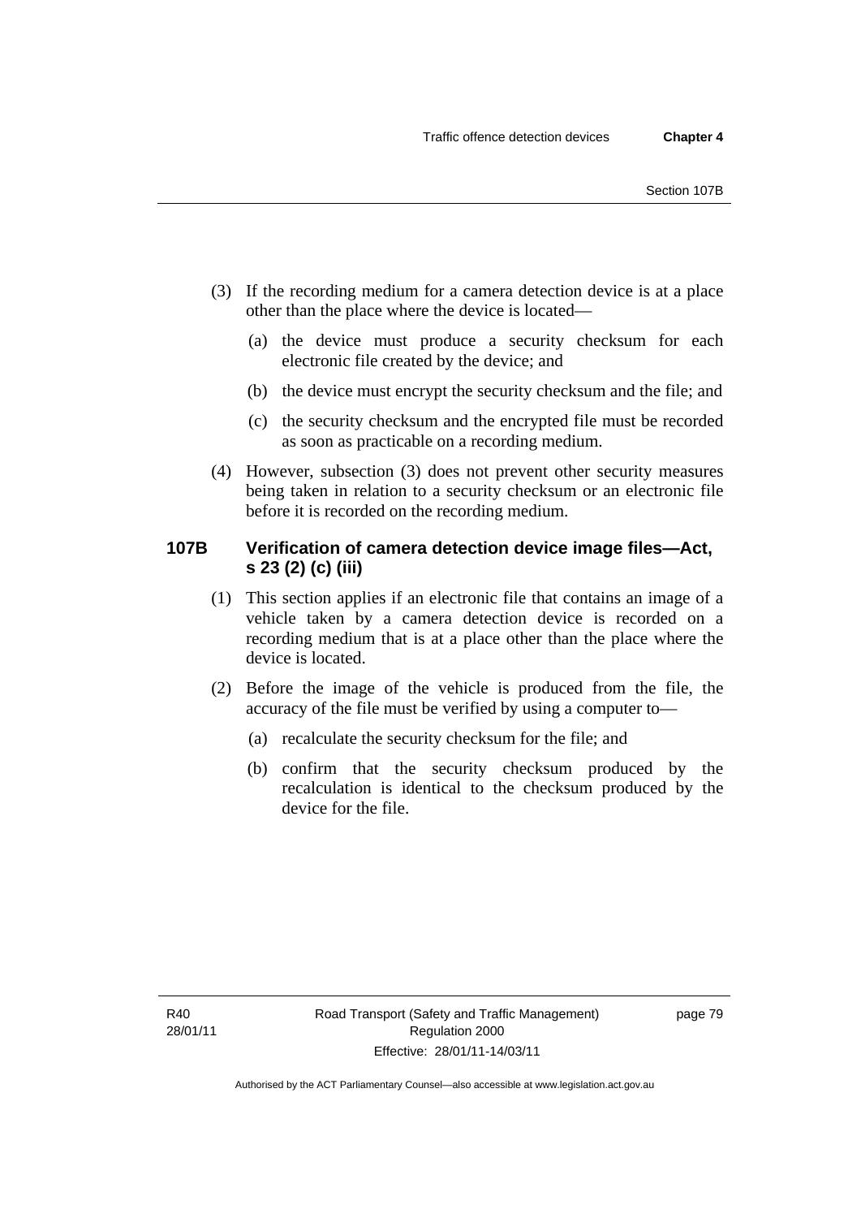(3) If the recording medium for a camera detection device is at a place other than the place where the device is located—

  (a) the device must produce a security checksum for each electronic file created by the device; and

  (b) the device must encrypt the security checksum and the file; and

  (c) the security checksum and the encrypted file must be recorded as soon as practicable on a recording medium.

(4) However, subsection (3) does not prevent other security measures being taken in relation to a security checksum or an electronic file before it is recorded on the recording medium.

### 107B Verification of camera detection device image files—Act, s 23 (2) (c) (iii)

(1) This section applies if an electronic file that contains an image of a vehicle taken by a camera detection device is recorded on a recording medium that is at a place other than the place where the device is located.

(2) Before the image of the vehicle is produced from the file, the accuracy of the file must be verified by using a computer to—

  (a) recalculate the security checksum for the file; and

  (b) confirm that the security checksum produced by the recalculation is identical to the checksum produced by the device for the file.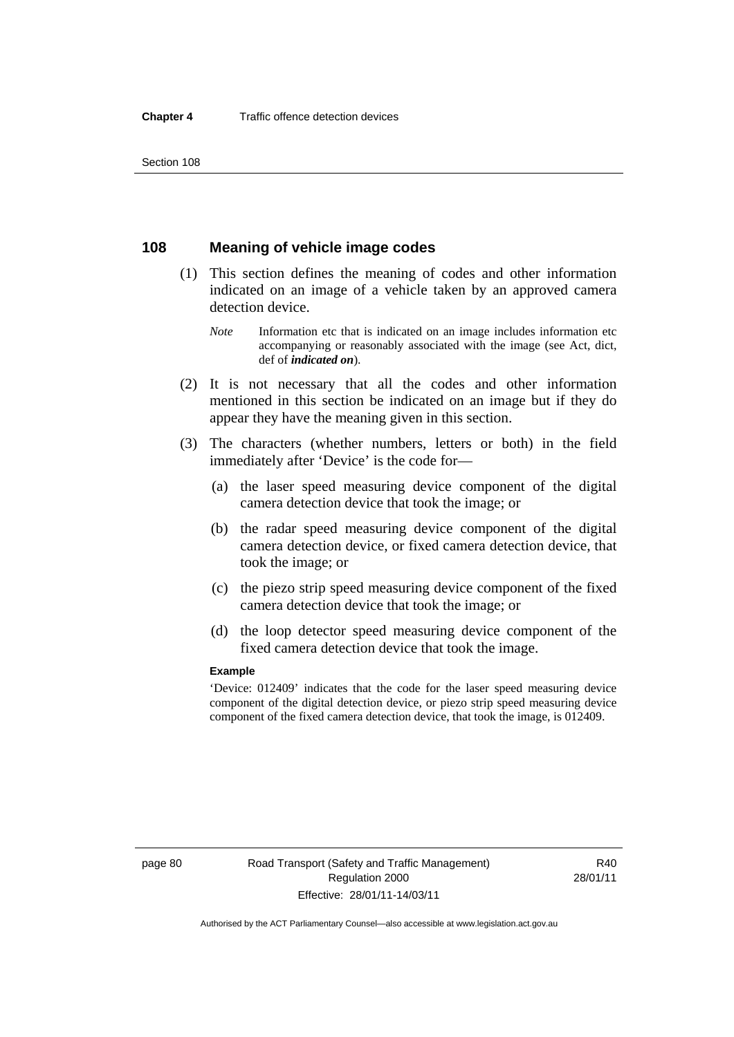## 108 Meaning of vehicle image codes

(1) This section defines the meaning of codes and other information indicated on an image of a vehicle taken by an approved camera detection device.

*Note* Information etc that is indicated on an image includes information etc accompanying or reasonably associated with the image (see Act, dict, def of ***indicated on***).

(2) It is not necessary that all the codes and other information mentioned in this section be indicated on an image but if they do appear they have the meaning given in this section.

(3) The characters (whether numbers, letters or both) in the field immediately after 'Device' is the code for—

(a) the laser speed measuring device component of the digital camera detection device that took the image; or

(b) the radar speed measuring device component of the digital camera detection device, or fixed camera detection device, that took the image; or

(c) the piezo strip speed measuring device component of the fixed camera detection device that took the image; or

(d) the loop detector speed measuring device component of the fixed camera detection device that took the image.

**Example**

'Device: 012409' indicates that the code for the laser speed measuring device component of the digital detection device, or piezo strip speed measuring device component of the fixed camera detection device, that took the image, is 012409.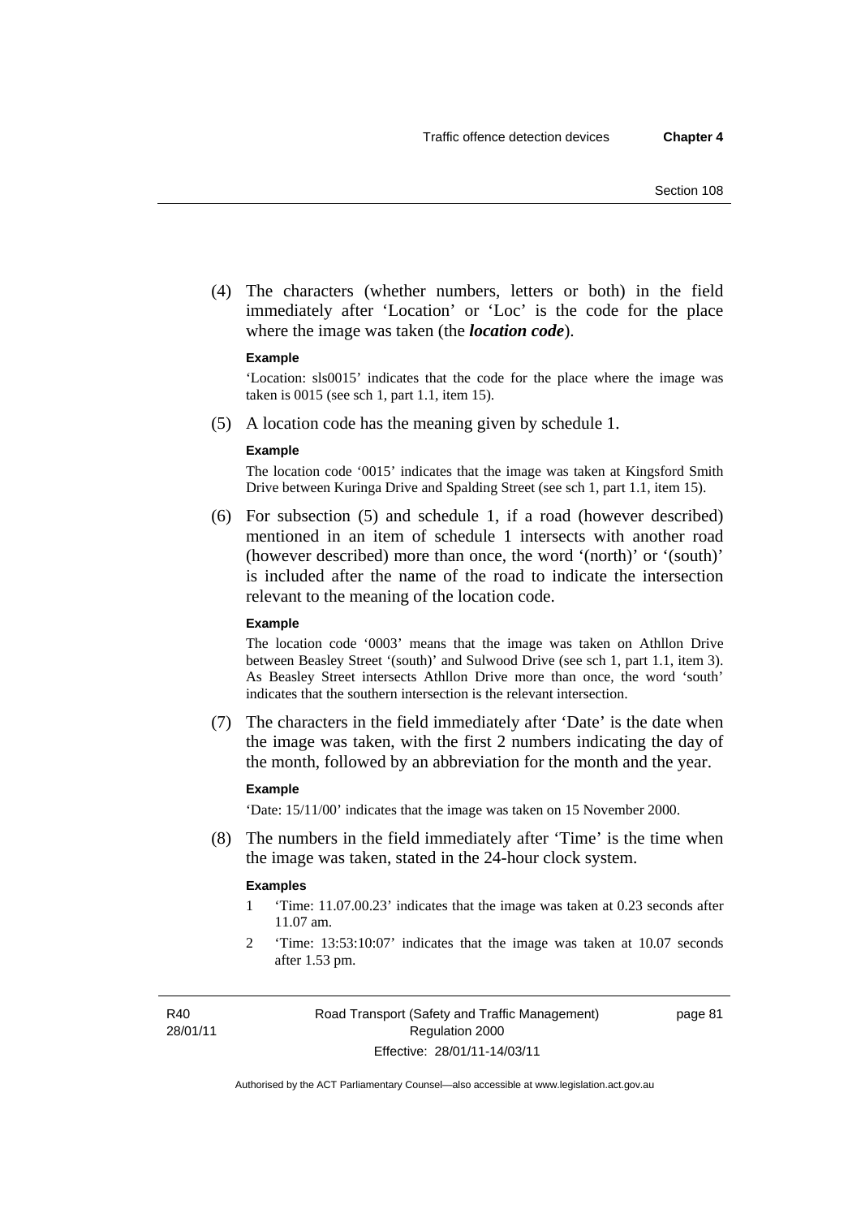(4) The characters (whether numbers, letters or both) in the field immediately after 'Location' or 'Loc' is the code for the place where the image was taken (the ***location code***).

**Example**

'Location: sls0015' indicates that the code for the place where the image was taken is 0015 (see sch 1, part 1.1, item 15).

(5) A location code has the meaning given by schedule 1.

**Example**

The location code '0015' indicates that the image was taken at Kingsford Smith Drive between Kuringa Drive and Spalding Street (see sch 1, part 1.1, item 15).

(6) For subsection (5) and schedule 1, if a road (however described) mentioned in an item of schedule 1 intersects with another road (however described) more than once, the word '(north)' or '(south)' is included after the name of the road to indicate the intersection relevant to the meaning of the location code.

**Example**

The location code '0003' means that the image was taken on Athllon Drive between Beasley Street '(south)' and Sulwood Drive (see sch 1, part 1.1, item 3). As Beasley Street intersects Athllon Drive more than once, the word 'south' indicates that the southern intersection is the relevant intersection.

(7) The characters in the field immediately after 'Date' is the date when the image was taken, with the first 2 numbers indicating the day of the month, followed by an abbreviation for the month and the year.

**Example**

'Date: 15/11/00' indicates that the image was taken on 15 November 2000.

(8) The numbers in the field immediately after 'Time' is the time when the image was taken, stated in the 24-hour clock system.

**Examples**

1 'Time: 11.07.00.23' indicates that the image was taken at 0.23 seconds after 11.07 am.

2 'Time: 13:53:10:07' indicates that the image was taken at 10.07 seconds after 1.53 pm.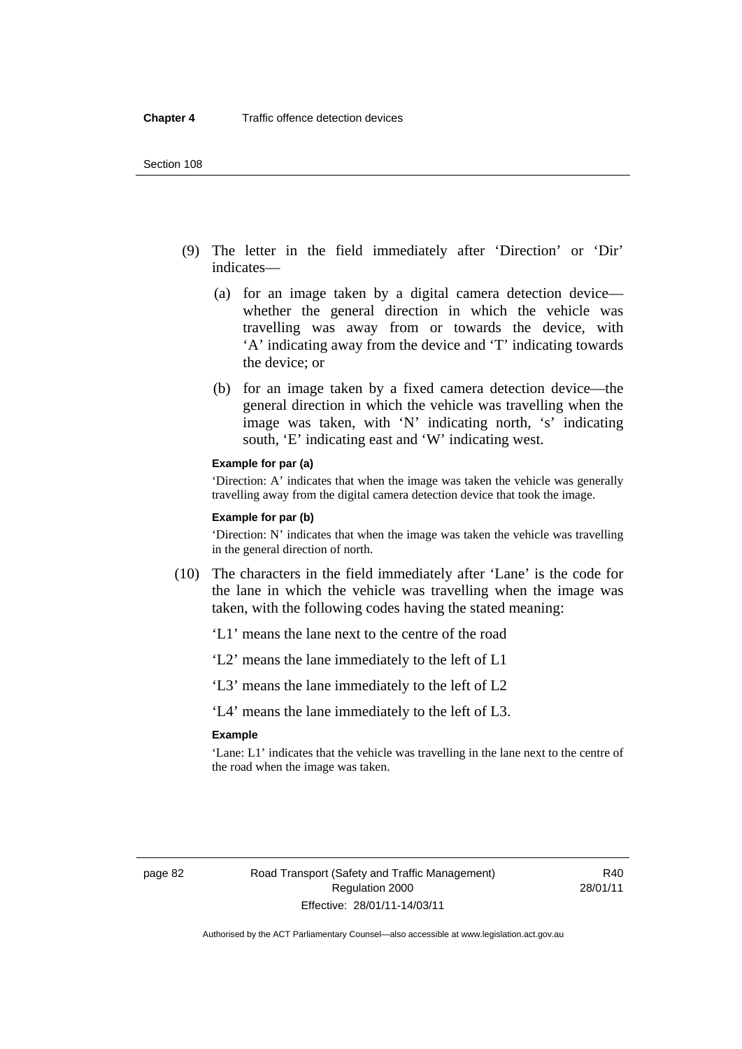(9) The letter in the field immediately after 'Direction' or 'Dir' indicates—

(a) for an image taken by a digital camera detection device—whether the general direction in which the vehicle was travelling was away from or towards the device, with 'A' indicating away from the device and 'T' indicating towards the device; or

(b) for an image taken by a fixed camera detection device—the general direction in which the vehicle was travelling when the image was taken, with 'N' indicating north, 's' indicating south, 'E' indicating east and 'W' indicating west.

**Example for par (a)**

'Direction: A' indicates that when the image was taken the vehicle was generally travelling away from the digital camera detection device that took the image.

**Example for par (b)**

'Direction: N' indicates that when the image was taken the vehicle was travelling in the general direction of north.

(10) The characters in the field immediately after 'Lane' is the code for the lane in which the vehicle was travelling when the image was taken, with the following codes having the stated meaning:

'L1' means the lane next to the centre of the road

'L2' means the lane immediately to the left of L1

'L3' means the lane immediately to the left of L2

'L4' means the lane immediately to the left of L3.

**Example**

'Lane: L1' indicates that the vehicle was travelling in the lane next to the centre of the road when the image was taken.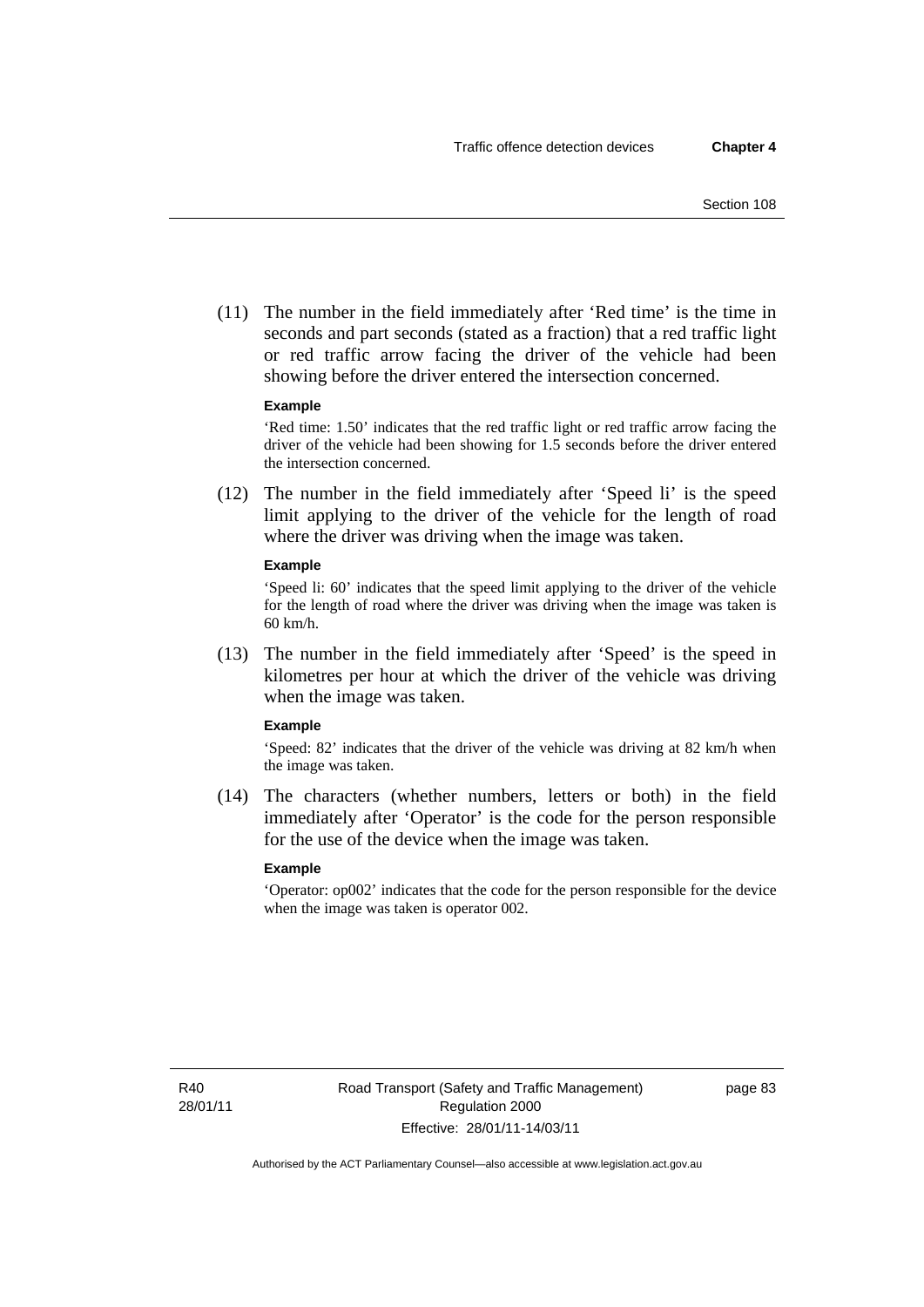(11) The number in the field immediately after 'Red time' is the time in seconds and part seconds (stated as a fraction) that a red traffic light or red traffic arrow facing the driver of the vehicle had been showing before the driver entered the intersection concerned.

**Example**

'Red time: 1.50' indicates that the red traffic light or red traffic arrow facing the driver of the vehicle had been showing for 1.5 seconds before the driver entered the intersection concerned.

(12) The number in the field immediately after 'Speed li' is the speed limit applying to the driver of the vehicle for the length of road where the driver was driving when the image was taken.

**Example**

'Speed li: 60' indicates that the speed limit applying to the driver of the vehicle for the length of road where the driver was driving when the image was taken is 60 km/h.

(13) The number in the field immediately after 'Speed' is the speed in kilometres per hour at which the driver of the vehicle was driving when the image was taken.

**Example**

'Speed: 82' indicates that the driver of the vehicle was driving at 82 km/h when the image was taken.

(14) The characters (whether numbers, letters or both) in the field immediately after 'Operator' is the code for the person responsible for the use of the device when the image was taken.

**Example**

'Operator: op002' indicates that the code for the person responsible for the device when the image was taken is operator 002.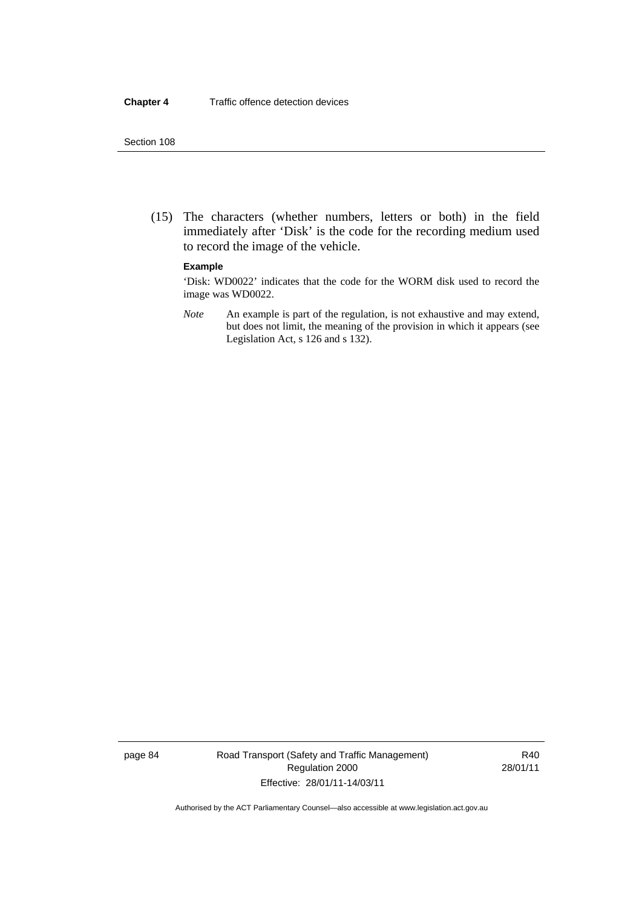(15) The characters (whether numbers, letters or both) in the field immediately after 'Disk' is the code for the recording medium used to record the image of the vehicle.

**Example**

'Disk: WD0022' indicates that the code for the WORM disk used to record the image was WD0022.

*Note* An example is part of the regulation, is not exhaustive and may extend, but does not limit, the meaning of the provision in which it appears (see Legislation Act, s 126 and s 132).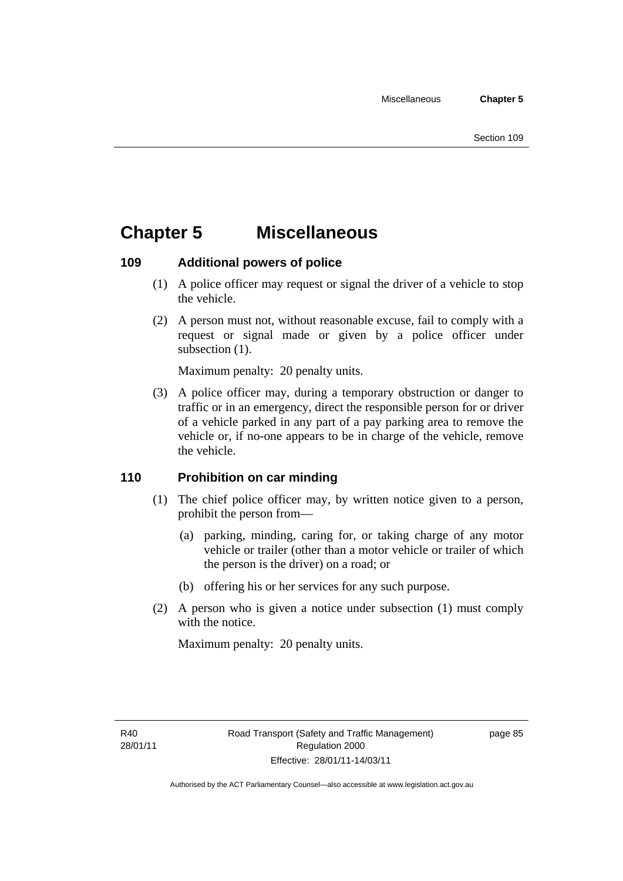# Chapter 5 Miscellaneous

### 109 Additional powers of police

(1) A police officer may request or signal the driver of a vehicle to stop the vehicle.

(2) A person must not, without reasonable excuse, fail to comply with a request or signal made or given by a police officer under subsection (1).

Maximum penalty: 20 penalty units.

(3) A police officer may, during a temporary obstruction or danger to traffic or in an emergency, direct the responsible person for or driver of a vehicle parked in any part of a pay parking area to remove the vehicle or, if no-one appears to be in charge of the vehicle, remove the vehicle.

### 110 Prohibition on car minding

(1) The chief police officer may, by written notice given to a person, prohibit the person from—

(a) parking, minding, caring for, or taking charge of any motor vehicle or trailer (other than a motor vehicle or trailer of which the person is the driver) on a road; or

(b) offering his or her services for any such purpose.

(2) A person who is given a notice under subsection (1) must comply with the notice.

Maximum penalty: 20 penalty units.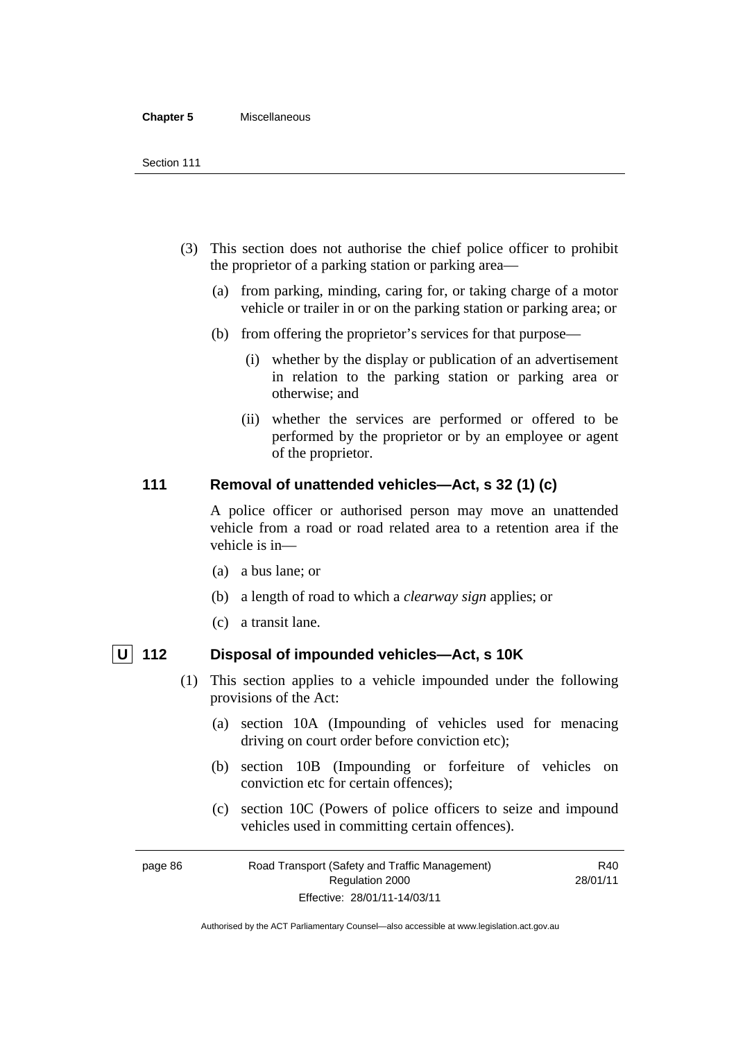(3) This section does not authorise the chief police officer to prohibit the proprietor of a parking station or parking area—

(a) from parking, minding, caring for, or taking charge of a motor vehicle or trailer in or on the parking station or parking area; or

(b) from offering the proprietor's services for that purpose—

(i) whether by the display or publication of an advertisement in relation to the parking station or parking area or otherwise; and

(ii) whether the services are performed or offered to be performed by the proprietor or by an employee or agent of the proprietor.

### 111 Removal of unattended vehicles—Act, s 32 (1) (c)

A police officer or authorised person may move an unattended vehicle from a road or road related area to a retention area if the vehicle is in—

(a) a bus lane; or

(b) a length of road to which a *clearway sign* applies; or

(c) a transit lane.

### U 112 Disposal of impounded vehicles—Act, s 10K

(1) This section applies to a vehicle impounded under the following provisions of the Act:

(a) section 10A (Impounding of vehicles used for menacing driving on court order before conviction etc);

(b) section 10B (Impounding or forfeiture of vehicles on conviction etc for certain offences);

(c) section 10C (Powers of police officers to seize and impound vehicles used in committing certain offences).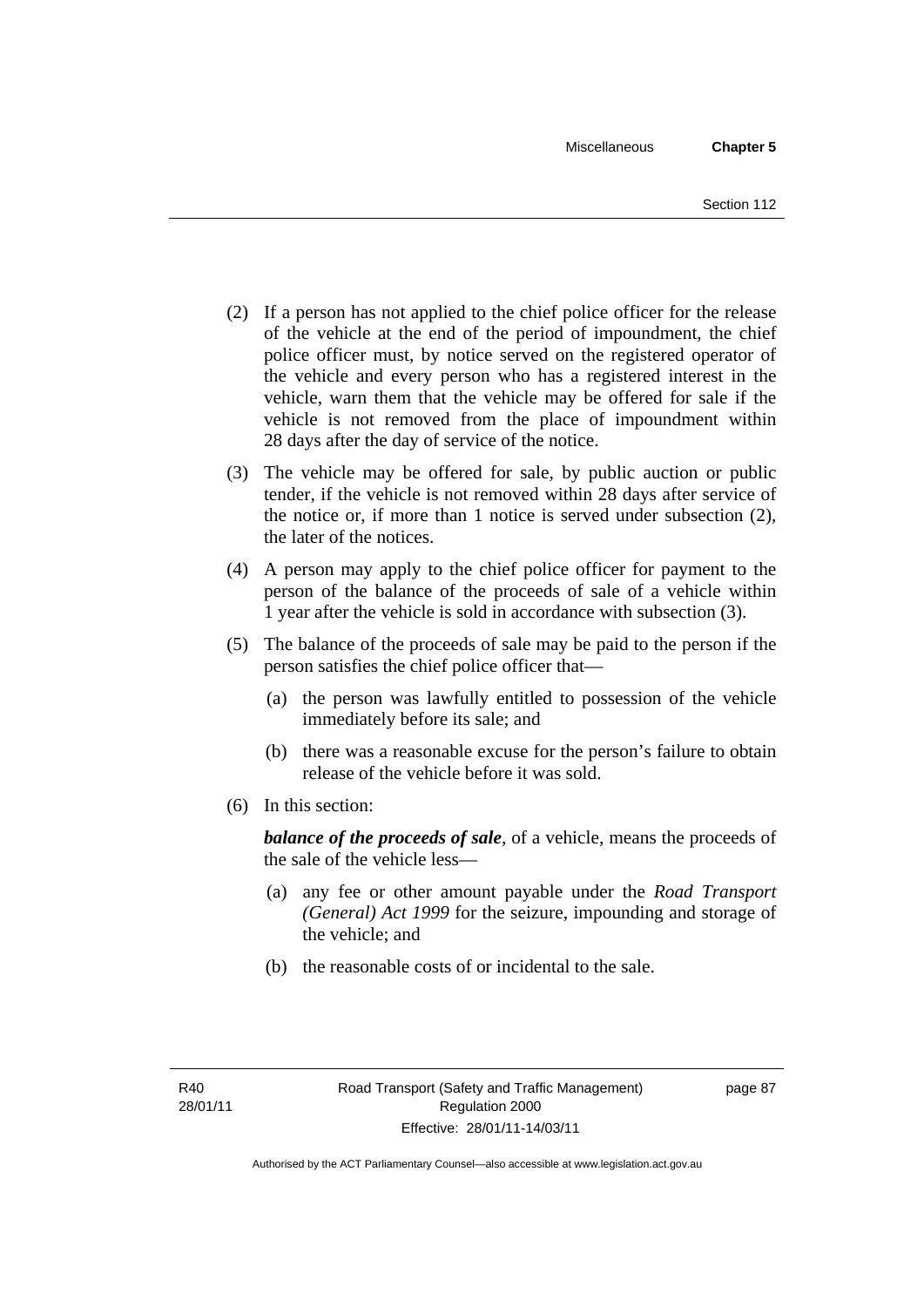(2) If a person has not applied to the chief police officer for the release of the vehicle at the end of the period of impoundment, the chief police officer must, by notice served on the registered operator of the vehicle and every person who has a registered interest in the vehicle, warn them that the vehicle may be offered for sale if the vehicle is not removed from the place of impoundment within 28 days after the day of service of the notice.

(3) The vehicle may be offered for sale, by public auction or public tender, if the vehicle is not removed within 28 days after service of the notice or, if more than 1 notice is served under subsection (2), the later of the notices.

(4) A person may apply to the chief police officer for payment to the person of the balance of the proceeds of sale of a vehicle within 1 year after the vehicle is sold in accordance with subsection (3).

(5) The balance of the proceeds of sale may be paid to the person if the person satisfies the chief police officer that—

(a) the person was lawfully entitled to possession of the vehicle immediately before its sale; and

(b) there was a reasonable excuse for the person's failure to obtain release of the vehicle before it was sold.

(6) In this section:

***balance of the proceeds of sale***, of a vehicle, means the proceeds of the sale of the vehicle less—

(a) any fee or other amount payable under the *Road Transport (General) Act 1999* for the seizure, impounding and storage of the vehicle; and

(b) the reasonable costs of or incidental to the sale.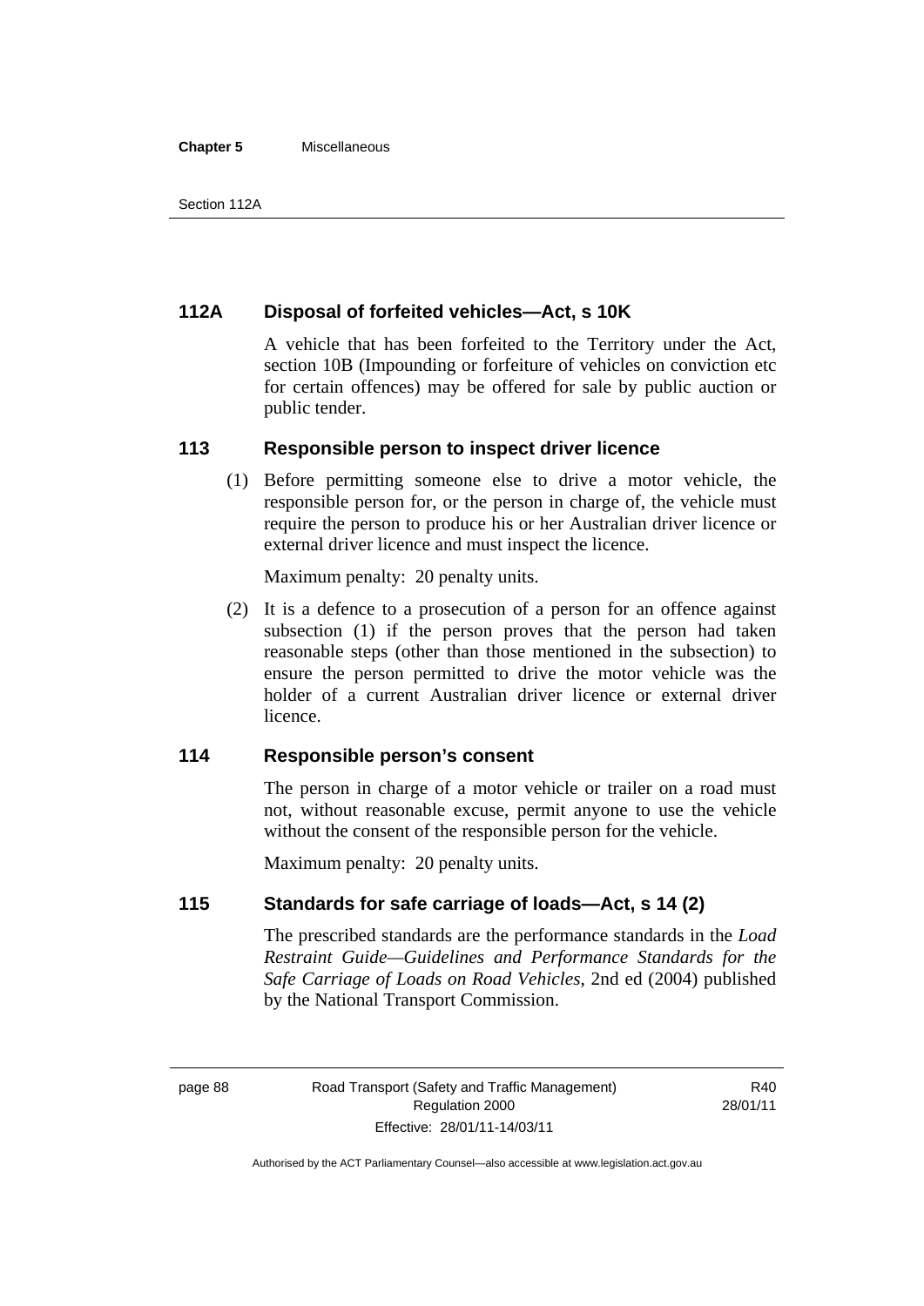## 112A Disposal of forfeited vehicles—Act, s 10K

A vehicle that has been forfeited to the Territory under the Act, section 10B (Impounding or forfeiture of vehicles on conviction etc for certain offences) may be offered for sale by public auction or public tender.

## 113 Responsible person to inspect driver licence

(1) Before permitting someone else to drive a motor vehicle, the responsible person for, or the person in charge of, the vehicle must require the person to produce his or her Australian driver licence or external driver licence and must inspect the licence.

Maximum penalty: 20 penalty units.

(2) It is a defence to a prosecution of a person for an offence against subsection (1) if the person proves that the person had taken reasonable steps (other than those mentioned in the subsection) to ensure the person permitted to drive the motor vehicle was the holder of a current Australian driver licence or external driver licence.

## 114 Responsible person's consent

The person in charge of a motor vehicle or trailer on a road must not, without reasonable excuse, permit anyone to use the vehicle without the consent of the responsible person for the vehicle.

Maximum penalty: 20 penalty units.

## 115 Standards for safe carriage of loads—Act, s 14 (2)

The prescribed standards are the performance standards in the *Load Restraint Guide—Guidelines and Performance Standards for the Safe Carriage of Loads on Road Vehicles*, 2nd ed (2004) published by the National Transport Commission.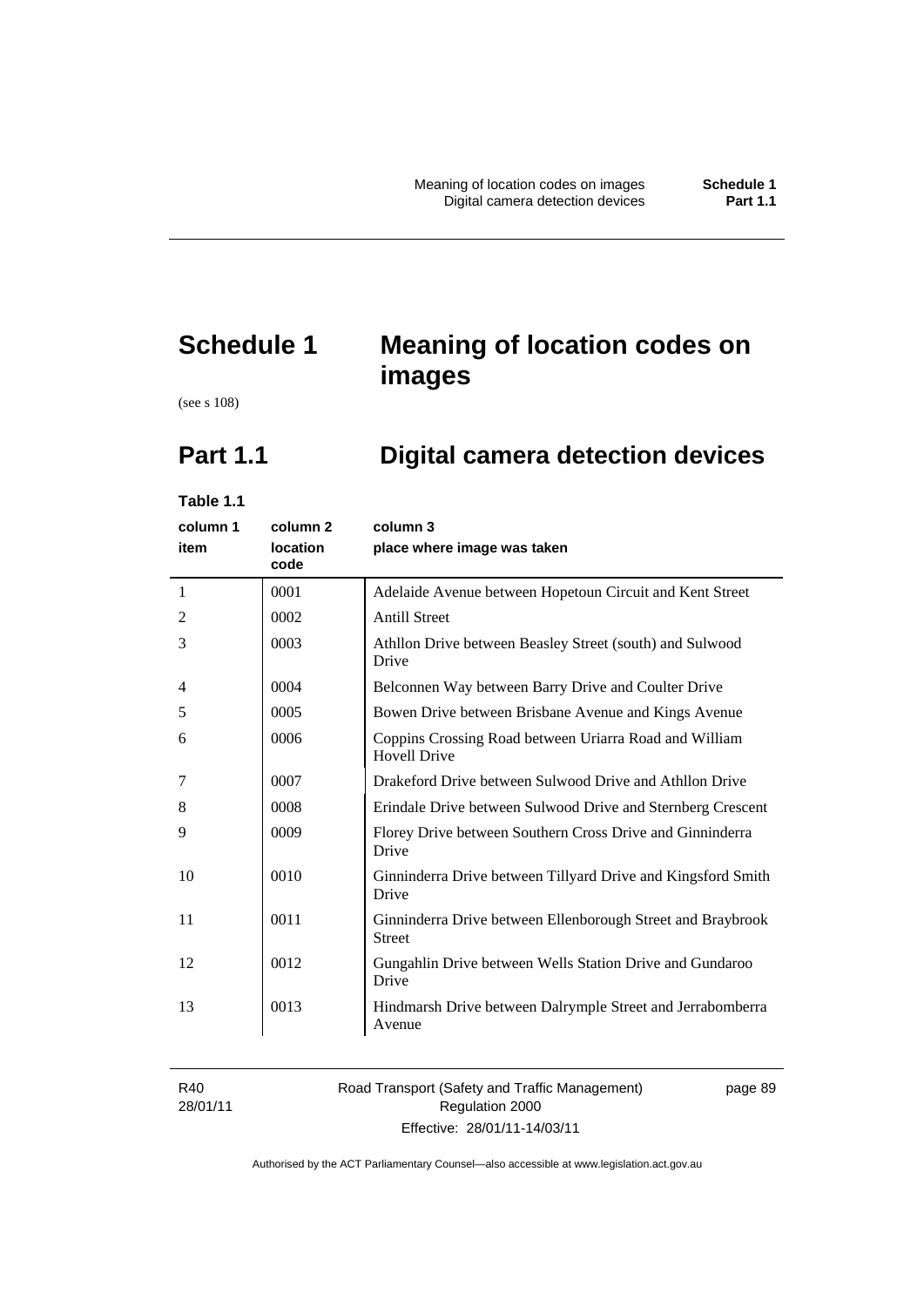# Schedule 1 Meaning of location codes on images

(see s 108)

## Part 1.1 Digital camera detection devices

**Table 1.1**

| column 1<br>item | column 2<br>location code | column 3<br>place where image was taken |
|---|---|---|
| 1 | 0001 | Adelaide Avenue between Hopetoun Circuit and Kent Street |
| 2 | 0002 | Antill Street |
| 3 | 0003 | Athllon Drive between Beasley Street (south) and Sulwood Drive |
| 4 | 0004 | Belconnen Way between Barry Drive and Coulter Drive |
| 5 | 0005 | Bowen Drive between Brisbane Avenue and Kings Avenue |
| 6 | 0006 | Coppins Crossing Road between Uriarra Road and William Hovell Drive |
| 7 | 0007 | Drakeford Drive between Sulwood Drive and Athllon Drive |
| 8 | 0008 | Erindale Drive between Sulwood Drive and Sternberg Crescent |
| 9 | 0009 | Florey Drive between Southern Cross Drive and Ginninderra Drive |
| 10 | 0010 | Ginninderra Drive between Tillyard Drive and Kingsford Smith Drive |
| 11 | 0011 | Ginninderra Drive between Ellenborough Street and Braybrook Street |
| 12 | 0012 | Gungahlin Drive between Wells Station Drive and Gundaroo Drive |
| 13 | 0013 | Hindmarsh Drive between Dalrymple Street and Jerrabomberra Avenue |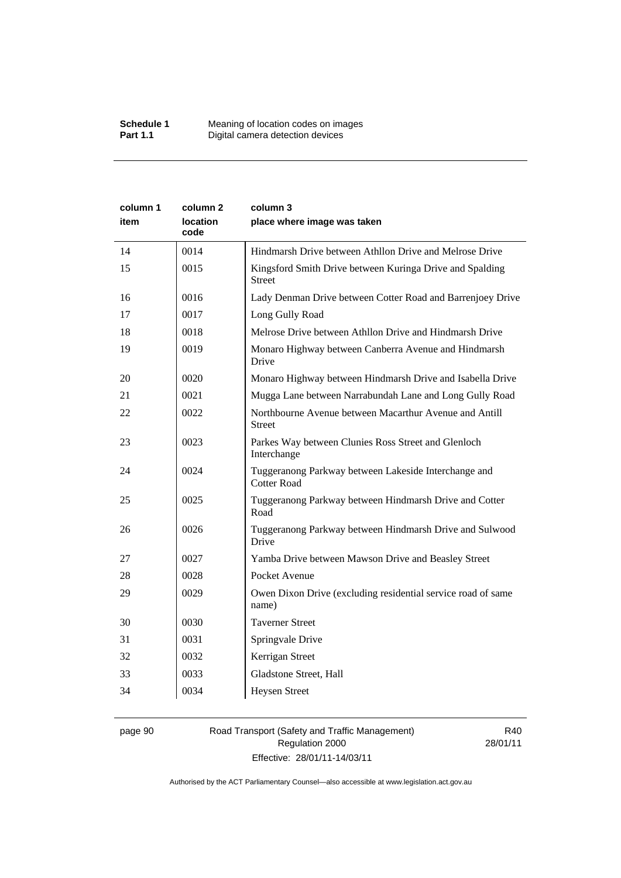| column 1 item | column 2 location code | column 3 place where image was taken |
|---|---|---|
| 14 | 0014 | Hindmarsh Drive between Athllon Drive and Melrose Drive |
| 15 | 0015 | Kingsford Smith Drive between Kuringa Drive and Spalding Street |
| 16 | 0016 | Lady Denman Drive between Cotter Road and Barrenjoey Drive |
| 17 | 0017 | Long Gully Road |
| 18 | 0018 | Melrose Drive between Athllon Drive and Hindmarsh Drive |
| 19 | 0019 | Monaro Highway between Canberra Avenue and Hindmarsh Drive |
| 20 | 0020 | Monaro Highway between Hindmarsh Drive and Isabella Drive |
| 21 | 0021 | Mugga Lane between Narrabundah Lane and Long Gully Road |
| 22 | 0022 | Northbourne Avenue between Macarthur Avenue and Antill Street |
| 23 | 0023 | Parkes Way between Clunies Ross Street and Glenloch Interchange |
| 24 | 0024 | Tuggeranong Parkway between Lakeside Interchange and Cotter Road |
| 25 | 0025 | Tuggeranong Parkway between Hindmarsh Drive and Cotter Road |
| 26 | 0026 | Tuggeranong Parkway between Hindmarsh Drive and Sulwood Drive |
| 27 | 0027 | Yamba Drive between Mawson Drive and Beasley Street |
| 28 | 0028 | Pocket Avenue |
| 29 | 0029 | Owen Dixon Drive (excluding residential service road of same name) |
| 30 | 0030 | Taverner Street |
| 31 | 0031 | Springvale Drive |
| 32 | 0032 | Kerrigan Street |
| 33 | 0033 | Gladstone Street, Hall |
| 34 | 0034 | Heysen Street |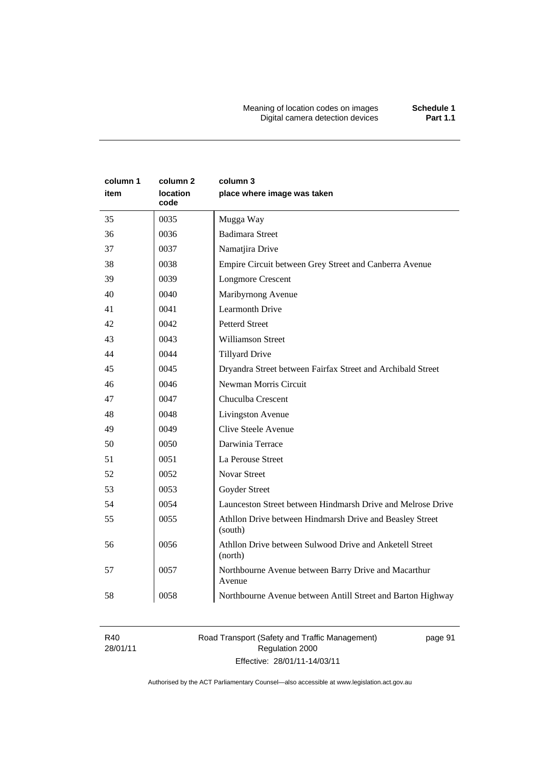| column 1 item | column 2 location code | column 3 place where image was taken |
|---|---|---|
| 35 | 0035 | Mugga Way |
| 36 | 0036 | Badimara Street |
| 37 | 0037 | Namatjira Drive |
| 38 | 0038 | Empire Circuit between Grey Street and Canberra Avenue |
| 39 | 0039 | Longmore Crescent |
| 40 | 0040 | Maribyrnong Avenue |
| 41 | 0041 | Learmonth Drive |
| 42 | 0042 | Petterd Street |
| 43 | 0043 | Williamson Street |
| 44 | 0044 | Tillyard Drive |
| 45 | 0045 | Dryandra Street between Fairfax Street and Archibald Street |
| 46 | 0046 | Newman Morris Circuit |
| 47 | 0047 | Chuculba Crescent |
| 48 | 0048 | Livingston Avenue |
| 49 | 0049 | Clive Steele Avenue |
| 50 | 0050 | Darwinia Terrace |
| 51 | 0051 | La Perouse Street |
| 52 | 0052 | Novar Street |
| 53 | 0053 | Goyder Street |
| 54 | 0054 | Launceston Street between Hindmarsh Drive and Melrose Drive |
| 55 | 0055 | Athllon Drive between Hindmarsh Drive and Beasley Street (south) |
| 56 | 0056 | Athllon Drive between Sulwood Drive and Anketell Street (north) |
| 57 | 0057 | Northbourne Avenue between Barry Drive and Macarthur Avenue |
| 58 | 0058 | Northbourne Avenue between Antill Street and Barton Highway |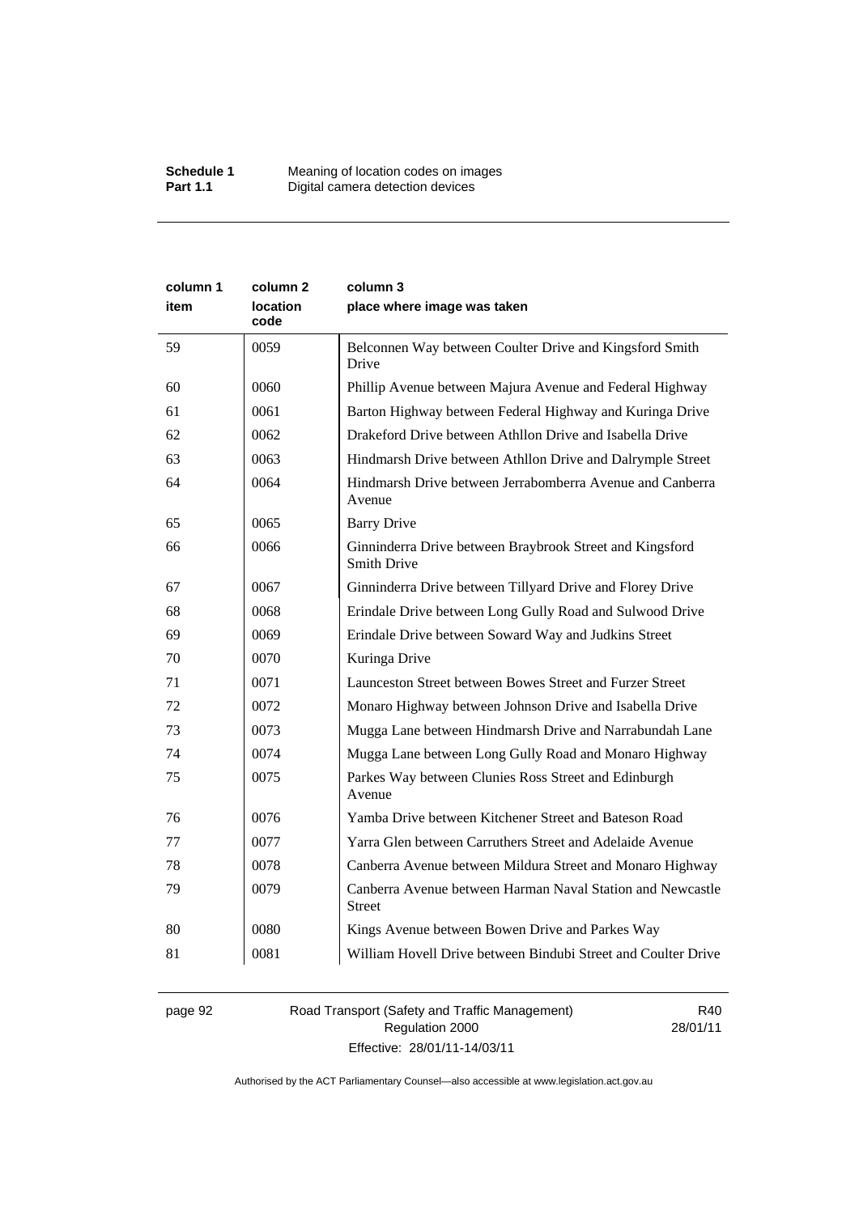| column 1 item | column 2 location code | column 3 place where image was taken |
|---|---|---|
| 59 | 0059 | Belconnen Way between Coulter Drive and Kingsford Smith Drive |
| 60 | 0060 | Phillip Avenue between Majura Avenue and Federal Highway |
| 61 | 0061 | Barton Highway between Federal Highway and Kuringa Drive |
| 62 | 0062 | Drakeford Drive between Athllon Drive and Isabella Drive |
| 63 | 0063 | Hindmarsh Drive between Athllon Drive and Dalrymple Street |
| 64 | 0064 | Hindmarsh Drive between Jerrabomberra Avenue and Canberra Avenue |
| 65 | 0065 | Barry Drive |
| 66 | 0066 | Ginninderra Drive between Braybrook Street and Kingsford Smith Drive |
| 67 | 0067 | Ginninderra Drive between Tillyard Drive and Florey Drive |
| 68 | 0068 | Erindale Drive between Long Gully Road and Sulwood Drive |
| 69 | 0069 | Erindale Drive between Soward Way and Judkins Street |
| 70 | 0070 | Kuringa Drive |
| 71 | 0071 | Launceston Street between Bowes Street and Furzer Street |
| 72 | 0072 | Monaro Highway between Johnson Drive and Isabella Drive |
| 73 | 0073 | Mugga Lane between Hindmarsh Drive and Narrabundah Lane |
| 74 | 0074 | Mugga Lane between Long Gully Road and Monaro Highway |
| 75 | 0075 | Parkes Way between Clunies Ross Street and Edinburgh Avenue |
| 76 | 0076 | Yamba Drive between Kitchener Street and Bateson Road |
| 77 | 0077 | Yarra Glen between Carruthers Street and Adelaide Avenue |
| 78 | 0078 | Canberra Avenue between Mildura Street and Monaro Highway |
| 79 | 0079 | Canberra Avenue between Harman Naval Station and Newcastle Street |
| 80 | 0080 | Kings Avenue between Bowen Drive and Parkes Way |
| 81 | 0081 | William Hovell Drive between Bindubi Street and Coulter Drive |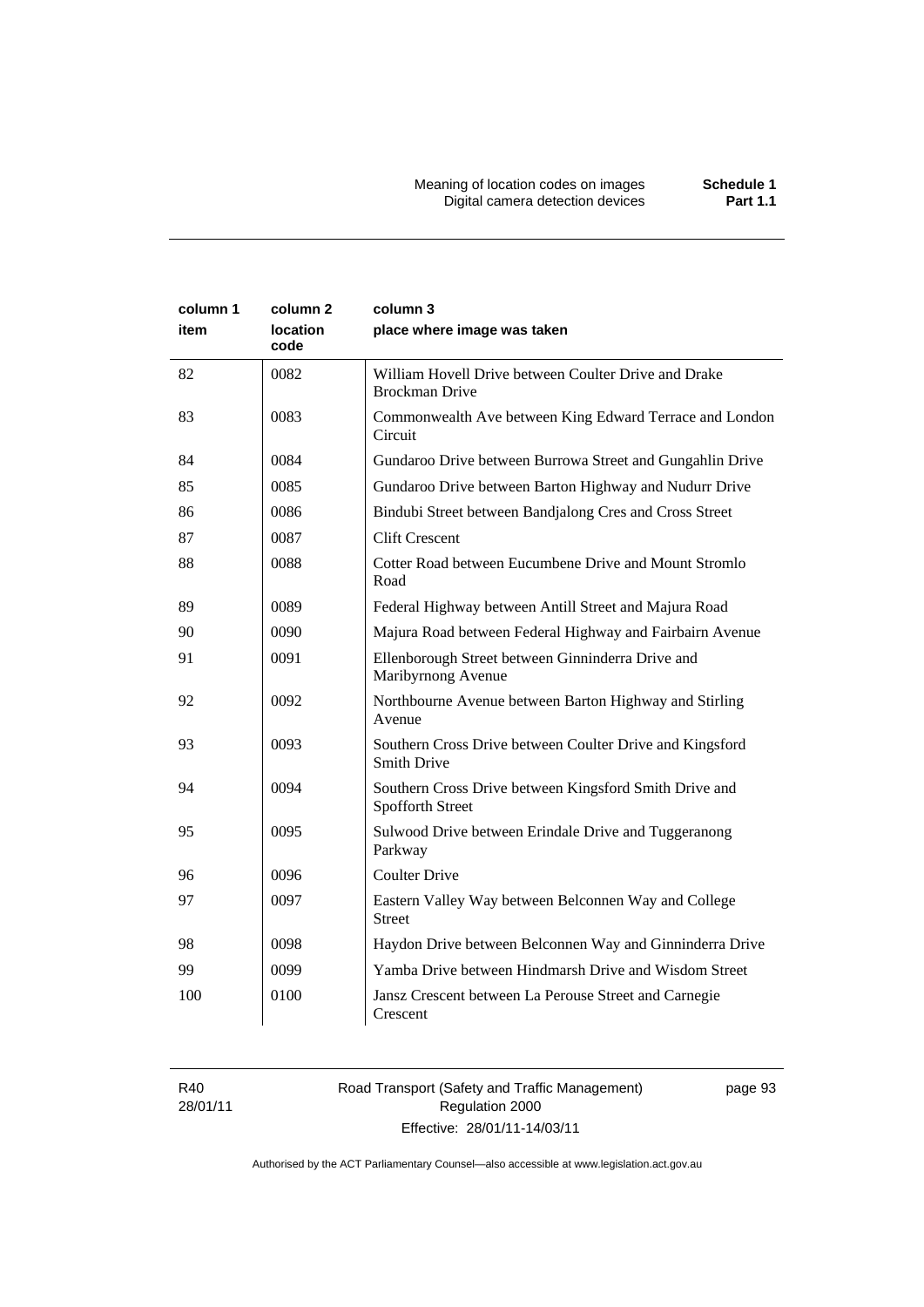| column 1 item | column 2 location code | column 3 place where image was taken |
|---|---|---|
| 82 | 0082 | William Hovell Drive between Coulter Drive and Drake Brockman Drive |
| 83 | 0083 | Commonwealth Ave between King Edward Terrace and London Circuit |
| 84 | 0084 | Gundaroo Drive between Burrowa Street and Gungahlin Drive |
| 85 | 0085 | Gundaroo Drive between Barton Highway and Nudurr Drive |
| 86 | 0086 | Bindubi Street between Bandjalong Cres and Cross Street |
| 87 | 0087 | Clift Crescent |
| 88 | 0088 | Cotter Road between Eucumbene Drive and Mount Stromlo Road |
| 89 | 0089 | Federal Highway between Antill Street and Majura Road |
| 90 | 0090 | Majura Road between Federal Highway and Fairbairn Avenue |
| 91 | 0091 | Ellenborough Street between Ginninderra Drive and Maribyrnong Avenue |
| 92 | 0092 | Northbourne Avenue between Barton Highway and Stirling Avenue |
| 93 | 0093 | Southern Cross Drive between Coulter Drive and Kingsford Smith Drive |
| 94 | 0094 | Southern Cross Drive between Kingsford Smith Drive and Spofforth Street |
| 95 | 0095 | Sulwood Drive between Erindale Drive and Tuggeranong Parkway |
| 96 | 0096 | Coulter Drive |
| 97 | 0097 | Eastern Valley Way between Belconnen Way and College Street |
| 98 | 0098 | Haydon Drive between Belconnen Way and Ginninderra Drive |
| 99 | 0099 | Yamba Drive between Hindmarsh Drive and Wisdom Street |
| 100 | 0100 | Jansz Crescent between La Perouse Street and Carnegie Crescent |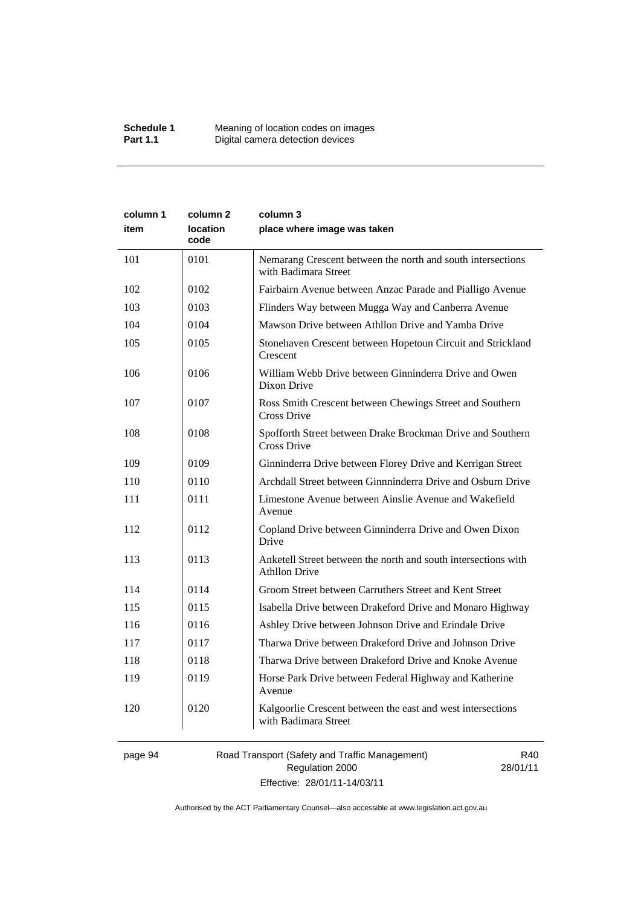| column 1 item | column 2 location code | column 3 place where image was taken |
|---|---|---|
| 101 | 0101 | Nemarang Crescent between the north and south intersections with Badimara Street |
| 102 | 0102 | Fairbairn Avenue between Anzac Parade and Pialligo Avenue |
| 103 | 0103 | Flinders Way between Mugga Way and Canberra Avenue |
| 104 | 0104 | Mawson Drive between Athllon Drive and Yamba Drive |
| 105 | 0105 | Stonehaven Crescent between Hopetoun Circuit and Strickland Crescent |
| 106 | 0106 | William Webb Drive between Ginninderra Drive and Owen Dixon Drive |
| 107 | 0107 | Ross Smith Crescent between Chewings Street and Southern Cross Drive |
| 108 | 0108 | Spofforth Street between Drake Brockman Drive and Southern Cross Drive |
| 109 | 0109 | Ginninderra Drive between Florey Drive and Kerrigan Street |
| 110 | 0110 | Archdall Street between Ginnninderra Drive and Osburn Drive |
| 111 | 0111 | Limestone Avenue between Ainslie Avenue and Wakefield Avenue |
| 112 | 0112 | Copland Drive between Ginninderra Drive and Owen Dixon Drive |
| 113 | 0113 | Anketell Street between the north and south intersections with Athllon Drive |
| 114 | 0114 | Groom Street between Carruthers Street and Kent Street |
| 115 | 0115 | Isabella Drive between Drakeford Drive and Monaro Highway |
| 116 | 0116 | Ashley Drive between Johnson Drive and Erindale Drive |
| 117 | 0117 | Tharwa Drive between Drakeford Drive and Johnson Drive |
| 118 | 0118 | Tharwa Drive between Drakeford Drive and Knoke Avenue |
| 119 | 0119 | Horse Park Drive between Federal Highway and Katherine Avenue |
| 120 | 0120 | Kalgoorlie Crescent between the east and west intersections with Badimara Street |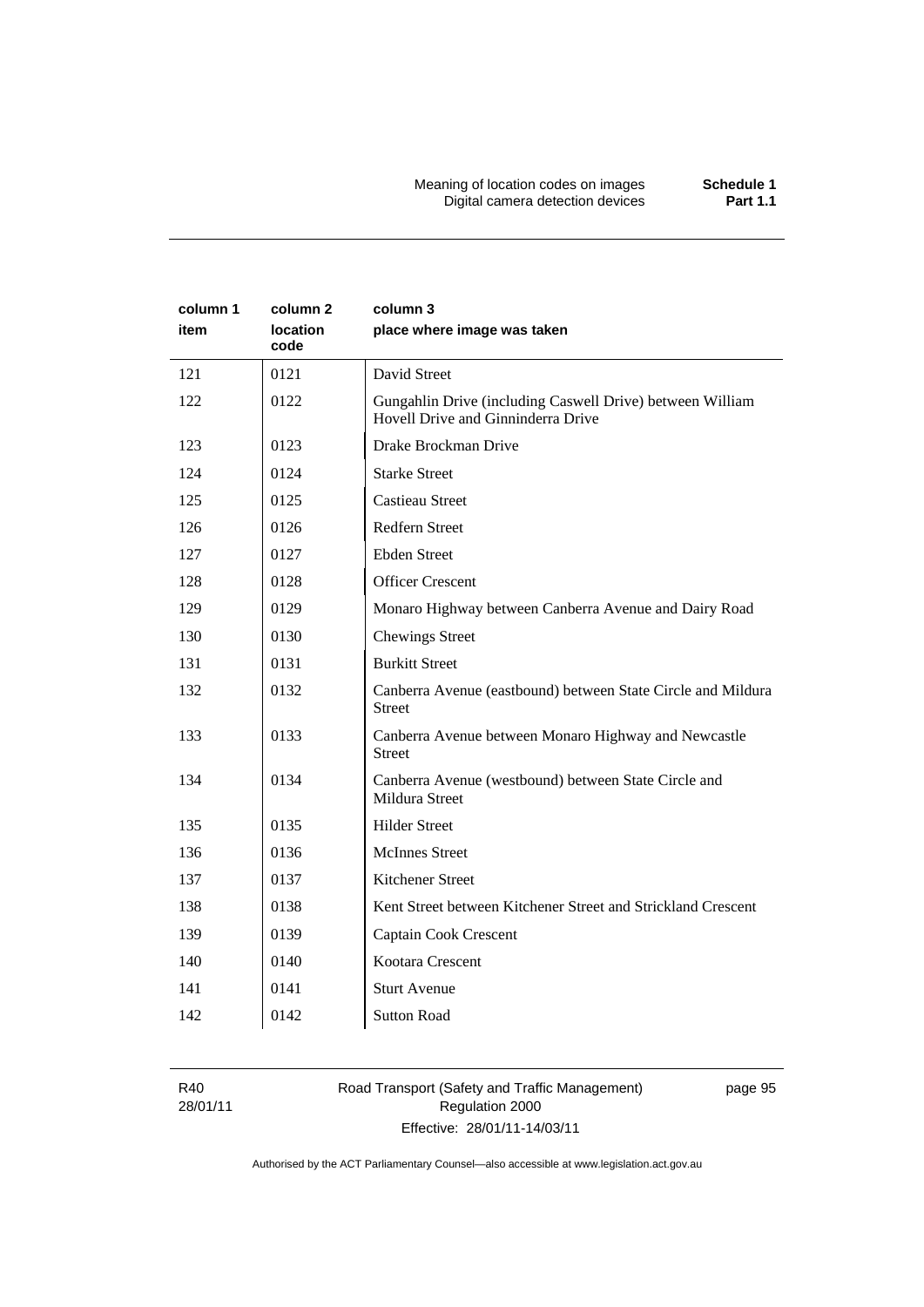| column 1 item | column 2 location code | column 3 place where image was taken |
|---|---|---|
| 121 | 0121 | David Street |
| 122 | 0122 | Gungahlin Drive (including Caswell Drive) between William Hovell Drive and Ginninderra Drive |
| 123 | 0123 | Drake Brockman Drive |
| 124 | 0124 | Starke Street |
| 125 | 0125 | Castieau Street |
| 126 | 0126 | Redfern Street |
| 127 | 0127 | Ebden Street |
| 128 | 0128 | Officer Crescent |
| 129 | 0129 | Monaro Highway between Canberra Avenue and Dairy Road |
| 130 | 0130 | Chewings Street |
| 131 | 0131 | Burkitt Street |
| 132 | 0132 | Canberra Avenue (eastbound) between State Circle and Mildura Street |
| 133 | 0133 | Canberra Avenue between Monaro Highway and Newcastle Street |
| 134 | 0134 | Canberra Avenue (westbound) between State Circle and Mildura Street |
| 135 | 0135 | Hilder Street |
| 136 | 0136 | McInnes Street |
| 137 | 0137 | Kitchener Street |
| 138 | 0138 | Kent Street between Kitchener Street and Strickland Crescent |
| 139 | 0139 | Captain Cook Crescent |
| 140 | 0140 | Kootara Crescent |
| 141 | 0141 | Sturt Avenue |
| 142 | 0142 | Sutton Road |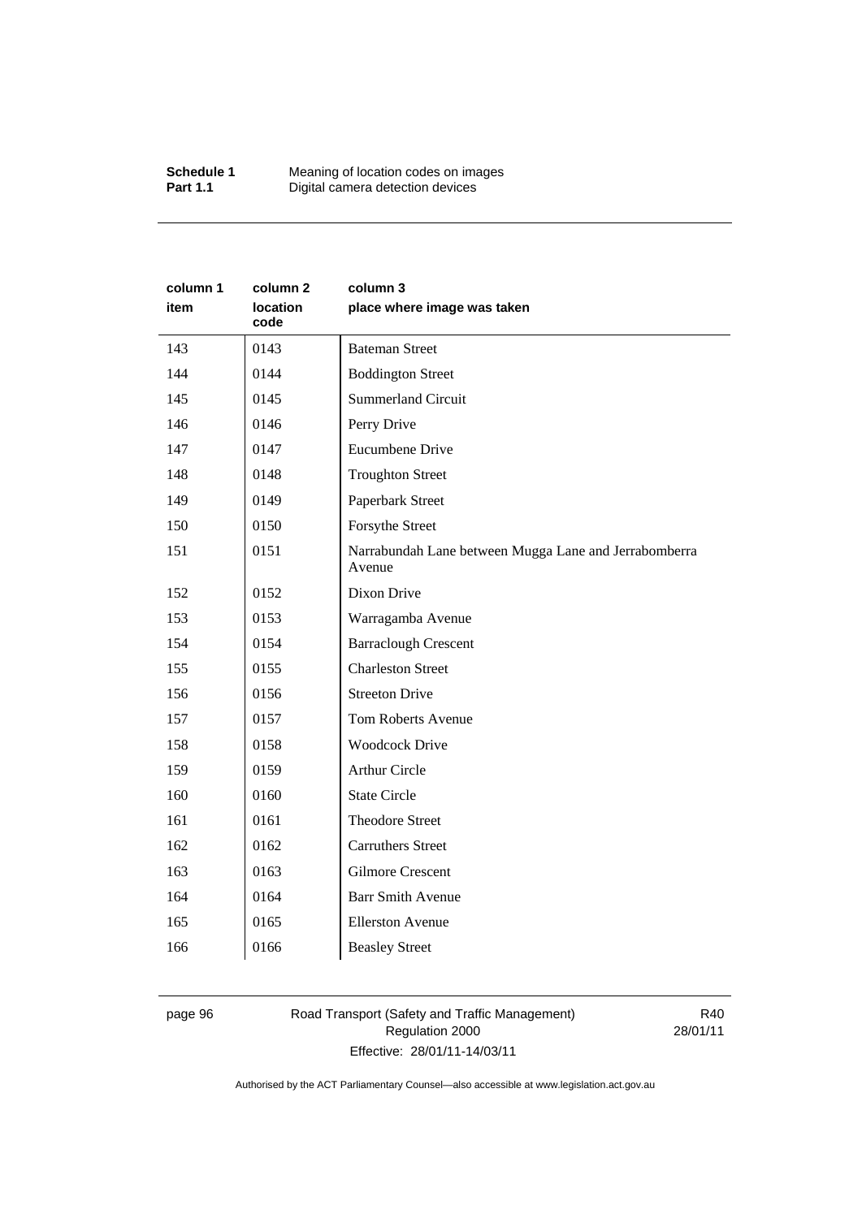| column 1<br>item | column 2<br>location code | column 3<br>place where image was taken |
|---|---|---|
| 143 | 0143 | Bateman Street |
| 144 | 0144 | Boddington Street |
| 145 | 0145 | Summerland Circuit |
| 146 | 0146 | Perry Drive |
| 147 | 0147 | Eucumbene Drive |
| 148 | 0148 | Troughton Street |
| 149 | 0149 | Paperbark Street |
| 150 | 0150 | Forsythe Street |
| 151 | 0151 | Narrabundah Lane between Mugga Lane and Jerrabomberra Avenue |
| 152 | 0152 | Dixon Drive |
| 153 | 0153 | Warragamba Avenue |
| 154 | 0154 | Barraclough Crescent |
| 155 | 0155 | Charleston Street |
| 156 | 0156 | Streeton Drive |
| 157 | 0157 | Tom Roberts Avenue |
| 158 | 0158 | Woodcock Drive |
| 159 | 0159 | Arthur Circle |
| 160 | 0160 | State Circle |
| 161 | 0161 | Theodore Street |
| 162 | 0162 | Carruthers Street |
| 163 | 0163 | Gilmore Crescent |
| 164 | 0164 | Barr Smith Avenue |
| 165 | 0165 | Ellerston Avenue |
| 166 | 0166 | Beasley Street |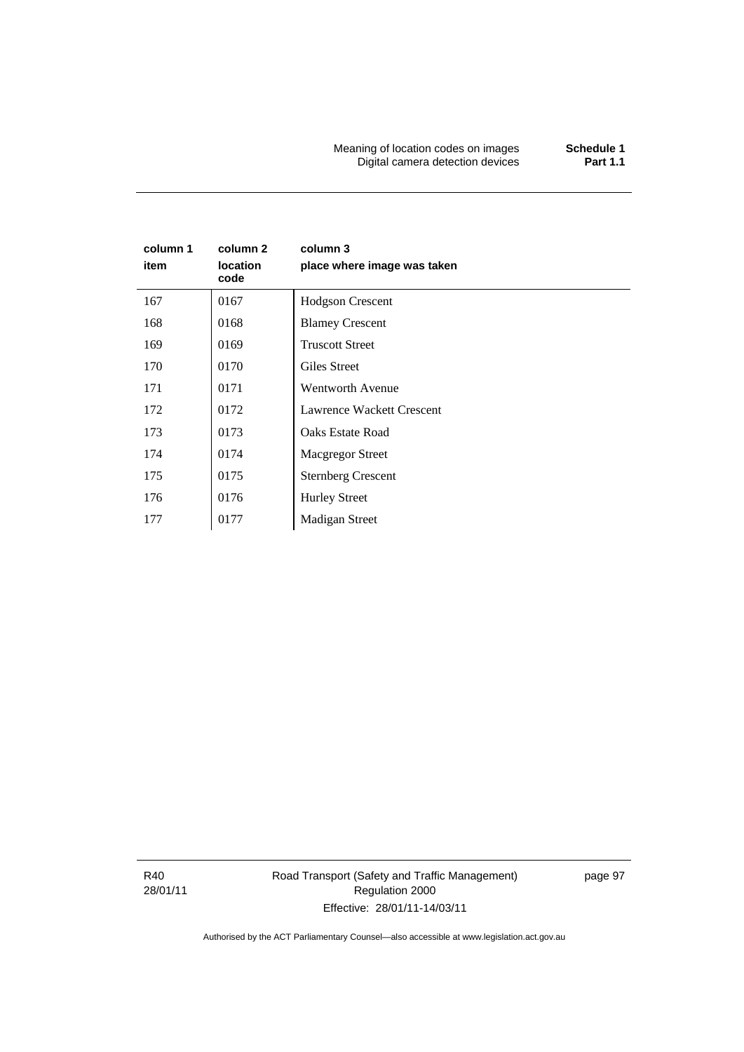| column 1<br>item | column 2<br>location code | column 3<br>place where image was taken |
|---|---|---|
| 167 | 0167 | Hodgson Crescent |
| 168 | 0168 | Blamey Crescent |
| 169 | 0169 | Truscott Street |
| 170 | 0170 | Giles Street |
| 171 | 0171 | Wentworth Avenue |
| 172 | 0172 | Lawrence Wackett Crescent |
| 173 | 0173 | Oaks Estate Road |
| 174 | 0174 | Macgregor Street |
| 175 | 0175 | Sternberg Crescent |
| 176 | 0176 | Hurley Street |
| 177 | 0177 | Madigan Street |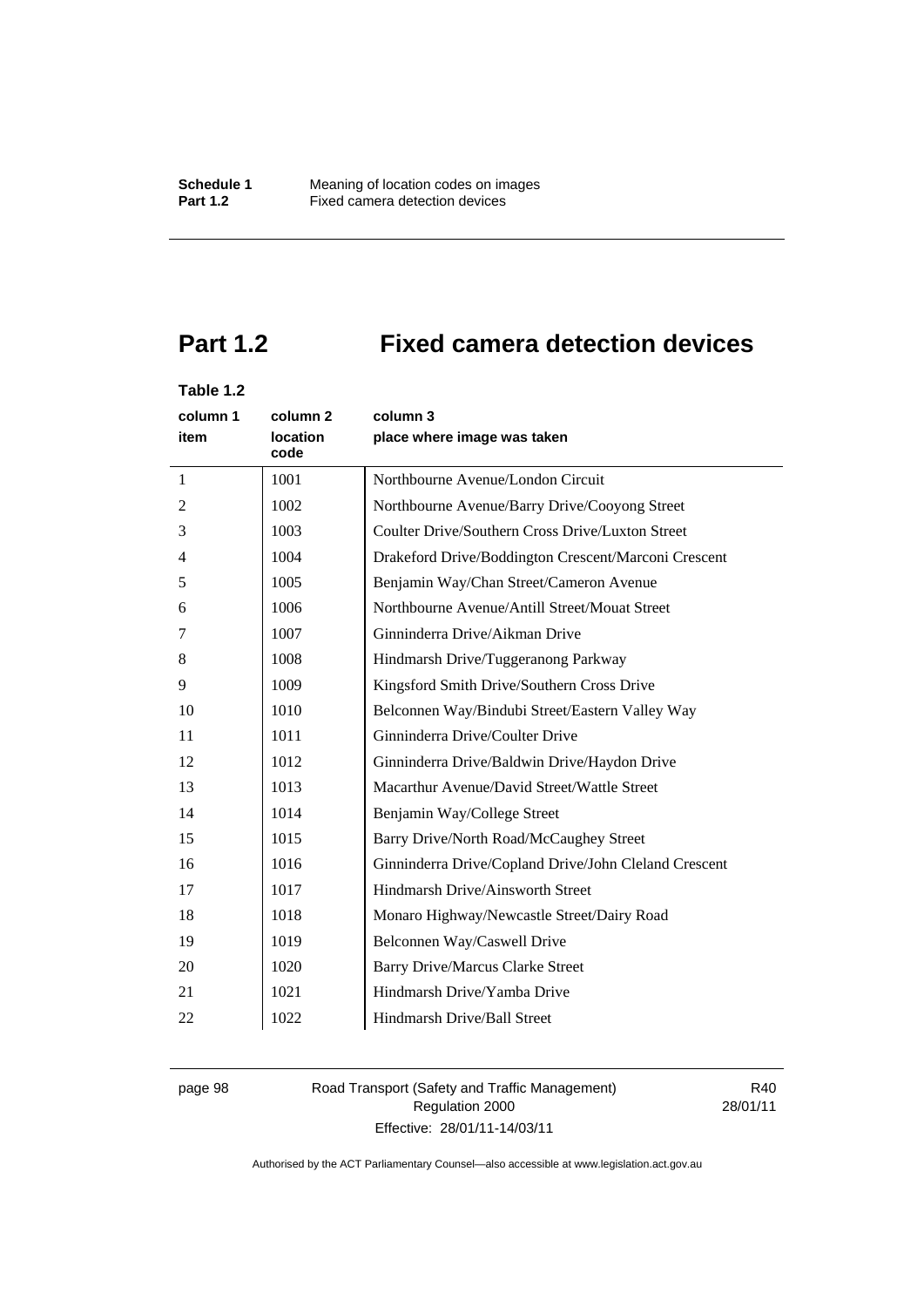# Part 1.2 Fixed camera detection devices

**Table 1.2**

| column 1<br>item | column 2<br>location code | column 3<br>place where image was taken |
|---|---|---|
| 1 | 1001 | Northbourne Avenue/London Circuit |
| 2 | 1002 | Northbourne Avenue/Barry Drive/Cooyong Street |
| 3 | 1003 | Coulter Drive/Southern Cross Drive/Luxton Street |
| 4 | 1004 | Drakeford Drive/Boddington Crescent/Marconi Crescent |
| 5 | 1005 | Benjamin Way/Chan Street/Cameron Avenue |
| 6 | 1006 | Northbourne Avenue/Antill Street/Mouat Street |
| 7 | 1007 | Ginninderra Drive/Aikman Drive |
| 8 | 1008 | Hindmarsh Drive/Tuggeranong Parkway |
| 9 | 1009 | Kingsford Smith Drive/Southern Cross Drive |
| 10 | 1010 | Belconnen Way/Bindubi Street/Eastern Valley Way |
| 11 | 1011 | Ginninderra Drive/Coulter Drive |
| 12 | 1012 | Ginninderra Drive/Baldwin Drive/Haydon Drive |
| 13 | 1013 | Macarthur Avenue/David Street/Wattle Street |
| 14 | 1014 | Benjamin Way/College Street |
| 15 | 1015 | Barry Drive/North Road/McCaughey Street |
| 16 | 1016 | Ginninderra Drive/Copland Drive/John Cleland Crescent |
| 17 | 1017 | Hindmarsh Drive/Ainsworth Street |
| 18 | 1018 | Monaro Highway/Newcastle Street/Dairy Road |
| 19 | 1019 | Belconnen Way/Caswell Drive |
| 20 | 1020 | Barry Drive/Marcus Clarke Street |
| 21 | 1021 | Hindmarsh Drive/Yamba Drive |
| 22 | 1022 | Hindmarsh Drive/Ball Street |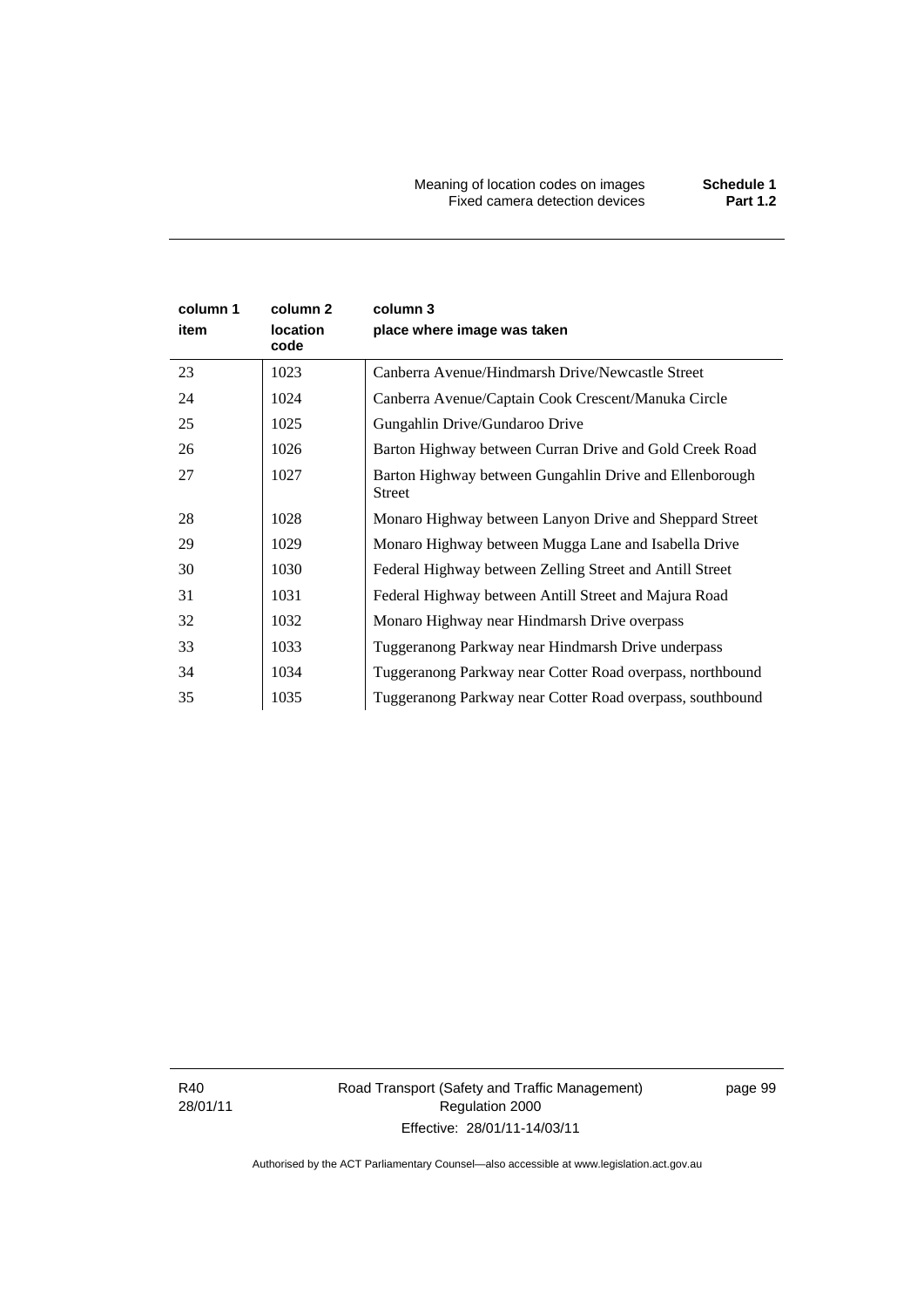| column 1<br>item | column 2<br>location code | column 3<br>place where image was taken |
|---|---|---|
| 23 | 1023 | Canberra Avenue/Hindmarsh Drive/Newcastle Street |
| 24 | 1024 | Canberra Avenue/Captain Cook Crescent/Manuka Circle |
| 25 | 1025 | Gungahlin Drive/Gundaroo Drive |
| 26 | 1026 | Barton Highway between Curran Drive and Gold Creek Road |
| 27 | 1027 | Barton Highway between Gungahlin Drive and Ellenborough Street |
| 28 | 1028 | Monaro Highway between Lanyon Drive and Sheppard Street |
| 29 | 1029 | Monaro Highway between Mugga Lane and Isabella Drive |
| 30 | 1030 | Federal Highway between Zelling Street and Antill Street |
| 31 | 1031 | Federal Highway between Antill Street and Majura Road |
| 32 | 1032 | Monaro Highway near Hindmarsh Drive overpass |
| 33 | 1033 | Tuggeranong Parkway near Hindmarsh Drive underpass |
| 34 | 1034 | Tuggeranong Parkway near Cotter Road overpass, northbound |
| 35 | 1035 | Tuggeranong Parkway near Cotter Road overpass, southbound |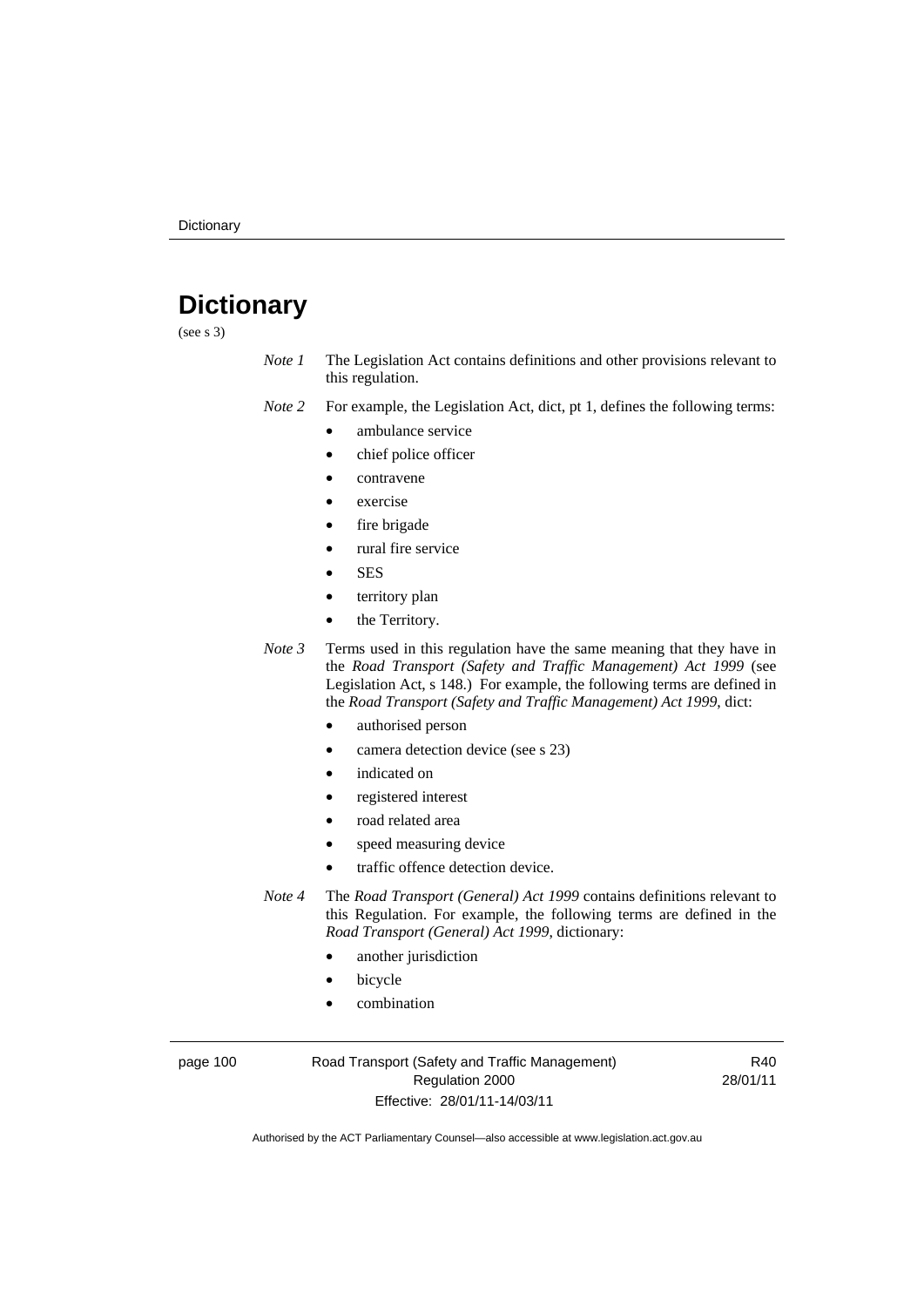# Dictionary

(see s 3)

*Note 1* The Legislation Act contains definitions and other provisions relevant to this regulation.

*Note 2* For example, the Legislation Act, dict, pt 1, defines the following terms:

- ambulance service
- chief police officer
- contravene
- exercise
- fire brigade
- rural fire service
- SES
- territory plan
- the Territory.

*Note 3* Terms used in this regulation have the same meaning that they have in the *Road Transport (Safety and Traffic Management) Act 1999* (see Legislation Act, s 148.) For example, the following terms are defined in the *Road Transport (Safety and Traffic Management) Act 1999*, dict:

- authorised person
- camera detection device (see s 23)
- indicated on
- registered interest
- road related area
- speed measuring device
- traffic offence detection device.

*Note 4* The *Road Transport (General) Act 1999* contains definitions relevant to this Regulation. For example, the following terms are defined in the *Road Transport (General) Act 1999*, dictionary:

- another jurisdiction
- bicycle
- combination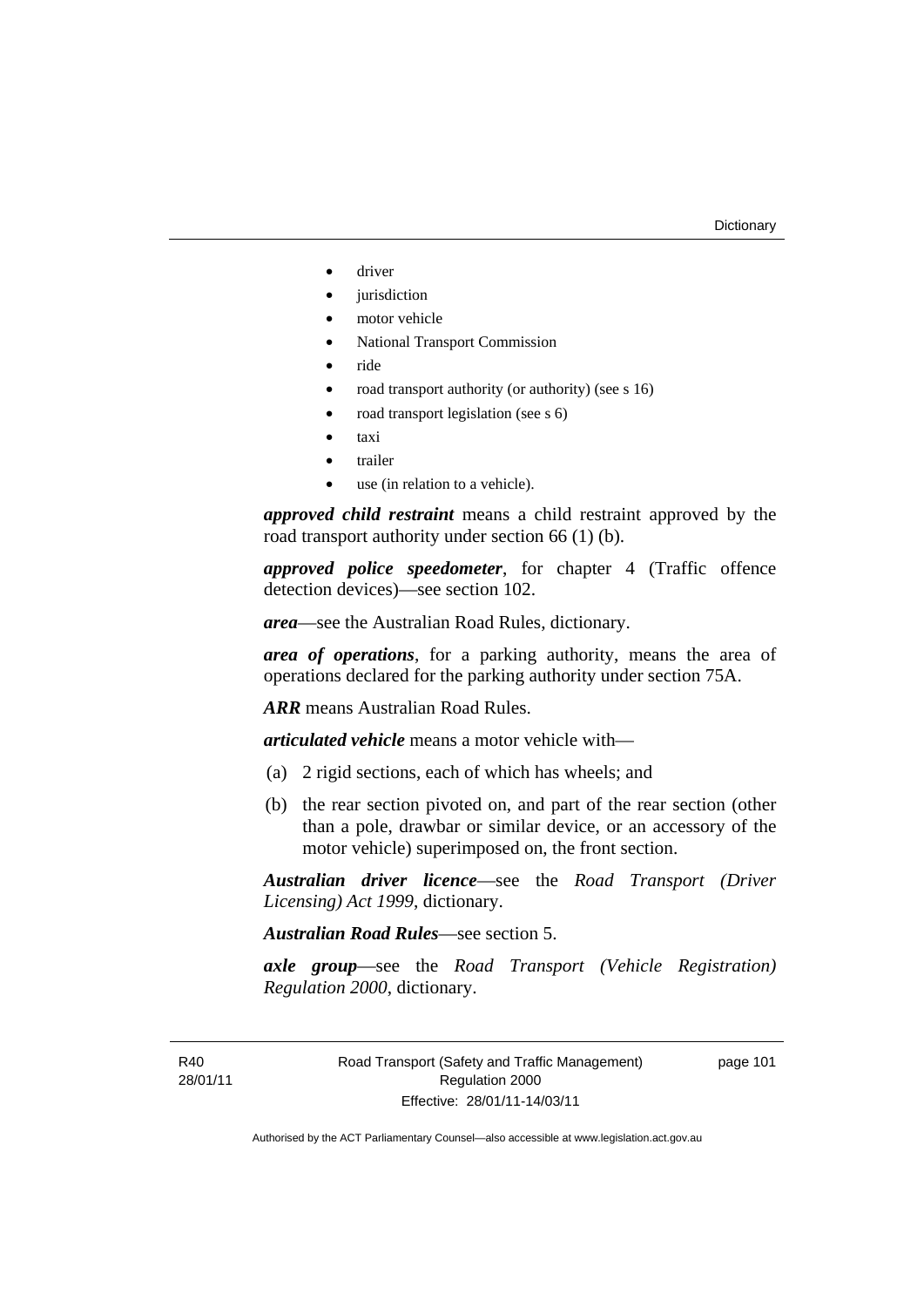- driver
- jurisdiction
- motor vehicle
- National Transport Commission
- ride
- road transport authority (or authority) (see s 16)
- road transport legislation (see s 6)
- taxi
- trailer
- use (in relation to a vehicle).

***approved child restraint*** means a child restraint approved by the road transport authority under section 66 (1) (b).

***approved police speedometer***, for chapter 4 (Traffic offence detection devices)—see section 102.

***area***—see the Australian Road Rules, dictionary.

***area of operations***, for a parking authority, means the area of operations declared for the parking authority under section 75A.

***ARR*** means Australian Road Rules.

***articulated vehicle*** means a motor vehicle with—

(a) 2 rigid sections, each of which has wheels; and

(b) the rear section pivoted on, and part of the rear section (other than a pole, drawbar or similar device, or an accessory of the motor vehicle) superimposed on, the front section.

***Australian driver licence***—see the *Road Transport (Driver Licensing) Act 1999*, dictionary.

***Australian Road Rules***—see section 5.

***axle group***—see the *Road Transport (Vehicle Registration) Regulation 2000*, dictionary.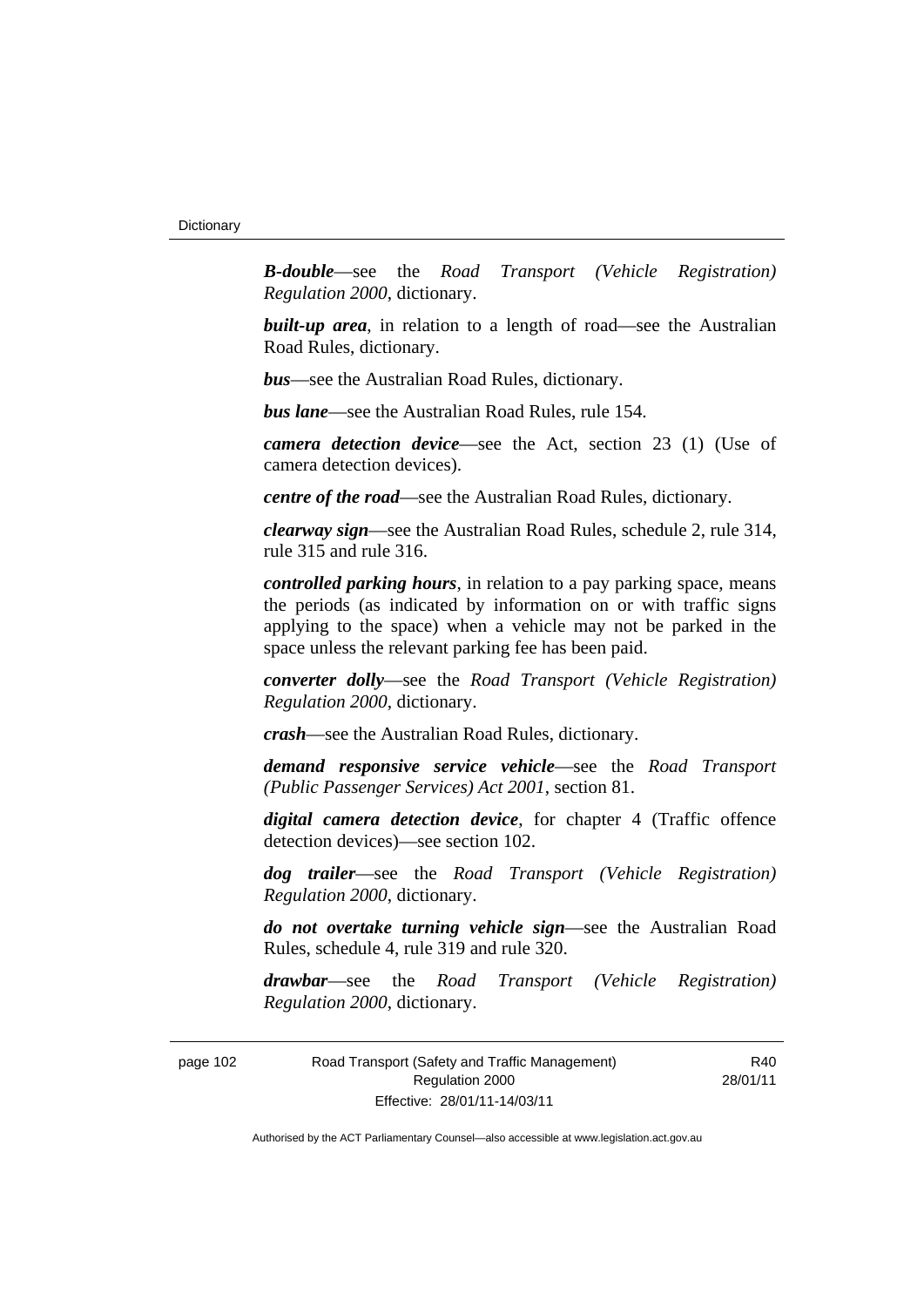***B-double***—see the *Road Transport (Vehicle Registration) Regulation 2000*, dictionary.

***built-up area***, in relation to a length of road—see the Australian Road Rules, dictionary.

***bus***—see the Australian Road Rules, dictionary.

***bus lane***—see the Australian Road Rules, rule 154.

***camera detection device***—see the Act, section 23 (1) (Use of camera detection devices).

***centre of the road***—see the Australian Road Rules, dictionary.

***clearway sign***—see the Australian Road Rules, schedule 2, rule 314, rule 315 and rule 316.

***controlled parking hours***, in relation to a pay parking space, means the periods (as indicated by information on or with traffic signs applying to the space) when a vehicle may not be parked in the space unless the relevant parking fee has been paid.

***converter dolly***—see the *Road Transport (Vehicle Registration) Regulation 2000*, dictionary.

***crash***—see the Australian Road Rules, dictionary.

***demand responsive service vehicle***—see the *Road Transport (Public Passenger Services) Act 2001*, section 81.

***digital camera detection device***, for chapter 4 (Traffic offence detection devices)—see section 102.

***dog trailer***—see the *Road Transport (Vehicle Registration) Regulation 2000*, dictionary.

***do not overtake turning vehicle sign***—see the Australian Road Rules, schedule 4, rule 319 and rule 320.

***drawbar***—see the *Road Transport (Vehicle Registration) Regulation 2000*, dictionary.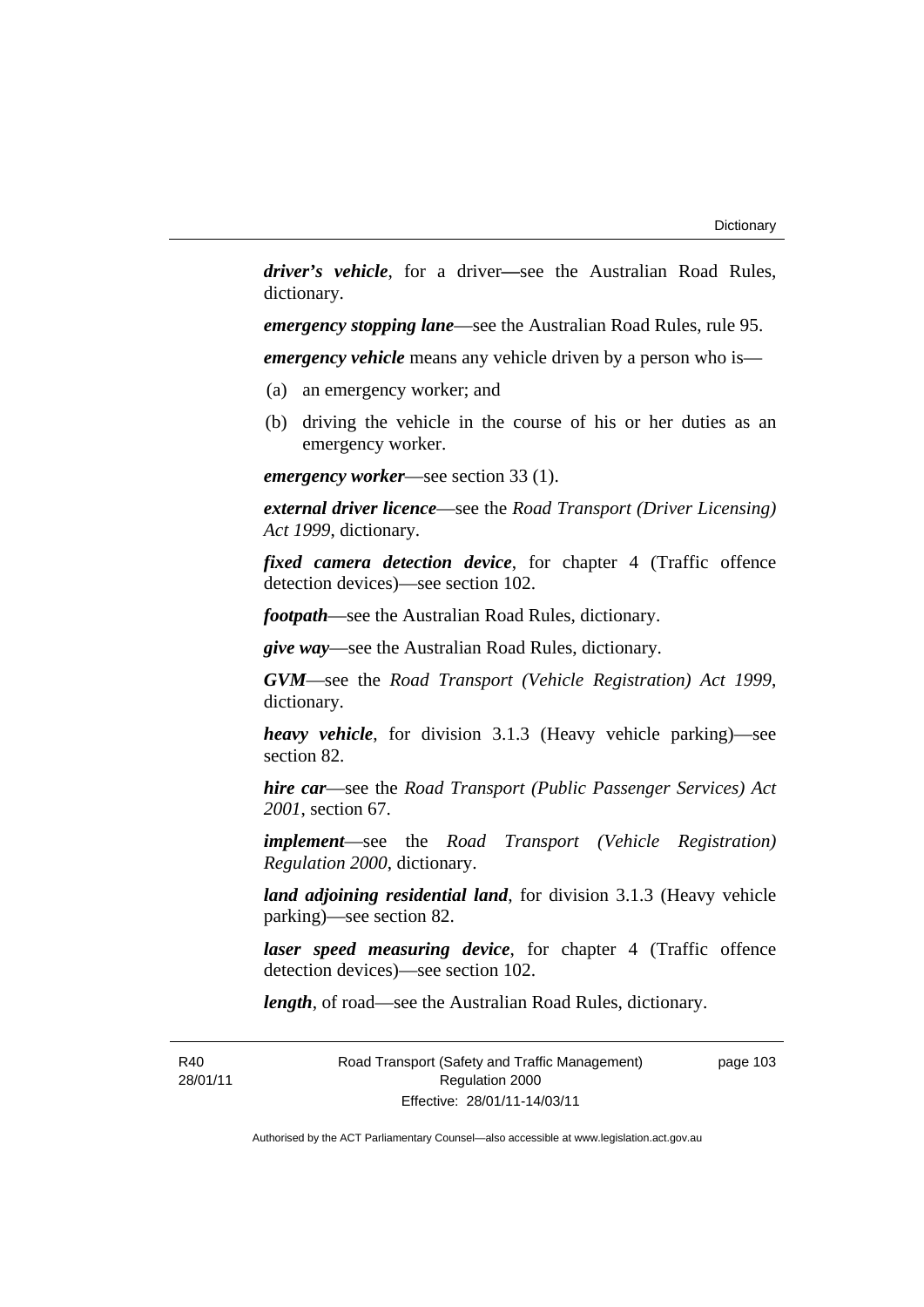***driver's vehicle***, for a driver—see the Australian Road Rules, dictionary.

***emergency stopping lane***—see the Australian Road Rules, rule 95.

***emergency vehicle*** means any vehicle driven by a person who is—

(a) an emergency worker; and

(b) driving the vehicle in the course of his or her duties as an emergency worker.

***emergency worker***—see section 33 (1).

***external driver licence***—see the *Road Transport (Driver Licensing) Act 1999*, dictionary.

***fixed camera detection device***, for chapter 4 (Traffic offence detection devices)—see section 102.

***footpath***—see the Australian Road Rules, dictionary.

***give way***—see the Australian Road Rules, dictionary.

***GVM***—see the *Road Transport (Vehicle Registration) Act 1999*, dictionary.

***heavy vehicle***, for division 3.1.3 (Heavy vehicle parking)—see section 82.

***hire car***—see the *Road Transport (Public Passenger Services) Act 2001*, section 67.

***implement***—see the *Road Transport (Vehicle Registration) Regulation 2000*, dictionary.

***land adjoining residential land***, for division 3.1.3 (Heavy vehicle parking)—see section 82.

***laser speed measuring device***, for chapter 4 (Traffic offence detection devices)—see section 102.

***length***, of road—see the Australian Road Rules, dictionary.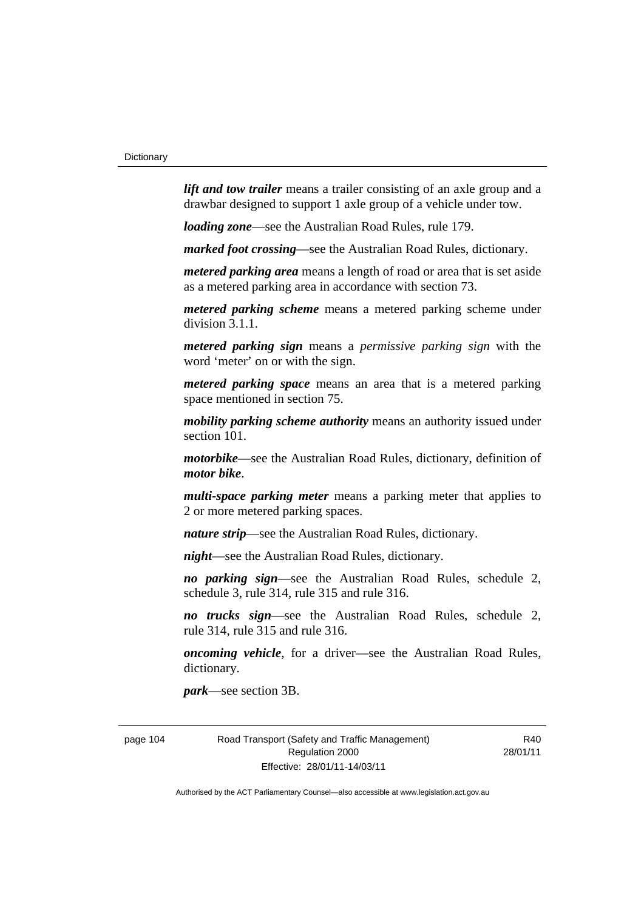***lift and tow trailer*** means a trailer consisting of an axle group and a drawbar designed to support 1 axle group of a vehicle under tow.

***loading zone***—see the Australian Road Rules, rule 179.

***marked foot crossing***—see the Australian Road Rules, dictionary.

***metered parking area*** means a length of road or area that is set aside as a metered parking area in accordance with section 73.

***metered parking scheme*** means a metered parking scheme under division 3.1.1.

***metered parking sign*** means a *permissive parking sign* with the word 'meter' on or with the sign.

***metered parking space*** means an area that is a metered parking space mentioned in section 75.

***mobility parking scheme authority*** means an authority issued under section 101.

***motorbike***—see the Australian Road Rules, dictionary, definition of ***motor bike***.

***multi-space parking meter*** means a parking meter that applies to 2 or more metered parking spaces.

***nature strip***—see the Australian Road Rules, dictionary.

***night***—see the Australian Road Rules, dictionary.

***no parking sign***—see the Australian Road Rules, schedule 2, schedule 3, rule 314, rule 315 and rule 316.

***no trucks sign***—see the Australian Road Rules, schedule 2, rule 314, rule 315 and rule 316.

***oncoming vehicle***, for a driver—see the Australian Road Rules, dictionary.

***park***—see section 3B.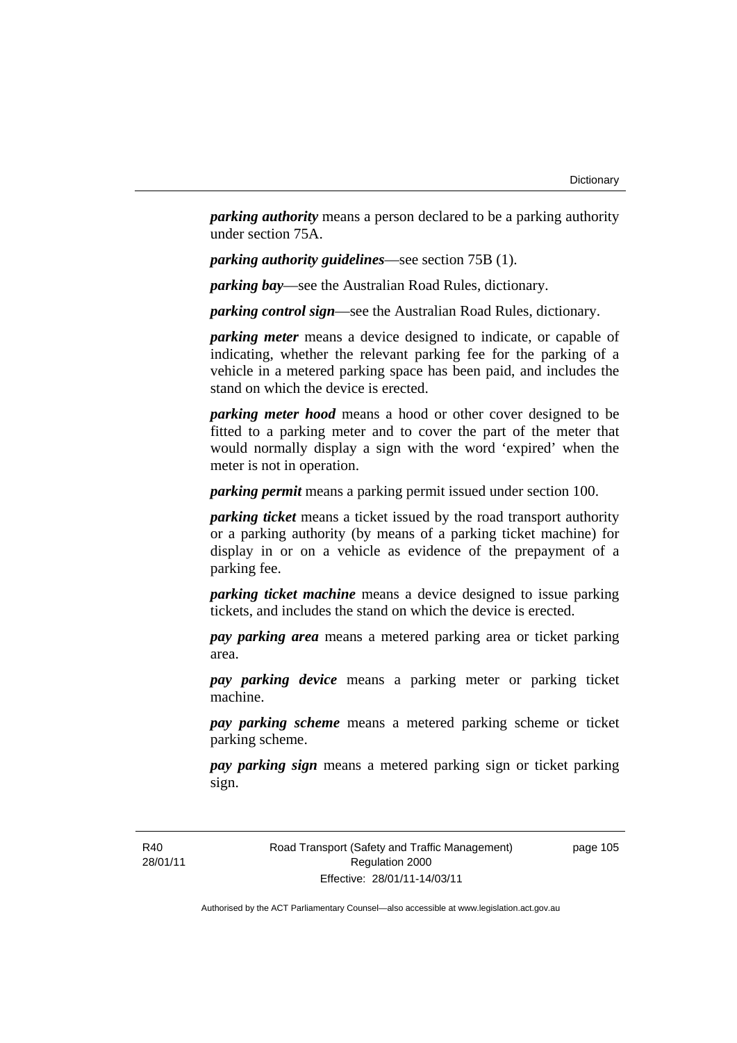***parking authority*** means a person declared to be a parking authority under section 75A.

***parking authority guidelines***—see section 75B (1).

***parking bay***—see the Australian Road Rules, dictionary.

***parking control sign***—see the Australian Road Rules, dictionary.

***parking meter*** means a device designed to indicate, or capable of indicating, whether the relevant parking fee for the parking of a vehicle in a metered parking space has been paid, and includes the stand on which the device is erected.

***parking meter hood*** means a hood or other cover designed to be fitted to a parking meter and to cover the part of the meter that would normally display a sign with the word 'expired' when the meter is not in operation.

***parking permit*** means a parking permit issued under section 100.

***parking ticket*** means a ticket issued by the road transport authority or a parking authority (by means of a parking ticket machine) for display in or on a vehicle as evidence of the prepayment of a parking fee.

***parking ticket machine*** means a device designed to issue parking tickets, and includes the stand on which the device is erected.

***pay parking area*** means a metered parking area or ticket parking area.

***pay parking device*** means a parking meter or parking ticket machine.

***pay parking scheme*** means a metered parking scheme or ticket parking scheme.

***pay parking sign*** means a metered parking sign or ticket parking sign.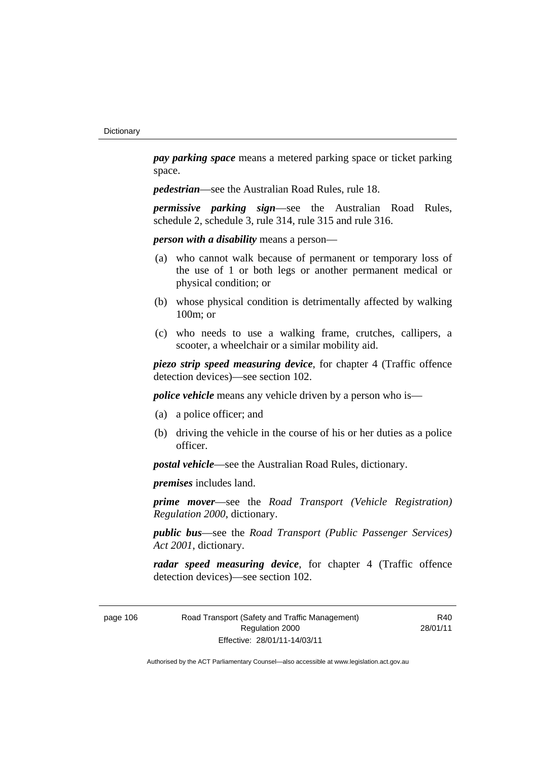***pay parking space*** means a metered parking space or ticket parking space.

***pedestrian***—see the Australian Road Rules, rule 18.

***permissive parking sign***—see the Australian Road Rules, schedule 2, schedule 3, rule 314, rule 315 and rule 316.

***person with a disability*** means a person—

- (a) who cannot walk because of permanent or temporary loss of the use of 1 or both legs or another permanent medical or physical condition; or
- (b) whose physical condition is detrimentally affected by walking 100m; or
- (c) who needs to use a walking frame, crutches, callipers, a scooter, a wheelchair or a similar mobility aid.

***piezo strip speed measuring device***, for chapter 4 (Traffic offence detection devices)—see section 102.

***police vehicle*** means any vehicle driven by a person who is—

- (a) a police officer; and
- (b) driving the vehicle in the course of his or her duties as a police officer.

***postal vehicle***—see the Australian Road Rules, dictionary.

***premises*** includes land.

***prime mover***—see the *Road Transport (Vehicle Registration) Regulation 2000*, dictionary.

***public bus***—see the *Road Transport (Public Passenger Services) Act 2001*, dictionary.

***radar speed measuring device***, for chapter 4 (Traffic offence detection devices)—see section 102.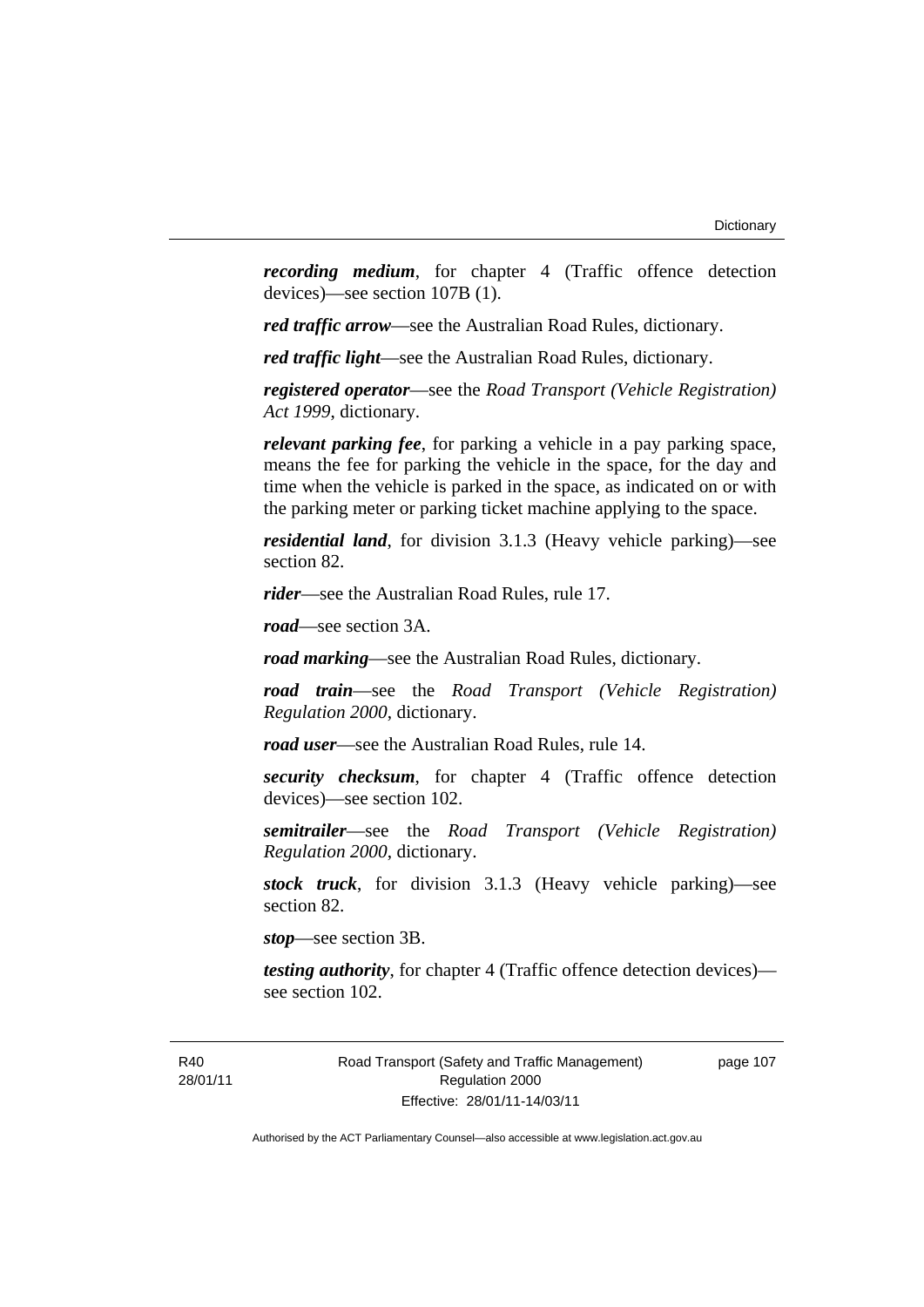***recording medium***, for chapter 4 (Traffic offence detection devices)—see section 107B (1).

***red traffic arrow***—see the Australian Road Rules, dictionary.

***red traffic light***—see the Australian Road Rules, dictionary.

***registered operator***—see the *Road Transport (Vehicle Registration) Act 1999*, dictionary.

***relevant parking fee***, for parking a vehicle in a pay parking space, means the fee for parking the vehicle in the space, for the day and time when the vehicle is parked in the space, as indicated on or with the parking meter or parking ticket machine applying to the space.

***residential land***, for division 3.1.3 (Heavy vehicle parking)—see section 82.

***rider***—see the Australian Road Rules, rule 17.

***road***—see section 3A.

***road marking***—see the Australian Road Rules, dictionary.

***road train***—see the *Road Transport (Vehicle Registration) Regulation 2000*, dictionary.

***road user***—see the Australian Road Rules, rule 14.

***security checksum***, for chapter 4 (Traffic offence detection devices)—see section 102.

***semitrailer***—see the *Road Transport (Vehicle Registration) Regulation 2000*, dictionary.

***stock truck***, for division 3.1.3 (Heavy vehicle parking)—see section 82.

***stop***—see section 3B.

***testing authority***, for chapter 4 (Traffic offence detection devices)—see section 102.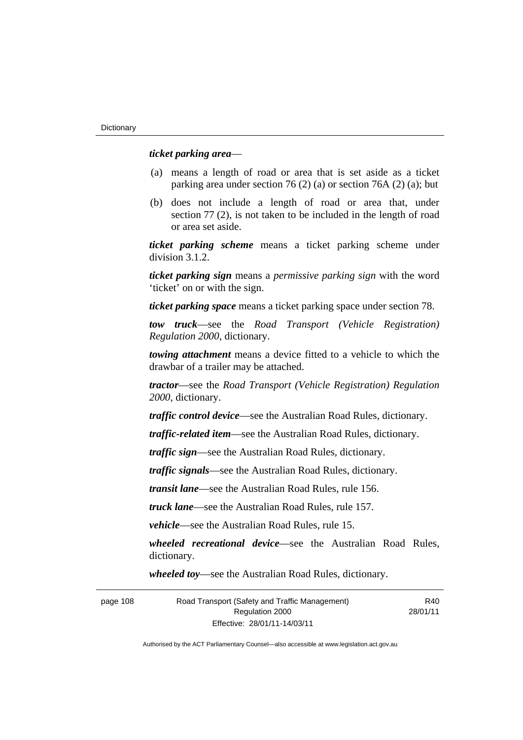***ticket parking area***—

(a) means a length of road or area that is set aside as a ticket parking area under section 76 (2) (a) or section 76A (2) (a); but

(b) does not include a length of road or area that, under section 77 (2), is not taken to be included in the length of road or area set aside.

***ticket parking scheme*** means a ticket parking scheme under division 3.1.2.

***ticket parking sign*** means a *permissive parking sign* with the word 'ticket' on or with the sign.

***ticket parking space*** means a ticket parking space under section 78.

***tow truck***—see the *Road Transport (Vehicle Registration) Regulation 2000*, dictionary.

***towing attachment*** means a device fitted to a vehicle to which the drawbar of a trailer may be attached.

***tractor***—see the *Road Transport (Vehicle Registration) Regulation 2000*, dictionary.

***traffic control device***—see the Australian Road Rules, dictionary.

***traffic-related item***—see the Australian Road Rules, dictionary.

***traffic sign***—see the Australian Road Rules, dictionary.

***traffic signals***—see the Australian Road Rules, dictionary.

***transit lane***—see the Australian Road Rules, rule 156.

***truck lane***—see the Australian Road Rules, rule 157.

***vehicle***—see the Australian Road Rules, rule 15.

***wheeled recreational device***—see the Australian Road Rules, dictionary.

***wheeled toy***—see the Australian Road Rules, dictionary.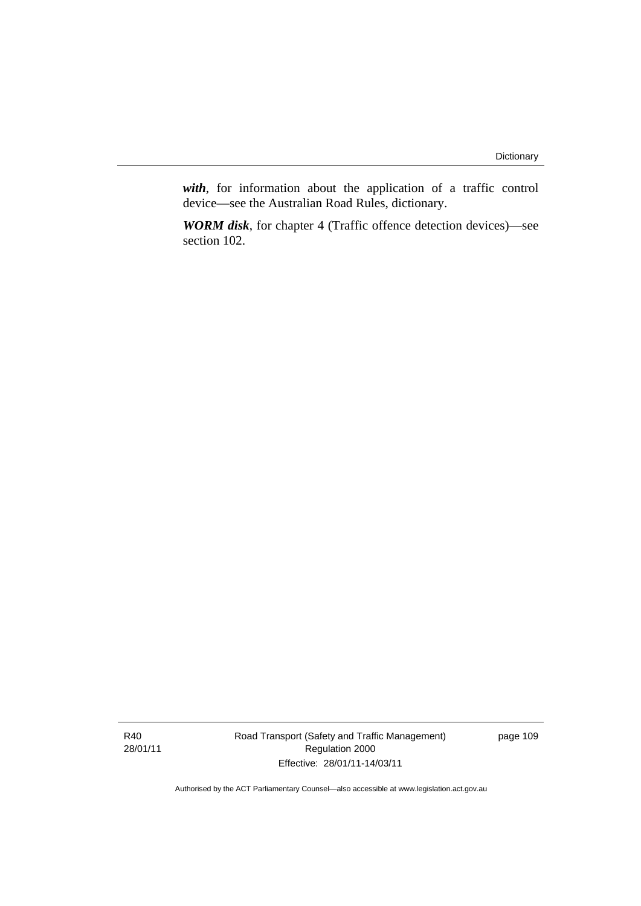***with***, for information about the application of a traffic control device—see the Australian Road Rules, dictionary.

***WORM disk***, for chapter 4 (Traffic offence detection devices)—see section 102.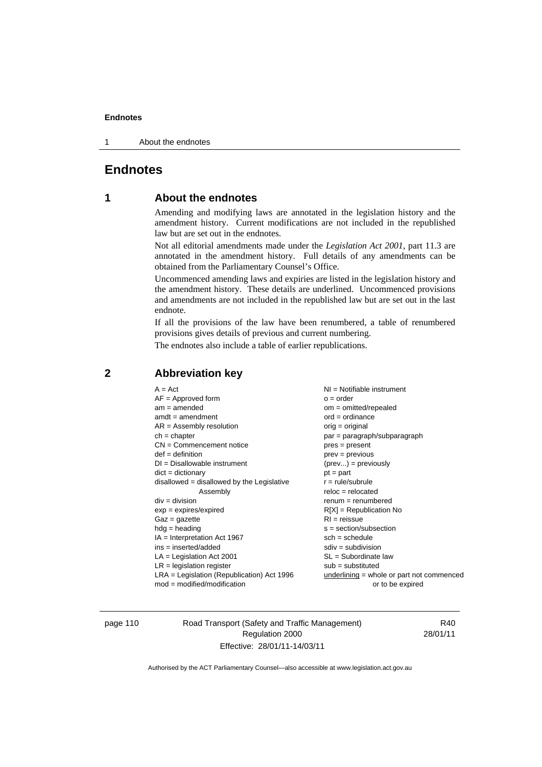# Endnotes

## 1 About the endnotes

Amending and modifying laws are annotated in the legislation history and the amendment history. Current modifications are not included in the republished law but are set out in the endnotes.

Not all editorial amendments made under the *Legislation Act 2001*, part 11.3 are annotated in the amendment history. Full details of any amendments can be obtained from the Parliamentary Counsel's Office.

Uncommenced amending laws and expiries are listed in the legislation history and the amendment history. These details are underlined. Uncommenced provisions and amendments are not included in the republished law but are set out in the last endnote.

If all the provisions of the law have been renumbered, a table of renumbered provisions gives details of previous and current numbering.

The endnotes also include a table of earlier republications.

## 2 Abbreviation key

A = Act
AF = Approved form
am = amended
amdt = amendment
AR = Assembly resolution
ch = chapter
CN = Commencement notice
def = definition
DI = Disallowable instrument
dict = dictionary
disallowed = disallowed by the Legislative Assembly
div = division
exp = expires/expired
Gaz = gazette
hdg = heading
IA = Interpretation Act 1967
ins = inserted/added
LA = Legislation Act 2001
LR = legislation register
LRA = Legislation (Republication) Act 1996
mod = modified/modification
NI = Notifiable instrument
o = order
om = omitted/repealed
ord = ordinance
orig = original
par = paragraph/subparagraph
pres = present
prev = previous
(prev...) = previously
pt = part
r = rule/subrule
reloc = relocated
renum = renumbered
R[X] = Republication No
RI = reissue
s = section/subsection
sch = schedule
sdiv = subdivision
SL = Subordinate law
sub = substituted
underlining = whole or part not commenced or to be expired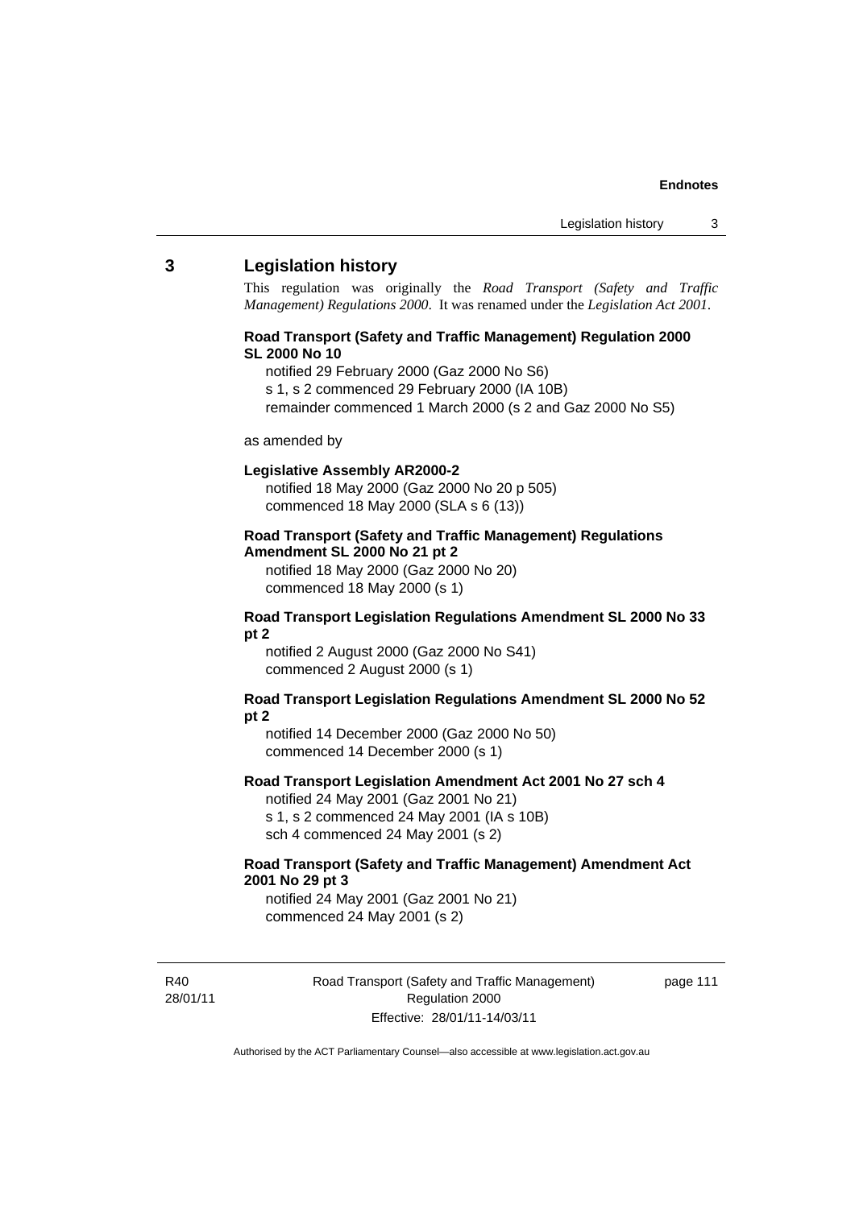## 3 Legislation history

This regulation was originally the *Road Transport (Safety and Traffic Management) Regulations 2000*. It was renamed under the *Legislation Act 2001*.

**Road Transport (Safety and Traffic Management) Regulation 2000 SL 2000 No 10**

notified 29 February 2000 (Gaz 2000 No S6)
s 1, s 2 commenced 29 February 2000 (IA 10B)
remainder commenced 1 March 2000 (s 2 and Gaz 2000 No S5)

as amended by

**Legislative Assembly AR2000-2**

notified 18 May 2000 (Gaz 2000 No 20 p 505)
commenced 18 May 2000 (SLA s 6 (13))

**Road Transport (Safety and Traffic Management) Regulations Amendment SL 2000 No 21 pt 2**

notified 18 May 2000 (Gaz 2000 No 20)
commenced 18 May 2000 (s 1)

**Road Transport Legislation Regulations Amendment SL 2000 No 33 pt 2**

notified 2 August 2000 (Gaz 2000 No S41)
commenced 2 August 2000 (s 1)

**Road Transport Legislation Regulations Amendment SL 2000 No 52 pt 2**

notified 14 December 2000 (Gaz 2000 No 50)
commenced 14 December 2000 (s 1)

**Road Transport Legislation Amendment Act 2001 No 27 sch 4**

notified 24 May 2001 (Gaz 2001 No 21)
s 1, s 2 commenced 24 May 2001 (IA s 10B)
sch 4 commenced 24 May 2001 (s 2)

**Road Transport (Safety and Traffic Management) Amendment Act 2001 No 29 pt 3**

notified 24 May 2001 (Gaz 2001 No 21)
commenced 24 May 2001 (s 2)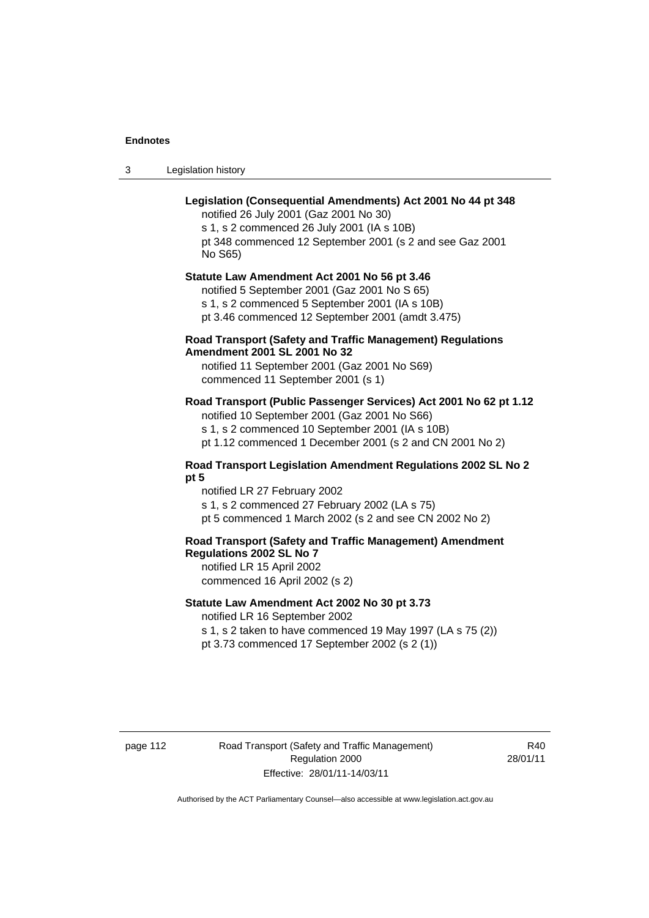**Legislation (Consequential Amendments) Act 2001 No 44 pt 348**

notified 26 July 2001 (Gaz 2001 No 30)
s 1, s 2 commenced 26 July 2001 (IA s 10B)
pt 348 commenced 12 September 2001 (s 2 and see Gaz 2001 No S65)

**Statute Law Amendment Act 2001 No 56 pt 3.46**

notified 5 September 2001 (Gaz 2001 No S 65)
s 1, s 2 commenced 5 September 2001 (IA s 10B)
pt 3.46 commenced 12 September 2001 (amdt 3.475)

**Road Transport (Safety and Traffic Management) Regulations Amendment 2001 SL 2001 No 32**

notified 11 September 2001 (Gaz 2001 No S69)
commenced 11 September 2001 (s 1)

**Road Transport (Public Passenger Services) Act 2001 No 62 pt 1.12**

notified 10 September 2001 (Gaz 2001 No S66)
s 1, s 2 commenced 10 September 2001 (IA s 10B)
pt 1.12 commenced 1 December 2001 (s 2 and CN 2001 No 2)

**Road Transport Legislation Amendment Regulations 2002 SL No 2 pt 5**

notified LR 27 February 2002
s 1, s 2 commenced 27 February 2002 (LA s 75)
pt 5 commenced 1 March 2002 (s 2 and see CN 2002 No 2)

**Road Transport (Safety and Traffic Management) Amendment Regulations 2002 SL No 7**

notified LR 15 April 2002
commenced 16 April 2002 (s 2)

**Statute Law Amendment Act 2002 No 30 pt 3.73**

notified LR 16 September 2002
s 1, s 2 taken to have commenced 19 May 1997 (LA s 75 (2))
pt 3.73 commenced 17 September 2002 (s 2 (1))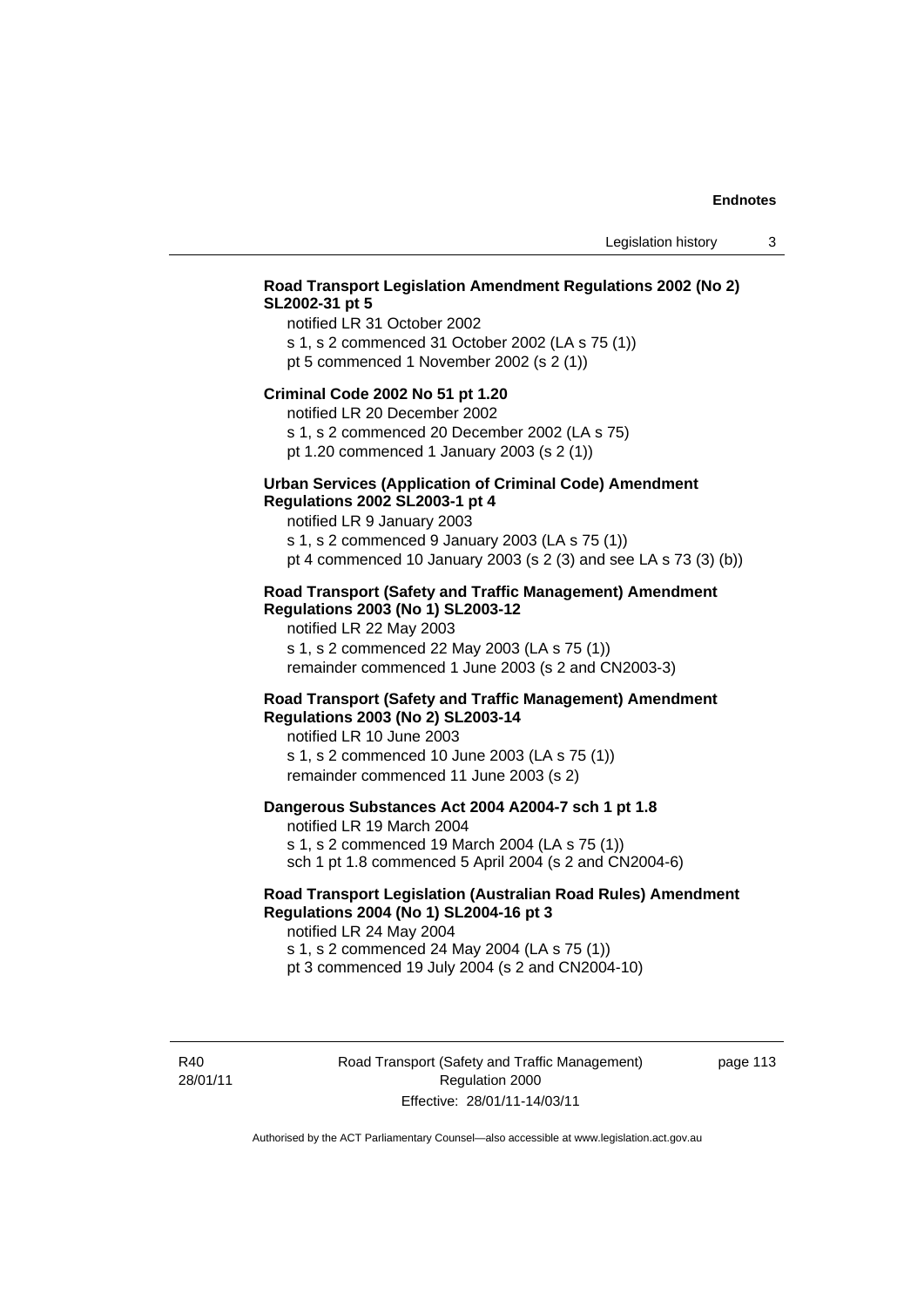**Road Transport Legislation Amendment Regulations 2002 (No 2) SL2002-31 pt 5**

notified LR 31 October 2002
s 1, s 2 commenced 31 October 2002 (LA s 75 (1))
pt 5 commenced 1 November 2002 (s 2 (1))

**Criminal Code 2002 No 51 pt 1.20**

notified LR 20 December 2002
s 1, s 2 commenced 20 December 2002 (LA s 75)
pt 1.20 commenced 1 January 2003 (s 2 (1))

**Urban Services (Application of Criminal Code) Amendment Regulations 2002 SL2003-1 pt 4**

notified LR 9 January 2003
s 1, s 2 commenced 9 January 2003 (LA s 75 (1))
pt 4 commenced 10 January 2003 (s 2 (3) and see LA s 73 (3) (b))

**Road Transport (Safety and Traffic Management) Amendment Regulations 2003 (No 1) SL2003-12**

notified LR 22 May 2003
s 1, s 2 commenced 22 May 2003 (LA s 75 (1))
remainder commenced 1 June 2003 (s 2 and CN2003-3)

**Road Transport (Safety and Traffic Management) Amendment Regulations 2003 (No 2) SL2003-14**

notified LR 10 June 2003
s 1, s 2 commenced 10 June 2003 (LA s 75 (1))
remainder commenced 11 June 2003 (s 2)

**Dangerous Substances Act 2004 A2004-7 sch 1 pt 1.8**

notified LR 19 March 2004
s 1, s 2 commenced 19 March 2004 (LA s 75 (1))
sch 1 pt 1.8 commenced 5 April 2004 (s 2 and CN2004-6)

**Road Transport Legislation (Australian Road Rules) Amendment Regulations 2004 (No 1) SL2004-16 pt 3**

notified LR 24 May 2004
s 1, s 2 commenced 24 May 2004 (LA s 75 (1))
pt 3 commenced 19 July 2004 (s 2 and CN2004-10)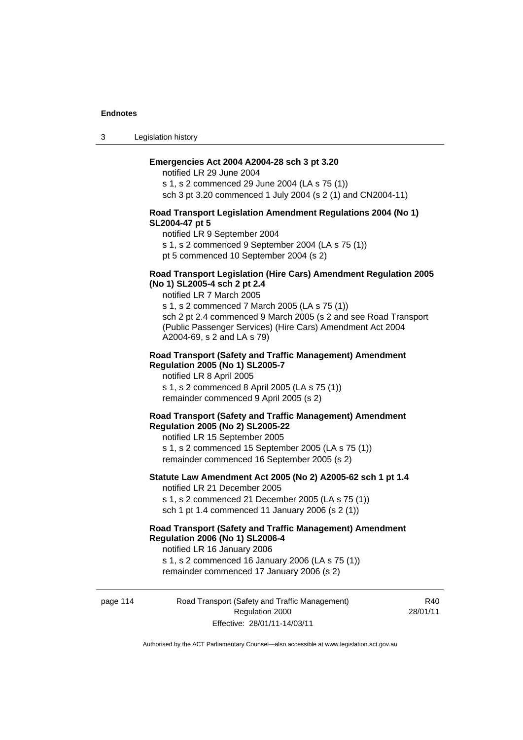**Emergencies Act 2004 A2004-28 sch 3 pt 3.20**

notified LR 29 June 2004

s 1, s 2 commenced 29 June 2004 (LA s 75 (1))

sch 3 pt 3.20 commenced 1 July 2004 (s 2 (1) and CN2004-11)

**Road Transport Legislation Amendment Regulations 2004 (No 1) SL2004-47 pt 5**

notified LR 9 September 2004

s 1, s 2 commenced 9 September 2004 (LA s 75 (1))

pt 5 commenced 10 September 2004 (s 2)

**Road Transport Legislation (Hire Cars) Amendment Regulation 2005 (No 1) SL2005-4 sch 2 pt 2.4**

notified LR 7 March 2005

s 1, s 2 commenced 7 March 2005 (LA s 75 (1))

sch 2 pt 2.4 commenced 9 March 2005 (s 2 and see Road Transport (Public Passenger Services) (Hire Cars) Amendment Act 2004 A2004-69, s 2 and LA s 79)

**Road Transport (Safety and Traffic Management) Amendment Regulation 2005 (No 1) SL2005-7**

notified LR 8 April 2005

s 1, s 2 commenced 8 April 2005 (LA s 75 (1))

remainder commenced 9 April 2005 (s 2)

**Road Transport (Safety and Traffic Management) Amendment Regulation 2005 (No 2) SL2005-22**

notified LR 15 September 2005

s 1, s 2 commenced 15 September 2005 (LA s 75 (1))

remainder commenced 16 September 2005 (s 2)

**Statute Law Amendment Act 2005 (No 2) A2005-62 sch 1 pt 1.4**

notified LR 21 December 2005

s 1, s 2 commenced 21 December 2005 (LA s 75 (1))

sch 1 pt 1.4 commenced 11 January 2006 (s 2 (1))

**Road Transport (Safety and Traffic Management) Amendment Regulation 2006 (No 1) SL2006-4**

notified LR 16 January 2006

s 1, s 2 commenced 16 January 2006 (LA s 75 (1))

remainder commenced 17 January 2006 (s 2)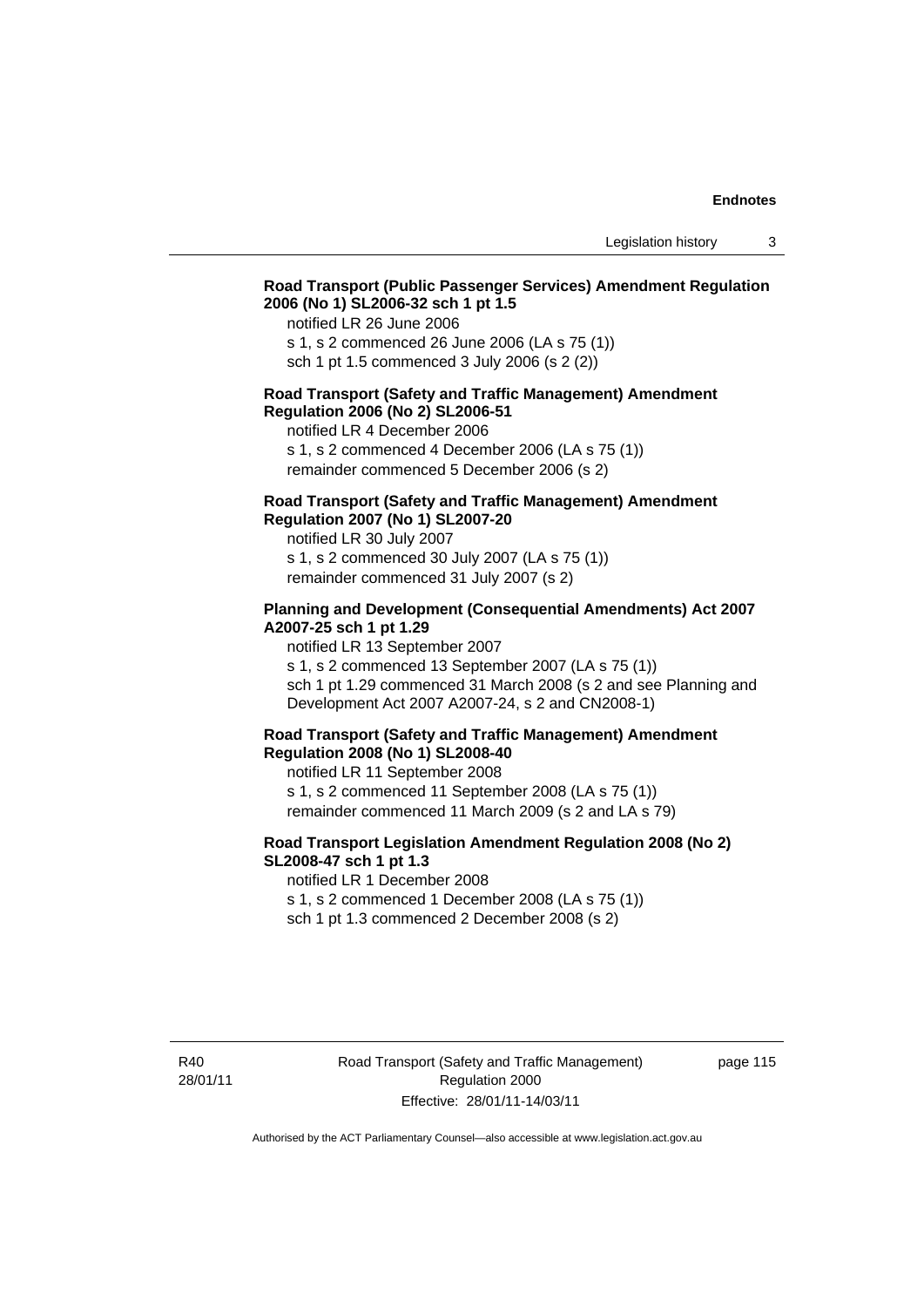**Road Transport (Public Passenger Services) Amendment Regulation 2006 (No 1) SL2006-32 sch 1 pt 1.5**

notified LR 26 June 2006

s 1, s 2 commenced 26 June 2006 (LA s 75 (1))

sch 1 pt 1.5 commenced 3 July 2006 (s 2 (2))

**Road Transport (Safety and Traffic Management) Amendment Regulation 2006 (No 2) SL2006-51**

notified LR 4 December 2006

s 1, s 2 commenced 4 December 2006 (LA s 75 (1))

remainder commenced 5 December 2006 (s 2)

**Road Transport (Safety and Traffic Management) Amendment Regulation 2007 (No 1) SL2007-20**

notified LR 30 July 2007

s 1, s 2 commenced 30 July 2007 (LA s 75 (1))

remainder commenced 31 July 2007 (s 2)

**Planning and Development (Consequential Amendments) Act 2007 A2007-25 sch 1 pt 1.29**

notified LR 13 September 2007

s 1, s 2 commenced 13 September 2007 (LA s 75 (1))

sch 1 pt 1.29 commenced 31 March 2008 (s 2 and see Planning and Development Act 2007 A2007-24, s 2 and CN2008-1)

**Road Transport (Safety and Traffic Management) Amendment Regulation 2008 (No 1) SL2008-40**

notified LR 11 September 2008

s 1, s 2 commenced 11 September 2008 (LA s 75 (1))

remainder commenced 11 March 2009 (s 2 and LA s 79)

**Road Transport Legislation Amendment Regulation 2008 (No 2) SL2008-47 sch 1 pt 1.3**

notified LR 1 December 2008

s 1, s 2 commenced 1 December 2008 (LA s 75 (1))

sch 1 pt 1.3 commenced 2 December 2008 (s 2)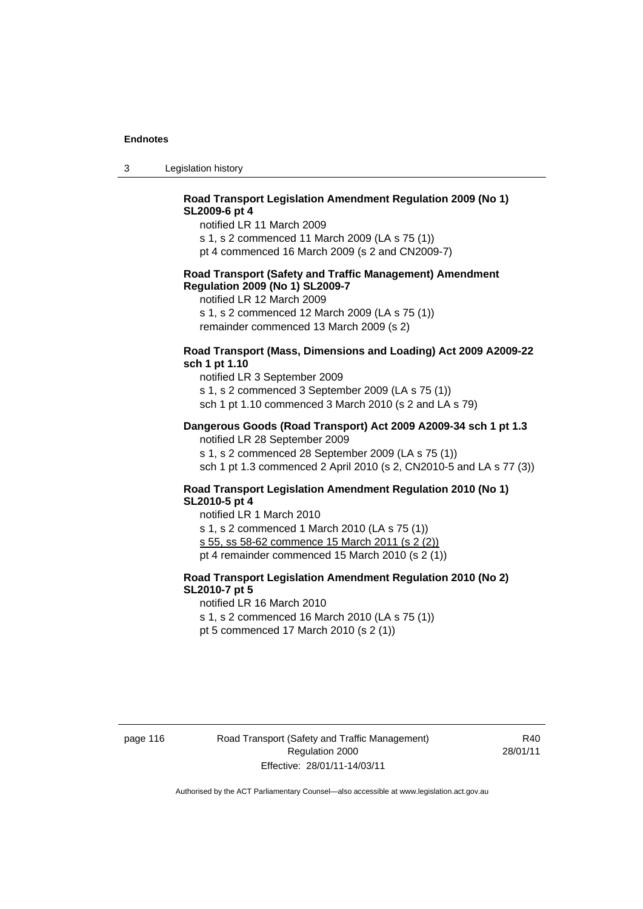**Road Transport Legislation Amendment Regulation 2009 (No 1) SL2009-6 pt 4**

notified LR 11 March 2009

s 1, s 2 commenced 11 March 2009 (LA s 75 (1))

pt 4 commenced 16 March 2009 (s 2 and CN2009-7)

**Road Transport (Safety and Traffic Management) Amendment Regulation 2009 (No 1) SL2009-7**

notified LR 12 March 2009

s 1, s 2 commenced 12 March 2009 (LA s 75 (1))

remainder commenced 13 March 2009 (s 2)

**Road Transport (Mass, Dimensions and Loading) Act 2009 A2009-22 sch 1 pt 1.10**

notified LR 3 September 2009

s 1, s 2 commenced 3 September 2009 (LA s 75 (1))

sch 1 pt 1.10 commenced 3 March 2010 (s 2 and LA s 79)

**Dangerous Goods (Road Transport) Act 2009 A2009-34 sch 1 pt 1.3**

notified LR 28 September 2009

s 1, s 2 commenced 28 September 2009 (LA s 75 (1))

sch 1 pt 1.3 commenced 2 April 2010 (s 2, CN2010-5 and LA s 77 (3))

**Road Transport Legislation Amendment Regulation 2010 (No 1) SL2010-5 pt 4**

notified LR 1 March 2010

s 1, s 2 commenced 1 March 2010 (LA s 75 (1))

s 55, ss 58-62 commence 15 March 2011 (s 2 (2))

pt 4 remainder commenced 15 March 2010 (s 2 (1))

**Road Transport Legislation Amendment Regulation 2010 (No 2) SL2010-7 pt 5**

notified LR 16 March 2010

s 1, s 2 commenced 16 March 2010 (LA s 75 (1))

pt 5 commenced 17 March 2010 (s 2 (1))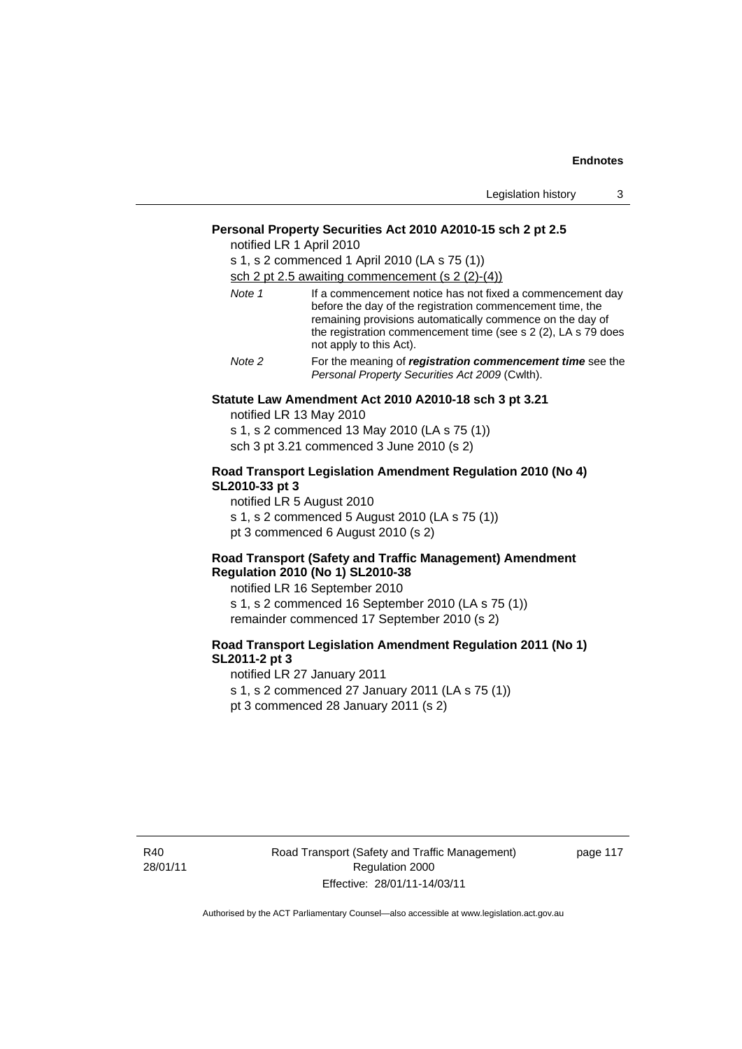**Personal Property Securities Act 2010 A2010-15 sch 2 pt 2.5**

notified LR 1 April 2010

s 1, s 2 commenced 1 April 2010 (LA s 75 (1))

sch 2 pt 2.5 awaiting commencement (s 2 (2)-(4))

*Note 1* If a commencement notice has not fixed a commencement day before the day of the registration commencement time, the remaining provisions automatically commence on the day of the registration commencement time (see s 2 (2), LA s 79 does not apply to this Act).

*Note 2* For the meaning of ***registration commencement time*** see the *Personal Property Securities Act 2009* (Cwlth).

**Statute Law Amendment Act 2010 A2010-18 sch 3 pt 3.21**

notified LR 13 May 2010

s 1, s 2 commenced 13 May 2010 (LA s 75 (1))

sch 3 pt 3.21 commenced 3 June 2010 (s 2)

**Road Transport Legislation Amendment Regulation 2010 (No 4) SL2010-33 pt 3**

notified LR 5 August 2010

s 1, s 2 commenced 5 August 2010 (LA s 75 (1))

pt 3 commenced 6 August 2010 (s 2)

**Road Transport (Safety and Traffic Management) Amendment Regulation 2010 (No 1) SL2010-38**

notified LR 16 September 2010

s 1, s 2 commenced 16 September 2010 (LA s 75 (1))

remainder commenced 17 September 2010 (s 2)

**Road Transport Legislation Amendment Regulation 2011 (No 1) SL2011-2 pt 3**

notified LR 27 January 2011

s 1, s 2 commenced 27 January 2011 (LA s 75 (1))

pt 3 commenced 28 January 2011 (s 2)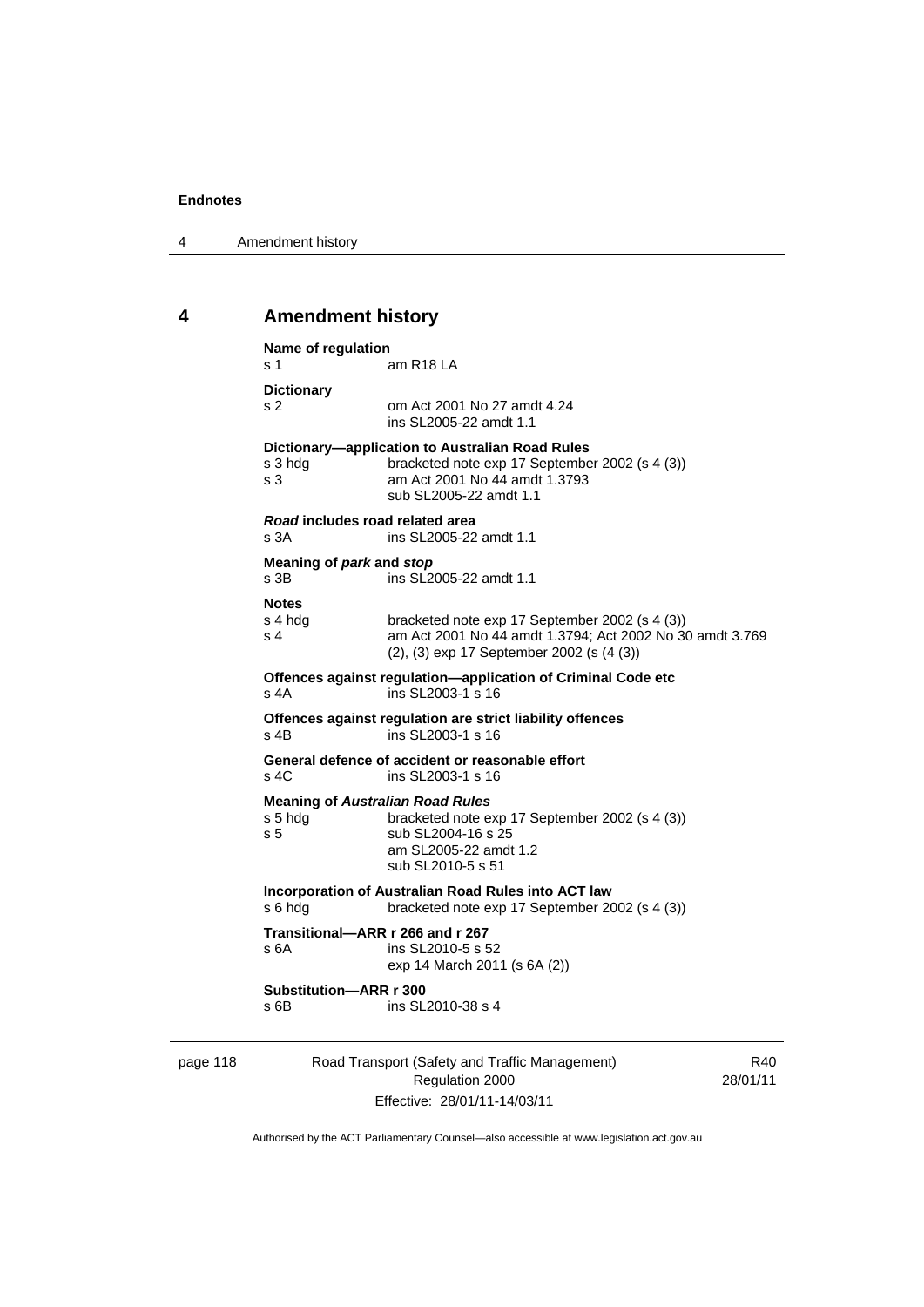## 4 Amendment history

**Name of regulation**
s 1 am R18 LA

**Dictionary**
s 2 om Act 2001 No 27 amdt 4.24
ins SL2005-22 amdt 1.1

**Dictionary—application to Australian Road Rules**
s 3 hdg bracketed note exp 17 September 2002 (s 4 (3))
s 3 am Act 2001 No 44 amdt 1.3793
sub SL2005-22 amdt 1.1

***Road* includes road related area**
s 3A ins SL2005-22 amdt 1.1

**Meaning of *park* and *stop***
s 3B ins SL2005-22 amdt 1.1

**Notes**
s 4 hdg bracketed note exp 17 September 2002 (s 4 (3))
s 4 am Act 2001 No 44 amdt 1.3794; Act 2002 No 30 amdt 3.769
(2), (3) exp 17 September 2002 (s (4 (3))

**Offences against regulation—application of Criminal Code etc**
s 4A ins SL2003-1 s 16

**Offences against regulation are strict liability offences**
s 4B ins SL2003-1 s 16

**General defence of accident or reasonable effort**
s 4C ins SL2003-1 s 16

**Meaning of *Australian Road Rules***
s 5 hdg bracketed note exp 17 September 2002 (s 4 (3))
s 5 sub SL2004-16 s 25
am SL2005-22 amdt 1.2
sub SL2010-5 s 51

**Incorporation of Australian Road Rules into ACT law**
s 6 hdg bracketed note exp 17 September 2002 (s 4 (3))

**Transitional—ARR r 266 and r 267**
s 6A ins SL2010-5 s 52
exp 14 March 2011 (s 6A (2))

**Substitution—ARR r 300**
s 6B ins SL2010-38 s 4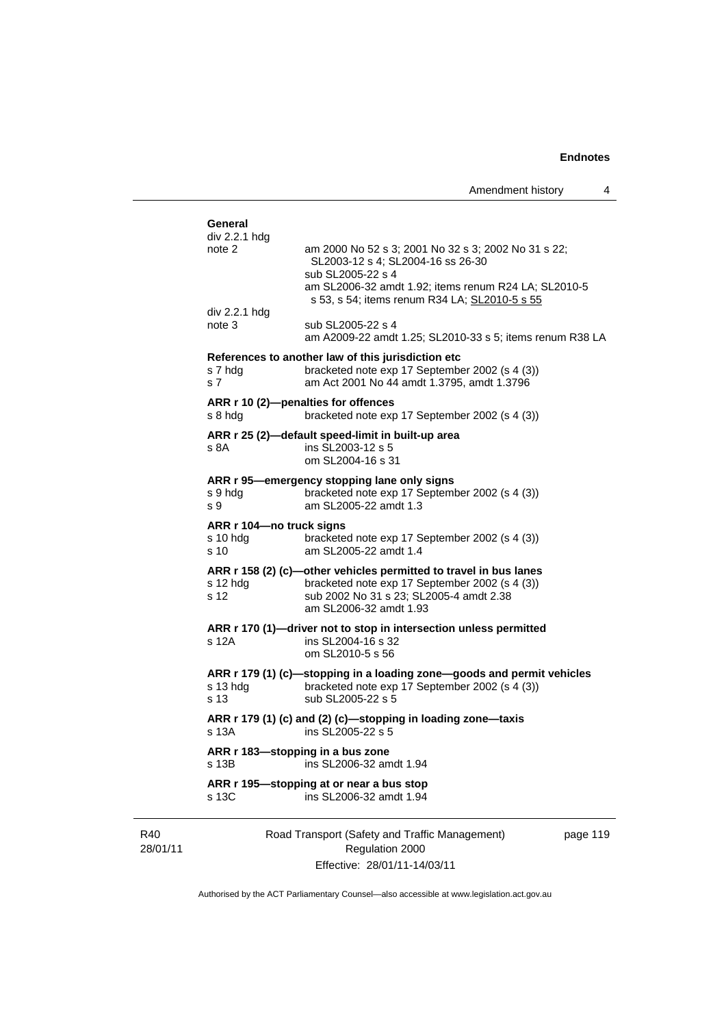**General**

| | |
|---|---|
| div 2.2.1 hdg note 2 | am 2000 No 52 s 3; 2001 No 32 s 3; 2002 No 31 s 22; SL2003-12 s 4; SL2004-16 ss 26-30<br>sub SL2005-22 s 4<br>am SL2006-32 amdt 1.92; items renum R24 LA; SL2010-5 s 53, s 54; items renum R34 LA; SL2010-5 s 55 |
| div 2.2.1 hdg note 3 | sub SL2005-22 s 4<br>am A2009-22 amdt 1.25; SL2010-33 s 5; items renum R38 LA |

**References to another law of this jurisdiction etc**

| | |
|---|---|
| s 7 hdg | bracketed note exp 17 September 2002 (s 4 (3)) |
| s 7 | am Act 2001 No 44 amdt 1.3795, amdt 1.3796 |

**ARR r 10 (2)—penalties for offences**

| | |
|---|---|
| s 8 hdg | bracketed note exp 17 September 2002 (s 4 (3)) |

**ARR r 25 (2)—default speed-limit in built-up area**

| | |
|---|---|
| s 8A | ins SL2003-12 s 5<br>om SL2004-16 s 31 |

**ARR r 95—emergency stopping lane only signs**

| | |
|---|---|
| s 9 hdg | bracketed note exp 17 September 2002 (s 4 (3)) |
| s 9 | am SL2005-22 amdt 1.3 |

**ARR r 104—no truck signs**

| | |
|---|---|
| s 10 hdg | bracketed note exp 17 September 2002 (s 4 (3)) |
| s 10 | am SL2005-22 amdt 1.4 |

**ARR r 158 (2) (c)—other vehicles permitted to travel in bus lanes**

| | |
|---|---|
| s 12 hdg | bracketed note exp 17 September 2002 (s 4 (3)) |
| s 12 | sub 2002 No 31 s 23; SL2005-4 amdt 2.38<br>am SL2006-32 amdt 1.93 |

**ARR r 170 (1)—driver not to stop in intersection unless permitted**

| | |
|---|---|
| s 12A | ins SL2004-16 s 32<br>om SL2010-5 s 56 |

**ARR r 179 (1) (c)—stopping in a loading zone—goods and permit vehicles**

| | |
|---|---|
| s 13 hdg | bracketed note exp 17 September 2002 (s 4 (3)) |
| s 13 | sub SL2005-22 s 5 |

**ARR r 179 (1) (c) and (2) (c)—stopping in loading zone—taxis**

| | |
|---|---|
| s 13A | ins SL2005-22 s 5 |

**ARR r 183—stopping in a bus zone**

| | |
|---|---|
| s 13B | ins SL2006-32 amdt 1.94 |

**ARR r 195—stopping at or near a bus stop**

| | |
|---|---|
| s 13C | ins SL2006-32 amdt 1.94 |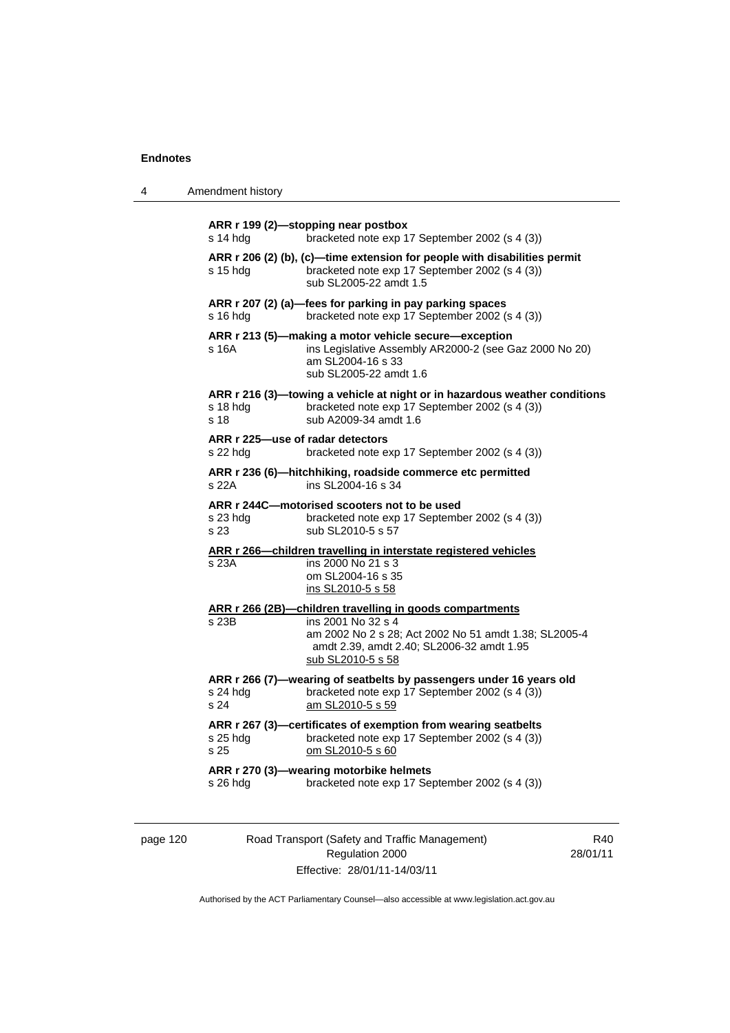**ARR r 199 (2)—stopping near postbox**

s 14 hdg bracketed note exp 17 September 2002 (s 4 (3))

**ARR r 206 (2) (b), (c)—time extension for people with disabilities permit**

s 15 hdg bracketed note exp 17 September 2002 (s 4 (3))
sub SL2005-22 amdt 1.5

**ARR r 207 (2) (a)—fees for parking in pay parking spaces**

s 16 hdg bracketed note exp 17 September 2002 (s 4 (3))

**ARR r 213 (5)—making a motor vehicle secure—exception**

s 16A ins Legislative Assembly AR2000-2 (see Gaz 2000 No 20)
am SL2004-16 s 33
sub SL2005-22 amdt 1.6

**ARR r 216 (3)—towing a vehicle at night or in hazardous weather conditions**

s 18 hdg bracketed note exp 17 September 2002 (s 4 (3))
s 18 sub A2009-34 amdt 1.6

**ARR r 225—use of radar detectors**

s 22 hdg bracketed note exp 17 September 2002 (s 4 (3))

**ARR r 236 (6)—hitchhiking, roadside commerce etc permitted**

s 22A ins SL2004-16 s 34

**ARR r 244C—motorised scooters not to be used**

s 23 hdg bracketed note exp 17 September 2002 (s 4 (3))
s 23 sub SL2010-5 s 57

**ARR r 266—children travelling in interstate registered vehicles**

s 23A ins 2000 No 21 s 3
om SL2004-16 s 35
ins SL2010-5 s 58

**ARR r 266 (2B)—children travelling in goods compartments**

s 23B ins 2001 No 32 s 4
am 2002 No 2 s 28; Act 2002 No 51 amdt 1.38; SL2005-4 amdt 2.39, amdt 2.40; SL2006-32 amdt 1.95
sub SL2010-5 s 58

**ARR r 266 (7)—wearing of seatbelts by passengers under 16 years old**

s 24 hdg bracketed note exp 17 September 2002 (s 4 (3))
s 24 am SL2010-5 s 59

**ARR r 267 (3)—certificates of exemption from wearing seatbelts**

s 25 hdg bracketed note exp 17 September 2002 (s 4 (3))
s 25 om SL2010-5 s 60

**ARR r 270 (3)—wearing motorbike helmets**

s 26 hdg bracketed note exp 17 September 2002 (s 4 (3))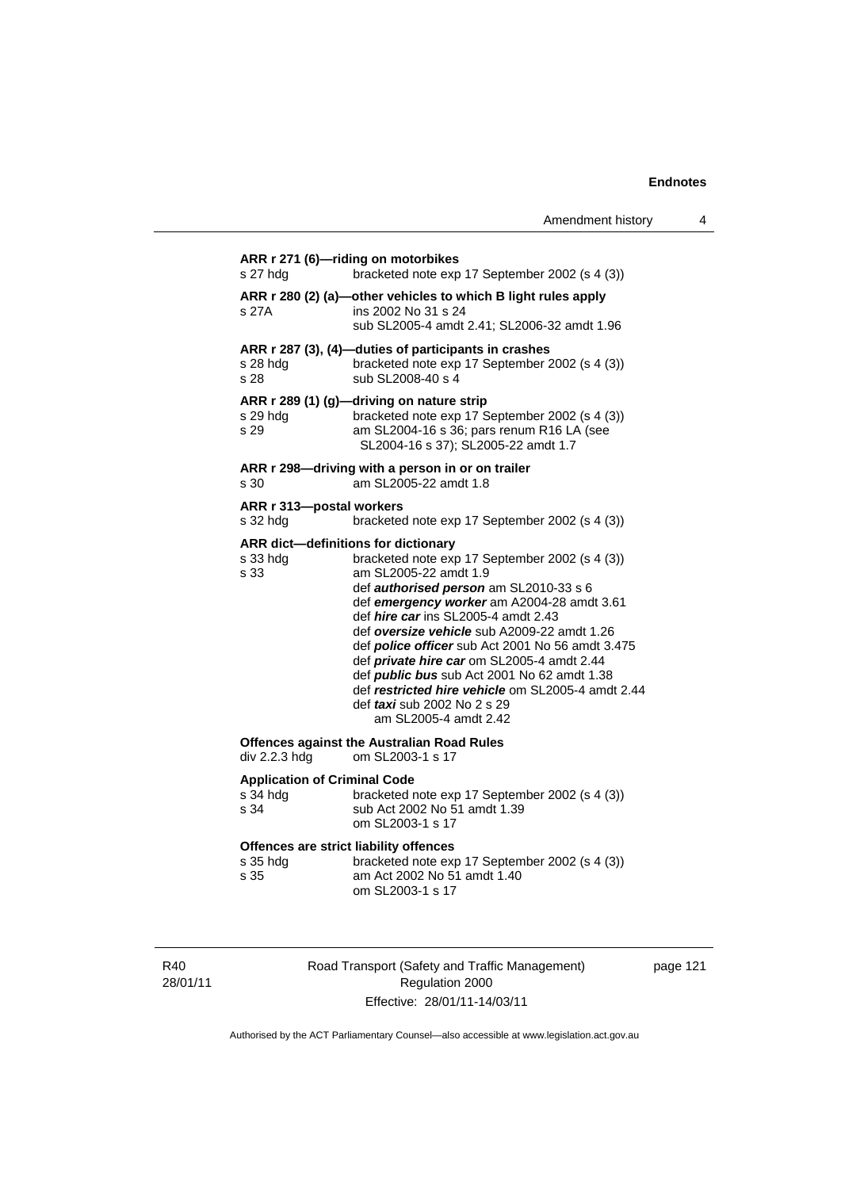**ARR r 271 (6)—riding on motorbikes**

s 27 hdg bracketed note exp 17 September 2002 (s 4 (3))

**ARR r 280 (2) (a)—other vehicles to which B light rules apply**

s 27A ins 2002 No 31 s 24
sub SL2005-4 amdt 2.41; SL2006-32 amdt 1.96

**ARR r 287 (3), (4)—duties of participants in crashes**

s 28 hdg bracketed note exp 17 September 2002 (s 4 (3))
s 28 sub SL2008-40 s 4

**ARR r 289 (1) (g)—driving on nature strip**

s 29 hdg bracketed note exp 17 September 2002 (s 4 (3))
s 29 am SL2004-16 s 36; pars renum R16 LA (see SL2004-16 s 37); SL2005-22 amdt 1.7

**ARR r 298—driving with a person in or on trailer**

s 30 am SL2005-22 amdt 1.8

**ARR r 313—postal workers**

s 32 hdg bracketed note exp 17 September 2002 (s 4 (3))

**ARR dict—definitions for dictionary**

s 33 hdg bracketed note exp 17 September 2002 (s 4 (3))
s 33 am SL2005-22 amdt 1.9
def ***authorised person*** am SL2010-33 s 6
def ***emergency worker*** am A2004-28 amdt 3.61
def ***hire car*** ins SL2005-4 amdt 2.43
def ***oversize vehicle*** sub A2009-22 amdt 1.26
def ***police officer*** sub Act 2001 No 56 amdt 3.475
def ***private hire car*** om SL2005-4 amdt 2.44
def ***public bus*** sub Act 2001 No 62 amdt 1.38
def ***restricted hire vehicle*** om SL2005-4 amdt 2.44
def ***taxi*** sub 2002 No 2 s 29
am SL2005-4 amdt 2.42

**Offences against the Australian Road Rules**

div 2.2.3 hdg om SL2003-1 s 17

**Application of Criminal Code**

s 34 hdg bracketed note exp 17 September 2002 (s 4 (3))
s 34 sub Act 2002 No 51 amdt 1.39
om SL2003-1 s 17

**Offences are strict liability offences**

s 35 hdg bracketed note exp 17 September 2002 (s 4 (3))
s 35 am Act 2002 No 51 amdt 1.40
om SL2003-1 s 17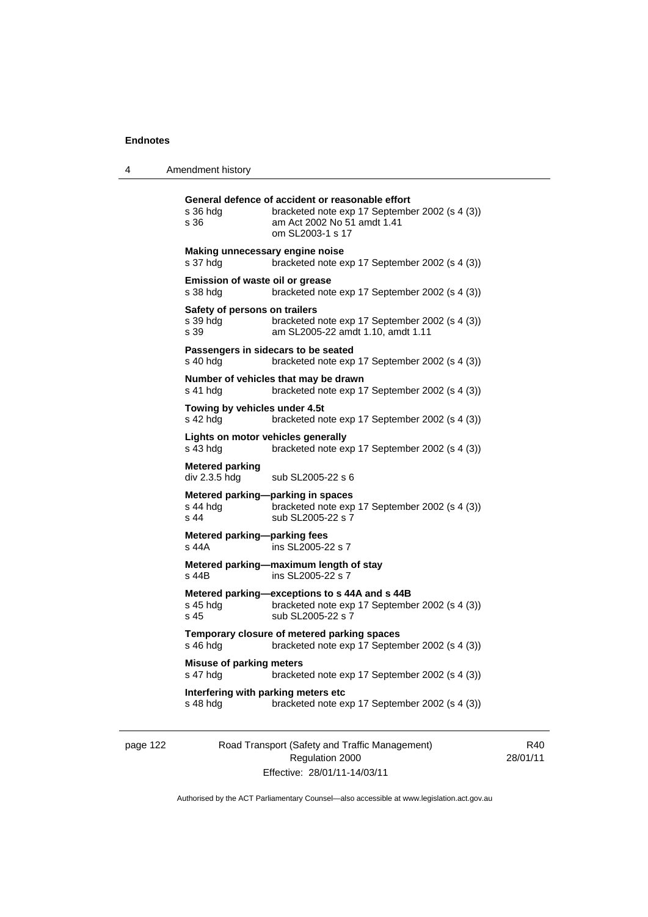**General defence of accident or reasonable effort**
s 36 hdg bracketed note exp 17 September 2002 (s 4 (3))
s 36 am Act 2002 No 51 amdt 1.41
om SL2003-1 s 17

**Making unnecessary engine noise**
s 37 hdg bracketed note exp 17 September 2002 (s 4 (3))

**Emission of waste oil or grease**
s 38 hdg bracketed note exp 17 September 2002 (s 4 (3))

**Safety of persons on trailers**
s 39 hdg bracketed note exp 17 September 2002 (s 4 (3))
s 39 am SL2005-22 amdt 1.10, amdt 1.11

**Passengers in sidecars to be seated**
s 40 hdg bracketed note exp 17 September 2002 (s 4 (3))

**Number of vehicles that may be drawn**
s 41 hdg bracketed note exp 17 September 2002 (s 4 (3))

**Towing by vehicles under 4.5t**
s 42 hdg bracketed note exp 17 September 2002 (s 4 (3))

**Lights on motor vehicles generally**
s 43 hdg bracketed note exp 17 September 2002 (s 4 (3))

**Metered parking**
div 2.3.5 hdg sub SL2005-22 s 6

**Metered parking—parking in spaces**
s 44 hdg bracketed note exp 17 September 2002 (s 4 (3))
s 44 sub SL2005-22 s 7

**Metered parking—parking fees**
s 44A ins SL2005-22 s 7

**Metered parking—maximum length of stay**
s 44B ins SL2005-22 s 7

**Metered parking—exceptions to s 44A and s 44B**
s 45 hdg bracketed note exp 17 September 2002 (s 4 (3))
s 45 sub SL2005-22 s 7

**Temporary closure of metered parking spaces**
s 46 hdg bracketed note exp 17 September 2002 (s 4 (3))

**Misuse of parking meters**
s 47 hdg bracketed note exp 17 September 2002 (s 4 (3))

**Interfering with parking meters etc**
s 48 hdg bracketed note exp 17 September 2002 (s 4 (3))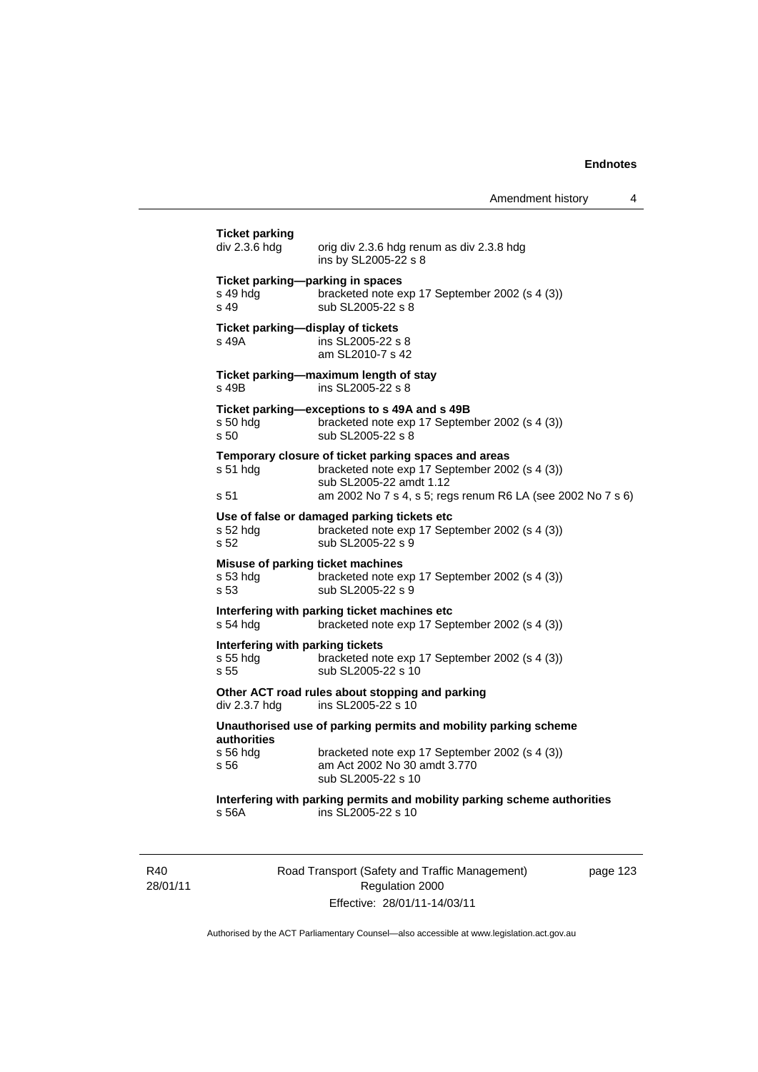**Ticket parking**

div 2.3.6 hdg — orig div 2.3.6 hdg renum as div 2.3.8 hdg
ins by SL2005-22 s 8

**Ticket parking—parking in spaces**

s 49 hdg — bracketed note exp 17 September 2002 (s 4 (3))
s 49 — sub SL2005-22 s 8

**Ticket parking—display of tickets**

s 49A — ins SL2005-22 s 8
am SL2010-7 s 42

**Ticket parking—maximum length of stay**

s 49B — ins SL2005-22 s 8

**Ticket parking—exceptions to s 49A and s 49B**

s 50 hdg — bracketed note exp 17 September 2002 (s 4 (3))
s 50 — sub SL2005-22 s 8

**Temporary closure of ticket parking spaces and areas**

s 51 hdg — bracketed note exp 17 September 2002 (s 4 (3))
sub SL2005-22 amdt 1.12
s 51 — am 2002 No 7 s 4, s 5; regs renum R6 LA (see 2002 No 7 s 6)

**Use of false or damaged parking tickets etc**

s 52 hdg — bracketed note exp 17 September 2002 (s 4 (3))
s 52 — sub SL2005-22 s 9

**Misuse of parking ticket machines**

s 53 hdg — bracketed note exp 17 September 2002 (s 4 (3))
s 53 — sub SL2005-22 s 9

**Interfering with parking ticket machines etc**

s 54 hdg — bracketed note exp 17 September 2002 (s 4 (3))

**Interfering with parking tickets**

s 55 hdg — bracketed note exp 17 September 2002 (s 4 (3))
s 55 — sub SL2005-22 s 10

**Other ACT road rules about stopping and parking**

div 2.3.7 hdg — ins SL2005-22 s 10

**Unauthorised use of parking permits and mobility parking scheme authorities**

s 56 hdg — bracketed note exp 17 September 2002 (s 4 (3))
s 56 — am Act 2002 No 30 amdt 3.770
sub SL2005-22 s 10

**Interfering with parking permits and mobility parking scheme authorities**

s 56A — ins SL2005-22 s 10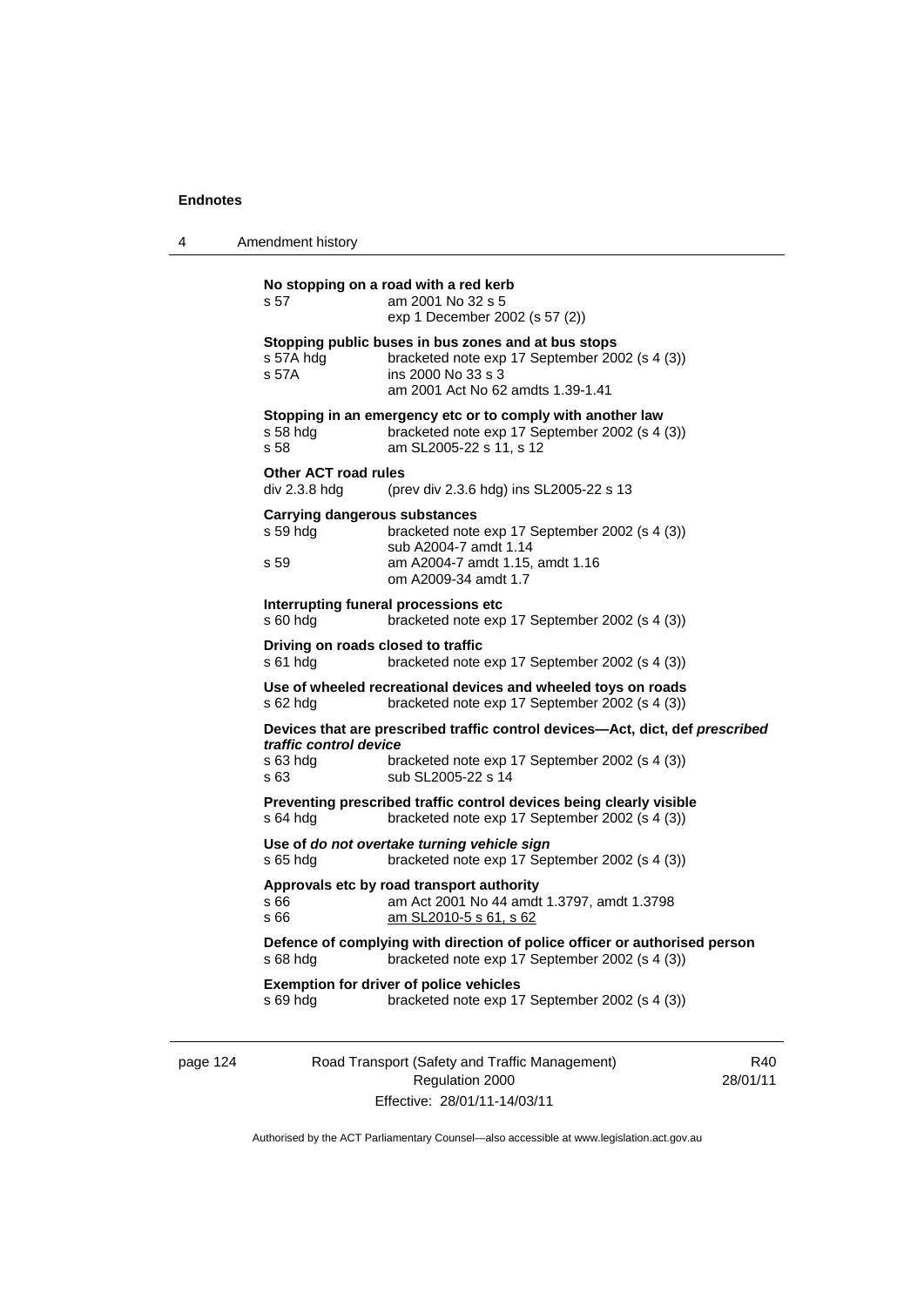**No stopping on a road with a red kerb**

s 57 am 2001 No 32 s 5
exp 1 December 2002 (s 57 (2))

**Stopping public buses in bus zones and at bus stops**

s 57A hdg bracketed note exp 17 September 2002 (s 4 (3))
s 57A ins 2000 No 33 s 3
am 2001 Act No 62 amdts 1.39-1.41

**Stopping in an emergency etc or to comply with another law**

s 58 hdg bracketed note exp 17 September 2002 (s 4 (3))
s 58 am SL2005-22 s 11, s 12

**Other ACT road rules**

div 2.3.8 hdg (prev div 2.3.6 hdg) ins SL2005-22 s 13

**Carrying dangerous substances**

s 59 hdg bracketed note exp 17 September 2002 (s 4 (3))
sub A2004-7 amdt 1.14
s 59 am A2004-7 amdt 1.15, amdt 1.16
om A2009-34 amdt 1.7

**Interrupting funeral processions etc**

s 60 hdg bracketed note exp 17 September 2002 (s 4 (3))

**Driving on roads closed to traffic**

s 61 hdg bracketed note exp 17 September 2002 (s 4 (3))

**Use of wheeled recreational devices and wheeled toys on roads**

s 62 hdg bracketed note exp 17 September 2002 (s 4 (3))

**Devices that are prescribed traffic control devices—Act, dict, def *prescribed traffic control device***

s 63 hdg bracketed note exp 17 September 2002 (s 4 (3))
s 63 sub SL2005-22 s 14

**Preventing prescribed traffic control devices being clearly visible**

s 64 hdg bracketed note exp 17 September 2002 (s 4 (3))

**Use of *do not overtake turning vehicle sign***

s 65 hdg bracketed note exp 17 September 2002 (s 4 (3))

**Approvals etc by road transport authority**

s 66 am Act 2001 No 44 amdt 1.3797, amdt 1.3798
s 66 am SL2010-5 s 61, s 62

**Defence of complying with direction of police officer or authorised person**

s 68 hdg bracketed note exp 17 September 2002 (s 4 (3))

**Exemption for driver of police vehicles**

s 69 hdg bracketed note exp 17 September 2002 (s 4 (3))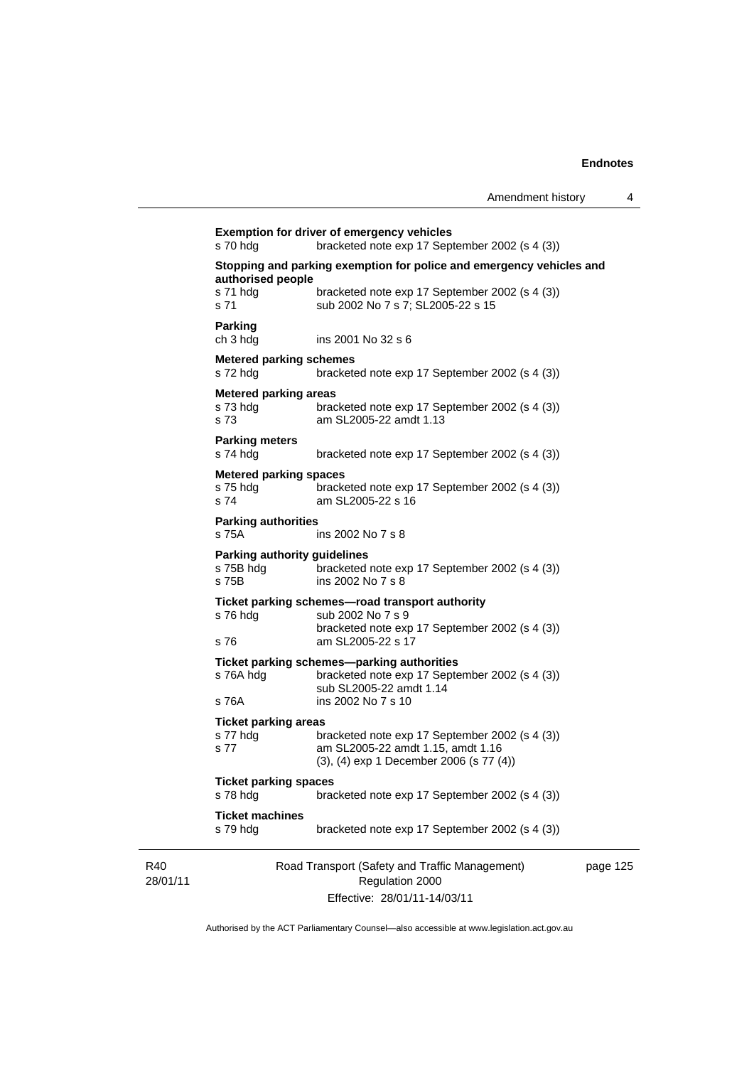**Exemption for driver of emergency vehicles**
s 70 hdg bracketed note exp 17 September 2002 (s 4 (3))

**Stopping and parking exemption for police and emergency vehicles and authorised people**
s 71 hdg bracketed note exp 17 September 2002 (s 4 (3))
s 71 sub 2002 No 7 s 7; SL2005-22 s 15

**Parking**
ch 3 hdg ins 2001 No 32 s 6

**Metered parking schemes**
s 72 hdg bracketed note exp 17 September 2002 (s 4 (3))

**Metered parking areas**
s 73 hdg bracketed note exp 17 September 2002 (s 4 (3))
s 73 am SL2005-22 amdt 1.13

**Parking meters**
s 74 hdg bracketed note exp 17 September 2002 (s 4 (3))

**Metered parking spaces**
s 75 hdg bracketed note exp 17 September 2002 (s 4 (3))
s 74 am SL2005-22 s 16

**Parking authorities**
s 75A ins 2002 No 7 s 8

**Parking authority guidelines**
s 75B hdg bracketed note exp 17 September 2002 (s 4 (3))
s 75B ins 2002 No 7 s 8

**Ticket parking schemes—road transport authority**
s 76 hdg sub 2002 No 7 s 9
bracketed note exp 17 September 2002 (s 4 (3))
s 76 am SL2005-22 s 17

**Ticket parking schemes—parking authorities**
s 76A hdg bracketed note exp 17 September 2002 (s 4 (3))
sub SL2005-22 amdt 1.14
s 76A ins 2002 No 7 s 10

**Ticket parking areas**
s 77 hdg bracketed note exp 17 September 2002 (s 4 (3))
s 77 am SL2005-22 amdt 1.15, amdt 1.16
(3), (4) exp 1 December 2006 (s 77 (4))

**Ticket parking spaces**
s 78 hdg bracketed note exp 17 September 2002 (s 4 (3))

**Ticket machines**
s 79 hdg bracketed note exp 17 September 2002 (s 4 (3))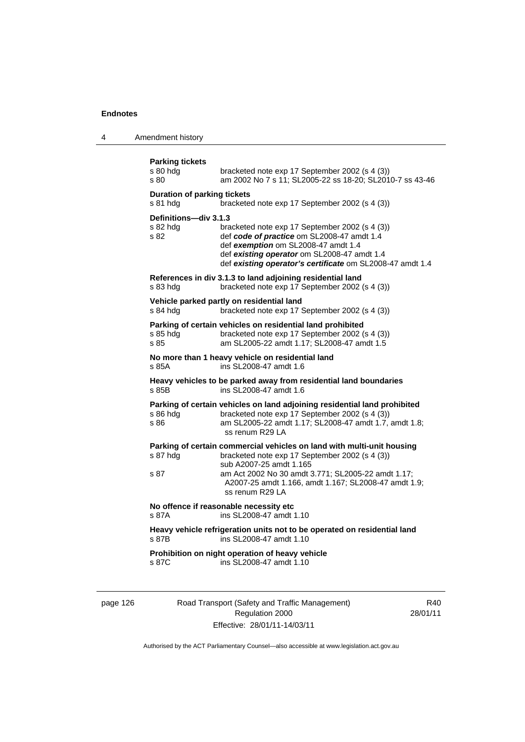**Parking tickets**

s 80 hdg — bracketed note exp 17 September 2002 (s 4 (3))
s 80 — am 2002 No 7 s 11; SL2005-22 ss 18-20; SL2010-7 ss 43-46

**Duration of parking tickets**

s 81 hdg — bracketed note exp 17 September 2002 (s 4 (3))

**Definitions—div 3.1.3**

s 82 hdg — bracketed note exp 17 September 2002 (s 4 (3))
s 82 — def ***code of practice*** om SL2008-47 amdt 1.4
def ***exemption*** om SL2008-47 amdt 1.4
def ***existing operator*** om SL2008-47 amdt 1.4
def ***existing operator's certificate*** om SL2008-47 amdt 1.4

**References in div 3.1.3 to land adjoining residential land**

s 83 hdg — bracketed note exp 17 September 2002 (s 4 (3))

**Vehicle parked partly on residential land**

s 84 hdg — bracketed note exp 17 September 2002 (s 4 (3))

**Parking of certain vehicles on residential land prohibited**

s 85 hdg — bracketed note exp 17 September 2002 (s 4 (3))
s 85 — am SL2005-22 amdt 1.17; SL2008-47 amdt 1.5

**No more than 1 heavy vehicle on residential land**

s 85A — ins SL2008-47 amdt 1.6

**Heavy vehicles to be parked away from residential land boundaries**

s 85B — ins SL2008-47 amdt 1.6

**Parking of certain vehicles on land adjoining residential land prohibited**

s 86 hdg — bracketed note exp 17 September 2002 (s 4 (3))
s 86 — am SL2005-22 amdt 1.17; SL2008-47 amdt 1.7, amdt 1.8; ss renum R29 LA

**Parking of certain commercial vehicles on land with multi-unit housing**

s 87 hdg — bracketed note exp 17 September 2002 (s 4 (3))
sub A2007-25 amdt 1.165
s 87 — am Act 2002 No 30 amdt 3.771; SL2005-22 amdt 1.17; A2007-25 amdt 1.166, amdt 1.167; SL2008-47 amdt 1.9; ss renum R29 LA

**No offence if reasonable necessity etc**

s 87A — ins SL2008-47 amdt 1.10

**Heavy vehicle refrigeration units not to be operated on residential land**

s 87B — ins SL2008-47 amdt 1.10

**Prohibition on night operation of heavy vehicle**

s 87C — ins SL2008-47 amdt 1.10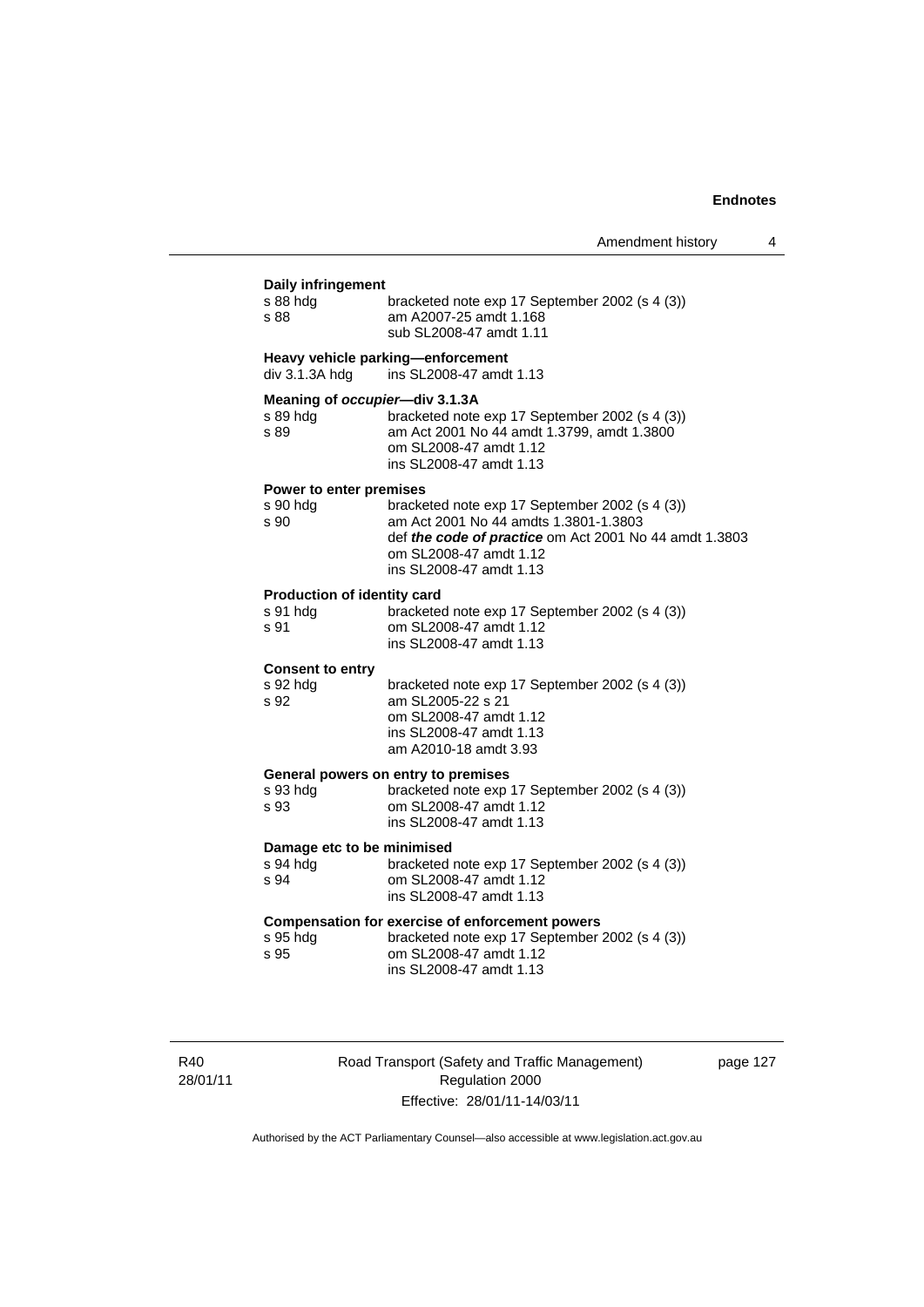**Daily infringement**

s 88 hdg bracketed note exp 17 September 2002 (s 4 (3))
s 88 am A2007-25 amdt 1.168
sub SL2008-47 amdt 1.11

**Heavy vehicle parking—enforcement**

div 3.1.3A hdg ins SL2008-47 amdt 1.13

**Meaning of *occupier*—div 3.1.3A**

s 89 hdg bracketed note exp 17 September 2002 (s 4 (3))
s 89 am Act 2001 No 44 amdt 1.3799, amdt 1.3800
om SL2008-47 amdt 1.12
ins SL2008-47 amdt 1.13

**Power to enter premises**

s 90 hdg bracketed note exp 17 September 2002 (s 4 (3))
s 90 am Act 2001 No 44 amdts 1.3801-1.3803
def ***the code of practice*** om Act 2001 No 44 amdt 1.3803
om SL2008-47 amdt 1.12
ins SL2008-47 amdt 1.13

**Production of identity card**

s 91 hdg bracketed note exp 17 September 2002 (s 4 (3))
s 91 om SL2008-47 amdt 1.12
ins SL2008-47 amdt 1.13

**Consent to entry**

s 92 hdg bracketed note exp 17 September 2002 (s 4 (3))
s 92 am SL2005-22 s 21
om SL2008-47 amdt 1.12
ins SL2008-47 amdt 1.13
am A2010-18 amdt 3.93

**General powers on entry to premises**

s 93 hdg bracketed note exp 17 September 2002 (s 4 (3))
s 93 om SL2008-47 amdt 1.12
ins SL2008-47 amdt 1.13

**Damage etc to be minimised**

s 94 hdg bracketed note exp 17 September 2002 (s 4 (3))
s 94 om SL2008-47 amdt 1.12
ins SL2008-47 amdt 1.13

**Compensation for exercise of enforcement powers**

s 95 hdg bracketed note exp 17 September 2002 (s 4 (3))
s 95 om SL2008-47 amdt 1.12
ins SL2008-47 amdt 1.13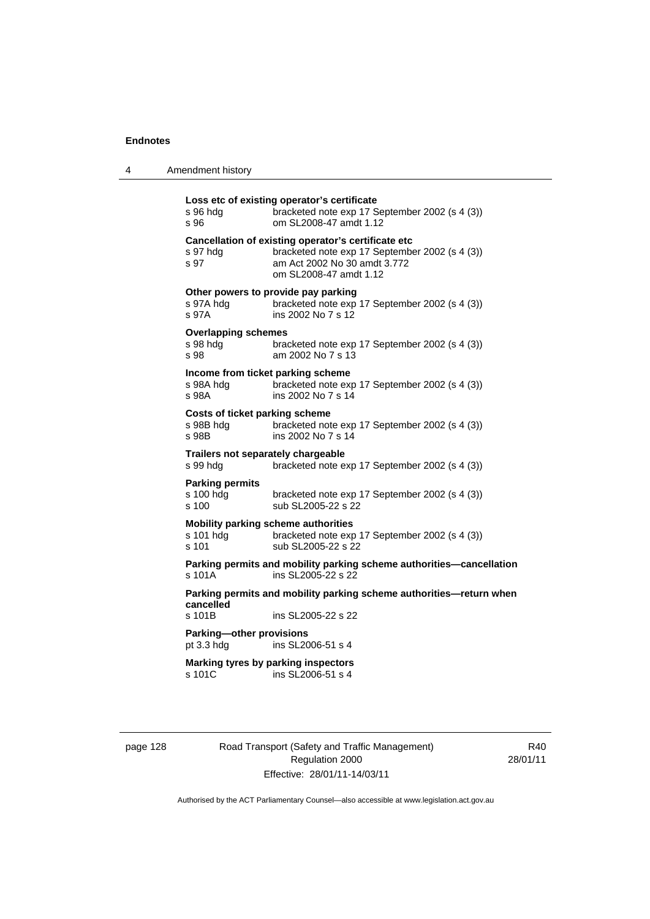**Loss etc of existing operator's certificate**

s 96 hdg bracketed note exp 17 September 2002 (s 4 (3))
s 96 om SL2008-47 amdt 1.12

**Cancellation of existing operator's certificate etc**

s 97 hdg bracketed note exp 17 September 2002 (s 4 (3))
s 97 am Act 2002 No 30 amdt 3.772
om SL2008-47 amdt 1.12

**Other powers to provide pay parking**

s 97A hdg bracketed note exp 17 September 2002 (s 4 (3))
s 97A ins 2002 No 7 s 12

**Overlapping schemes**

s 98 hdg bracketed note exp 17 September 2002 (s 4 (3))
s 98 am 2002 No 7 s 13

**Income from ticket parking scheme**

s 98A hdg bracketed note exp 17 September 2002 (s 4 (3))
s 98A ins 2002 No 7 s 14

**Costs of ticket parking scheme**

s 98B hdg bracketed note exp 17 September 2002 (s 4 (3))
s 98B ins 2002 No 7 s 14

**Trailers not separately chargeable**

s 99 hdg bracketed note exp 17 September 2002 (s 4 (3))

**Parking permits**

s 100 hdg bracketed note exp 17 September 2002 (s 4 (3))
s 100 sub SL2005-22 s 22

**Mobility parking scheme authorities**

s 101 hdg bracketed note exp 17 September 2002 (s 4 (3))
s 101 sub SL2005-22 s 22

**Parking permits and mobility parking scheme authorities—cancellation**

s 101A ins SL2005-22 s 22

**Parking permits and mobility parking scheme authorities—return when cancelled**

s 101B ins SL2005-22 s 22

**Parking—other provisions**

pt 3.3 hdg ins SL2006-51 s 4

**Marking tyres by parking inspectors**

s 101C ins SL2006-51 s 4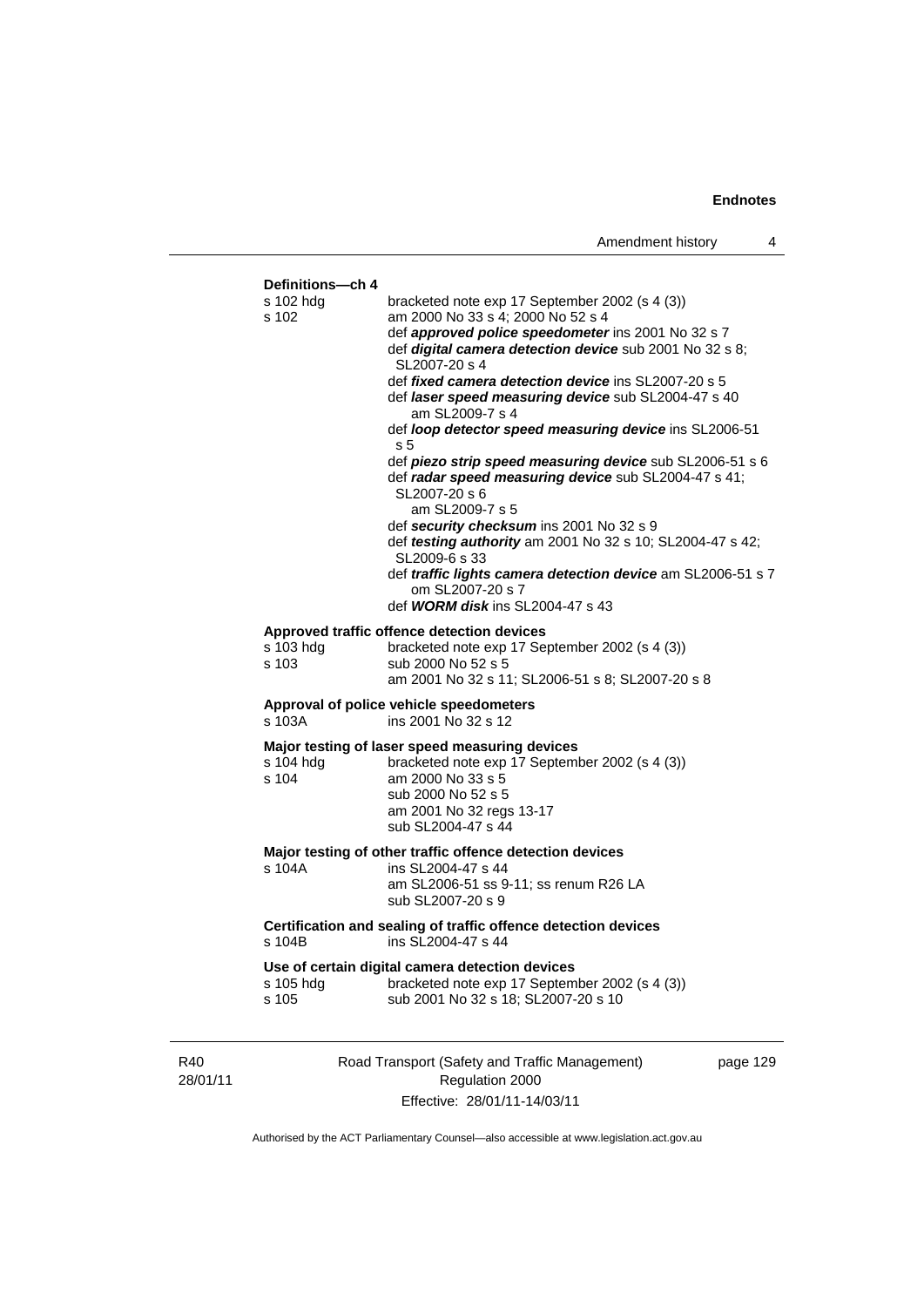**Definitions—ch 4**

s 102 hdg — bracketed note exp 17 September 2002 (s 4 (3))

s 102 — am 2000 No 33 s 4; 2000 No 52 s 4
- def ***approved police speedometer*** ins 2001 No 32 s 7
- def ***digital camera detection device*** sub 2001 No 32 s 8; SL2007-20 s 4
- def ***fixed camera detection device*** ins SL2007-20 s 5
- def ***laser speed measuring device*** sub SL2004-47 s 40
  - am SL2009-7 s 4
- def ***loop detector speed measuring device*** ins SL2006-51 s 5
- def ***piezo strip speed measuring device*** sub SL2006-51 s 6
- def ***radar speed measuring device*** sub SL2004-47 s 41; SL2007-20 s 6
  - am SL2009-7 s 5
- def ***security checksum*** ins 2001 No 32 s 9
- def ***testing authority*** am 2001 No 32 s 10; SL2004-47 s 42; SL2009-6 s 33
- def ***traffic lights camera detection device*** am SL2006-51 s 7
  - om SL2007-20 s 7
- def ***WORM disk*** ins SL2004-47 s 43

**Approved traffic offence detection devices**

s 103 hdg — bracketed note exp 17 September 2002 (s 4 (3))

s 103 — sub 2000 No 52 s 5; am 2001 No 32 s 11; SL2006-51 s 8; SL2007-20 s 8

**Approval of police vehicle speedometers**

s 103A — ins 2001 No 32 s 12

**Major testing of laser speed measuring devices**

s 104 hdg — bracketed note exp 17 September 2002 (s 4 (3))

s 104 — am 2000 No 33 s 5; sub 2000 No 52 s 5; am 2001 No 32 regs 13-17; sub SL2004-47 s 44

**Major testing of other traffic offence detection devices**

s 104A — ins SL2004-47 s 44; am SL2006-51 ss 9-11; ss renum R26 LA; sub SL2007-20 s 9

**Certification and sealing of traffic offence detection devices**

s 104B — ins SL2004-47 s 44

**Use of certain digital camera detection devices**

s 105 hdg — bracketed note exp 17 September 2002 (s 4 (3))

s 105 — sub 2001 No 32 s 18; SL2007-20 s 10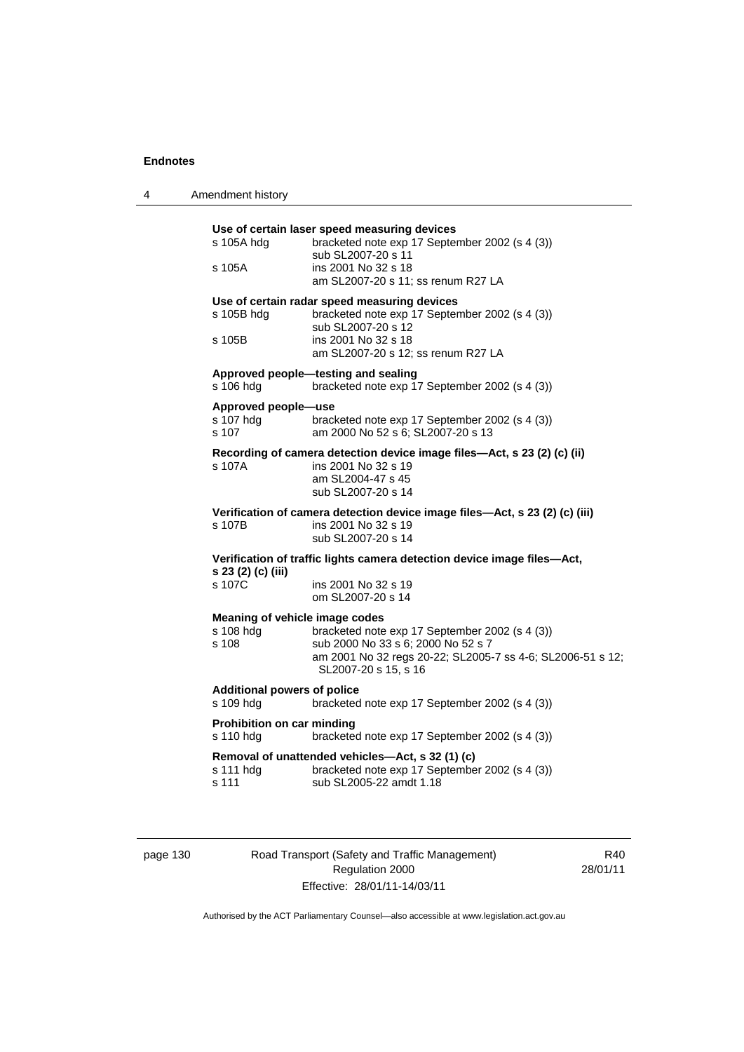**Use of certain laser speed measuring devices**

s 105A hdg bracketed note exp 17 September 2002 (s 4 (3))
sub SL2007-20 s 11

s 105A ins 2001 No 32 s 18
am SL2007-20 s 11; ss renum R27 LA

**Use of certain radar speed measuring devices**

s 105B hdg bracketed note exp 17 September 2002 (s 4 (3))
sub SL2007-20 s 12

s 105B ins 2001 No 32 s 18
am SL2007-20 s 12; ss renum R27 LA

**Approved people—testing and sealing**

s 106 hdg bracketed note exp 17 September 2002 (s 4 (3))

**Approved people—use**

s 107 hdg bracketed note exp 17 September 2002 (s 4 (3))

s 107 am 2000 No 52 s 6; SL2007-20 s 13

**Recording of camera detection device image files—Act, s 23 (2) (c) (ii)**

s 107A ins 2001 No 32 s 19
am SL2004-47 s 45
sub SL2007-20 s 14

**Verification of camera detection device image files—Act, s 23 (2) (c) (iii)**

s 107B ins 2001 No 32 s 19
sub SL2007-20 s 14

**Verification of traffic lights camera detection device image files—Act, s 23 (2) (c) (iii)**

s 107C ins 2001 No 32 s 19
om SL2007-20 s 14

**Meaning of vehicle image codes**

s 108 hdg bracketed note exp 17 September 2002 (s 4 (3))

s 108 sub 2000 No 33 s 6; 2000 No 52 s 7
am 2001 No 32 regs 20-22; SL2005-7 ss 4-6; SL2006-51 s 12; SL2007-20 s 15, s 16

**Additional powers of police**

s 109 hdg bracketed note exp 17 September 2002 (s 4 (3))

**Prohibition on car minding**

s 110 hdg bracketed note exp 17 September 2002 (s 4 (3))

**Removal of unattended vehicles—Act, s 32 (1) (c)**

s 111 hdg bracketed note exp 17 September 2002 (s 4 (3))

s 111 sub SL2005-22 amdt 1.18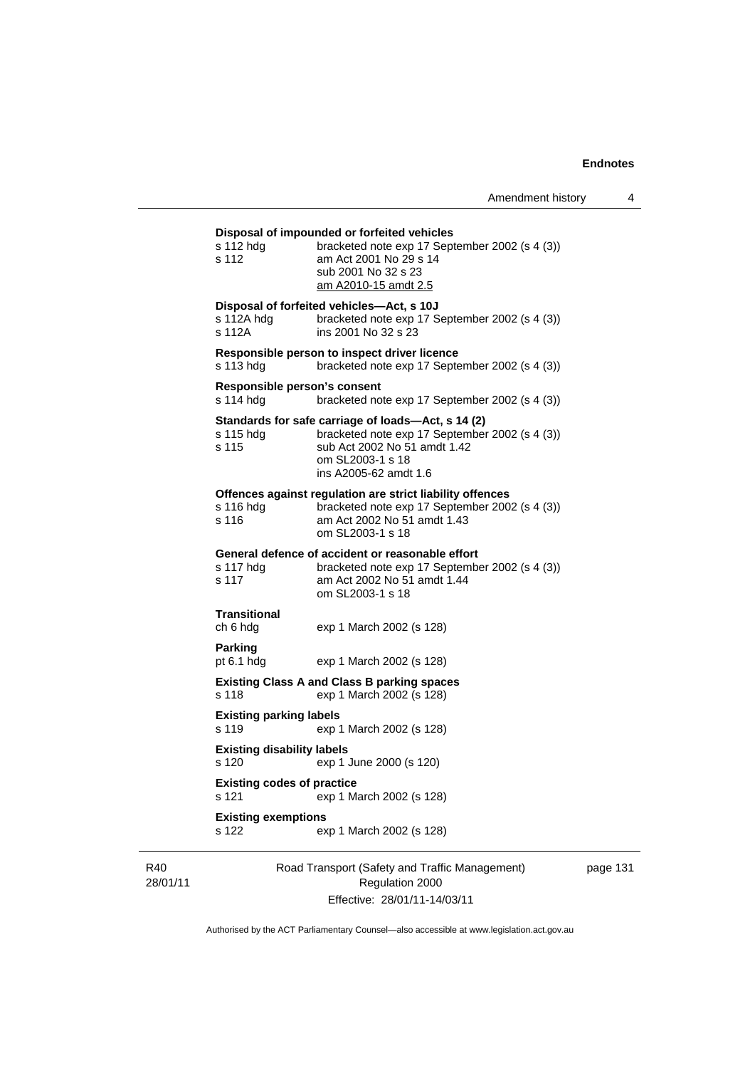**Disposal of impounded or forfeited vehicles**

s 112 hdg bracketed note exp 17 September 2002 (s 4 (3))
s 112 am Act 2001 No 29 s 14
sub 2001 No 32 s 23
am A2010-15 amdt 2.5

**Disposal of forfeited vehicles—Act, s 10J**

s 112A hdg bracketed note exp 17 September 2002 (s 4 (3))
s 112A ins 2001 No 32 s 23

**Responsible person to inspect driver licence**

s 113 hdg bracketed note exp 17 September 2002 (s 4 (3))

**Responsible person's consent**

s 114 hdg bracketed note exp 17 September 2002 (s 4 (3))

**Standards for safe carriage of loads—Act, s 14 (2)**

s 115 hdg bracketed note exp 17 September 2002 (s 4 (3))
s 115 sub Act 2002 No 51 amdt 1.42
om SL2003-1 s 18
ins A2005-62 amdt 1.6

**Offences against regulation are strict liability offences**

s 116 hdg bracketed note exp 17 September 2002 (s 4 (3))
s 116 am Act 2002 No 51 amdt 1.43
om SL2003-1 s 18

**General defence of accident or reasonable effort**

s 117 hdg bracketed note exp 17 September 2002 (s 4 (3))
s 117 am Act 2002 No 51 amdt 1.44
om SL2003-1 s 18

**Transitional**

ch 6 hdg exp 1 March 2002 (s 128)

**Parking**

pt 6.1 hdg exp 1 March 2002 (s 128)

**Existing Class A and Class B parking spaces**

s 118 exp 1 March 2002 (s 128)

**Existing parking labels**

s 119 exp 1 March 2002 (s 128)

**Existing disability labels**

s 120 exp 1 June 2000 (s 120)

**Existing codes of practice**

s 121 exp 1 March 2002 (s 128)

**Existing exemptions**

s 122 exp 1 March 2002 (s 128)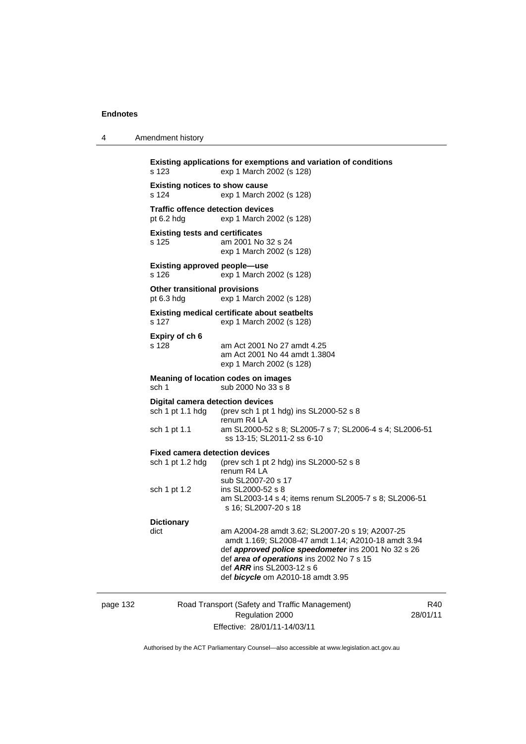**Existing applications for exemptions and variation of conditions**
s 123 exp 1 March 2002 (s 128)

**Existing notices to show cause**
s 124 exp 1 March 2002 (s 128)

**Traffic offence detection devices**
pt 6.2 hdg exp 1 March 2002 (s 128)

**Existing tests and certificates**
s 125 am 2001 No 32 s 24
exp 1 March 2002 (s 128)

**Existing approved people—use**
s 126 exp 1 March 2002 (s 128)

**Other transitional provisions**
pt 6.3 hdg exp 1 March 2002 (s 128)

**Existing medical certificate about seatbelts**
s 127 exp 1 March 2002 (s 128)

**Expiry of ch 6**
s 128 am Act 2001 No 27 amdt 4.25
am Act 2001 No 44 amdt 1.3804
exp 1 March 2002 (s 128)

**Meaning of location codes on images**
sch 1 sub 2000 No 33 s 8

**Digital camera detection devices**
sch 1 pt 1.1 hdg (prev sch 1 pt 1 hdg) ins SL2000-52 s 8
renum R4 LA
sch 1 pt 1.1 am SL2000-52 s 8; SL2005-7 s 7; SL2006-4 s 4; SL2006-51 ss 13-15; SL2011-2 ss 6-10

**Fixed camera detection devices**
sch 1 pt 1.2 hdg (prev sch 1 pt 2 hdg) ins SL2000-52 s 8
renum R4 LA
sub SL2007-20 s 17
sch 1 pt 1.2 ins SL2000-52 s 8
am SL2003-14 s 4; items renum SL2005-7 s 8; SL2006-51 s 16; SL2007-20 s 18

**Dictionary**
dict am A2004-28 amdt 3.62; SL2007-20 s 19; A2007-25 amdt 1.169; SL2008-47 amdt 1.14; A2010-18 amdt 3.94
def ***approved police speedometer*** ins 2001 No 32 s 26
def ***area of operations*** ins 2002 No 7 s 15
def ***ARR*** ins SL2003-12 s 6
def ***bicycle*** om A2010-18 amdt 3.95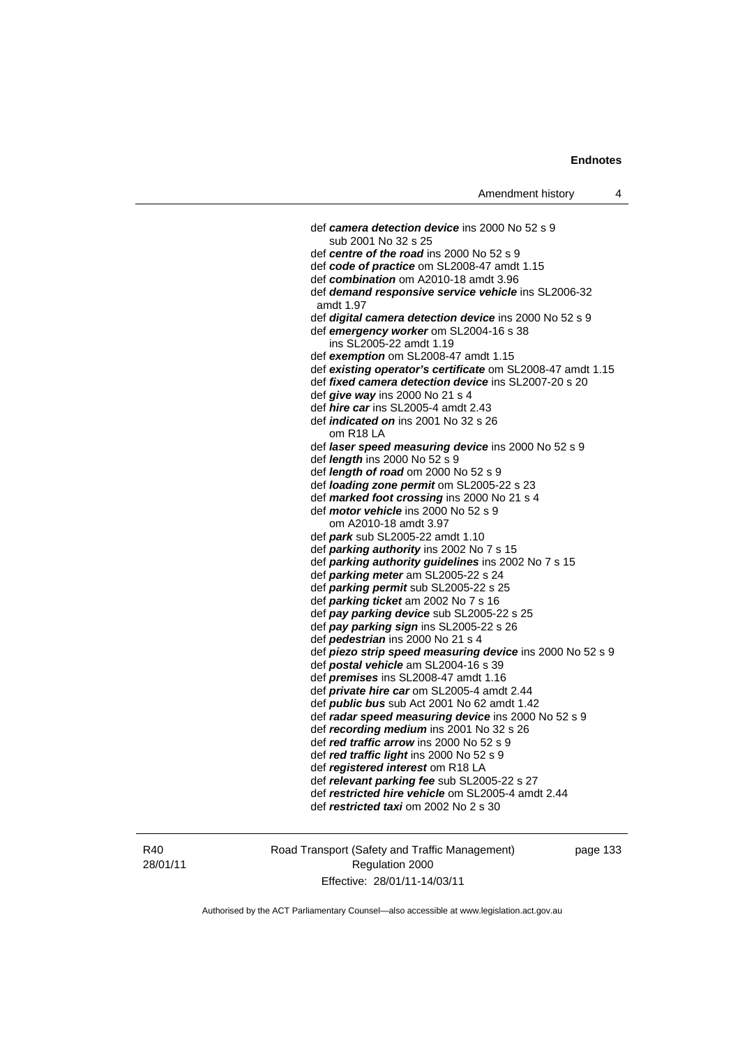def ***camera detection device*** ins 2000 No 52 s 9
sub 2001 No 32 s 25

def ***centre of the road*** ins 2000 No 52 s 9

def ***code of practice*** om SL2008-47 amdt 1.15

def ***combination*** om A2010-18 amdt 3.96

def ***demand responsive service vehicle*** ins SL2006-32 amdt 1.97

def ***digital camera detection device*** ins 2000 No 52 s 9

def ***emergency worker*** om SL2004-16 s 38
ins SL2005-22 amdt 1.19

def ***exemption*** om SL2008-47 amdt 1.15

def ***existing operator's certificate*** om SL2008-47 amdt 1.15

def ***fixed camera detection device*** ins SL2007-20 s 20

def ***give way*** ins 2000 No 21 s 4

def ***hire car*** ins SL2005-4 amdt 2.43

def ***indicated on*** ins 2001 No 32 s 26
om R18 LA

def ***laser speed measuring device*** ins 2000 No 52 s 9

def ***length*** ins 2000 No 52 s 9

def ***length of road*** om 2000 No 52 s 9

def ***loading zone permit*** om SL2005-22 s 23

def ***marked foot crossing*** ins 2000 No 21 s 4

def ***motor vehicle*** ins 2000 No 52 s 9
om A2010-18 amdt 3.97

def ***park*** sub SL2005-22 amdt 1.10

def ***parking authority*** ins 2002 No 7 s 15

def ***parking authority guidelines*** ins 2002 No 7 s 15

def ***parking meter*** am SL2005-22 s 24

def ***parking permit*** sub SL2005-22 s 25

def ***parking ticket*** am 2002 No 7 s 16

def ***pay parking device*** sub SL2005-22 s 25

def ***pay parking sign*** ins SL2005-22 s 26

def ***pedestrian*** ins 2000 No 21 s 4

def ***piezo strip speed measuring device*** ins 2000 No 52 s 9

def ***postal vehicle*** am SL2004-16 s 39

def ***premises*** ins SL2008-47 amdt 1.16

def ***private hire car*** om SL2005-4 amdt 2.44

def ***public bus*** sub Act 2001 No 62 amdt 1.42

def ***radar speed measuring device*** ins 2000 No 52 s 9

def ***recording medium*** ins 2001 No 32 s 26

def ***red traffic arrow*** ins 2000 No 52 s 9

def ***red traffic light*** ins 2000 No 52 s 9

def ***registered interest*** om R18 LA

def ***relevant parking fee*** sub SL2005-22 s 27

def ***restricted hire vehicle*** om SL2005-4 amdt 2.44

def ***restricted taxi*** om 2002 No 2 s 30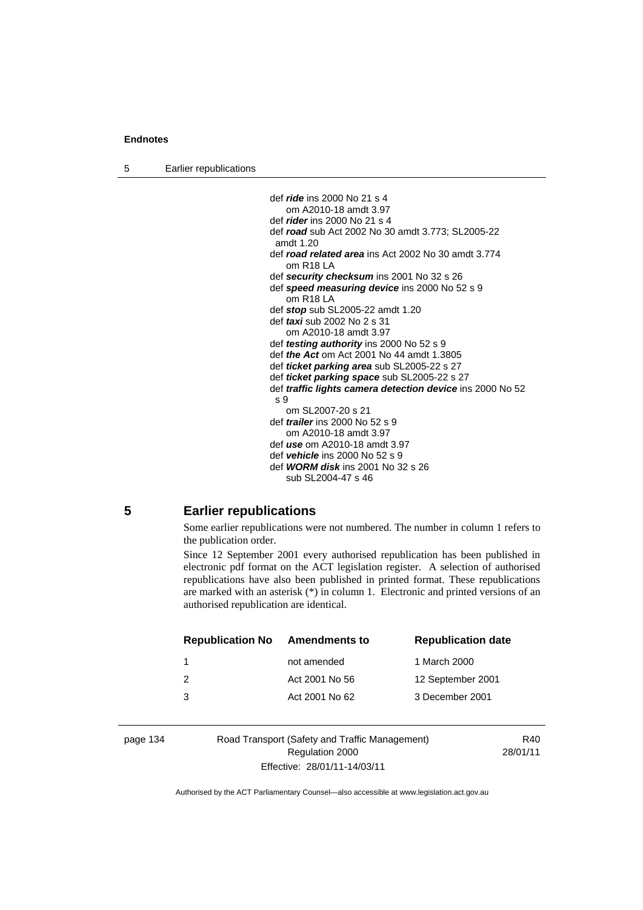def ***ride*** ins 2000 No 21 s 4
om A2010-18 amdt 3.97
def ***rider*** ins 2000 No 21 s 4
def ***road*** sub Act 2002 No 30 amdt 3.773; SL2005-22 amdt 1.20
def ***road related area*** ins Act 2002 No 30 amdt 3.774
om R18 LA
def ***security checksum*** ins 2001 No 32 s 26
def ***speed measuring device*** ins 2000 No 52 s 9
om R18 LA
def ***stop*** sub SL2005-22 amdt 1.20
def ***taxi*** sub 2002 No 2 s 31
om A2010-18 amdt 3.97
def ***testing authority*** ins 2000 No 52 s 9
def ***the Act*** om Act 2001 No 44 amdt 1.3805
def ***ticket parking area*** sub SL2005-22 s 27
def ***ticket parking space*** sub SL2005-22 s 27
def ***traffic lights camera detection device*** ins 2000 No 52 s 9
om SL2007-20 s 21
def ***trailer*** ins 2000 No 52 s 9
om A2010-18 amdt 3.97
def ***use*** om A2010-18 amdt 3.97
def ***vehicle*** ins 2000 No 52 s 9
def ***WORM disk*** ins 2001 No 32 s 26
sub SL2004-47 s 46

## 5 Earlier republications

Some earlier republications were not numbered. The number in column 1 refers to the publication order.

Since 12 September 2001 every authorised republication has been published in electronic pdf format on the ACT legislation register. A selection of authorised republications have also been published in printed format. These republications are marked with an asterisk (*) in column 1. Electronic and printed versions of an authorised republication are identical.

| Republication No | Amendments to | Republication date |
|---|---|---|
| 1 | not amended | 1 March 2000 |
| 2 | Act 2001 No 56 | 12 September 2001 |
| 3 | Act 2001 No 62 | 3 December 2001 |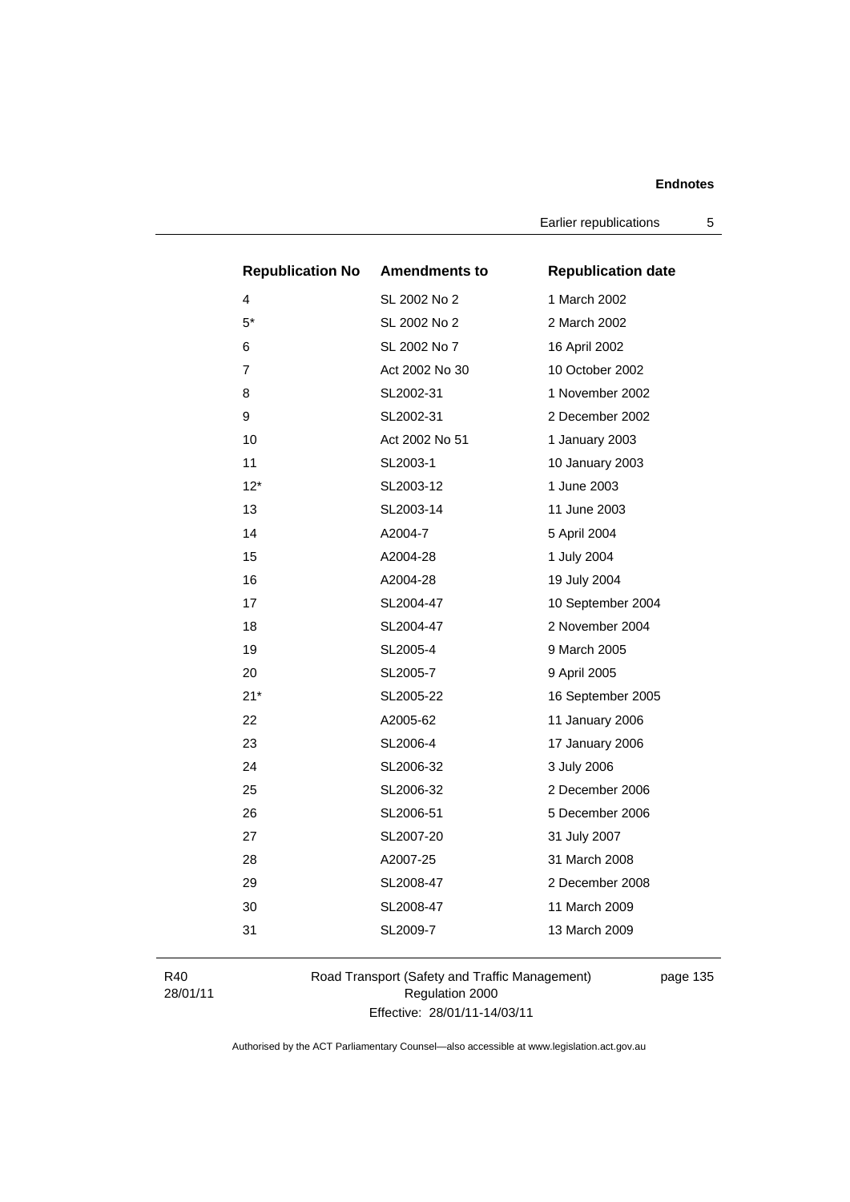| Republication No | Amendments to | Republication date |
|---|---|---|
| 4 | SL 2002 No 2 | 1 March 2002 |
| 5* | SL 2002 No 2 | 2 March 2002 |
| 6 | SL 2002 No 7 | 16 April 2002 |
| 7 | Act 2002 No 30 | 10 October 2002 |
| 8 | SL2002-31 | 1 November 2002 |
| 9 | SL2002-31 | 2 December 2002 |
| 10 | Act 2002 No 51 | 1 January 2003 |
| 11 | SL2003-1 | 10 January 2003 |
| 12* | SL2003-12 | 1 June 2003 |
| 13 | SL2003-14 | 11 June 2003 |
| 14 | A2004-7 | 5 April 2004 |
| 15 | A2004-28 | 1 July 2004 |
| 16 | A2004-28 | 19 July 2004 |
| 17 | SL2004-47 | 10 September 2004 |
| 18 | SL2004-47 | 2 November 2004 |
| 19 | SL2005-4 | 9 March 2005 |
| 20 | SL2005-7 | 9 April 2005 |
| 21* | SL2005-22 | 16 September 2005 |
| 22 | A2005-62 | 11 January 2006 |
| 23 | SL2006-4 | 17 January 2006 |
| 24 | SL2006-32 | 3 July 2006 |
| 25 | SL2006-32 | 2 December 2006 |
| 26 | SL2006-51 | 5 December 2006 |
| 27 | SL2007-20 | 31 July 2007 |
| 28 | A2007-25 | 31 March 2008 |
| 29 | SL2008-47 | 2 December 2008 |
| 30 | SL2008-47 | 11 March 2009 |
| 31 | SL2009-7 | 13 March 2009 |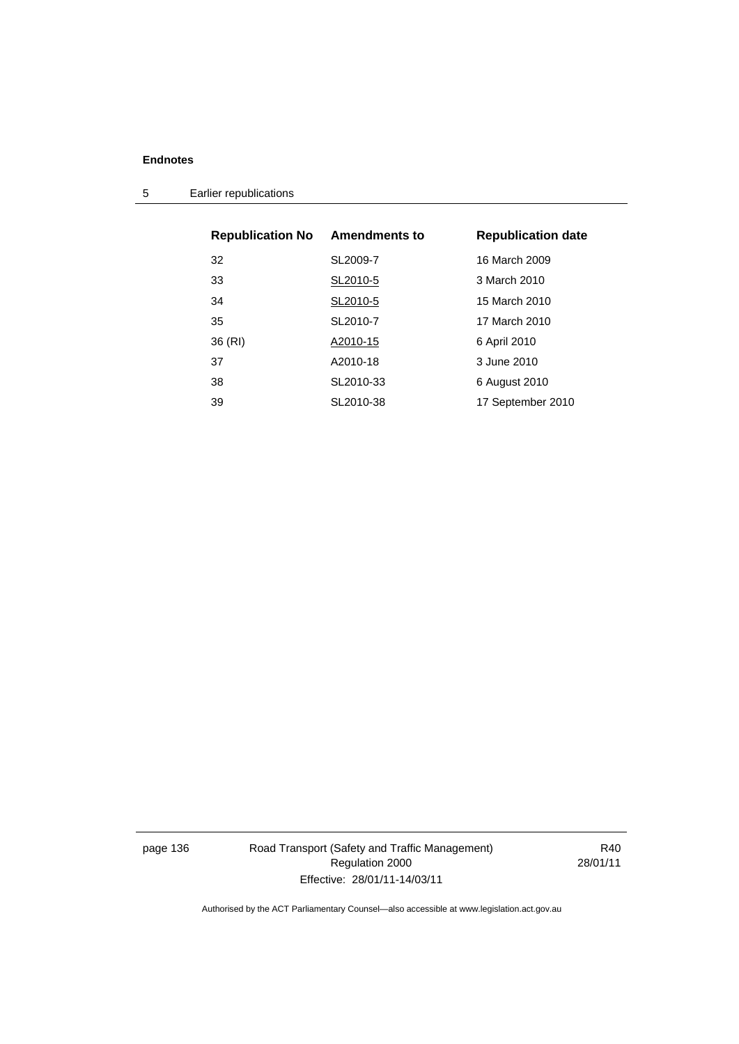## 5 Earlier republications

| Republication No | Amendments to | Republication date |
|---|---|---|
| 32 | SL2009-7 | 16 March 2009 |
| 33 | SL2010-5 | 3 March 2010 |
| 34 | SL2010-5 | 15 March 2010 |
| 35 | SL2010-7 | 17 March 2010 |
| 36 (RI) | A2010-15 | 6 April 2010 |
| 37 | A2010-18 | 3 June 2010 |
| 38 | SL2010-33 | 6 August 2010 |
| 39 | SL2010-38 | 17 September 2010 |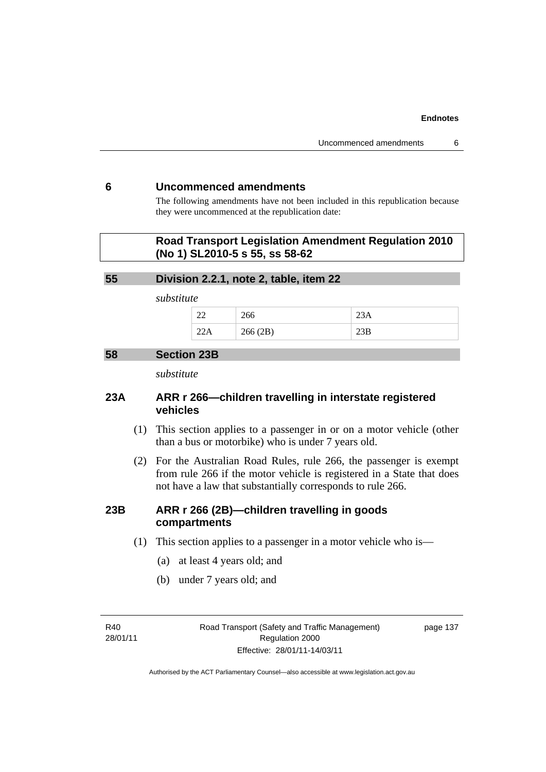## 6 Uncommenced amendments

The following amendments have not been included in this republication because they were uncommenced at the republication date:

**Road Transport Legislation Amendment Regulation 2010 (No 1) SL2010-5 s 55, ss 58-62**

### 55 Division 2.2.1, note 2, table, item 22

*substitute*

| 22 | 266 | 23A |
|---|---|---|
| 22A | 266 (2B) | 23B |

### 58 Section 23B

*substitute*

### 23A ARR r 266—children travelling in interstate registered vehicles

(1) This section applies to a passenger in or on a motor vehicle (other than a bus or motorbike) who is under 7 years old.

(2) For the Australian Road Rules, rule 266, the passenger is exempt from rule 266 if the motor vehicle is registered in a State that does not have a law that substantially corresponds to rule 266.

### 23B ARR r 266 (2B)—children travelling in goods compartments

(1) This section applies to a passenger in a motor vehicle who is—

(a) at least 4 years old; and

(b) under 7 years old; and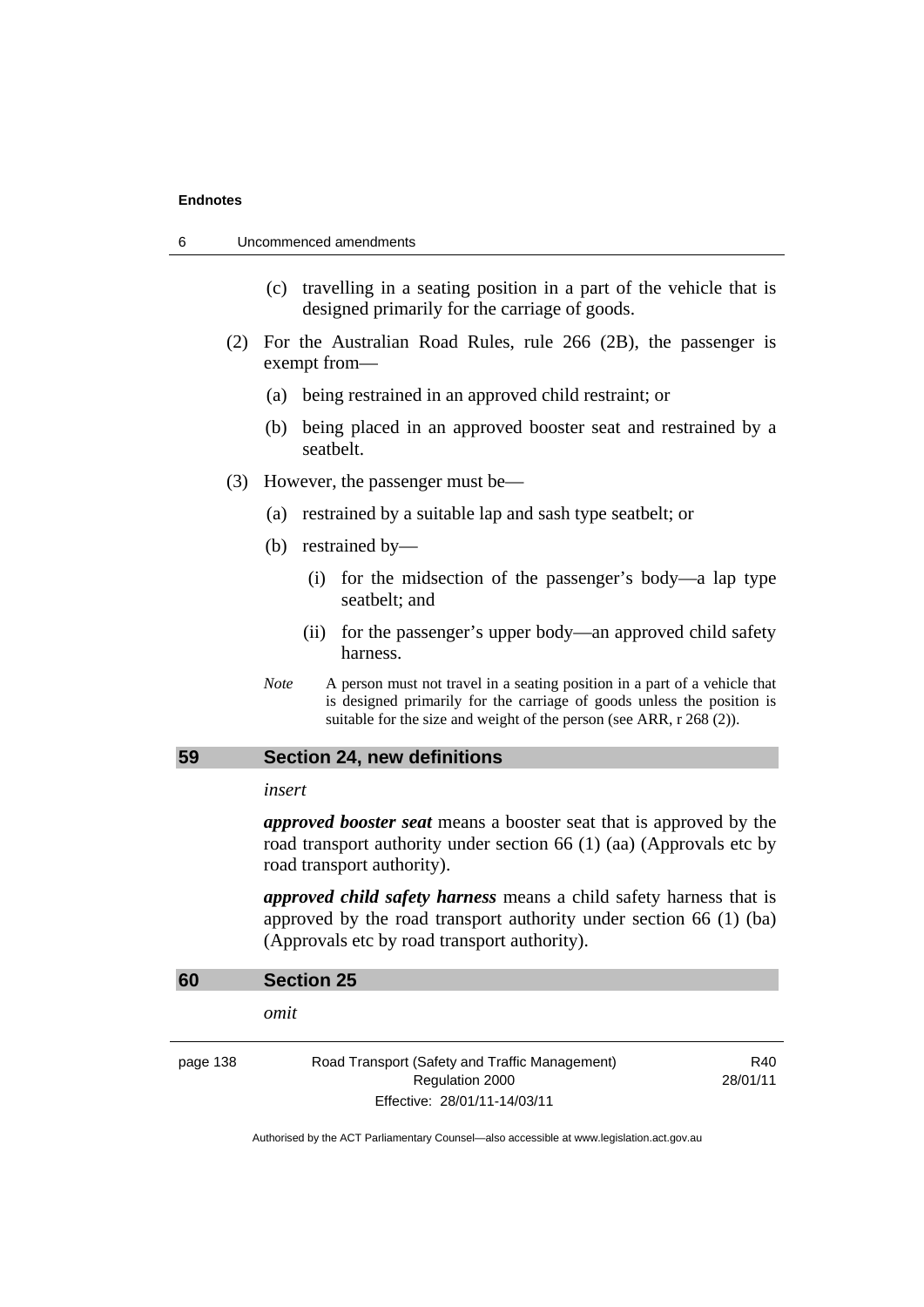(c) travelling in a seating position in a part of the vehicle that is designed primarily for the carriage of goods.

(2) For the Australian Road Rules, rule 266 (2B), the passenger is exempt from—

(a) being restrained in an approved child restraint; or

(b) being placed in an approved booster seat and restrained by a seatbelt.

(3) However, the passenger must be—

(a) restrained by a suitable lap and sash type seatbelt; or

(b) restrained by—

(i) for the midsection of the passenger's body—a lap type seatbelt; and

(ii) for the passenger's upper body—an approved child safety harness.

*Note* A person must not travel in a seating position in a part of a vehicle that is designed primarily for the carriage of goods unless the position is suitable for the size and weight of the person (see ARR, r 268 (2)).

## 59 Section 24, new definitions

*insert*

***approved booster seat*** means a booster seat that is approved by the road transport authority under section 66 (1) (aa) (Approvals etc by road transport authority).

***approved child safety harness*** means a child safety harness that is approved by the road transport authority under section 66 (1) (ba) (Approvals etc by road transport authority).

## 60 Section 25

*omit*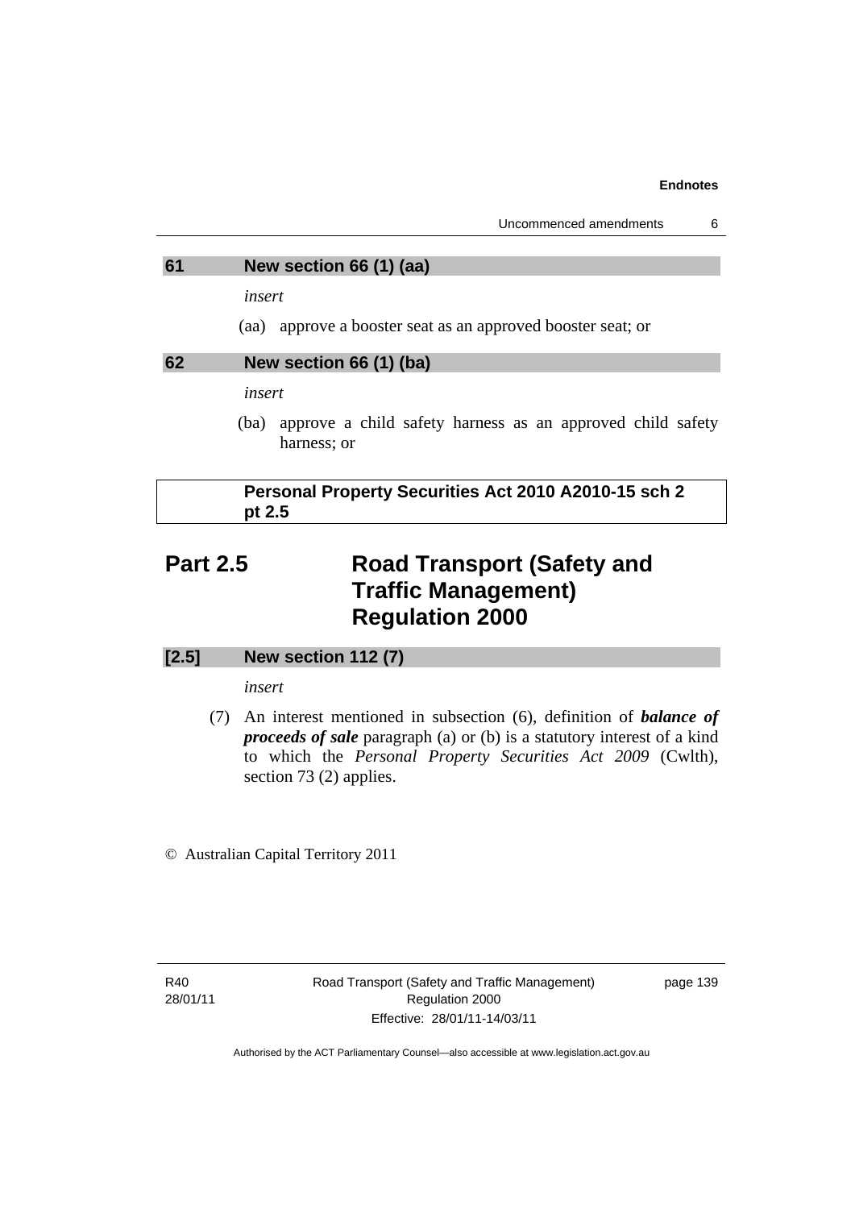**61 New section 66 (1) (aa)**

*insert*

(aa) approve a booster seat as an approved booster seat; or

**62 New section 66 (1) (ba)**

*insert*

(ba) approve a child safety harness as an approved child safety harness; or

**Personal Property Securities Act 2010 A2010-15 sch 2 pt 2.5**

## Part 2.5 Road Transport (Safety and Traffic Management) Regulation 2000

**[2.5] New section 112 (7)**

*insert*

(7) An interest mentioned in subsection (6), definition of ***balance of proceeds of sale*** paragraph (a) or (b) is a statutory interest of a kind to which the *Personal Property Securities Act 2009* (Cwlth), section 73 (2) applies.

© Australian Capital Territory 2011